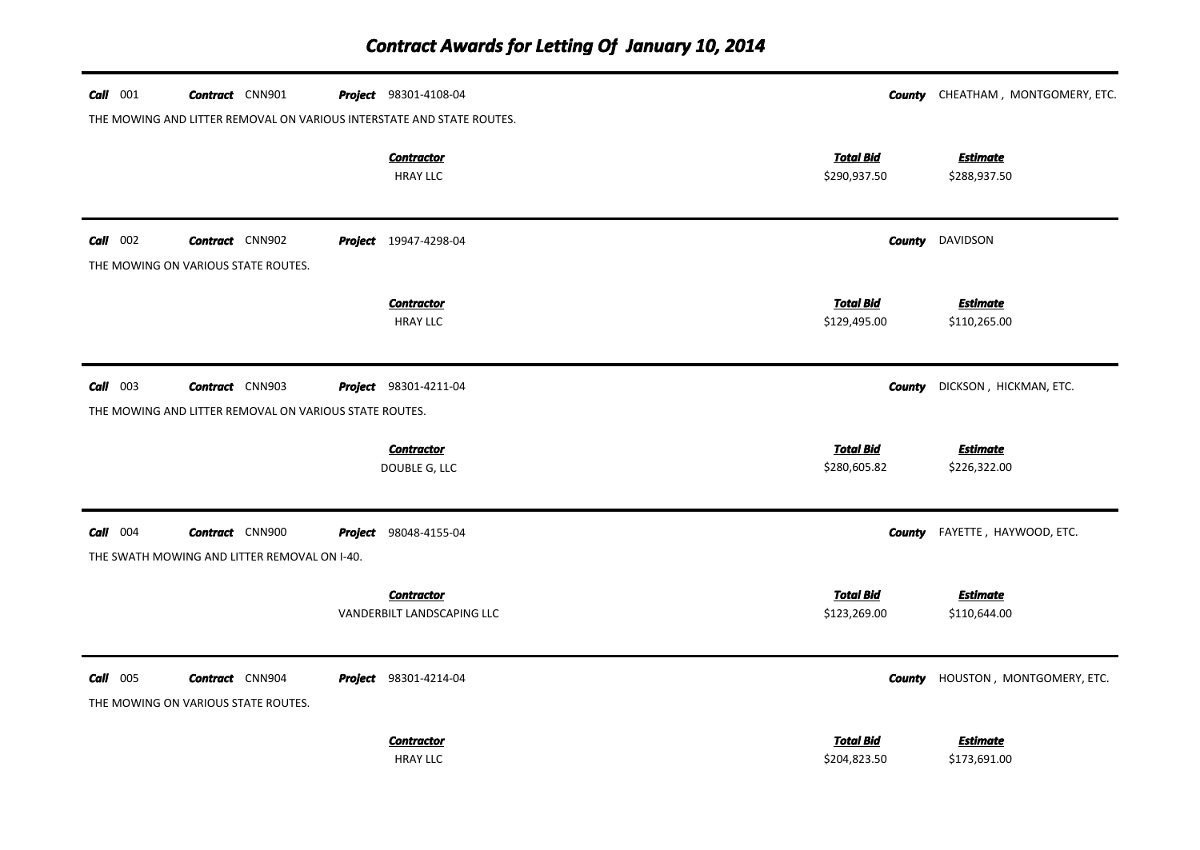# Contract Awards for Letting Of January 10, 2014

***Call*** 001 ***Contract*** CNN901 ***Project*** 98301-4108-04 ***County*** CHEATHAM , MONTGOMERY, ETC.

THE MOWING AND LITTER REMOVAL ON VARIOUS INTERSTATE AND STATE ROUTES.

| Contractor | Total Bid | Estimate |
|---|---|---|
| HRAY LLC | $290,937.50 | $288,937.50 |

***Call*** 002 ***Contract*** CNN902 ***Project*** 19947-4298-04 ***County*** DAVIDSON

THE MOWING ON VARIOUS STATE ROUTES.

| Contractor | Total Bid | Estimate |
|---|---|---|
| HRAY LLC | $129,495.00 | $110,265.00 |

***Call*** 003 ***Contract*** CNN903 ***Project*** 98301-4211-04 ***County*** DICKSON , HICKMAN, ETC.

THE MOWING AND LITTER REMOVAL ON VARIOUS STATE ROUTES.

| Contractor | Total Bid | Estimate |
|---|---|---|
| DOUBLE G, LLC | $280,605.82 | $226,322.00 |

***Call*** 004 ***Contract*** CNN900 ***Project*** 98048-4155-04 ***County*** FAYETTE , HAYWOOD, ETC.

THE SWATH MOWING AND LITTER REMOVAL ON I-40.

| Contractor | Total Bid | Estimate |
|---|---|---|
| VANDERBILT LANDSCAPING LLC | $123,269.00 | $110,644.00 |

***Call*** 005 ***Contract*** CNN904 ***Project*** 98301-4214-04 ***County*** HOUSTON , MONTGOMERY, ETC.

THE MOWING ON VARIOUS STATE ROUTES.

| Contractor | Total Bid | Estimate |
|---|---|---|
| HRAY LLC | $204,823.50 | $173,691.00 |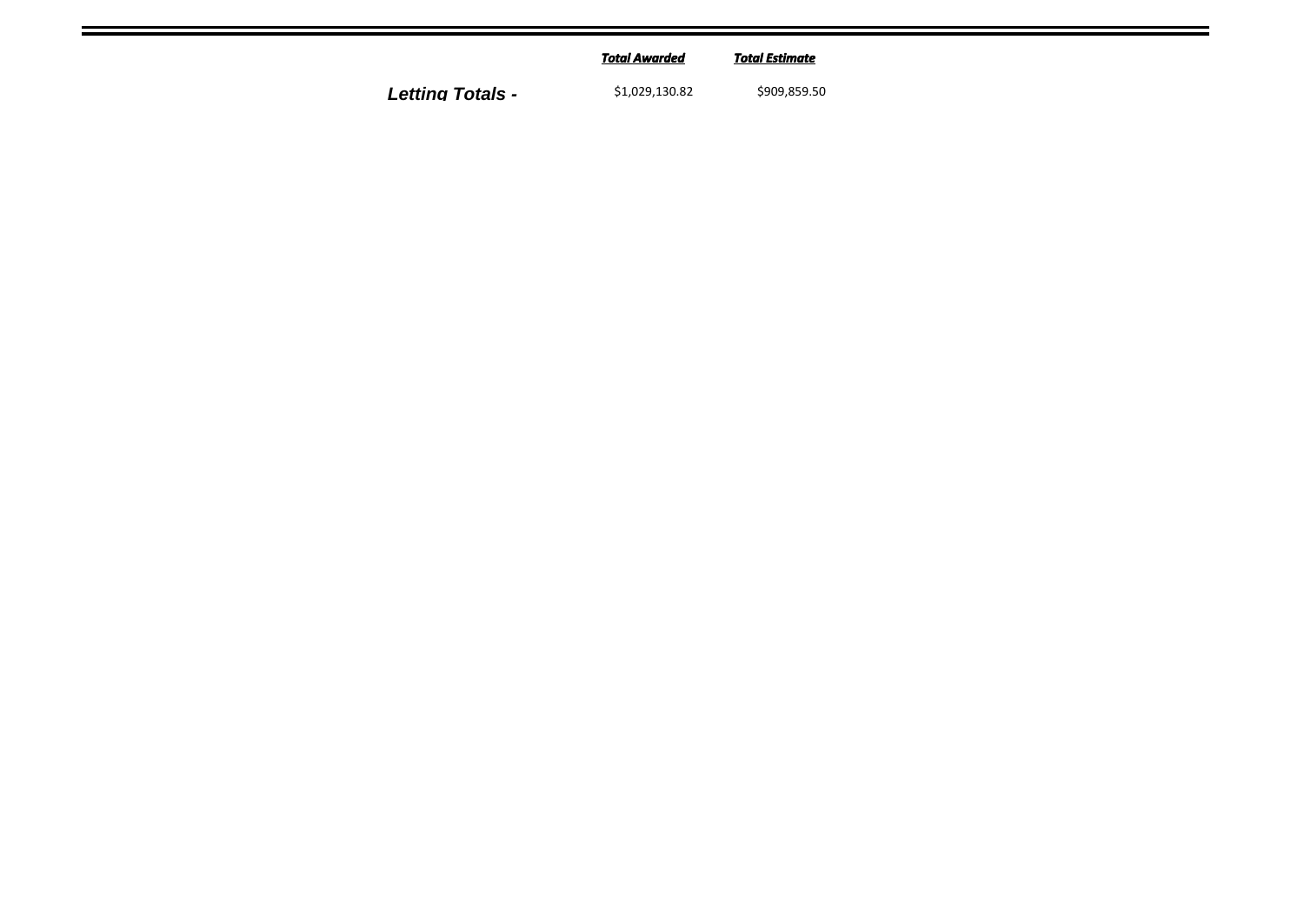| | ***Total Awarded*** | ***Total Estimate*** |
|---|---|---|
| ***Letting Totals -*** | $1,029,130.82 | $909,859.50 |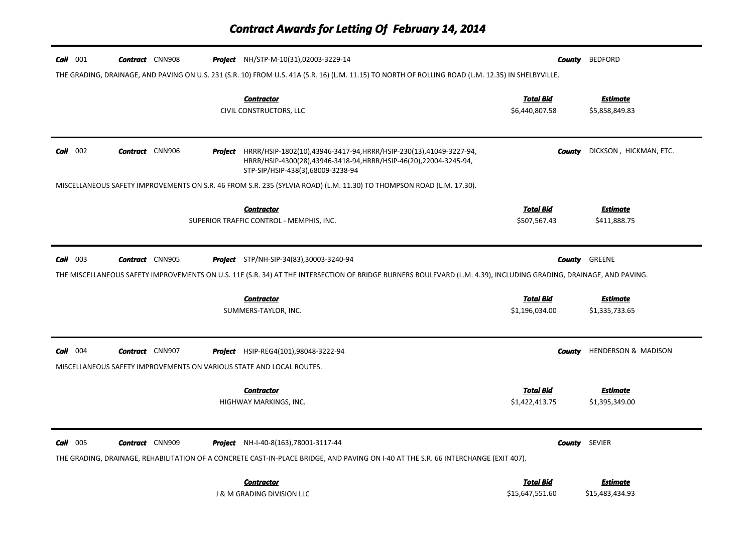# Contract Awards for Letting Of February 14, 2014

**Call** 001 **Contract** CNN908 **Project** NH/STP-M-10(31),02003-3229-14 **County** BEDFORD

THE GRADING, DRAINAGE, AND PAVING ON U.S. 231 (S.R. 10) FROM U.S. 41A (S.R. 16) (L.M. 11.15) TO NORTH OF ROLLING ROAD (L.M. 12.35) IN SHELBYVILLE.

| Contractor | Total Bid | Estimate |
|---|---|---|
| CIVIL CONSTRUCTORS, LLC | $6,440,807.58 | $5,858,849.83 |

---

**Call** 002 **Contract** CNN906 **Project** HRRR/HSIP-1802(10),43946-3417-94,HRRR/HSIP-230(13),41049-3227-94, HRRR/HSIP-4300(28),43946-3418-94,HRRR/HSIP-46(20),22004-3245-94, STP-SIP/HSIP-438(3),68009-3238-94 **County** DICKSON , HICKMAN, ETC.

MISCELLANEOUS SAFETY IMPROVEMENTS ON S.R. 46 FROM S.R. 235 (SYLVIA ROAD) (L.M. 11.30) TO THOMPSON ROAD (L.M. 17.30).

| Contractor | Total Bid | Estimate |
|---|---|---|
| SUPERIOR TRAFFIC CONTROL - MEMPHIS, INC. | $507,567.43 | $411,888.75 |

---

**Call** 003 **Contract** CNN905 **Project** STP/NH-SIP-34(83),30003-3240-94 **County** GREENE

THE MISCELLANEOUS SAFETY IMPROVEMENTS ON U.S. 11E (S.R. 34) AT THE INTERSECTION OF BRIDGE BURNERS BOULEVARD (L.M. 4.39), INCLUDING GRADING, DRAINAGE, AND PAVING.

| Contractor | Total Bid | Estimate |
|---|---|---|
| SUMMERS-TAYLOR, INC. | $1,196,034.00 | $1,335,733.65 |

---

**Call** 004 **Contract** CNN907 **Project** HSIP-REG4(101),98048-3222-94 **County** HENDERSON & MADISON

MISCELLANEOUS SAFETY IMPROVEMENTS ON VARIOUS STATE AND LOCAL ROUTES.

| Contractor | Total Bid | Estimate |
|---|---|---|
| HIGHWAY MARKINGS, INC. | $1,422,413.75 | $1,395,349.00 |

---

**Call** 005 **Contract** CNN909 **Project** NH-I-40-8(163),78001-3117-44 **County** SEVIER

THE GRADING, DRAINAGE, REHABILITATION OF A CONCRETE CAST-IN-PLACE BRIDGE, AND PAVING ON I-40 AT THE S.R. 66 INTERCHANGE (EXIT 407).

| Contractor | Total Bid | Estimate |
|---|---|---|
| J & M GRADING DIVISION LLC | $15,647,551.60 | $15,483,434.93 |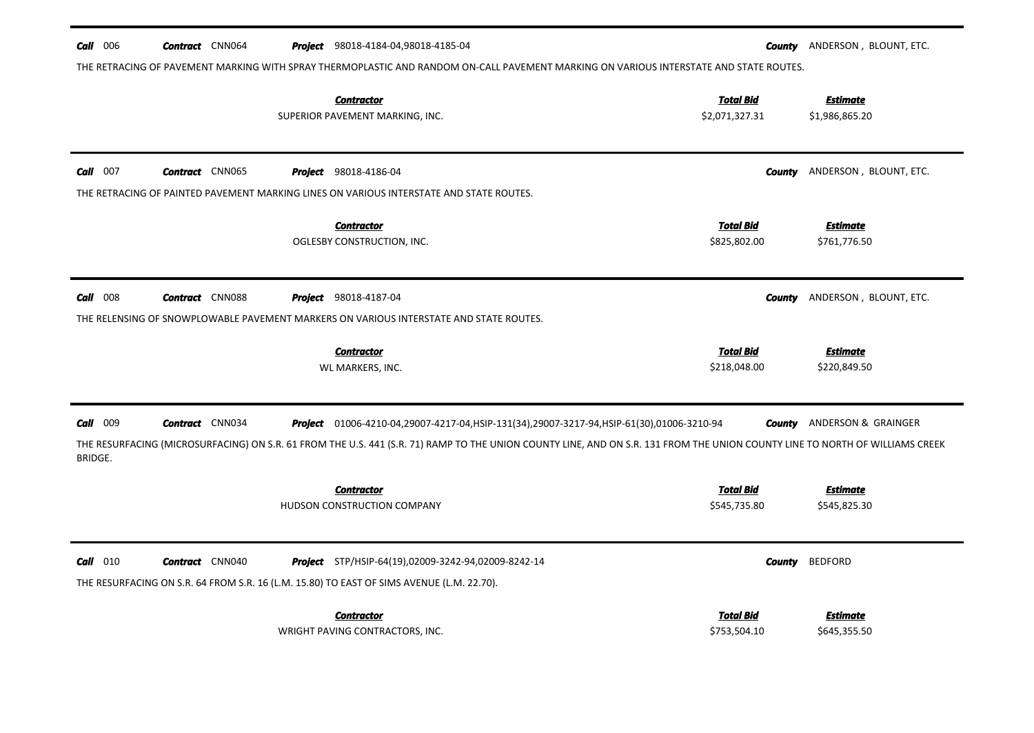**Call** 006 **Contract** CNN064 **Project** 98018-4184-04,98018-4185-04 **County** ANDERSON , BLOUNT, ETC.

THE RETRACING OF PAVEMENT MARKING WITH SPRAY THERMOPLASTIC AND RANDOM ON-CALL PAVEMENT MARKING ON VARIOUS INTERSTATE AND STATE ROUTES.

| Contractor | Total Bid | Estimate |
|---|---|---|
| SUPERIOR PAVEMENT MARKING, INC. | $2,071,327.31 | $1,986,865.20 |

---

**Call** 007 **Contract** CNN065 **Project** 98018-4186-04 **County** ANDERSON , BLOUNT, ETC.

THE RETRACING OF PAINTED PAVEMENT MARKING LINES ON VARIOUS INTERSTATE AND STATE ROUTES.

| Contractor | Total Bid | Estimate |
|---|---|---|
| OGLESBY CONSTRUCTION, INC. | $825,802.00 | $761,776.50 |

---

**Call** 008 **Contract** CNN088 **Project** 98018-4187-04 **County** ANDERSON , BLOUNT, ETC.

THE RELENSING OF SNOWPLOWABLE PAVEMENT MARKERS ON VARIOUS INTERSTATE AND STATE ROUTES.

| Contractor | Total Bid | Estimate |
|---|---|---|
| WL MARKERS, INC. | $218,048.00 | $220,849.50 |

---

**Call** 009 **Contract** CNN034 **Project** 01006-4210-04,29007-4217-04,HSIP-131(34),29007-3217-94,HSIP-61(30),01006-3210-94 **County** ANDERSON & GRAINGER

THE RESURFACING (MICROSURFACING) ON S.R. 61 FROM THE U.S. 441 (S.R. 71) RAMP TO THE UNION COUNTY LINE, AND ON S.R. 131 FROM THE UNION COUNTY LINE TO NORTH OF WILLIAMS CREEK BRIDGE.

| Contractor | Total Bid | Estimate |
|---|---|---|
| HUDSON CONSTRUCTION COMPANY | $545,735.80 | $545,825.30 |

---

**Call** 010 **Contract** CNN040 **Project** STP/HSIP-64(19),02009-3242-94,02009-8242-14 **County** BEDFORD

THE RESURFACING ON S.R. 64 FROM S.R. 16 (L.M. 15.80) TO EAST OF SIMS AVENUE (L.M. 22.70).

| Contractor | Total Bid | Estimate |
|---|---|---|
| WRIGHT PAVING CONTRACTORS, INC. | $753,504.10 | $645,355.50 |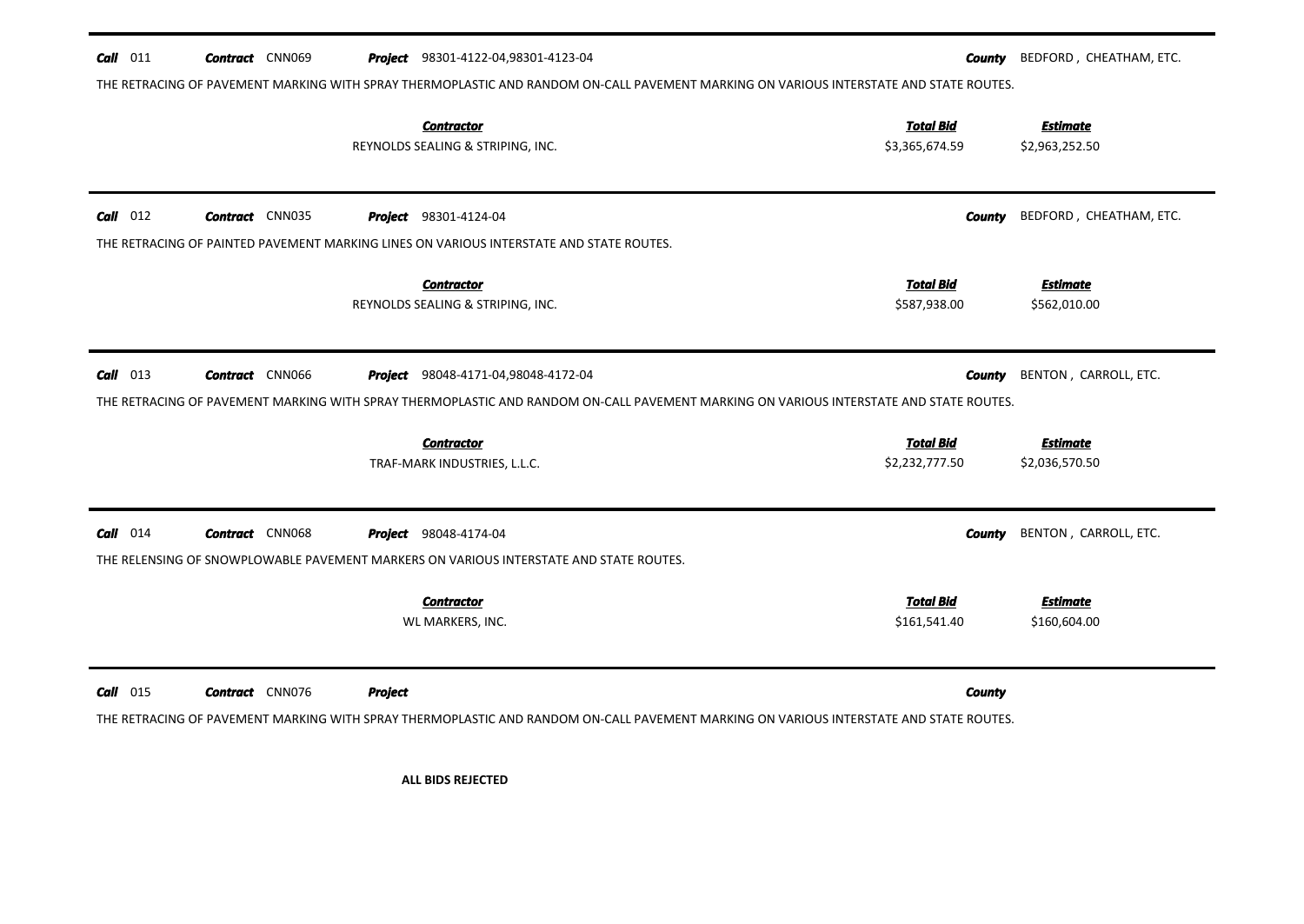**Call** 011 **Contract** CNN069 **Project** 98301-4122-04,98301-4123-04 **County** BEDFORD , CHEATHAM, ETC.

THE RETRACING OF PAVEMENT MARKING WITH SPRAY THERMOPLASTIC AND RANDOM ON-CALL PAVEMENT MARKING ON VARIOUS INTERSTATE AND STATE ROUTES.

| Contractor | Total Bid | Estimate |
|---|---|---|
| REYNOLDS SEALING & STRIPING, INC. | $3,365,674.59 | $2,963,252.50 |

---

**Call** 012 **Contract** CNN035 **Project** 98301-4124-04 **County** BEDFORD , CHEATHAM, ETC.

THE RETRACING OF PAINTED PAVEMENT MARKING LINES ON VARIOUS INTERSTATE AND STATE ROUTES.

| Contractor | Total Bid | Estimate |
|---|---|---|
| REYNOLDS SEALING & STRIPING, INC. | $587,938.00 | $562,010.00 |

---

**Call** 013 **Contract** CNN066 **Project** 98048-4171-04,98048-4172-04 **County** BENTON , CARROLL, ETC.

THE RETRACING OF PAVEMENT MARKING WITH SPRAY THERMOPLASTIC AND RANDOM ON-CALL PAVEMENT MARKING ON VARIOUS INTERSTATE AND STATE ROUTES.

| Contractor | Total Bid | Estimate |
|---|---|---|
| TRAF-MARK INDUSTRIES, L.L.C. | $2,232,777.50 | $2,036,570.50 |

---

**Call** 014 **Contract** CNN068 **Project** 98048-4174-04 **County** BENTON , CARROLL, ETC.

THE RELENSING OF SNOWPLOWABLE PAVEMENT MARKERS ON VARIOUS INTERSTATE AND STATE ROUTES.

| Contractor | Total Bid | Estimate |
|---|---|---|
| WL MARKERS, INC. | $161,541.40 | $160,604.00 |

---

**Call** 015 **Contract** CNN076 **Project** **County**

THE RETRACING OF PAVEMENT MARKING WITH SPRAY THERMOPLASTIC AND RANDOM ON-CALL PAVEMENT MARKING ON VARIOUS INTERSTATE AND STATE ROUTES.

**ALL BIDS REJECTED**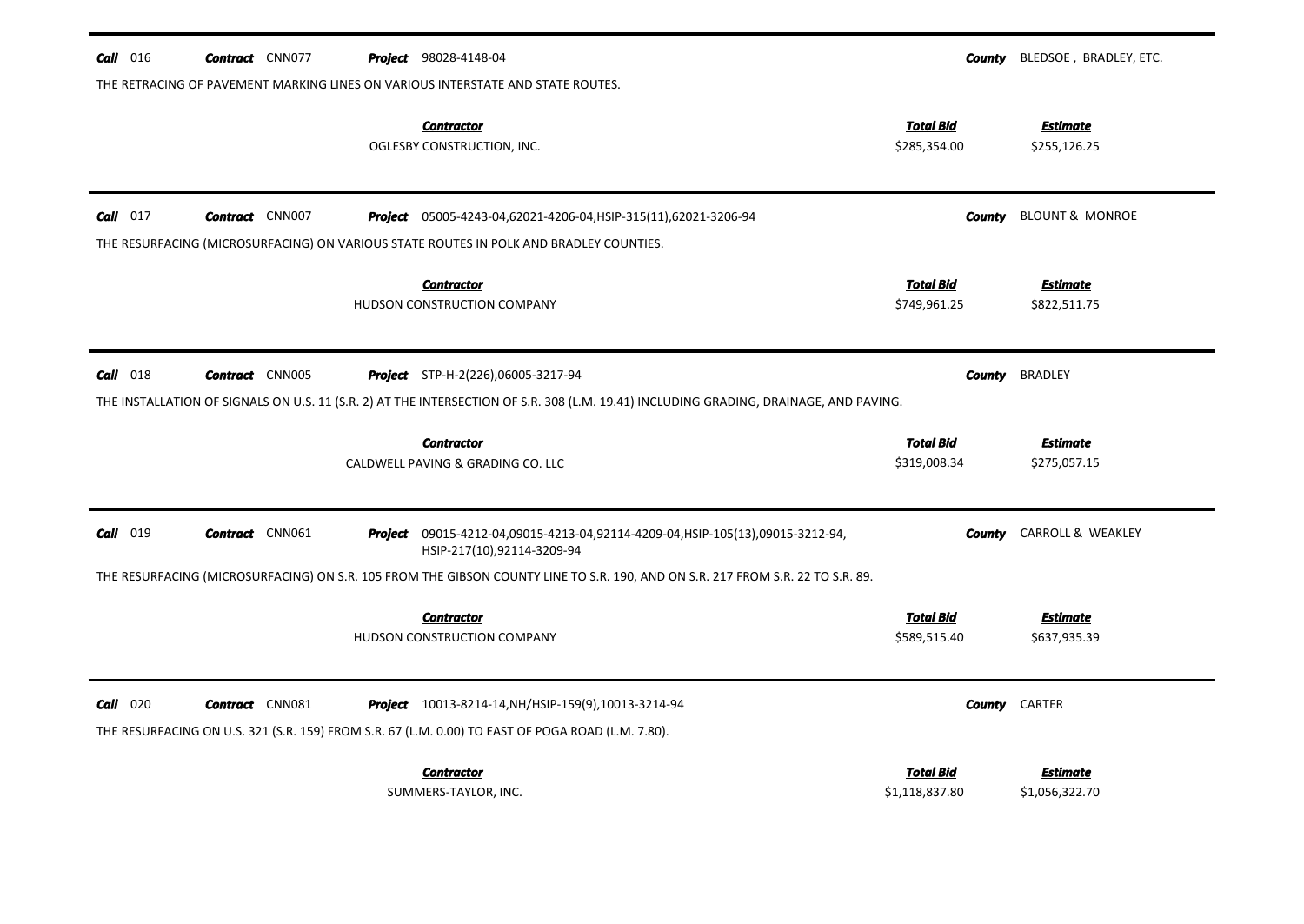**Call** 016 **Contract** CNN077 **Project** 98028-4148-04 **County** BLEDSOE , BRADLEY, ETC.

THE RETRACING OF PAVEMENT MARKING LINES ON VARIOUS INTERSTATE AND STATE ROUTES.

| Contractor | Total Bid | Estimate |
|---|---|---|
| OGLESBY CONSTRUCTION, INC. | $285,354.00 | $255,126.25 |

---

**Call** 017 **Contract** CNN007 **Project** 05005-4243-04,62021-4206-04,HSIP-315(11),62021-3206-94 **County** BLOUNT & MONROE

THE RESURFACING (MICROSURFACING) ON VARIOUS STATE ROUTES IN POLK AND BRADLEY COUNTIES.

| Contractor | Total Bid | Estimate |
|---|---|---|
| HUDSON CONSTRUCTION COMPANY | $749,961.25 | $822,511.75 |

---

**Call** 018 **Contract** CNN005 **Project** STP-H-2(226),06005-3217-94 **County** BRADLEY

THE INSTALLATION OF SIGNALS ON U.S. 11 (S.R. 2) AT THE INTERSECTION OF S.R. 308 (L.M. 19.41) INCLUDING GRADING, DRAINAGE, AND PAVING.

| Contractor | Total Bid | Estimate |
|---|---|---|
| CALDWELL PAVING & GRADING CO. LLC | $319,008.34 | $275,057.15 |

---

**Call** 019 **Contract** CNN061 **Project** 09015-4212-04,09015-4213-04,92114-4209-04,HSIP-105(13),09015-3212-94, HSIP-217(10),92114-3209-94 **County** CARROLL & WEAKLEY

THE RESURFACING (MICROSURFACING) ON S.R. 105 FROM THE GIBSON COUNTY LINE TO S.R. 190, AND ON S.R. 217 FROM S.R. 22 TO S.R. 89.

| Contractor | Total Bid | Estimate |
|---|---|---|
| HUDSON CONSTRUCTION COMPANY | $589,515.40 | $637,935.39 |

---

**Call** 020 **Contract** CNN081 **Project** 10013-8214-14,NH/HSIP-159(9),10013-3214-94 **County** CARTER

THE RESURFACING ON U.S. 321 (S.R. 159) FROM S.R. 67 (L.M. 0.00) TO EAST OF POGA ROAD (L.M. 7.80).

| Contractor | Total Bid | Estimate |
|---|---|---|
| SUMMERS-TAYLOR, INC. | $1,118,837.80 | $1,056,322.70 |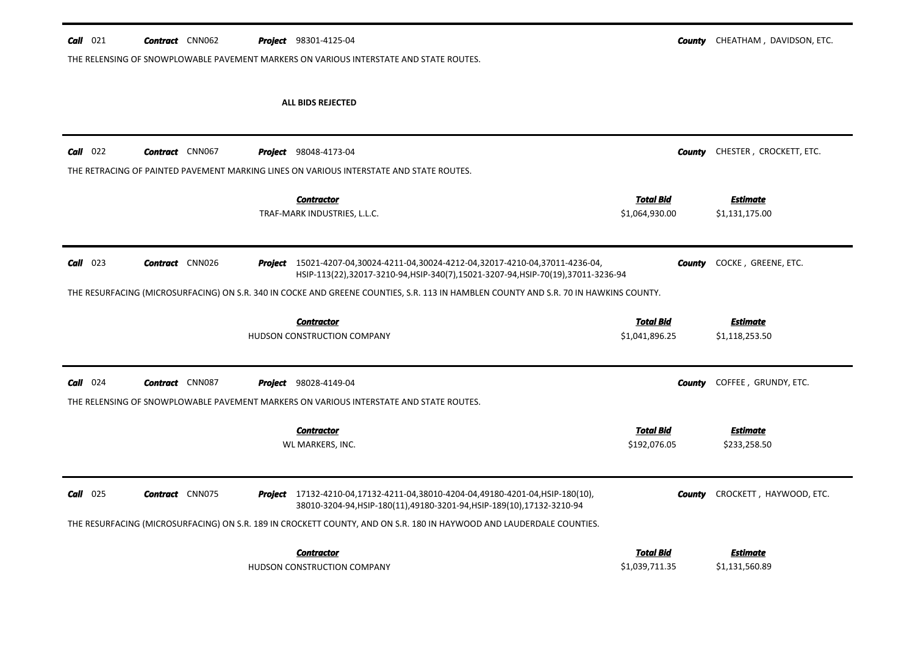**Call** 021 **Contract** CNN062 **Project** 98301-4125-04 **County** CHEATHAM , DAVIDSON, ETC.

THE RELENSING OF SNOWPLOWABLE PAVEMENT MARKERS ON VARIOUS INTERSTATE AND STATE ROUTES.

**ALL BIDS REJECTED**

---

**Call** 022 **Contract** CNN067 **Project** 98048-4173-04 **County** CHESTER , CROCKETT, ETC.

THE RETRACING OF PAINTED PAVEMENT MARKING LINES ON VARIOUS INTERSTATE AND STATE ROUTES.

| Contractor | Total Bid | Estimate |
|---|---|---|
| TRAF-MARK INDUSTRIES, L.L.C. | $1,064,930.00 | $1,131,175.00 |

---

**Call** 023 **Contract** CNN026 **Project** 15021-4207-04,30024-4211-04,30024-4212-04,32017-4210-04,37011-4236-04, HSIP-113(22),32017-3210-94,HSIP-340(7),15021-3207-94,HSIP-70(19),37011-3236-94 **County** COCKE , GREENE, ETC.

THE RESURFACING (MICROSURFACING) ON S.R. 340 IN COCKE AND GREENE COUNTIES, S.R. 113 IN HAMBLEN COUNTY AND S.R. 70 IN HAWKINS COUNTY.

| Contractor | Total Bid | Estimate |
|---|---|---|
| HUDSON CONSTRUCTION COMPANY | $1,041,896.25 | $1,118,253.50 |

---

**Call** 024 **Contract** CNN087 **Project** 98028-4149-04 **County** COFFEE , GRUNDY, ETC.

THE RELENSING OF SNOWPLOWABLE PAVEMENT MARKERS ON VARIOUS INTERSTATE AND STATE ROUTES.

| Contractor | Total Bid | Estimate |
|---|---|---|
| WL MARKERS, INC. | $192,076.05 | $233,258.50 |

---

**Call** 025 **Contract** CNN075 **Project** 17132-4210-04,17132-4211-04,38010-4204-04,49180-4201-04,HSIP-180(10), 38010-3204-94,HSIP-180(11),49180-3201-94,HSIP-189(10),17132-3210-94 **County** CROCKETT , HAYWOOD, ETC.

THE RESURFACING (MICROSURFACING) ON S.R. 189 IN CROCKETT COUNTY, AND ON S.R. 180 IN HAYWOOD AND LAUDERDALE COUNTIES.

| Contractor | Total Bid | Estimate |
|---|---|---|
| HUDSON CONSTRUCTION COMPANY | $1,039,711.35 | $1,131,560.89 |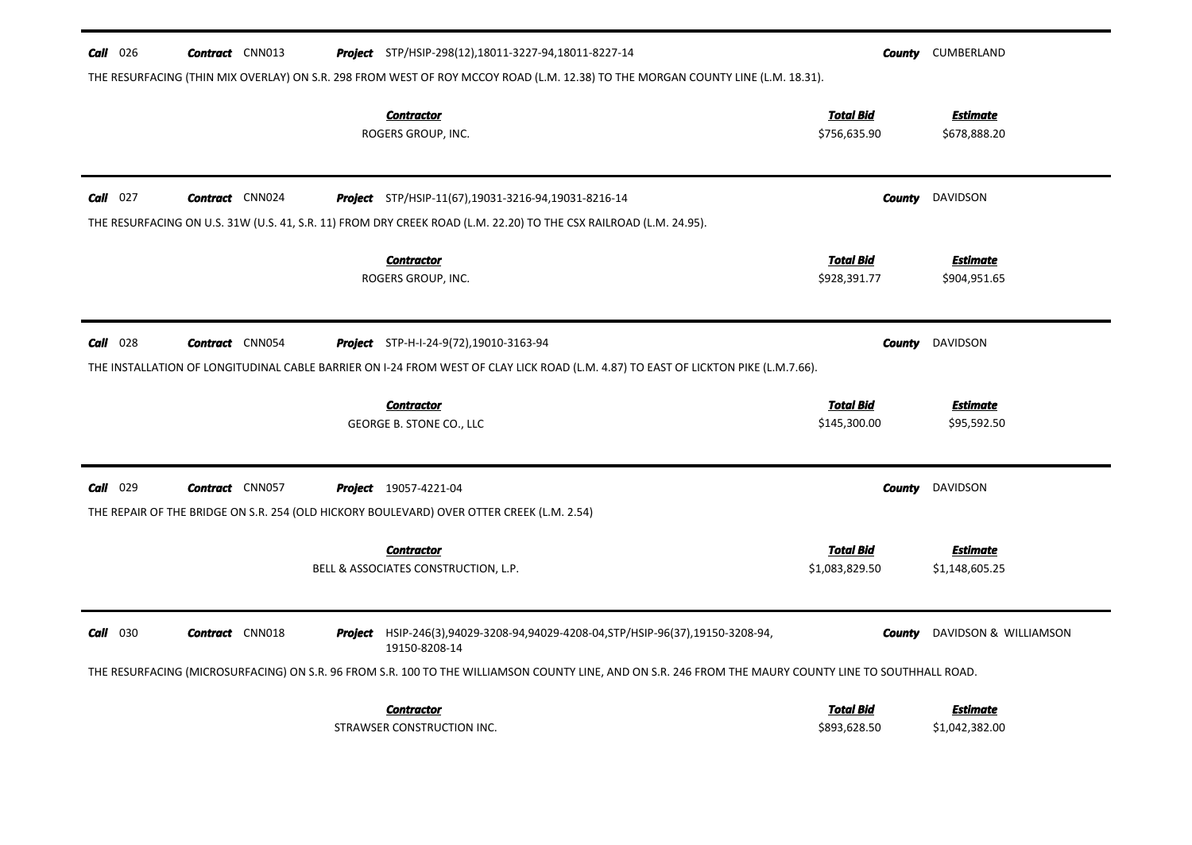**Call** 026 **Contract** CNN013 **Project** STP/HSIP-298(12),18011-3227-94,18011-8227-14 **County** CUMBERLAND

THE RESURFACING (THIN MIX OVERLAY) ON S.R. 298 FROM WEST OF ROY MCCOY ROAD (L.M. 12.38) TO THE MORGAN COUNTY LINE (L.M. 18.31).

| Contractor | Total Bid | Estimate |
|---|---|---|
| ROGERS GROUP, INC. | $756,635.90 | $678,888.20 |

---

**Call** 027 **Contract** CNN024 **Project** STP/HSIP-11(67),19031-3216-94,19031-8216-14 **County** DAVIDSON

THE RESURFACING ON U.S. 31W (U.S. 41, S.R. 11) FROM DRY CREEK ROAD (L.M. 22.20) TO THE CSX RAILROAD (L.M. 24.95).

| Contractor | Total Bid | Estimate |
|---|---|---|
| ROGERS GROUP, INC. | $928,391.77 | $904,951.65 |

---

**Call** 028 **Contract** CNN054 **Project** STP-H-I-24-9(72),19010-3163-94 **County** DAVIDSON

THE INSTALLATION OF LONGITUDINAL CABLE BARRIER ON I-24 FROM WEST OF CLAY LICK ROAD (L.M. 4.87) TO EAST OF LICKTON PIKE (L.M.7.66).

| Contractor | Total Bid | Estimate |
|---|---|---|
| GEORGE B. STONE CO., LLC | $145,300.00 | $95,592.50 |

---

**Call** 029 **Contract** CNN057 **Project** 19057-4221-04 **County** DAVIDSON

THE REPAIR OF THE BRIDGE ON S.R. 254 (OLD HICKORY BOULEVARD) OVER OTTER CREEK (L.M. 2.54)

| Contractor | Total Bid | Estimate |
|---|---|---|
| BELL & ASSOCIATES CONSTRUCTION, L.P. | $1,083,829.50 | $1,148,605.25 |

---

**Call** 030 **Contract** CNN018 **Project** HSIP-246(3),94029-3208-94,94029-4208-04,STP/HSIP-96(37),19150-3208-94, 19150-8208-14 **County** DAVIDSON & WILLIAMSON

THE RESURFACING (MICROSURFACING) ON S.R. 96 FROM S.R. 100 TO THE WILLIAMSON COUNTY LINE, AND ON S.R. 246 FROM THE MAURY COUNTY LINE TO SOUTHHALL ROAD.

| Contractor | Total Bid | Estimate |
|---|---|---|
| STRAWSER CONSTRUCTION INC. | $893,628.50 | $1,042,382.00 |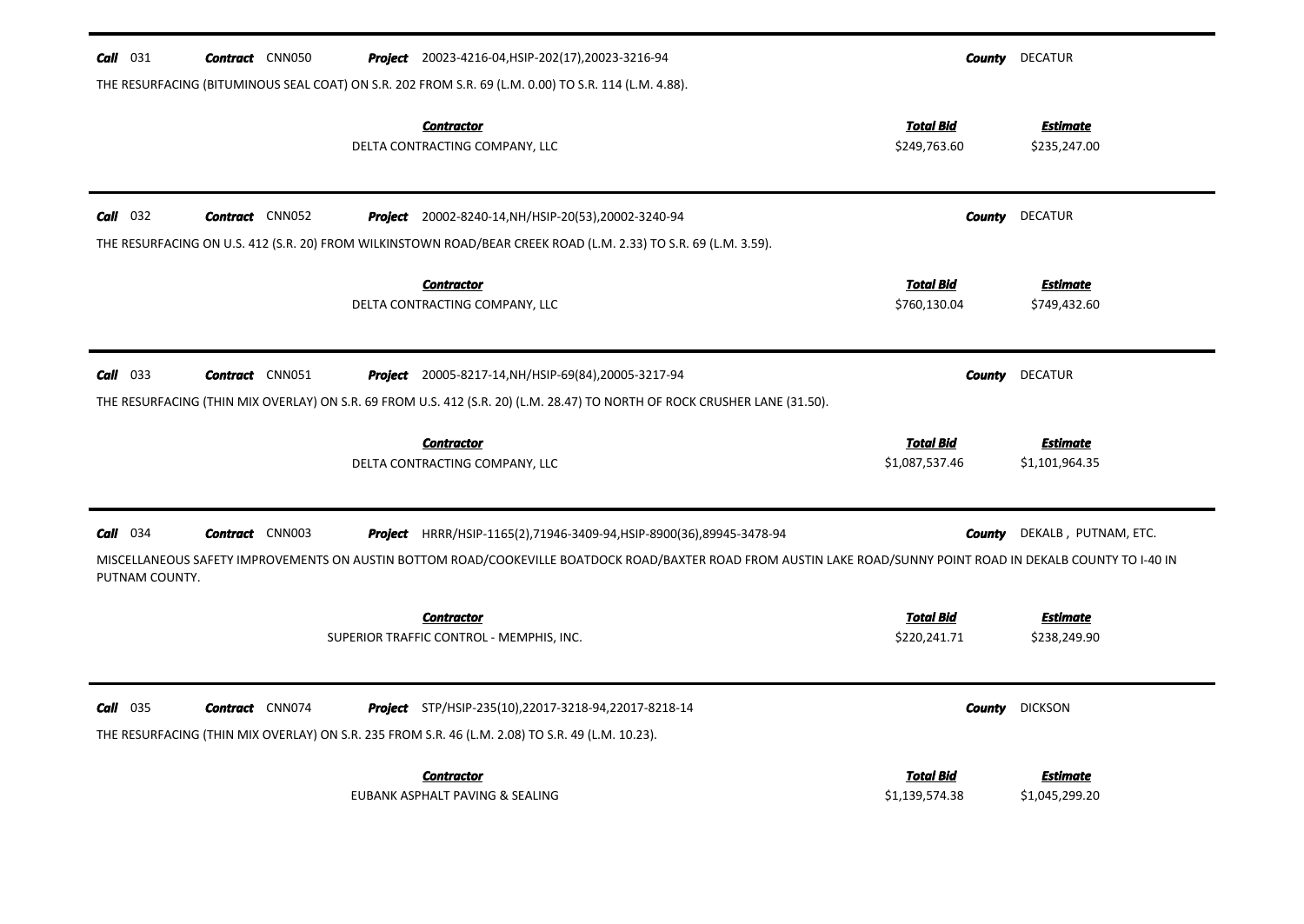**Call** 031 **Contract** CNN050 **Project** 20023-4216-04,HSIP-202(17),20023-3216-94 **County** DECATUR

THE RESURFACING (BITUMINOUS SEAL COAT) ON S.R. 202 FROM S.R. 69 (L.M. 0.00) TO S.R. 114 (L.M. 4.88).

| Contractor | Total Bid | Estimate |
|---|---|---|
| DELTA CONTRACTING COMPANY, LLC | $249,763.60 | $235,247.00 |

---

**Call** 032 **Contract** CNN052 **Project** 20002-8240-14,NH/HSIP-20(53),20002-3240-94 **County** DECATUR

THE RESURFACING ON U.S. 412 (S.R. 20) FROM WILKINSTOWN ROAD/BEAR CREEK ROAD (L.M. 2.33) TO S.R. 69 (L.M. 3.59).

| Contractor | Total Bid | Estimate |
|---|---|---|
| DELTA CONTRACTING COMPANY, LLC | $760,130.04 | $749,432.60 |

---

**Call** 033 **Contract** CNN051 **Project** 20005-8217-14,NH/HSIP-69(84),20005-3217-94 **County** DECATUR

THE RESURFACING (THIN MIX OVERLAY) ON S.R. 69 FROM U.S. 412 (S.R. 20) (L.M. 28.47) TO NORTH OF ROCK CRUSHER LANE (31.50).

| Contractor | Total Bid | Estimate |
|---|---|---|
| DELTA CONTRACTING COMPANY, LLC | $1,087,537.46 | $1,101,964.35 |

---

**Call** 034 **Contract** CNN003 **Project** HRRR/HSIP-1165(2),71946-3409-94,HSIP-8900(36),89945-3478-94 **County** DEKALB , PUTNAM, ETC.

MISCELLANEOUS SAFETY IMPROVEMENTS ON AUSTIN BOTTOM ROAD/COOKEVILLE BOATDOCK ROAD/BAXTER ROAD FROM AUSTIN LAKE ROAD/SUNNY POINT ROAD IN DEKALB COUNTY TO I-40 IN PUTNAM COUNTY.

| Contractor | Total Bid | Estimate |
|---|---|---|
| SUPERIOR TRAFFIC CONTROL - MEMPHIS, INC. | $220,241.71 | $238,249.90 |

---

**Call** 035 **Contract** CNN074 **Project** STP/HSIP-235(10),22017-3218-94,22017-8218-14 **County** DICKSON

THE RESURFACING (THIN MIX OVERLAY) ON S.R. 235 FROM S.R. 46 (L.M. 2.08) TO S.R. 49 (L.M. 10.23).

| Contractor | Total Bid | Estimate |
|---|---|---|
| EUBANK ASPHALT PAVING & SEALING | $1,139,574.38 | $1,045,299.20 |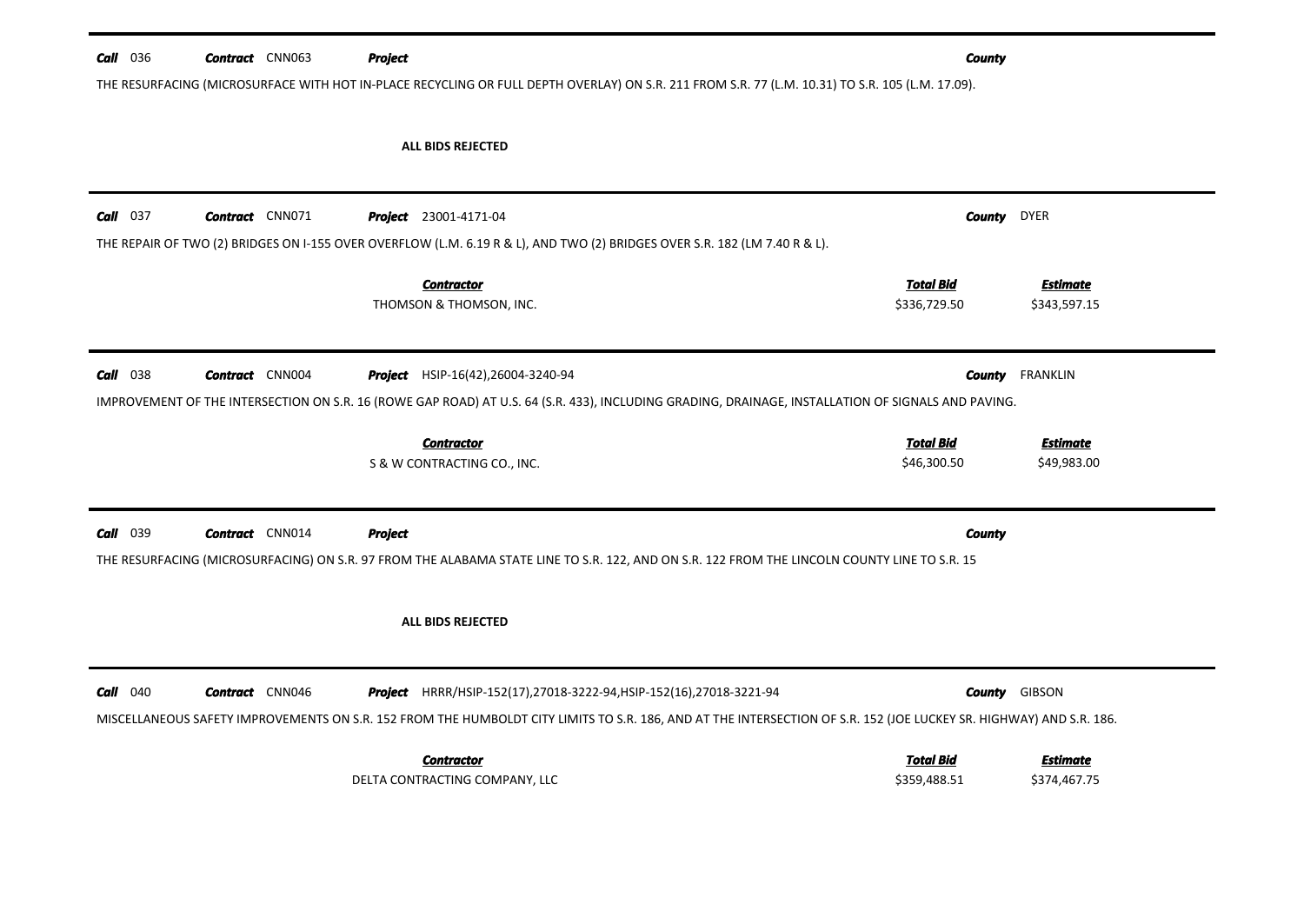**Call** 036 **Contract** CNN063 **Project** **County**

THE RESURFACING (MICROSURFACE WITH HOT IN-PLACE RECYCLING OR FULL DEPTH OVERLAY) ON S.R. 211 FROM S.R. 77 (L.M. 10.31) TO S.R. 105 (L.M. 17.09).

**ALL BIDS REJECTED**

---

**Call** 037 **Contract** CNN071 **Project** 23001-4171-04 **County** DYER

THE REPAIR OF TWO (2) BRIDGES ON I-155 OVER OVERFLOW (L.M. 6.19 R & L), AND TWO (2) BRIDGES OVER S.R. 182 (LM 7.40 R & L).

| Contractor | Total Bid | Estimate |
|---|---|---|
| THOMSON & THOMSON, INC. | $336,729.50 | $343,597.15 |

---

**Call** 038 **Contract** CNN004 **Project** HSIP-16(42),26004-3240-94 **County** FRANKLIN

IMPROVEMENT OF THE INTERSECTION ON S.R. 16 (ROWE GAP ROAD) AT U.S. 64 (S.R. 433), INCLUDING GRADING, DRAINAGE, INSTALLATION OF SIGNALS AND PAVING.

| Contractor | Total Bid | Estimate |
|---|---|---|
| S & W CONTRACTING CO., INC. | $46,300.50 | $49,983.00 |

---

**Call** 039 **Contract** CNN014 **Project** **County**

THE RESURFACING (MICROSURFACING) ON S.R. 97 FROM THE ALABAMA STATE LINE TO S.R. 122, AND ON S.R. 122 FROM THE LINCOLN COUNTY LINE TO S.R. 15

**ALL BIDS REJECTED**

---

**Call** 040 **Contract** CNN046 **Project** HRRR/HSIP-152(17),27018-3222-94,HSIP-152(16),27018-3221-94 **County** GIBSON

MISCELLANEOUS SAFETY IMPROVEMENTS ON S.R. 152 FROM THE HUMBOLDT CITY LIMITS TO S.R. 186, AND AT THE INTERSECTION OF S.R. 152 (JOE LUCKEY SR. HIGHWAY) AND S.R. 186.

| Contractor | Total Bid | Estimate |
|---|---|---|
| DELTA CONTRACTING COMPANY, LLC | $359,488.51 | $374,467.75 |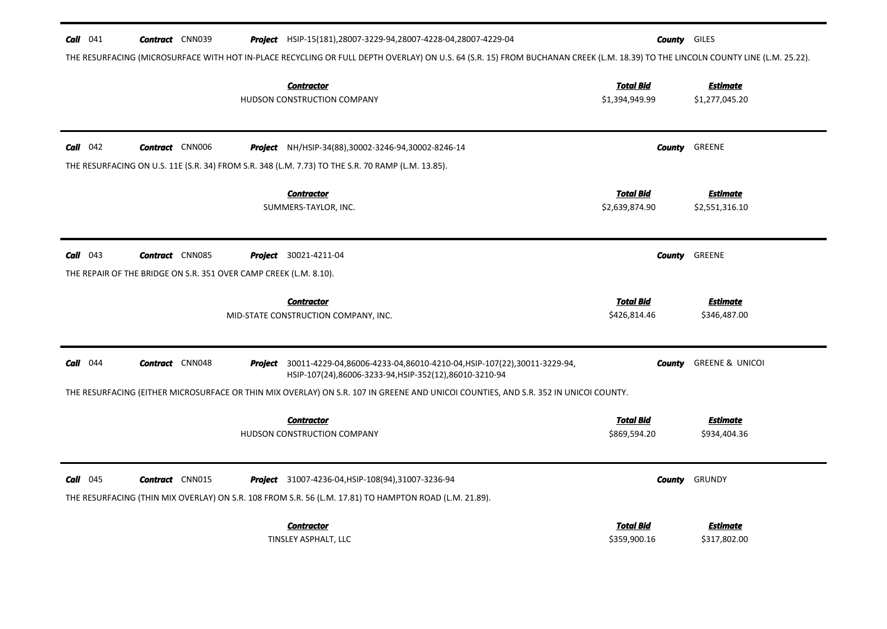**Call** 041 **Contract** CNN039 **Project** HSIP-15(181),28007-3229-94,28007-4228-04,28007-4229-04 **County** GILES

THE RESURFACING (MICROSURFACE WITH HOT IN-PLACE RECYCLING OR FULL DEPTH OVERLAY) ON U.S. 64 (S.R. 15) FROM BUCHANAN CREEK (L.M. 18.39) TO THE LINCOLN COUNTY LINE (L.M. 25.22).

| Contractor | Total Bid | Estimate |
|---|---|---|
| HUDSON CONSTRUCTION COMPANY | $1,394,949.99 | $1,277,045.20 |

---

**Call** 042 **Contract** CNN006 **Project** NH/HSIP-34(88),30002-3246-94,30002-8246-14 **County** GREENE

THE RESURFACING ON U.S. 11E (S.R. 34) FROM S.R. 348 (L.M. 7.73) TO THE S.R. 70 RAMP (L.M. 13.85).

| Contractor | Total Bid | Estimate |
|---|---|---|
| SUMMERS-TAYLOR, INC. | $2,639,874.90 | $2,551,316.10 |

---

**Call** 043 **Contract** CNN085 **Project** 30021-4211-04 **County** GREENE

THE REPAIR OF THE BRIDGE ON S.R. 351 OVER CAMP CREEK (L.M. 8.10).

| Contractor | Total Bid | Estimate |
|---|---|---|
| MID-STATE CONSTRUCTION COMPANY, INC. | $426,814.46 | $346,487.00 |

---

**Call** 044 **Contract** CNN048 **Project** 30011-4229-04,86006-4233-04,86010-4210-04,HSIP-107(22),30011-3229-94, HSIP-107(24),86006-3233-94,HSIP-352(12),86010-3210-94 **County** GREENE & UNICOI

THE RESURFACING (EITHER MICROSURFACE OR THIN MIX OVERLAY) ON S.R. 107 IN GREENE AND UNICOI COUNTIES, AND S.R. 352 IN UNICOI COUNTY.

| Contractor | Total Bid | Estimate |
|---|---|---|
| HUDSON CONSTRUCTION COMPANY | $869,594.20 | $934,404.36 |

---

**Call** 045 **Contract** CNN015 **Project** 31007-4236-04,HSIP-108(94),31007-3236-94 **County** GRUNDY

THE RESURFACING (THIN MIX OVERLAY) ON S.R. 108 FROM S.R. 56 (L.M. 17.81) TO HAMPTON ROAD (L.M. 21.89).

| Contractor | Total Bid | Estimate |
|---|---|---|
| TINSLEY ASPHALT, LLC | $359,900.16 | $317,802.00 |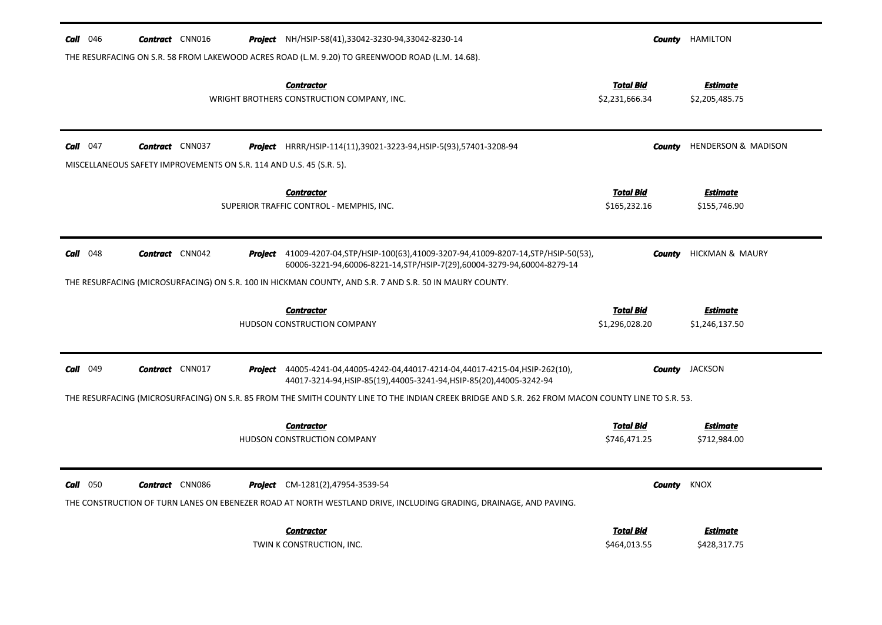**Call** 046 **Contract** CNN016 **Project** NH/HSIP-58(41),33042-3230-94,33042-8230-14 **County** HAMILTON

THE RESURFACING ON S.R. 58 FROM LAKEWOOD ACRES ROAD (L.M. 9.20) TO GREENWOOD ROAD (L.M. 14.68).

| Contractor | Total Bid | Estimate |
|---|---|---|
| WRIGHT BROTHERS CONSTRUCTION COMPANY, INC. | $2,231,666.34 | $2,205,485.75 |

---

**Call** 047 **Contract** CNN037 **Project** HRRR/HSIP-114(11),39021-3223-94,HSIP-5(93),57401-3208-94 **County** HENDERSON & MADISON

MISCELLANEOUS SAFETY IMPROVEMENTS ON S.R. 114 AND U.S. 45 (S.R. 5).

| Contractor | Total Bid | Estimate |
|---|---|---|
| SUPERIOR TRAFFIC CONTROL - MEMPHIS, INC. | $165,232.16 | $155,746.90 |

---

**Call** 048 **Contract** CNN042 **Project** 41009-4207-04,STP/HSIP-100(63),41009-3207-94,41009-8207-14,STP/HSIP-50(53), 60006-3221-94,60006-8221-14,STP/HSIP-7(29),60004-3279-94,60004-8279-14 **County** HICKMAN & MAURY

THE RESURFACING (MICROSURFACING) ON S.R. 100 IN HICKMAN COUNTY, AND S.R. 7 AND S.R. 50 IN MAURY COUNTY.

| Contractor | Total Bid | Estimate |
|---|---|---|
| HUDSON CONSTRUCTION COMPANY | $1,296,028.20 | $1,246,137.50 |

---

**Call** 049 **Contract** CNN017 **Project** 44005-4241-04,44005-4242-04,44017-4214-04,44017-4215-04,HSIP-262(10), 44017-3214-94,HSIP-85(19),44005-3241-94,HSIP-85(20),44005-3242-94 **County** JACKSON

THE RESURFACING (MICROSURFACING) ON S.R. 85 FROM THE SMITH COUNTY LINE TO THE INDIAN CREEK BRIDGE AND S.R. 262 FROM MACON COUNTY LINE TO S.R. 53.

| Contractor | Total Bid | Estimate |
|---|---|---|
| HUDSON CONSTRUCTION COMPANY | $746,471.25 | $712,984.00 |

---

**Call** 050 **Contract** CNN086 **Project** CM-1281(2),47954-3539-54 **County** KNOX

THE CONSTRUCTION OF TURN LANES ON EBENEZER ROAD AT NORTH WESTLAND DRIVE, INCLUDING GRADING, DRAINAGE, AND PAVING.

| Contractor | Total Bid | Estimate |
|---|---|---|
| TWIN K CONSTRUCTION, INC. | $464,013.55 | $428,317.75 |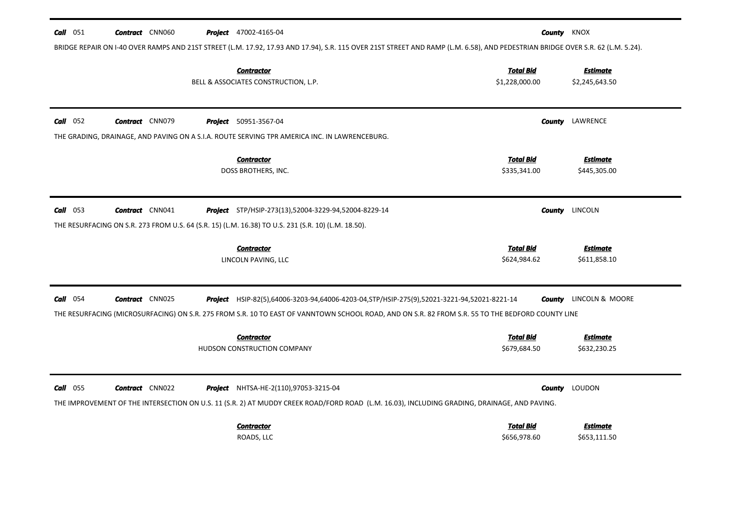**Call** 051 **Contract** CNN060 **Project** 47002-4165-04 **County** KNOX

BRIDGE REPAIR ON I-40 OVER RAMPS AND 21ST STREET (L.M. 17.92, 17.93 AND 17.94), S.R. 115 OVER 21ST STREET AND RAMP (L.M. 6.58), AND PEDESTRIAN BRIDGE OVER S.R. 62 (L.M. 5.24).

| ***Contractor*** | ***Total Bid*** | ***Estimate*** |
|---|---|---|
| BELL & ASSOCIATES CONSTRUCTION, L.P. | $1,228,000.00 | $2,245,643.50 |

---

**Call** 052 **Contract** CNN079 **Project** 50951-3567-04 **County** LAWRENCE

THE GRADING, DRAINAGE, AND PAVING ON A S.I.A. ROUTE SERVING TPR AMERICA INC. IN LAWRENCEBURG.

| ***Contractor*** | ***Total Bid*** | ***Estimate*** |
|---|---|---|
| DOSS BROTHERS, INC. | $335,341.00 | $445,305.00 |

---

**Call** 053 **Contract** CNN041 **Project** STP/HSIP-273(13),52004-3229-94,52004-8229-14 **County** LINCOLN

THE RESURFACING ON S.R. 273 FROM U.S. 64 (S.R. 15) (L.M. 16.38) TO U.S. 231 (S.R. 10) (L.M. 18.50).

| ***Contractor*** | ***Total Bid*** | ***Estimate*** |
|---|---|---|
| LINCOLN PAVING, LLC | $624,984.62 | $611,858.10 |

---

**Call** 054 **Contract** CNN025 **Project** HSIP-82(5),64006-3203-94,64006-4203-04,STP/HSIP-275(9),52021-3221-94,52021-8221-14 **County** LINCOLN & MOORE

THE RESURFACING (MICROSURFACING) ON S.R. 275 FROM S.R. 10 TO EAST OF VANNTOWN SCHOOL ROAD, AND ON S.R. 82 FROM S.R. 55 TO THE BEDFORD COUNTY LINE

| ***Contractor*** | ***Total Bid*** | ***Estimate*** |
|---|---|---|
| HUDSON CONSTRUCTION COMPANY | $679,684.50 | $632,230.25 |

---

**Call** 055 **Contract** CNN022 **Project** NHTSA-HE-2(110),97053-3215-04 **County** LOUDON

THE IMPROVEMENT OF THE INTERSECTION ON U.S. 11 (S.R. 2) AT MUDDY CREEK ROAD/FORD ROAD (L.M. 16.03), INCLUDING GRADING, DRAINAGE, AND PAVING.

| ***Contractor*** | ***Total Bid*** | ***Estimate*** |
|---|---|---|
| ROADS, LLC | $656,978.60 | $653,111.50 |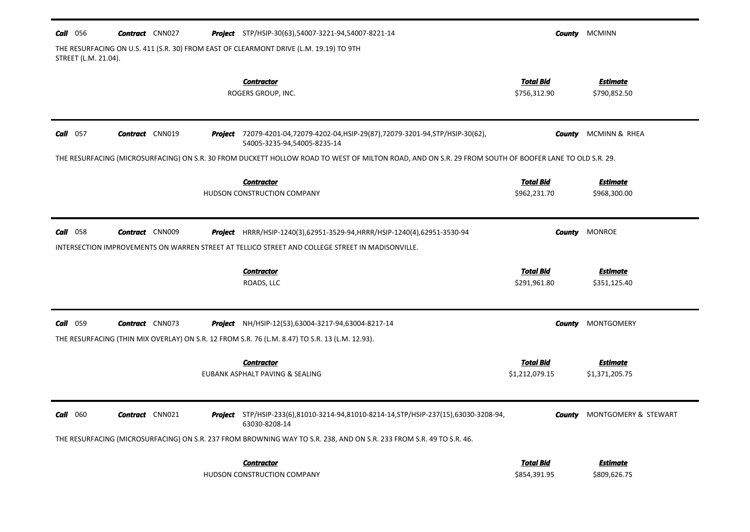**Call** 056 **Contract** CNN027 **Project** STP/HSIP-30(63),54007-3221-94,54007-8221-14 **County** MCMINN

THE RESURFACING ON U.S. 411 (S.R. 30) FROM EAST OF CLEARMONT DRIVE (L.M. 19.19) TO 9TH STREET (L.M. 21.04).

| ***Contractor*** | ***Total Bid*** | ***Estimate*** |
|---|---|---|
| ROGERS GROUP, INC. | $756,312.90 | $790,852.50 |

---

**Call** 057 **Contract** CNN019 **Project** 72079-4201-04,72079-4202-04,HSIP-29(87),72079-3201-94,STP/HSIP-30(62), 54005-3235-94,54005-8235-14 **County** MCMINN & RHEA

THE RESURFACING (MICROSURFACING) ON S.R. 30 FROM DUCKETT HOLLOW ROAD TO WEST OF MILTON ROAD, AND ON S.R. 29 FROM SOUTH OF BOOFER LANE TO OLD S.R. 29.

| ***Contractor*** | ***Total Bid*** | ***Estimate*** |
|---|---|---|
| HUDSON CONSTRUCTION COMPANY | $962,231.70 | $968,300.00 |

---

**Call** 058 **Contract** CNN009 **Project** HRRR/HSIP-1240(3),62951-3529-94,HRRR/HSIP-1240(4),62951-3530-94 **County** MONROE

INTERSECTION IMPROVEMENTS ON WARREN STREET AT TELLICO STREET AND COLLEGE STREET IN MADISONVILLE.

| ***Contractor*** | ***Total Bid*** | ***Estimate*** |
|---|---|---|
| ROADS, LLC | $291,961.80 | $351,125.40 |

---

**Call** 059 **Contract** CNN073 **Project** NH/HSIP-12(53),63004-3217-94,63004-8217-14 **County** MONTGOMERY

THE RESURFACING (THIN MIX OVERLAY) ON S.R. 12 FROM S.R. 76 (L.M. 8.47) TO S.R. 13 (L.M. 12.93).

| ***Contractor*** | ***Total Bid*** | ***Estimate*** |
|---|---|---|
| EUBANK ASPHALT PAVING & SEALING | $1,212,079.15 | $1,371,205.75 |

---

**Call** 060 **Contract** CNN021 **Project** STP/HSIP-233(6),81010-3214-94,81010-8214-14,STP/HSIP-237(15),63030-3208-94, 63030-8208-14 **County** MONTGOMERY & STEWART

THE RESURFACING (MICROSURFACING) ON S.R. 237 FROM BROWNING WAY TO S.R. 238, AND ON S.R. 233 FROM S.R. 49 TO S.R. 46.

| ***Contractor*** | ***Total Bid*** | ***Estimate*** |
|---|---|---|
| HUDSON CONSTRUCTION COMPANY | $854,391.95 | $809,626.75 |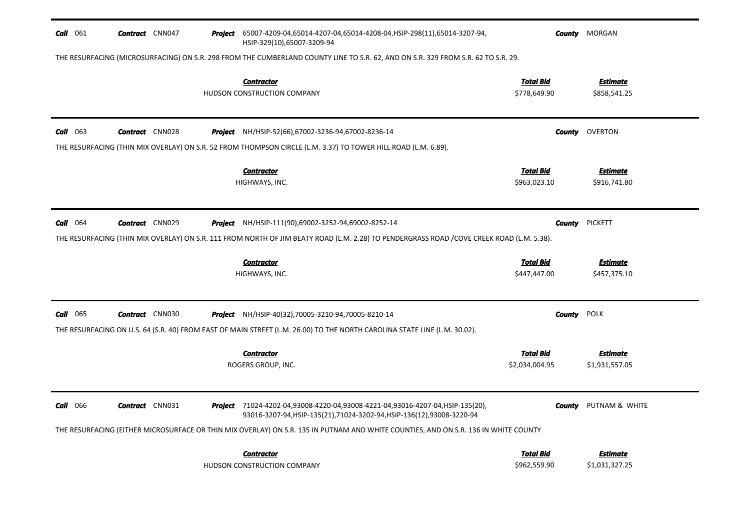**Call** 061 **Contract** CNN047 **Project** 65007-4209-04,65014-4207-04,65014-4208-04,HSIP-298(11),65014-3207-94, HSIP-329(10),65007-3209-94 **County** MORGAN

THE RESURFACING (MICROSURFACING) ON S.R. 298 FROM THE CUMBERLAND COUNTY LINE TO S.R. 62, AND ON S.R. 329 FROM S.R. 62 TO S.R. 29.

| Contractor | Total Bid | Estimate |
|---|---|---|
| HUDSON CONSTRUCTION COMPANY | $778,649.90 | $858,541.25 |

---

**Call** 063 **Contract** CNN028 **Project** NH/HSIP-52(66),67002-3236-94,67002-8236-14 **County** OVERTON

THE RESURFACING (THIN MIX OVERLAY) ON S.R. 52 FROM THOMPSON CIRCLE (L.M. 3.37) TO TOWER HILL ROAD (L.M. 6.89).

| Contractor | Total Bid | Estimate |
|---|---|---|
| HIGHWAYS, INC. | $963,023.10 | $916,741.80 |

---

**Call** 064 **Contract** CNN029 **Project** NH/HSIP-111(90),69002-3252-94,69002-8252-14 **County** PICKETT

THE RESURFACING (THIN MIX OVERLAY) ON S.R. 111 FROM NORTH OF JIM BEATY ROAD (L.M. 2.28) TO PENDERGRASS ROAD /COVE CREEK ROAD (L.M. 5.38).

| Contractor | Total Bid | Estimate |
|---|---|---|
| HIGHWAYS, INC. | $447,447.00 | $457,375.10 |

---

**Call** 065 **Contract** CNN030 **Project** NH/HSIP-40(32),70005-3210-94,70005-8210-14 **County** POLK

THE RESURFACING ON U.S. 64 (S.R. 40) FROM EAST OF MAIN STREET (L.M. 26.00) TO THE NORTH CAROLINA STATE LINE (L.M. 30.02).

| Contractor | Total Bid | Estimate |
|---|---|---|
| ROGERS GROUP, INC. | $2,034,004.95 | $1,931,557.05 |

---

**Call** 066 **Contract** CNN031 **Project** 71024-4202-04,93008-4220-04,93008-4221-04,93016-4207-04,HSIP-135(20), 93016-3207-94,HSIP-135(21),71024-3202-94,HSIP-136(12),93008-3220-94 **County** PUTNAM & WHITE

THE RESURFACING (EITHER MICROSURFACE OR THIN MIX OVERLAY) ON S.R. 135 IN PUTNAM AND WHITE COUNTIES, AND ON S.R. 136 IN WHITE COUNTY

| Contractor | Total Bid | Estimate |
|---|---|---|
| HUDSON CONSTRUCTION COMPANY | $962,559.90 | $1,031,327.25 |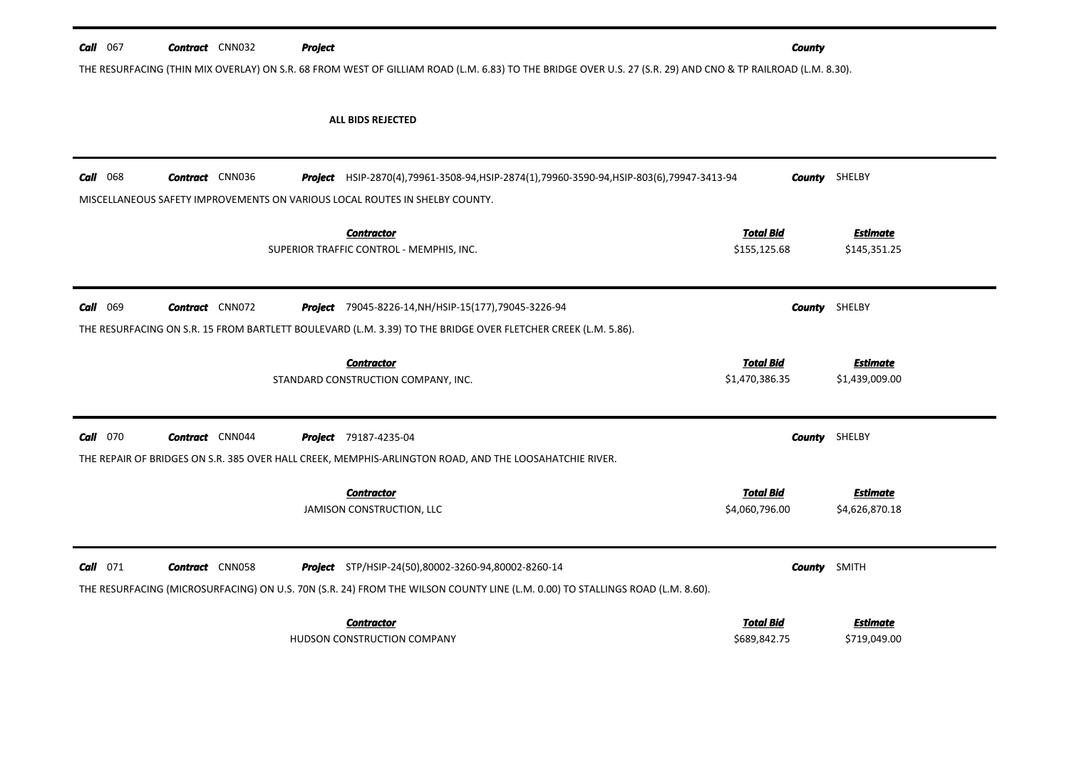**Call** 067 **Contract** CNN032 **Project** **County**

THE RESURFACING (THIN MIX OVERLAY) ON S.R. 68 FROM WEST OF GILLIAM ROAD (L.M. 6.83) TO THE BRIDGE OVER U.S. 27 (S.R. 29) AND CNO & TP RAILROAD (L.M. 8.30).

**ALL BIDS REJECTED**

---

**Call** 068 **Contract** CNN036 **Project** HSIP-2870(4),79961-3508-94,HSIP-2874(1),79960-3590-94,HSIP-803(6),79947-3413-94 **County** SHELBY

MISCELLANEOUS SAFETY IMPROVEMENTS ON VARIOUS LOCAL ROUTES IN SHELBY COUNTY.

| Contractor | Total Bid | Estimate |
|---|---|---|
| SUPERIOR TRAFFIC CONTROL - MEMPHIS, INC. | $155,125.68 | $145,351.25 |

---

**Call** 069 **Contract** CNN072 **Project** 79045-8226-14,NH/HSIP-15(177),79045-3226-94 **County** SHELBY

THE RESURFACING ON S.R. 15 FROM BARTLETT BOULEVARD (L.M. 3.39) TO THE BRIDGE OVER FLETCHER CREEK (L.M. 5.86).

| Contractor | Total Bid | Estimate |
|---|---|---|
| STANDARD CONSTRUCTION COMPANY, INC. | $1,470,386.35 | $1,439,009.00 |

---

**Call** 070 **Contract** CNN044 **Project** 79187-4235-04 **County** SHELBY

THE REPAIR OF BRIDGES ON S.R. 385 OVER HALL CREEK, MEMPHIS-ARLINGTON ROAD, AND THE LOOSAHATCHIE RIVER.

| Contractor | Total Bid | Estimate |
|---|---|---|
| JAMISON CONSTRUCTION, LLC | $4,060,796.00 | $4,626,870.18 |

---

**Call** 071 **Contract** CNN058 **Project** STP/HSIP-24(50),80002-3260-94,80002-8260-14 **County** SMITH

THE RESURFACING (MICROSURFACING) ON U.S. 70N (S.R. 24) FROM THE WILSON COUNTY LINE (L.M. 0.00) TO STALLINGS ROAD (L.M. 8.60).

| Contractor | Total Bid | Estimate |
|---|---|---|
| HUDSON CONSTRUCTION COMPANY | $689,842.75 | $719,049.00 |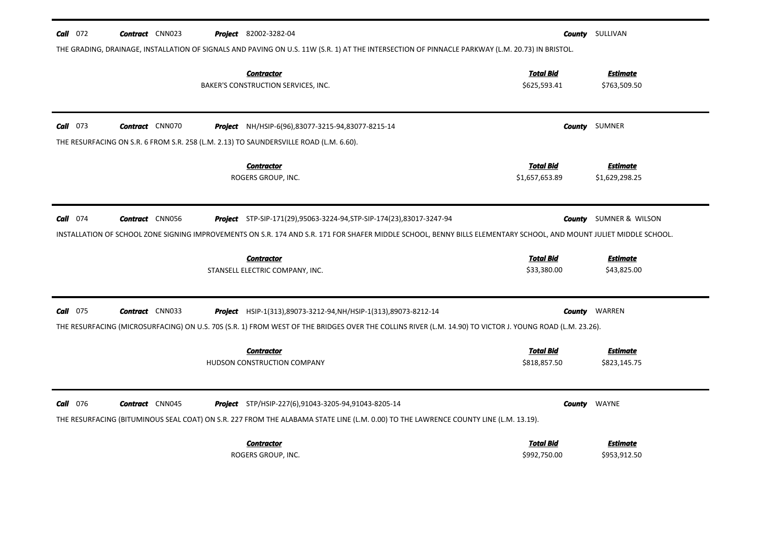**Call** 072 **Contract** CNN023 **Project** 82002-3282-04 **County** SULLIVAN

THE GRADING, DRAINAGE, INSTALLATION OF SIGNALS AND PAVING ON U.S. 11W (S.R. 1) AT THE INTERSECTION OF PINNACLE PARKWAY (L.M. 20.73) IN BRISTOL.

| Contractor | Total Bid | Estimate |
|---|---|---|
| BAKER'S CONSTRUCTION SERVICES, INC. | $625,593.41 | $763,509.50 |

**Call** 073 **Contract** CNN070 **Project** NH/HSIP-6(96),83077-3215-94,83077-8215-14 **County** SUMNER

THE RESURFACING ON S.R. 6 FROM S.R. 258 (L.M. 2.13) TO SAUNDERSVILLE ROAD (L.M. 6.60).

| Contractor | Total Bid | Estimate |
|---|---|---|
| ROGERS GROUP, INC. | $1,657,653.89 | $1,629,298.25 |

**Call** 074 **Contract** CNN056 **Project** STP-SIP-171(29),95063-3224-94,STP-SIP-174(23),83017-3247-94 **County** SUMNER & WILSON

INSTALLATION OF SCHOOL ZONE SIGNING IMPROVEMENTS ON S.R. 174 AND S.R. 171 FOR SHAFER MIDDLE SCHOOL, BENNY BILLS ELEMENTARY SCHOOL, AND MOUNT JULIET MIDDLE SCHOOL.

| Contractor | Total Bid | Estimate |
|---|---|---|
| STANSELL ELECTRIC COMPANY, INC. | $33,380.00 | $43,825.00 |

**Call** 075 **Contract** CNN033 **Project** HSIP-1(313),89073-3212-94,NH/HSIP-1(313),89073-8212-14 **County** WARREN

THE RESURFACING (MICROSURFACING) ON U.S. 70S (S.R. 1) FROM WEST OF THE BRIDGES OVER THE COLLINS RIVER (L.M. 14.90) TO VICTOR J. YOUNG ROAD (L.M. 23.26).

| Contractor | Total Bid | Estimate |
|---|---|---|
| HUDSON CONSTRUCTION COMPANY | $818,857.50 | $823,145.75 |

**Call** 076 **Contract** CNN045 **Project** STP/HSIP-227(6),91043-3205-94,91043-8205-14 **County** WAYNE

THE RESURFACING (BITUMINOUS SEAL COAT) ON S.R. 227 FROM THE ALABAMA STATE LINE (L.M. 0.00) TO THE LAWRENCE COUNTY LINE (L.M. 13.19).

| Contractor | Total Bid | Estimate |
|---|---|---|
| ROGERS GROUP, INC. | $992,750.00 | $953,912.50 |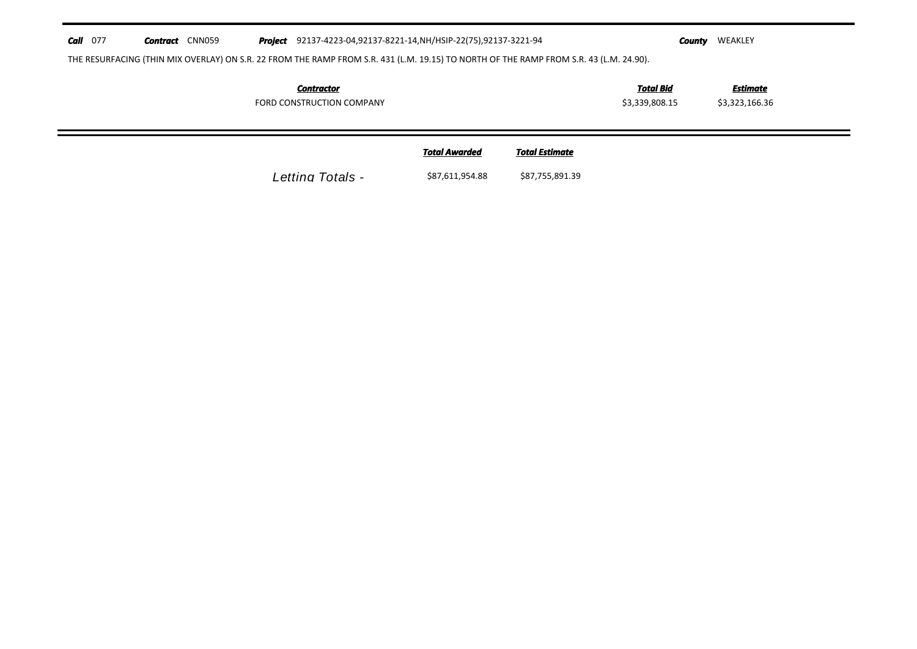**Call** 077 **Contract** CNN059 **Project** 92137-4223-04,92137-8221-14,NH/HSIP-22(75),92137-3221-94 **County** WEAKLEY

THE RESURFACING (THIN MIX OVERLAY) ON S.R. 22 FROM THE RAMP FROM S.R. 431 (L.M. 19.15) TO NORTH OF THE RAMP FROM S.R. 43 (L.M. 24.90).

| Contractor | Total Bid | Estimate |
|---|---|---|
| FORD CONSTRUCTION COMPANY | $3,339,808.15 | $3,323,166.36 |

| | Total Awarded | Total Estimate |
|---|---|---|
| Letting Totals - | $87,611,954.88 | $87,755,891.39 |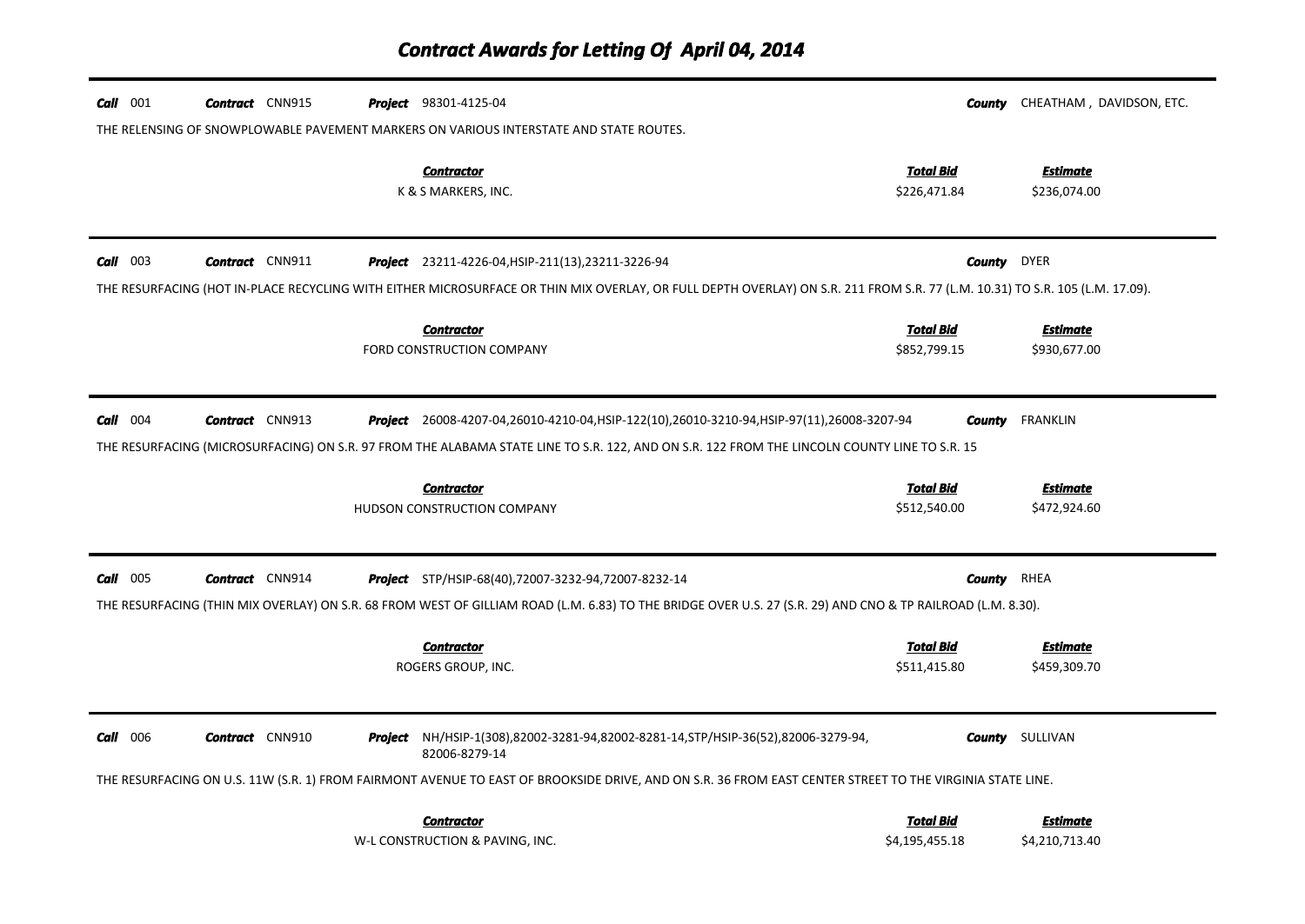# Contract Awards for Letting Of April 04, 2014

**Call** 001 **Contract** CNN915 **Project** 98301-4125-04 **County** CHEATHAM , DAVIDSON, ETC.

THE RELENSING OF SNOWPLOWABLE PAVEMENT MARKERS ON VARIOUS INTERSTATE AND STATE ROUTES.

| Contractor | Total Bid | Estimate |
|---|---|---|
| K & S MARKERS, INC. | $226,471.84 | $236,074.00 |

**Call** 003 **Contract** CNN911 **Project** 23211-4226-04,HSIP-211(13),23211-3226-94 **County** DYER

THE RESURFACING (HOT IN-PLACE RECYCLING WITH EITHER MICROSURFACE OR THIN MIX OVERLAY, OR FULL DEPTH OVERLAY) ON S.R. 211 FROM S.R. 77 (L.M. 10.31) TO S.R. 105 (L.M. 17.09).

| Contractor | Total Bid | Estimate |
|---|---|---|
| FORD CONSTRUCTION COMPANY | $852,799.15 | $930,677.00 |

**Call** 004 **Contract** CNN913 **Project** 26008-4207-04,26010-4210-04,HSIP-122(10),26010-3210-94,HSIP-97(11),26008-3207-94 **County** FRANKLIN

THE RESURFACING (MICROSURFACING) ON S.R. 97 FROM THE ALABAMA STATE LINE TO S.R. 122, AND ON S.R. 122 FROM THE LINCOLN COUNTY LINE TO S.R. 15

| Contractor | Total Bid | Estimate |
|---|---|---|
| HUDSON CONSTRUCTION COMPANY | $512,540.00 | $472,924.60 |

**Call** 005 **Contract** CNN914 **Project** STP/HSIP-68(40),72007-3232-94,72007-8232-14 **County** RHEA

THE RESURFACING (THIN MIX OVERLAY) ON S.R. 68 FROM WEST OF GILLIAM ROAD (L.M. 6.83) TO THE BRIDGE OVER U.S. 27 (S.R. 29) AND CNO & TP RAILROAD (L.M. 8.30).

| Contractor | Total Bid | Estimate |
|---|---|---|
| ROGERS GROUP, INC. | $511,415.80 | $459,309.70 |

**Call** 006 **Contract** CNN910 **Project** NH/HSIP-1(308),82002-3281-94,82002-8281-14,STP/HSIP-36(52),82006-3279-94, 82006-8279-14 **County** SULLIVAN

THE RESURFACING ON U.S. 11W (S.R. 1) FROM FAIRMONT AVENUE TO EAST OF BROOKSIDE DRIVE, AND ON S.R. 36 FROM EAST CENTER STREET TO THE VIRGINIA STATE LINE.

| Contractor | Total Bid | Estimate |
|---|---|---|
| W-L CONSTRUCTION & PAVING, INC. | $4,195,455.18 | $4,210,713.40 |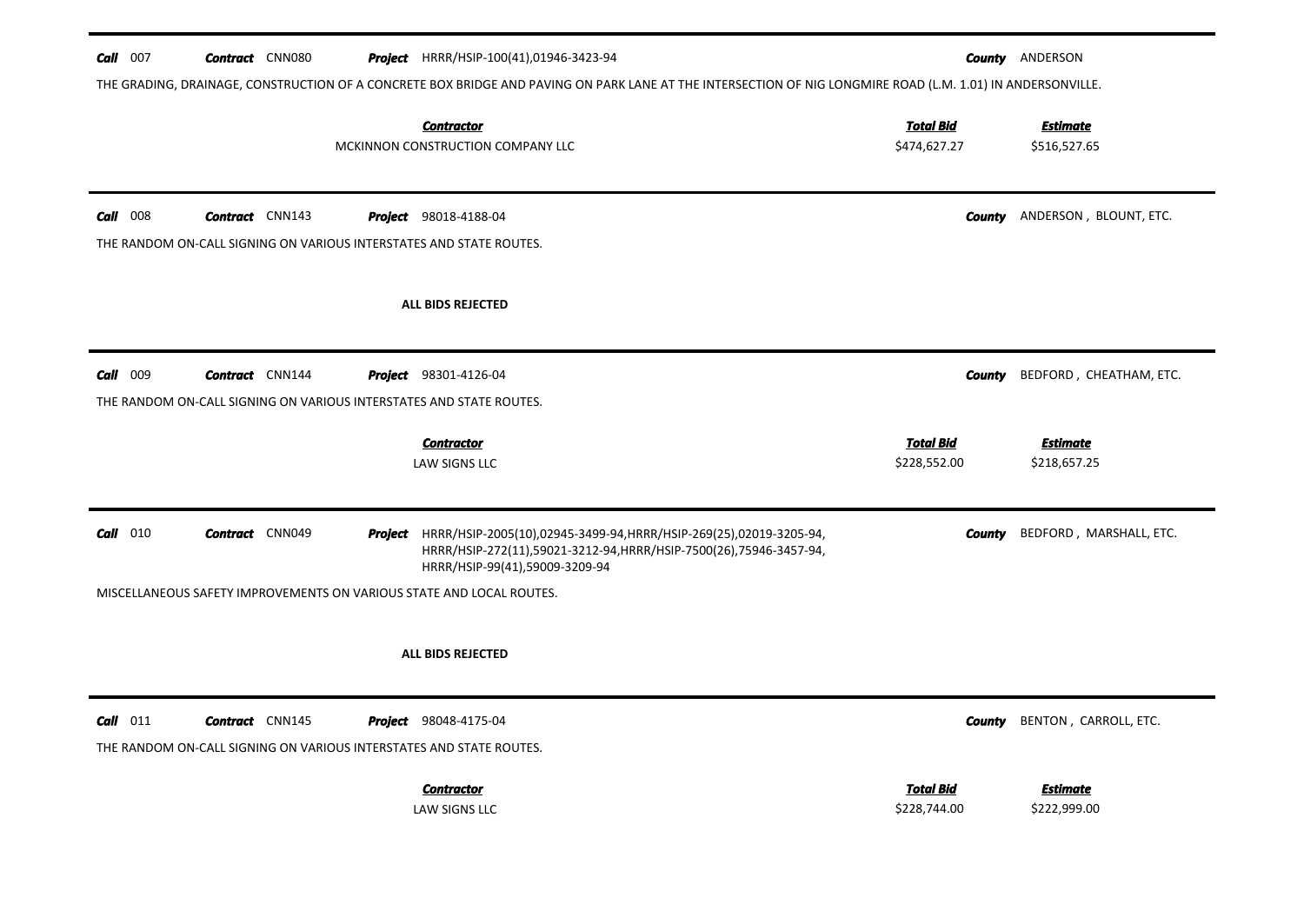**Call** 007 **Contract** CNN080 **Project** HRRR/HSIP-100(41),01946-3423-94 **County** ANDERSON

THE GRADING, DRAINAGE, CONSTRUCTION OF A CONCRETE BOX BRIDGE AND PAVING ON PARK LANE AT THE INTERSECTION OF NIG LONGMIRE ROAD (L.M. 1.01) IN ANDERSONVILLE.

| Contractor | Total Bid | Estimate |
|---|---|---|
| MCKINNON CONSTRUCTION COMPANY LLC | $474,627.27 | $516,527.65 |

---

**Call** 008 **Contract** CNN143 **Project** 98018-4188-04 **County** ANDERSON , BLOUNT, ETC.

THE RANDOM ON-CALL SIGNING ON VARIOUS INTERSTATES AND STATE ROUTES.

**ALL BIDS REJECTED**

---

**Call** 009 **Contract** CNN144 **Project** 98301-4126-04 **County** BEDFORD , CHEATHAM, ETC.

THE RANDOM ON-CALL SIGNING ON VARIOUS INTERSTATES AND STATE ROUTES.

| Contractor | Total Bid | Estimate |
|---|---|---|
| LAW SIGNS LLC | $228,552.00 | $218,657.25 |

---

**Call** 010 **Contract** CNN049 **Project** HRRR/HSIP-2005(10),02945-3499-94,HRRR/HSIP-269(25),02019-3205-94, HRRR/HSIP-272(11),59021-3212-94,HRRR/HSIP-7500(26),75946-3457-94, HRRR/HSIP-99(41),59009-3209-94 **County** BEDFORD , MARSHALL, ETC.

MISCELLANEOUS SAFETY IMPROVEMENTS ON VARIOUS STATE AND LOCAL ROUTES.

**ALL BIDS REJECTED**

---

**Call** 011 **Contract** CNN145 **Project** 98048-4175-04 **County** BENTON , CARROLL, ETC.

THE RANDOM ON-CALL SIGNING ON VARIOUS INTERSTATES AND STATE ROUTES.

| Contractor | Total Bid | Estimate |
|---|---|---|
| LAW SIGNS LLC | $228,744.00 | $222,999.00 |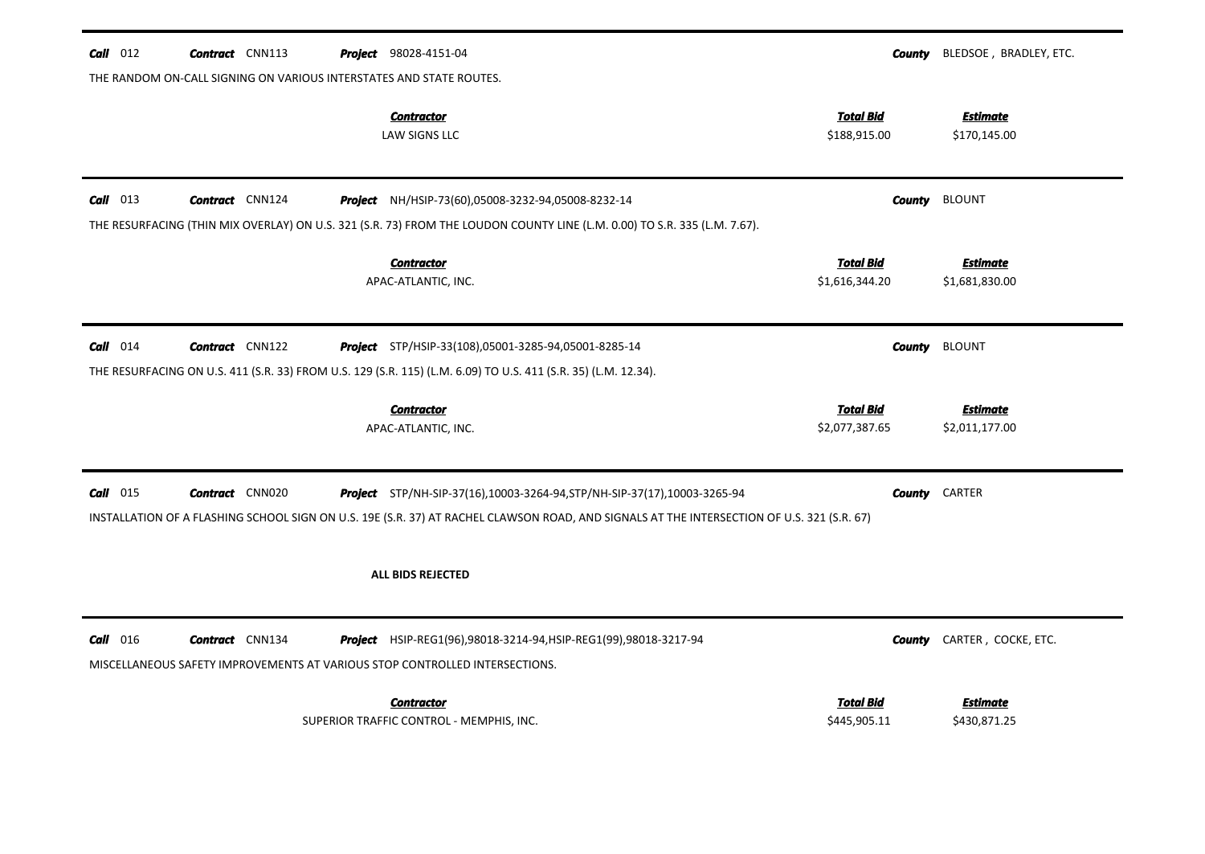**Call** 012 **Contract** CNN113 **Project** 98028-4151-04 **County** BLEDSOE , BRADLEY, ETC.

THE RANDOM ON-CALL SIGNING ON VARIOUS INTERSTATES AND STATE ROUTES.

| Contractor | Total Bid | Estimate |
|---|---|---|
| LAW SIGNS LLC | $188,915.00 | $170,145.00 |

---

**Call** 013 **Contract** CNN124 **Project** NH/HSIP-73(60),05008-3232-94,05008-8232-14 **County** BLOUNT

THE RESURFACING (THIN MIX OVERLAY) ON U.S. 321 (S.R. 73) FROM THE LOUDON COUNTY LINE (L.M. 0.00) TO S.R. 335 (L.M. 7.67).

| Contractor | Total Bid | Estimate |
|---|---|---|
| APAC-ATLANTIC, INC. | $1,616,344.20 | $1,681,830.00 |

---

**Call** 014 **Contract** CNN122 **Project** STP/HSIP-33(108),05001-3285-94,05001-8285-14 **County** BLOUNT

THE RESURFACING ON U.S. 411 (S.R. 33) FROM U.S. 129 (S.R. 115) (L.M. 6.09) TO U.S. 411 (S.R. 35) (L.M. 12.34).

| Contractor | Total Bid | Estimate |
|---|---|---|
| APAC-ATLANTIC, INC. | $2,077,387.65 | $2,011,177.00 |

---

**Call** 015 **Contract** CNN020 **Project** STP/NH-SIP-37(16),10003-3264-94,STP/NH-SIP-37(17),10003-3265-94 **County** CARTER

INSTALLATION OF A FLASHING SCHOOL SIGN ON U.S. 19E (S.R. 37) AT RACHEL CLAWSON ROAD, AND SIGNALS AT THE INTERSECTION OF U.S. 321 (S.R. 67)

**ALL BIDS REJECTED**

---

**Call** 016 **Contract** CNN134 **Project** HSIP-REG1(96),98018-3214-94,HSIP-REG1(99),98018-3217-94 **County** CARTER , COCKE, ETC.

MISCELLANEOUS SAFETY IMPROVEMENTS AT VARIOUS STOP CONTROLLED INTERSECTIONS.

| Contractor | Total Bid | Estimate |
|---|---|---|
| SUPERIOR TRAFFIC CONTROL - MEMPHIS, INC. | $445,905.11 | $430,871.25 |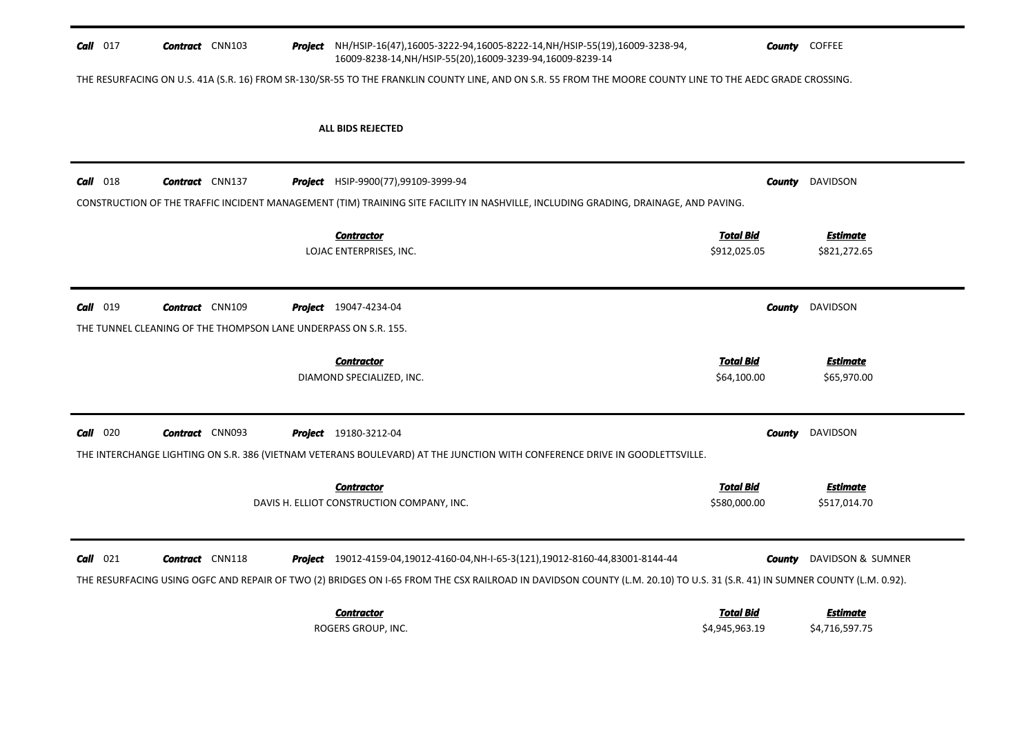**Call** 017 **Contract** CNN103 **Project** NH/HSIP-16(47),16005-3222-94,16005-8222-14,NH/HSIP-55(19),16009-3238-94, 16009-8238-14,NH/HSIP-55(20),16009-3239-94,16009-8239-14 **County** COFFEE

THE RESURFACING ON U.S. 41A (S.R. 16) FROM SR-130/SR-55 TO THE FRANKLIN COUNTY LINE, AND ON S.R. 55 FROM THE MOORE COUNTY LINE TO THE AEDC GRADE CROSSING.

**ALL BIDS REJECTED**

---

**Call** 018 **Contract** CNN137 **Project** HSIP-9900(77),99109-3999-94 **County** DAVIDSON

CONSTRUCTION OF THE TRAFFIC INCIDENT MANAGEMENT (TIM) TRAINING SITE FACILITY IN NASHVILLE, INCLUDING GRADING, DRAINAGE, AND PAVING.

| Contractor | Total Bid | Estimate |
|---|---|---|
| LOJAC ENTERPRISES, INC. | $912,025.05 | $821,272.65 |

---

**Call** 019 **Contract** CNN109 **Project** 19047-4234-04 **County** DAVIDSON

THE TUNNEL CLEANING OF THE THOMPSON LANE UNDERPASS ON S.R. 155.

| Contractor | Total Bid | Estimate |
|---|---|---|
| DIAMOND SPECIALIZED, INC. | $64,100.00 | $65,970.00 |

---

**Call** 020 **Contract** CNN093 **Project** 19180-3212-04 **County** DAVIDSON

THE INTERCHANGE LIGHTING ON S.R. 386 (VIETNAM VETERANS BOULEVARD) AT THE JUNCTION WITH CONFERENCE DRIVE IN GOODLETTSVILLE.

| Contractor | Total Bid | Estimate |
|---|---|---|
| DAVIS H. ELLIOT CONSTRUCTION COMPANY, INC. | $580,000.00 | $517,014.70 |

---

**Call** 021 **Contract** CNN118 **Project** 19012-4159-04,19012-4160-04,NH-I-65-3(121),19012-8160-44,83001-8144-44 **County** DAVIDSON & SUMNER

THE RESURFACING USING OGFC AND REPAIR OF TWO (2) BRIDGES ON I-65 FROM THE CSX RAILROAD IN DAVIDSON COUNTY (L.M. 20.10) TO U.S. 31 (S.R. 41) IN SUMNER COUNTY (L.M. 0.92).

| Contractor | Total Bid | Estimate |
|---|---|---|
| ROGERS GROUP, INC. | $4,945,963.19 | $4,716,597.75 |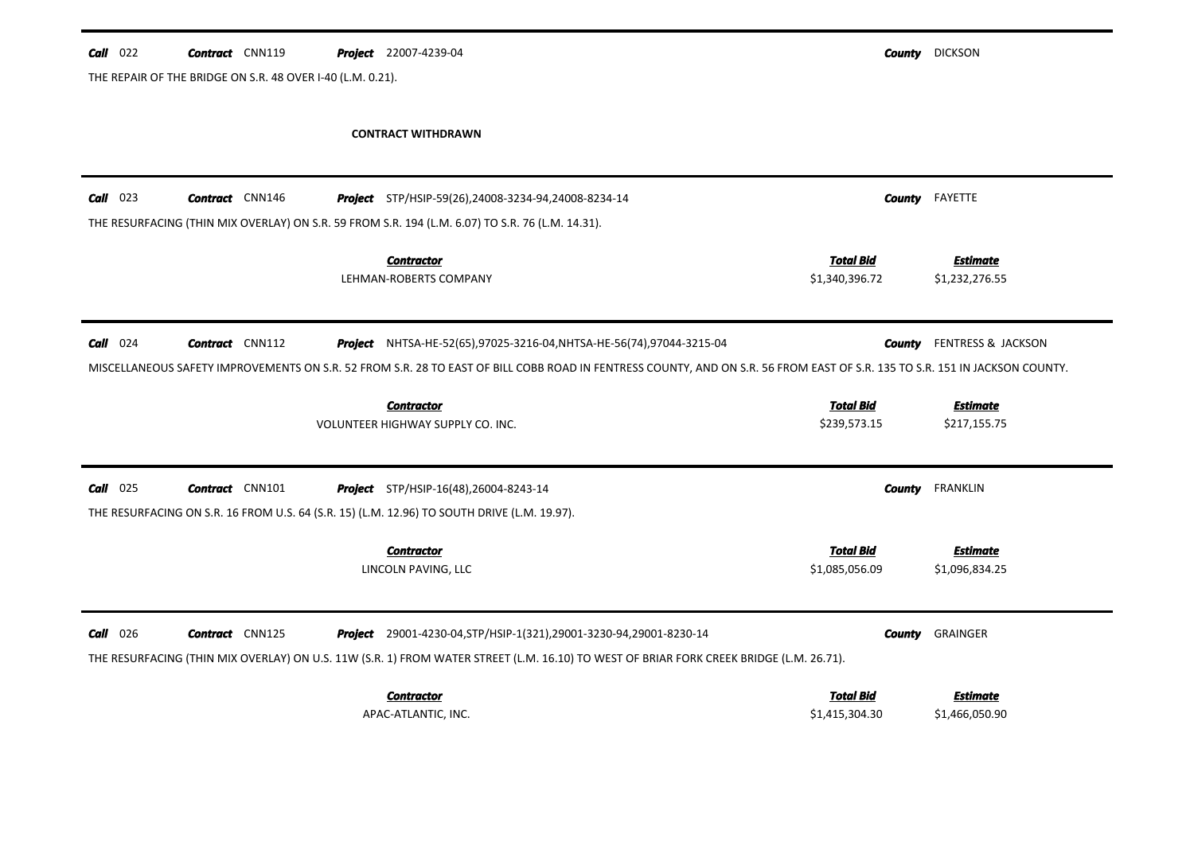**Call** 022 **Contract** CNN119 **Project** 22007-4239-04 **County** DICKSON

THE REPAIR OF THE BRIDGE ON S.R. 48 OVER I-40 (L.M. 0.21).

**CONTRACT WITHDRAWN**

---

**Call** 023 **Contract** CNN146 **Project** STP/HSIP-59(26),24008-3234-94,24008-8234-14 **County** FAYETTE

THE RESURFACING (THIN MIX OVERLAY) ON S.R. 59 FROM S.R. 194 (L.M. 6.07) TO S.R. 76 (L.M. 14.31).

| ***Contractor*** | ***Total Bid*** | ***Estimate*** |
|---|---|---|
| LEHMAN-ROBERTS COMPANY | $1,340,396.72 | $1,232,276.55 |

---

**Call** 024 **Contract** CNN112 **Project** NHTSA-HE-52(65),97025-3216-04,NHTSA-HE-56(74),97044-3215-04 **County** FENTRESS & JACKSON

MISCELLANEOUS SAFETY IMPROVEMENTS ON S.R. 52 FROM S.R. 28 TO EAST OF BILL COBB ROAD IN FENTRESS COUNTY, AND ON S.R. 56 FROM EAST OF S.R. 135 TO S.R. 151 IN JACKSON COUNTY.

| ***Contractor*** | ***Total Bid*** | ***Estimate*** |
|---|---|---|
| VOLUNTEER HIGHWAY SUPPLY CO. INC. | $239,573.15 | $217,155.75 |

---

**Call** 025 **Contract** CNN101 **Project** STP/HSIP-16(48),26004-8243-14 **County** FRANKLIN

THE RESURFACING ON S.R. 16 FROM U.S. 64 (S.R. 15) (L.M. 12.96) TO SOUTH DRIVE (L.M. 19.97).

| ***Contractor*** | ***Total Bid*** | ***Estimate*** |
|---|---|---|
| LINCOLN PAVING, LLC | $1,085,056.09 | $1,096,834.25 |

---

**Call** 026 **Contract** CNN125 **Project** 29001-4230-04,STP/HSIP-1(321),29001-3230-94,29001-8230-14 **County** GRAINGER

THE RESURFACING (THIN MIX OVERLAY) ON U.S. 11W (S.R. 1) FROM WATER STREET (L.M. 16.10) TO WEST OF BRIAR FORK CREEK BRIDGE (L.M. 26.71).

| ***Contractor*** | ***Total Bid*** | ***Estimate*** |
|---|---|---|
| APAC-ATLANTIC, INC. | $1,415,304.30 | $1,466,050.90 |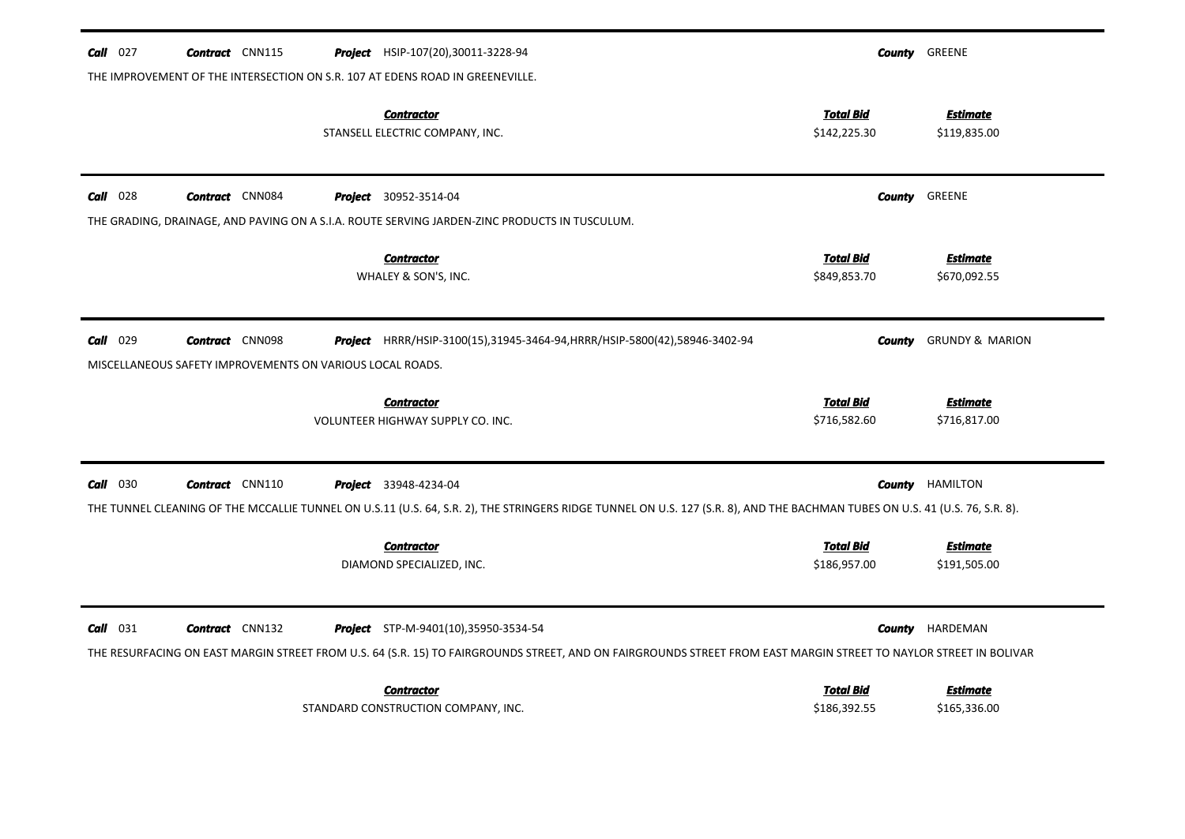**Call** 027 **Contract** CNN115 **Project** HSIP-107(20),30011-3228-94 **County** GREENE

THE IMPROVEMENT OF THE INTERSECTION ON S.R. 107 AT EDENS ROAD IN GREENEVILLE.

| *Contractor* | *Total Bid* | *Estimate* |
|---|---|---|
| STANSELL ELECTRIC COMPANY, INC. | $142,225.30 | $119,835.00 |

---

**Call** 028 **Contract** CNN084 **Project** 30952-3514-04 **County** GREENE

THE GRADING, DRAINAGE, AND PAVING ON A S.I.A. ROUTE SERVING JARDEN-ZINC PRODUCTS IN TUSCULUM.

| *Contractor* | *Total Bid* | *Estimate* |
|---|---|---|
| WHALEY & SON'S, INC. | $849,853.70 | $670,092.55 |

---

**Call** 029 **Contract** CNN098 **Project** HRRR/HSIP-3100(15),31945-3464-94,HRRR/HSIP-5800(42),58946-3402-94 **County** GRUNDY & MARION

MISCELLANEOUS SAFETY IMPROVEMENTS ON VARIOUS LOCAL ROADS.

| *Contractor* | *Total Bid* | *Estimate* |
|---|---|---|
| VOLUNTEER HIGHWAY SUPPLY CO. INC. | $716,582.60 | $716,817.00 |

---

**Call** 030 **Contract** CNN110 **Project** 33948-4234-04 **County** HAMILTON

THE TUNNEL CLEANING OF THE MCCALLIE TUNNEL ON U.S.11 (U.S. 64, S.R. 2), THE STRINGERS RIDGE TUNNEL ON U.S. 127 (S.R. 8), AND THE BACHMAN TUBES ON U.S. 41 (U.S. 76, S.R. 8).

| *Contractor* | *Total Bid* | *Estimate* |
|---|---|---|
| DIAMOND SPECIALIZED, INC. | $186,957.00 | $191,505.00 |

---

**Call** 031 **Contract** CNN132 **Project** STP-M-9401(10),35950-3534-54 **County** HARDEMAN

THE RESURFACING ON EAST MARGIN STREET FROM U.S. 64 (S.R. 15) TO FAIRGROUNDS STREET, AND ON FAIRGROUNDS STREET FROM EAST MARGIN STREET TO NAYLOR STREET IN BOLIVAR

| *Contractor* | *Total Bid* | *Estimate* |
|---|---|---|
| STANDARD CONSTRUCTION COMPANY, INC. | $186,392.55 | $165,336.00 |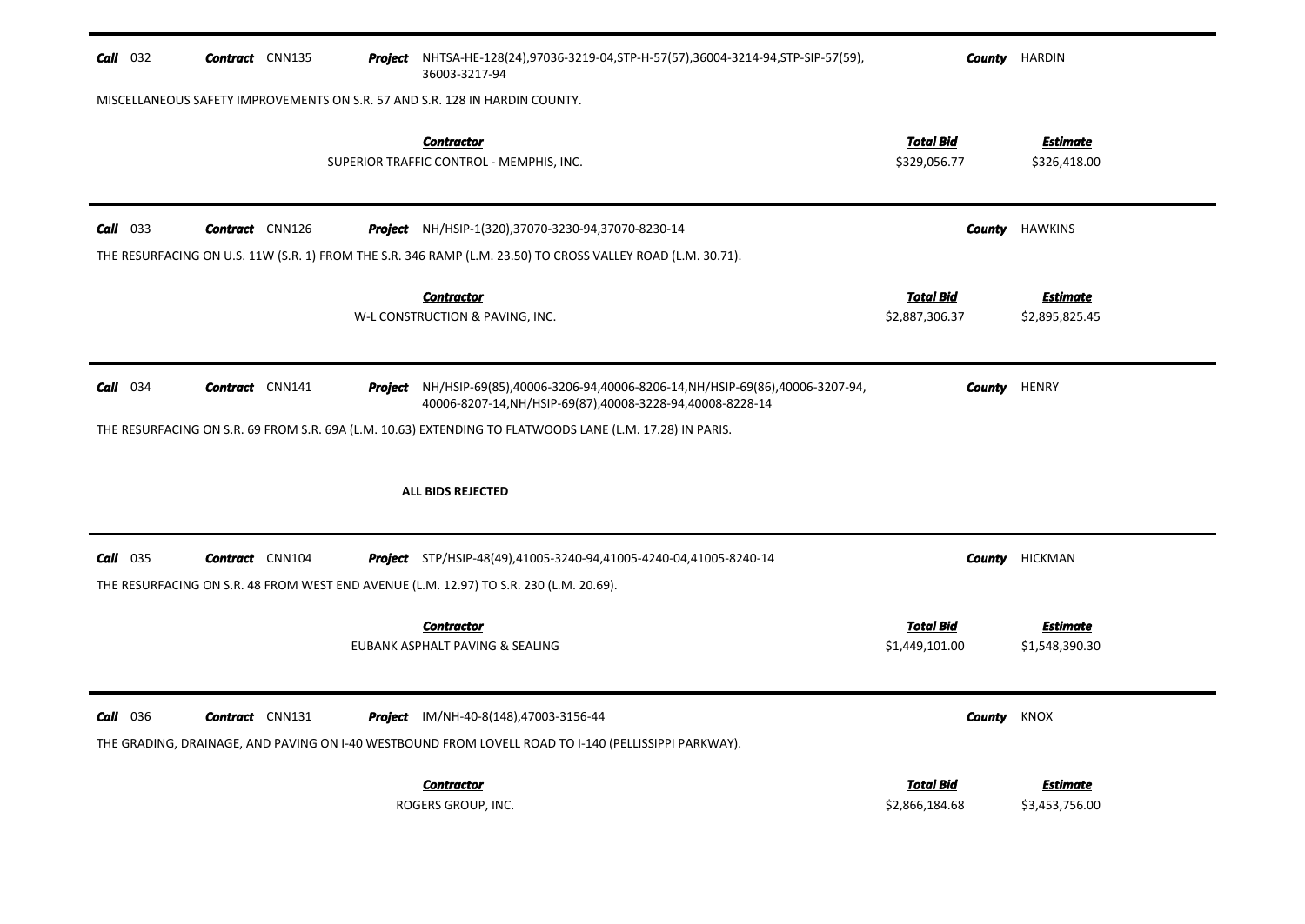**Call** 032 **Contract** CNN135 **Project** NHTSA-HE-128(24),97036-3219-04,STP-H-57(57),36004-3214-94,STP-SIP-57(59), 36003-3217-94 **County** HARDIN

MISCELLANEOUS SAFETY IMPROVEMENTS ON S.R. 57 AND S.R. 128 IN HARDIN COUNTY.

| Contractor | Total Bid | Estimate |
|---|---|---|
| SUPERIOR TRAFFIC CONTROL - MEMPHIS, INC. | $329,056.77 | $326,418.00 |

---

**Call** 033 **Contract** CNN126 **Project** NH/HSIP-1(320),37070-3230-94,37070-8230-14 **County** HAWKINS

THE RESURFACING ON U.S. 11W (S.R. 1) FROM THE S.R. 346 RAMP (L.M. 23.50) TO CROSS VALLEY ROAD (L.M. 30.71).

| Contractor | Total Bid | Estimate |
|---|---|---|
| W-L CONSTRUCTION & PAVING, INC. | $2,887,306.37 | $2,895,825.45 |

---

**Call** 034 **Contract** CNN141 **Project** NH/HSIP-69(85),40006-3206-94,40006-8206-14,NH/HSIP-69(86),40006-3207-94, 40006-8207-14,NH/HSIP-69(87),40008-3228-94,40008-8228-14 **County** HENRY

THE RESURFACING ON S.R. 69 FROM S.R. 69A (L.M. 10.63) EXTENDING TO FLATWOODS LANE (L.M. 17.28) IN PARIS.

**ALL BIDS REJECTED**

---

**Call** 035 **Contract** CNN104 **Project** STP/HSIP-48(49),41005-3240-94,41005-4240-04,41005-8240-14 **County** HICKMAN

THE RESURFACING ON S.R. 48 FROM WEST END AVENUE (L.M. 12.97) TO S.R. 230 (L.M. 20.69).

| Contractor | Total Bid | Estimate |
|---|---|---|
| EUBANK ASPHALT PAVING & SEALING | $1,449,101.00 | $1,548,390.30 |

---

**Call** 036 **Contract** CNN131 **Project** IM/NH-40-8(148),47003-3156-44 **County** KNOX

THE GRADING, DRAINAGE, AND PAVING ON I-40 WESTBOUND FROM LOVELL ROAD TO I-140 (PELLISSIPPI PARKWAY).

| Contractor | Total Bid | Estimate |
|---|---|---|
| ROGERS GROUP, INC. | $2,866,184.68 | $3,453,756.00 |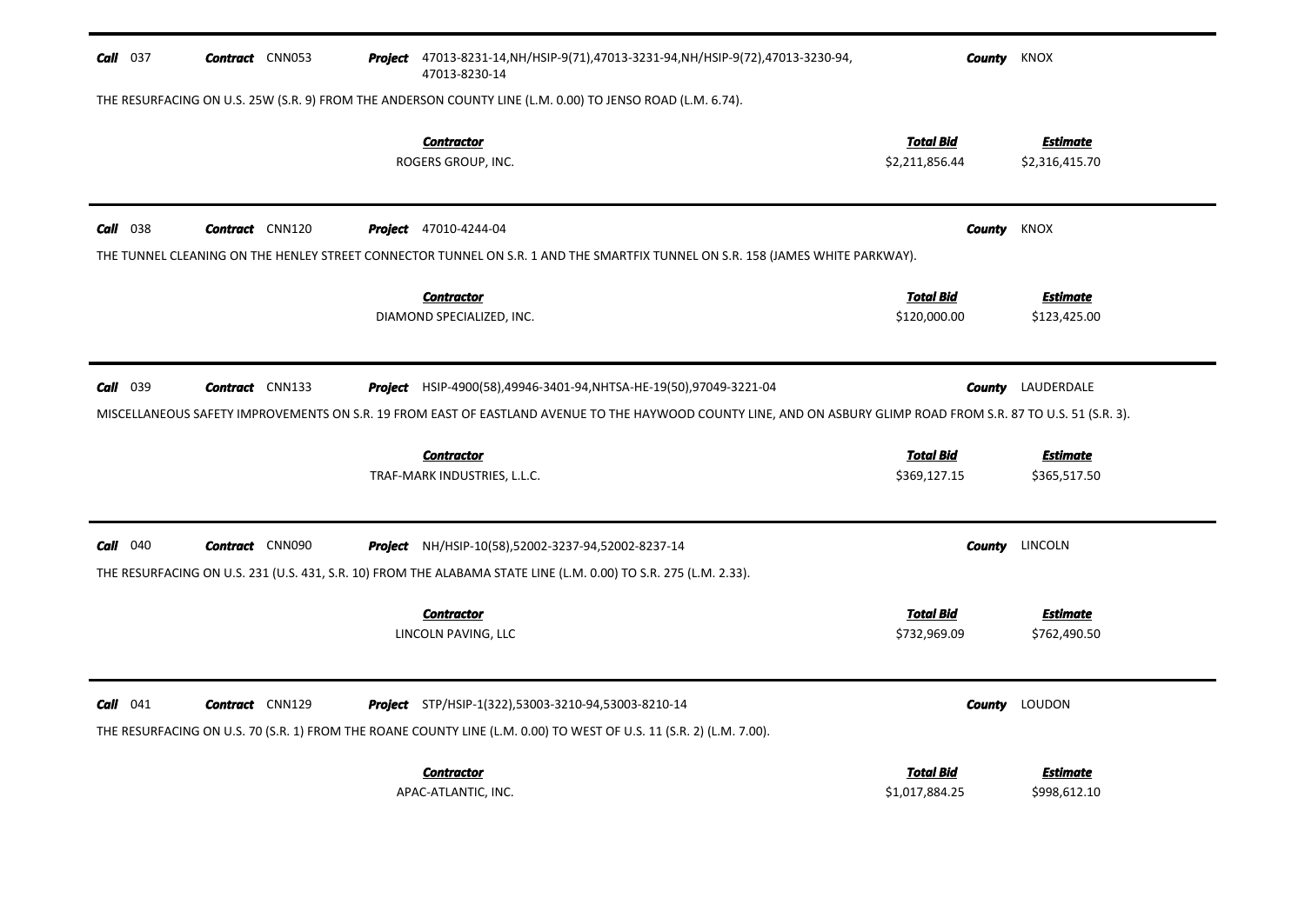**Call** 037 **Contract** CNN053 **Project** 47013-8231-14,NH/HSIP-9(71),47013-3231-94,NH/HSIP-9(72),47013-3230-94, 47013-8230-14 **County** KNOX

THE RESURFACING ON U.S. 25W (S.R. 9) FROM THE ANDERSON COUNTY LINE (L.M. 0.00) TO JENSO ROAD (L.M. 6.74).

| Contractor | Total Bid | Estimate |
|---|---|---|
| ROGERS GROUP, INC. | $2,211,856.44 | $2,316,415.70 |

---

**Call** 038 **Contract** CNN120 **Project** 47010-4244-04 **County** KNOX

THE TUNNEL CLEANING ON THE HENLEY STREET CONNECTOR TUNNEL ON S.R. 1 AND THE SMARTFIX TUNNEL ON S.R. 158 (JAMES WHITE PARKWAY).

| Contractor | Total Bid | Estimate |
|---|---|---|
| DIAMOND SPECIALIZED, INC. | $120,000.00 | $123,425.00 |

---

**Call** 039 **Contract** CNN133 **Project** HSIP-4900(58),49946-3401-94,NHTSA-HE-19(50),97049-3221-04 **County** LAUDERDALE

MISCELLANEOUS SAFETY IMPROVEMENTS ON S.R. 19 FROM EAST OF EASTLAND AVENUE TO THE HAYWOOD COUNTY LINE, AND ON ASBURY GLIMP ROAD FROM S.R. 87 TO U.S. 51 (S.R. 3).

| Contractor | Total Bid | Estimate |
|---|---|---|
| TRAF-MARK INDUSTRIES, L.L.C. | $369,127.15 | $365,517.50 |

---

**Call** 040 **Contract** CNN090 **Project** NH/HSIP-10(58),52002-3237-94,52002-8237-14 **County** LINCOLN

THE RESURFACING ON U.S. 231 (U.S. 431, S.R. 10) FROM THE ALABAMA STATE LINE (L.M. 0.00) TO S.R. 275 (L.M. 2.33).

| Contractor | Total Bid | Estimate |
|---|---|---|
| LINCOLN PAVING, LLC | $732,969.09 | $762,490.50 |

---

**Call** 041 **Contract** CNN129 **Project** STP/HSIP-1(322),53003-3210-94,53003-8210-14 **County** LOUDON

THE RESURFACING ON U.S. 70 (S.R. 1) FROM THE ROANE COUNTY LINE (L.M. 0.00) TO WEST OF U.S. 11 (S.R. 2) (L.M. 7.00).

| Contractor | Total Bid | Estimate |
|---|---|---|
| APAC-ATLANTIC, INC. | $1,017,884.25 | $998,612.10 |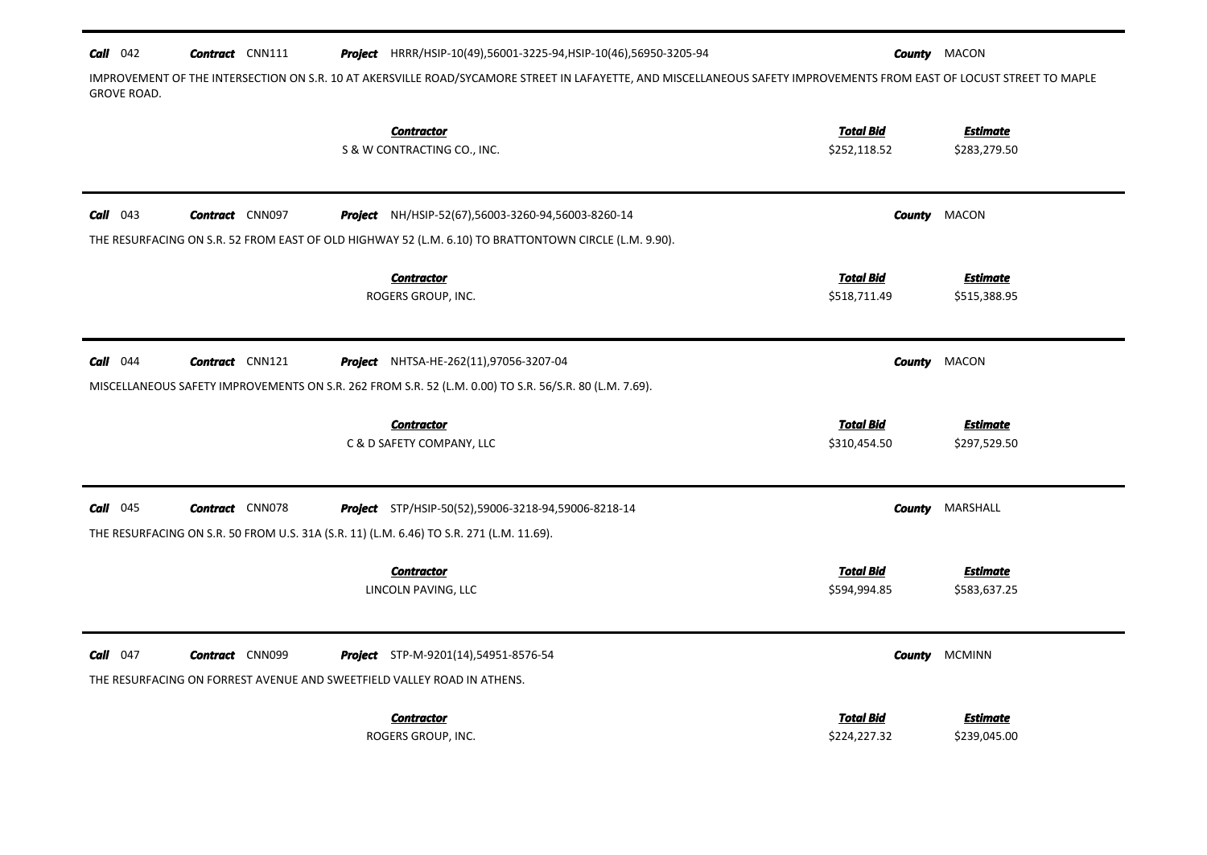**Call** 042 **Contract** CNN111 **Project** HRRR/HSIP-10(49),56001-3225-94,HSIP-10(46),56950-3205-94 **County** MACON

IMPROVEMENT OF THE INTERSECTION ON S.R. 10 AT AKERSVILLE ROAD/SYCAMORE STREET IN LAFAYETTE, AND MISCELLANEOUS SAFETY IMPROVEMENTS FROM EAST OF LOCUST STREET TO MAPLE GROVE ROAD.

| Contractor | Total Bid | Estimate |
|---|---|---|
| S & W CONTRACTING CO., INC. | $252,118.52 | $283,279.50 |

---

**Call** 043 **Contract** CNN097 **Project** NH/HSIP-52(67),56003-3260-94,56003-8260-14 **County** MACON

THE RESURFACING ON S.R. 52 FROM EAST OF OLD HIGHWAY 52 (L.M. 6.10) TO BRATTONTOWN CIRCLE (L.M. 9.90).

| Contractor | Total Bid | Estimate |
|---|---|---|
| ROGERS GROUP, INC. | $518,711.49 | $515,388.95 |

---

**Call** 044 **Contract** CNN121 **Project** NHTSA-HE-262(11),97056-3207-04 **County** MACON

MISCELLANEOUS SAFETY IMPROVEMENTS ON S.R. 262 FROM S.R. 52 (L.M. 0.00) TO S.R. 56/S.R. 80 (L.M. 7.69).

| Contractor | Total Bid | Estimate |
|---|---|---|
| C & D SAFETY COMPANY, LLC | $310,454.50 | $297,529.50 |

---

**Call** 045 **Contract** CNN078 **Project** STP/HSIP-50(52),59006-3218-94,59006-8218-14 **County** MARSHALL

THE RESURFACING ON S.R. 50 FROM U.S. 31A (S.R. 11) (L.M. 6.46) TO S.R. 271 (L.M. 11.69).

| Contractor | Total Bid | Estimate |
|---|---|---|
| LINCOLN PAVING, LLC | $594,994.85 | $583,637.25 |

---

**Call** 047 **Contract** CNN099 **Project** STP-M-9201(14),54951-8576-54 **County** MCMINN

THE RESURFACING ON FORREST AVENUE AND SWEETFIELD VALLEY ROAD IN ATHENS.

| Contractor | Total Bid | Estimate |
|---|---|---|
| ROGERS GROUP, INC. | $224,227.32 | $239,045.00 |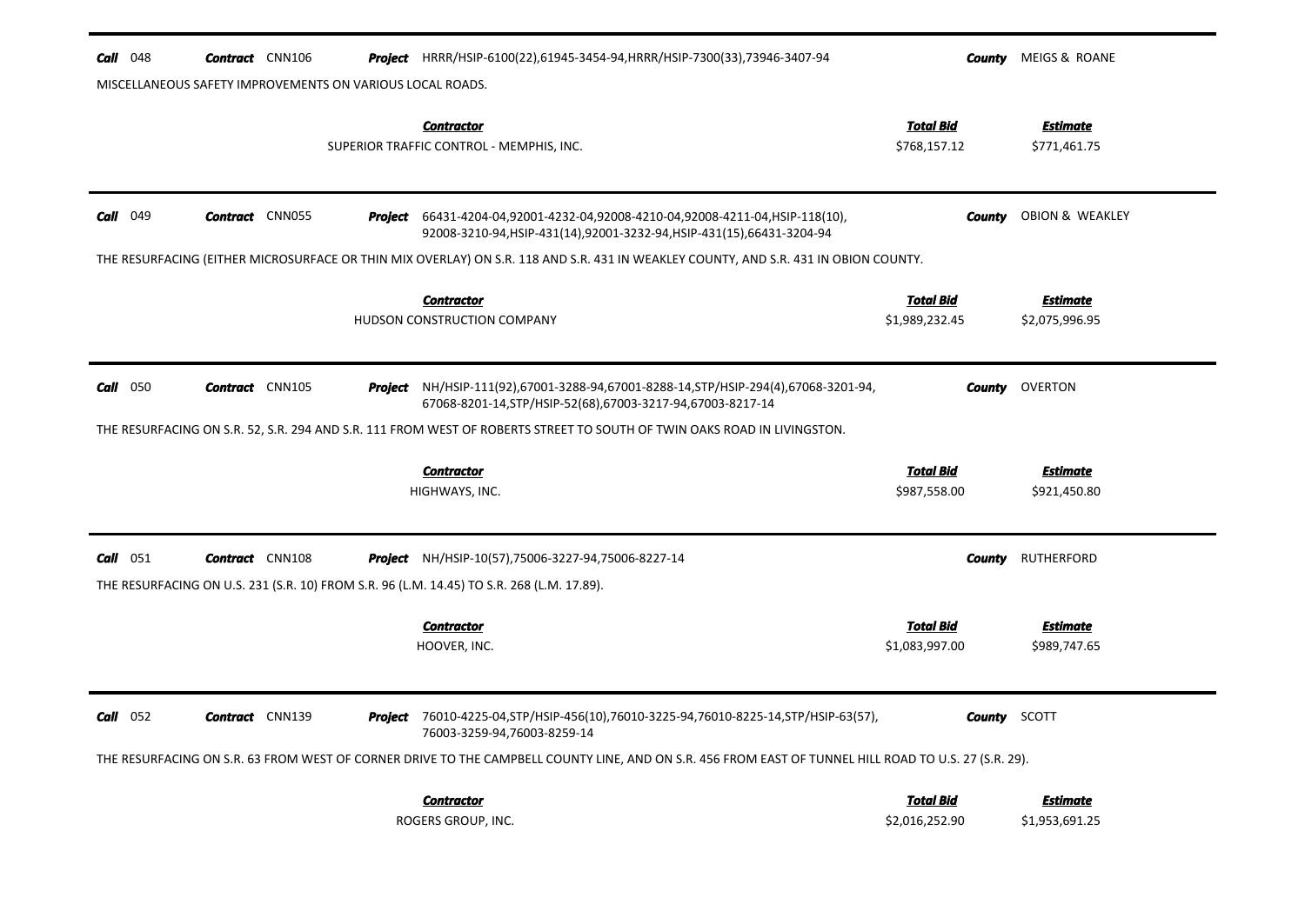**Call** 048 **Contract** CNN106 **Project** HRRR/HSIP-6100(22),61945-3454-94,HRRR/HSIP-7300(33),73946-3407-94 **County** MEIGS & ROANE

MISCELLANEOUS SAFETY IMPROVEMENTS ON VARIOUS LOCAL ROADS.

| Contractor | Total Bid | Estimate |
|---|---|---|
| SUPERIOR TRAFFIC CONTROL - MEMPHIS, INC. | $768,157.12 | $771,461.75 |

---

**Call** 049 **Contract** CNN055 **Project** 66431-4204-04,92001-4232-04,92008-4210-04,92008-4211-04,HSIP-118(10), 92008-3210-94,HSIP-431(14),92001-3232-94,HSIP-431(15),66431-3204-94 **County** OBION & WEAKLEY

THE RESURFACING (EITHER MICROSURFACE OR THIN MIX OVERLAY) ON S.R. 118 AND S.R. 431 IN WEAKLEY COUNTY, AND S.R. 431 IN OBION COUNTY.

| Contractor | Total Bid | Estimate |
|---|---|---|
| HUDSON CONSTRUCTION COMPANY | $1,989,232.45 | $2,075,996.95 |

---

**Call** 050 **Contract** CNN105 **Project** NH/HSIP-111(92),67001-3288-94,67001-8288-14,STP/HSIP-294(4),67068-3201-94, 67068-8201-14,STP/HSIP-52(68),67003-3217-94,67003-8217-14 **County** OVERTON

THE RESURFACING ON S.R. 52, S.R. 294 AND S.R. 111 FROM WEST OF ROBERTS STREET TO SOUTH OF TWIN OAKS ROAD IN LIVINGSTON.

| Contractor | Total Bid | Estimate |
|---|---|---|
| HIGHWAYS, INC. | $987,558.00 | $921,450.80 |

---

**Call** 051 **Contract** CNN108 **Project** NH/HSIP-10(57),75006-3227-94,75006-8227-14 **County** RUTHERFORD

THE RESURFACING ON U.S. 231 (S.R. 10) FROM S.R. 96 (L.M. 14.45) TO S.R. 268 (L.M. 17.89).

| Contractor | Total Bid | Estimate |
|---|---|---|
| HOOVER, INC. | $1,083,997.00 | $989,747.65 |

---

**Call** 052 **Contract** CNN139 **Project** 76010-4225-04,STP/HSIP-456(10),76010-3225-94,76010-8225-14,STP/HSIP-63(57), 76003-3259-94,76003-8259-14 **County** SCOTT

THE RESURFACING ON S.R. 63 FROM WEST OF CORNER DRIVE TO THE CAMPBELL COUNTY LINE, AND ON S.R. 456 FROM EAST OF TUNNEL HILL ROAD TO U.S. 27 (S.R. 29).

| Contractor | Total Bid | Estimate |
|---|---|---|
| ROGERS GROUP, INC. | $2,016,252.90 | $1,953,691.25 |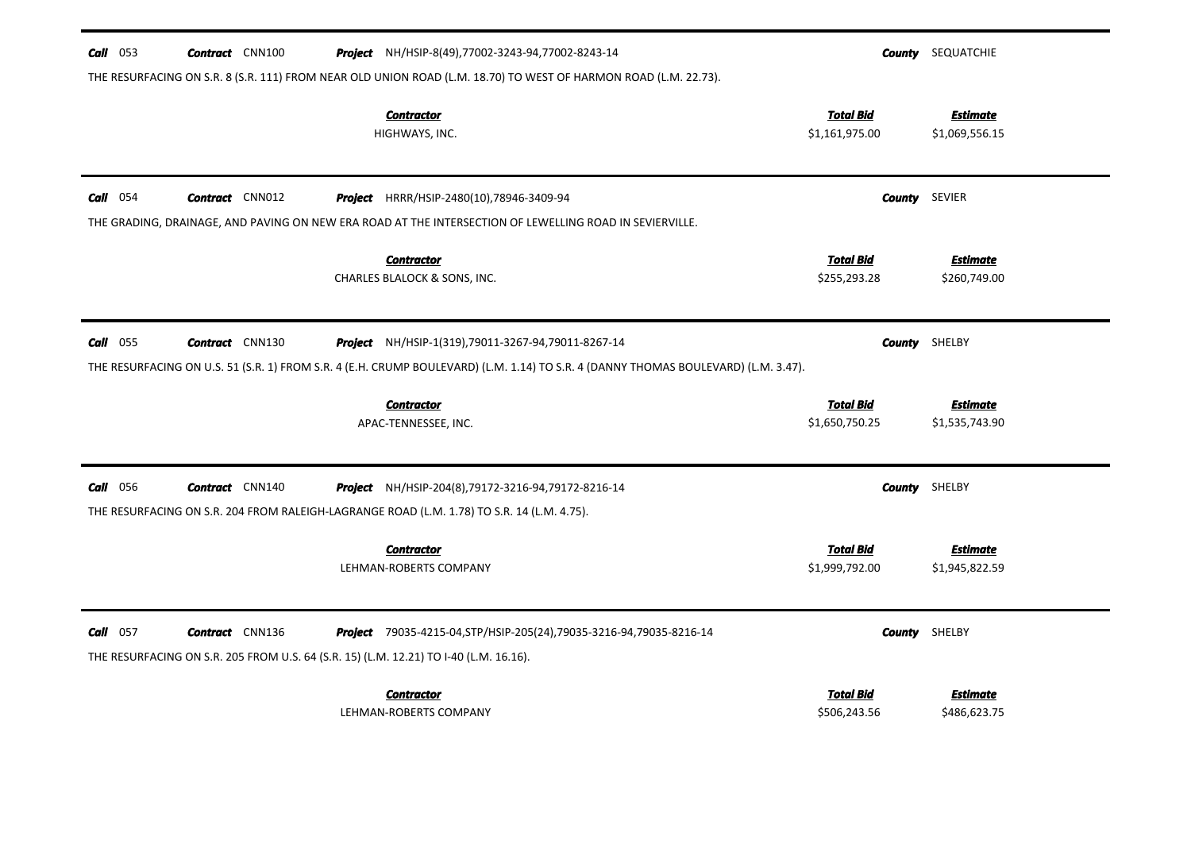**Call** 053 **Contract** CNN100 **Project** NH/HSIP-8(49),77002-3243-94,77002-8243-14 **County** SEQUATCHIE

THE RESURFACING ON S.R. 8 (S.R. 111) FROM NEAR OLD UNION ROAD (L.M. 18.70) TO WEST OF HARMON ROAD (L.M. 22.73).

| Contractor | Total Bid | Estimate |
|---|---|---|
| HIGHWAYS, INC. | $1,161,975.00 | $1,069,556.15 |

---

**Call** 054 **Contract** CNN012 **Project** HRRR/HSIP-2480(10),78946-3409-94 **County** SEVIER

THE GRADING, DRAINAGE, AND PAVING ON NEW ERA ROAD AT THE INTERSECTION OF LEWELLING ROAD IN SEVIERVILLE.

| Contractor | Total Bid | Estimate |
|---|---|---|
| CHARLES BLALOCK & SONS, INC. | $255,293.28 | $260,749.00 |

---

**Call** 055 **Contract** CNN130 **Project** NH/HSIP-1(319),79011-3267-94,79011-8267-14 **County** SHELBY

THE RESURFACING ON U.S. 51 (S.R. 1) FROM S.R. 4 (E.H. CRUMP BOULEVARD) (L.M. 1.14) TO S.R. 4 (DANNY THOMAS BOULEVARD) (L.M. 3.47).

| Contractor | Total Bid | Estimate |
|---|---|---|
| APAC-TENNESSEE, INC. | $1,650,750.25 | $1,535,743.90 |

---

**Call** 056 **Contract** CNN140 **Project** NH/HSIP-204(8),79172-3216-94,79172-8216-14 **County** SHELBY

THE RESURFACING ON S.R. 204 FROM RALEIGH-LAGRANGE ROAD (L.M. 1.78) TO S.R. 14 (L.M. 4.75).

| Contractor | Total Bid | Estimate |
|---|---|---|
| LEHMAN-ROBERTS COMPANY | $1,999,792.00 | $1,945,822.59 |

---

**Call** 057 **Contract** CNN136 **Project** 79035-4215-04,STP/HSIP-205(24),79035-3216-94,79035-8216-14 **County** SHELBY

THE RESURFACING ON S.R. 205 FROM U.S. 64 (S.R. 15) (L.M. 12.21) TO I-40 (L.M. 16.16).

| Contractor | Total Bid | Estimate |
|---|---|---|
| LEHMAN-ROBERTS COMPANY | $506,243.56 | $486,623.75 |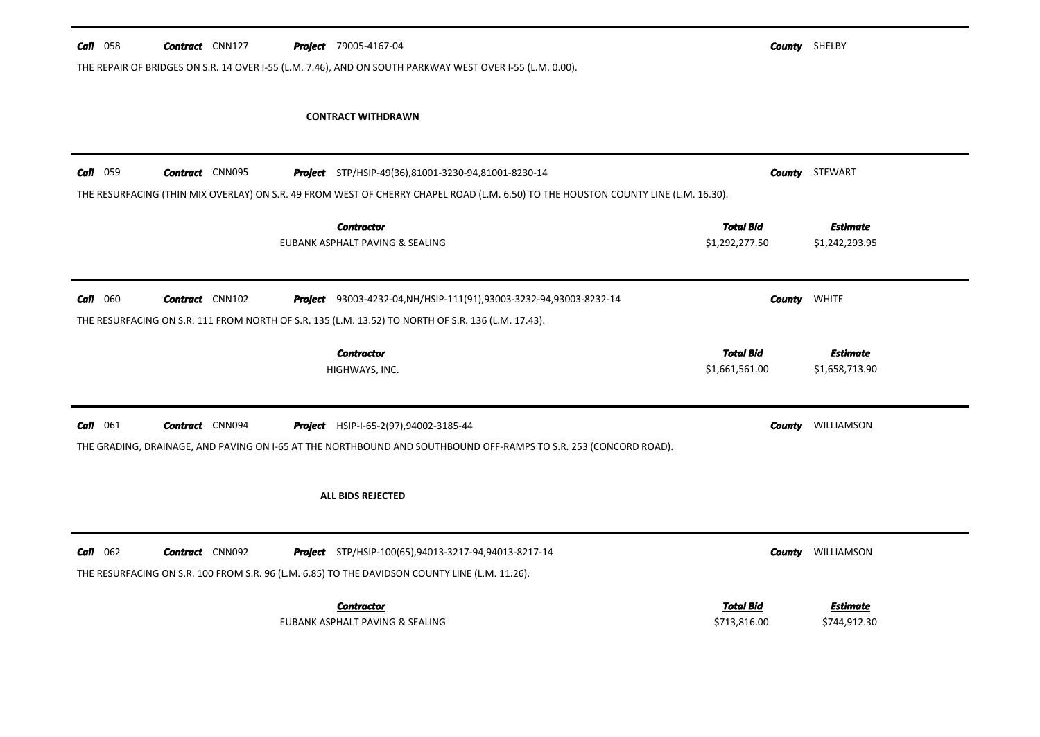**Call** 058 **Contract** CNN127 **Project** 79005-4167-04 **County** SHELBY

THE REPAIR OF BRIDGES ON S.R. 14 OVER I-55 (L.M. 7.46), AND ON SOUTH PARKWAY WEST OVER I-55 (L.M. 0.00).

**CONTRACT WITHDRAWN**

---

**Call** 059 **Contract** CNN095 **Project** STP/HSIP-49(36),81001-3230-94,81001-8230-14 **County** STEWART

THE RESURFACING (THIN MIX OVERLAY) ON S.R. 49 FROM WEST OF CHERRY CHAPEL ROAD (L.M. 6.50) TO THE HOUSTON COUNTY LINE (L.M. 16.30).

| Contractor | Total Bid | Estimate |
|---|---|---|
| EUBANK ASPHALT PAVING & SEALING | $1,292,277.50 | $1,242,293.95 |

---

**Call** 060 **Contract** CNN102 **Project** 93003-4232-04,NH/HSIP-111(91),93003-3232-94,93003-8232-14 **County** WHITE

THE RESURFACING ON S.R. 111 FROM NORTH OF S.R. 135 (L.M. 13.52) TO NORTH OF S.R. 136 (L.M. 17.43).

| Contractor | Total Bid | Estimate |
|---|---|---|
| HIGHWAYS, INC. | $1,661,561.00 | $1,658,713.90 |

---

**Call** 061 **Contract** CNN094 **Project** HSIP-I-65-2(97),94002-3185-44 **County** WILLIAMSON

THE GRADING, DRAINAGE, AND PAVING ON I-65 AT THE NORTHBOUND AND SOUTHBOUND OFF-RAMPS TO S.R. 253 (CONCORD ROAD).

**ALL BIDS REJECTED**

---

**Call** 062 **Contract** CNN092 **Project** STP/HSIP-100(65),94013-3217-94,94013-8217-14 **County** WILLIAMSON

THE RESURFACING ON S.R. 100 FROM S.R. 96 (L.M. 6.85) TO THE DAVIDSON COUNTY LINE (L.M. 11.26).

| Contractor | Total Bid | Estimate |
|---|---|---|
| EUBANK ASPHALT PAVING & SEALING | $713,816.00 | $744,912.30 |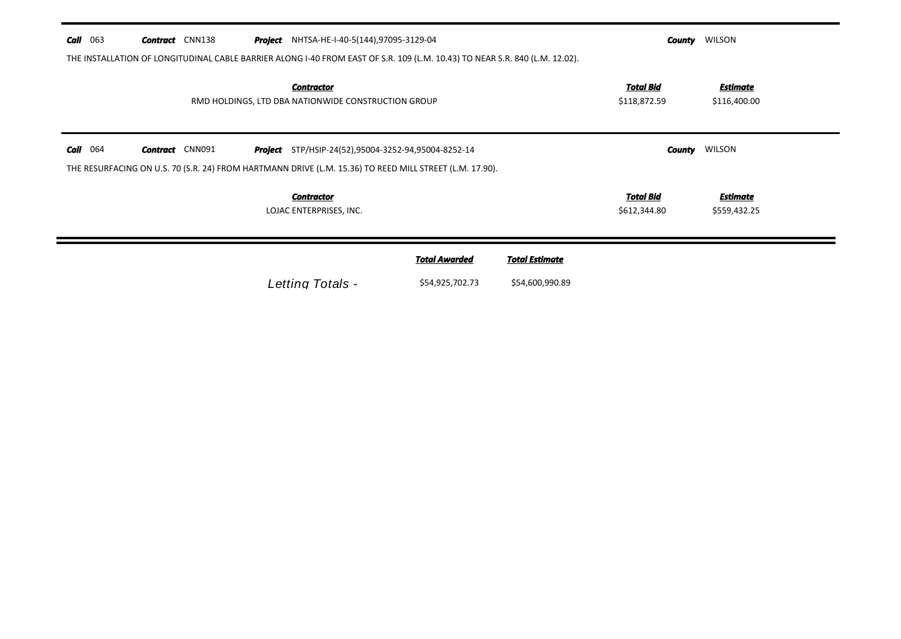**Call** 063 **Contract** CNN138 **Project** NHTSA-HE-I-40-5(144),97095-3129-04 **County** WILSON

THE INSTALLATION OF LONGITUDINAL CABLE BARRIER ALONG I-40 FROM EAST OF S.R. 109 (L.M. 10.43) TO NEAR S.R. 840 (L.M. 12.02).

| Contractor | Total Bid | Estimate |
|---|---|---|
| RMD HOLDINGS, LTD DBA NATIONWIDE CONSTRUCTION GROUP | $118,872.59 | $116,400.00 |

---

**Call** 064 **Contract** CNN091 **Project** STP/HSIP-24(52),95004-3252-94,95004-8252-14 **County** WILSON

THE RESURFACING ON U.S. 70 (S.R. 24) FROM HARTMANN DRIVE (L.M. 15.36) TO REED MILL STREET (L.M. 17.90).

| Contractor | Total Bid | Estimate |
|---|---|---|
| LOJAC ENTERPRISES, INC. | $612,344.80 | $559,432.25 |

---

| | Total Awarded | Total Estimate |
|---|---|---|
| Letting Totals - | $54,925,702.73 | $54,600,990.89 |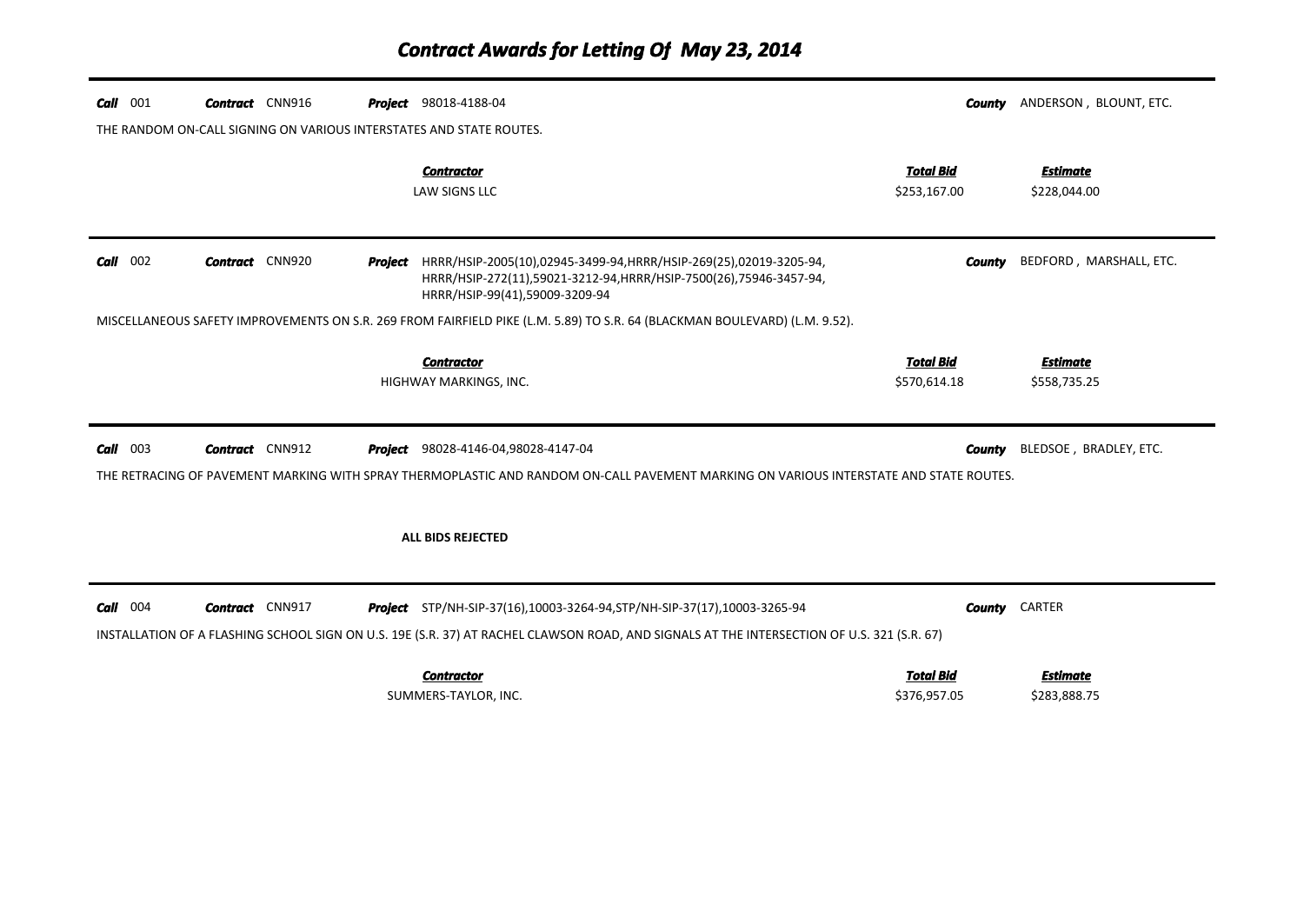# Contract Awards for Letting Of May 23, 2014

**Call** 001 **Contract** CNN916 **Project** 98018-4188-04 **County** ANDERSON , BLOUNT, ETC.

THE RANDOM ON-CALL SIGNING ON VARIOUS INTERSTATES AND STATE ROUTES.

| Contractor | Total Bid | Estimate |
|---|---|---|
| LAW SIGNS LLC | $253,167.00 | $228,044.00 |

---

**Call** 002 **Contract** CNN920 **Project** HRRR/HSIP-2005(10),02945-3499-94,HRRR/HSIP-269(25),02019-3205-94, HRRR/HSIP-272(11),59021-3212-94,HRRR/HSIP-7500(26),75946-3457-94, HRRR/HSIP-99(41),59009-3209-94 **County** BEDFORD , MARSHALL, ETC.

MISCELLANEOUS SAFETY IMPROVEMENTS ON S.R. 269 FROM FAIRFIELD PIKE (L.M. 5.89) TO S.R. 64 (BLACKMAN BOULEVARD) (L.M. 9.52).

| Contractor | Total Bid | Estimate |
|---|---|---|
| HIGHWAY MARKINGS, INC. | $570,614.18 | $558,735.25 |

---

**Call** 003 **Contract** CNN912 **Project** 98028-4146-04,98028-4147-04 **County** BLEDSOE , BRADLEY, ETC.

THE RETRACING OF PAVEMENT MARKING WITH SPRAY THERMOPLASTIC AND RANDOM ON-CALL PAVEMENT MARKING ON VARIOUS INTERSTATE AND STATE ROUTES.

**ALL BIDS REJECTED**

---

**Call** 004 **Contract** CNN917 **Project** STP/NH-SIP-37(16),10003-3264-94,STP/NH-SIP-37(17),10003-3265-94 **County** CARTER

INSTALLATION OF A FLASHING SCHOOL SIGN ON U.S. 19E (S.R. 37) AT RACHEL CLAWSON ROAD, AND SIGNALS AT THE INTERSECTION OF U.S. 321 (S.R. 67)

| Contractor | Total Bid | Estimate |
|---|---|---|
| SUMMERS-TAYLOR, INC. | $376,957.05 | $283,888.75 |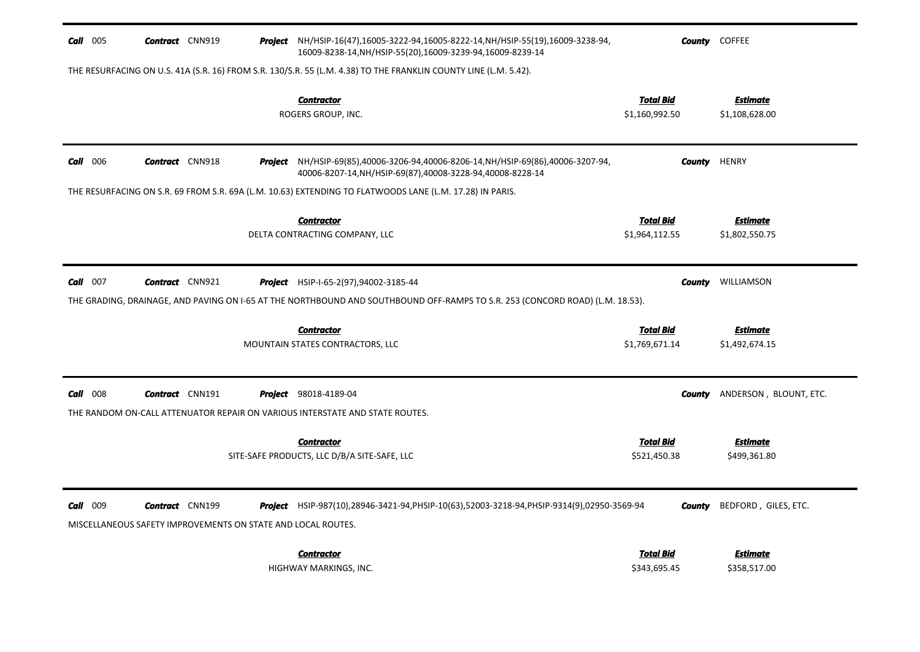**Call** 005 **Contract** CNN919 **Project** NH/HSIP-16(47),16005-3222-94,16005-8222-14,NH/HSIP-55(19),16009-3238-94, 16009-8238-14,NH/HSIP-55(20),16009-3239-94,16009-8239-14 **County** COFFEE

THE RESURFACING ON U.S. 41A (S.R. 16) FROM S.R. 130/S.R. 55 (L.M. 4.38) TO THE FRANKLIN COUNTY LINE (L.M. 5.42).

| Contractor | Total Bid | Estimate |
|---|---|---|
| ROGERS GROUP, INC. | $1,160,992.50 | $1,108,628.00 |

---

**Call** 006 **Contract** CNN918 **Project** NH/HSIP-69(85),40006-3206-94,40006-8206-14,NH/HSIP-69(86),40006-3207-94, 40006-8207-14,NH/HSIP-69(87),40008-3228-94,40008-8228-14 **County** HENRY

THE RESURFACING ON S.R. 69 FROM S.R. 69A (L.M. 10.63) EXTENDING TO FLATWOODS LANE (L.M. 17.28) IN PARIS.

| Contractor | Total Bid | Estimate |
|---|---|---|
| DELTA CONTRACTING COMPANY, LLC | $1,964,112.55 | $1,802,550.75 |

---

**Call** 007 **Contract** CNN921 **Project** HSIP-I-65-2(97),94002-3185-44 **County** WILLIAMSON

THE GRADING, DRAINAGE, AND PAVING ON I-65 AT THE NORTHBOUND AND SOUTHBOUND OFF-RAMPS TO S.R. 253 (CONCORD ROAD) (L.M. 18.53).

| Contractor | Total Bid | Estimate |
|---|---|---|
| MOUNTAIN STATES CONTRACTORS, LLC | $1,769,671.14 | $1,492,674.15 |

---

**Call** 008 **Contract** CNN191 **Project** 98018-4189-04 **County** ANDERSON , BLOUNT, ETC.

THE RANDOM ON-CALL ATTENUATOR REPAIR ON VARIOUS INTERSTATE AND STATE ROUTES.

| Contractor | Total Bid | Estimate |
|---|---|---|
| SITE-SAFE PRODUCTS, LLC D/B/A SITE-SAFE, LLC | $521,450.38 | $499,361.80 |

---

**Call** 009 **Contract** CNN199 **Project** HSIP-987(10),28946-3421-94,PHSIP-10(63),52003-3218-94,PHSIP-9314(9),02950-3569-94 **County** BEDFORD , GILES, ETC.

MISCELLANEOUS SAFETY IMPROVEMENTS ON STATE AND LOCAL ROUTES.

| Contractor | Total Bid | Estimate |
|---|---|---|
| HIGHWAY MARKINGS, INC. | $343,695.45 | $358,517.00 |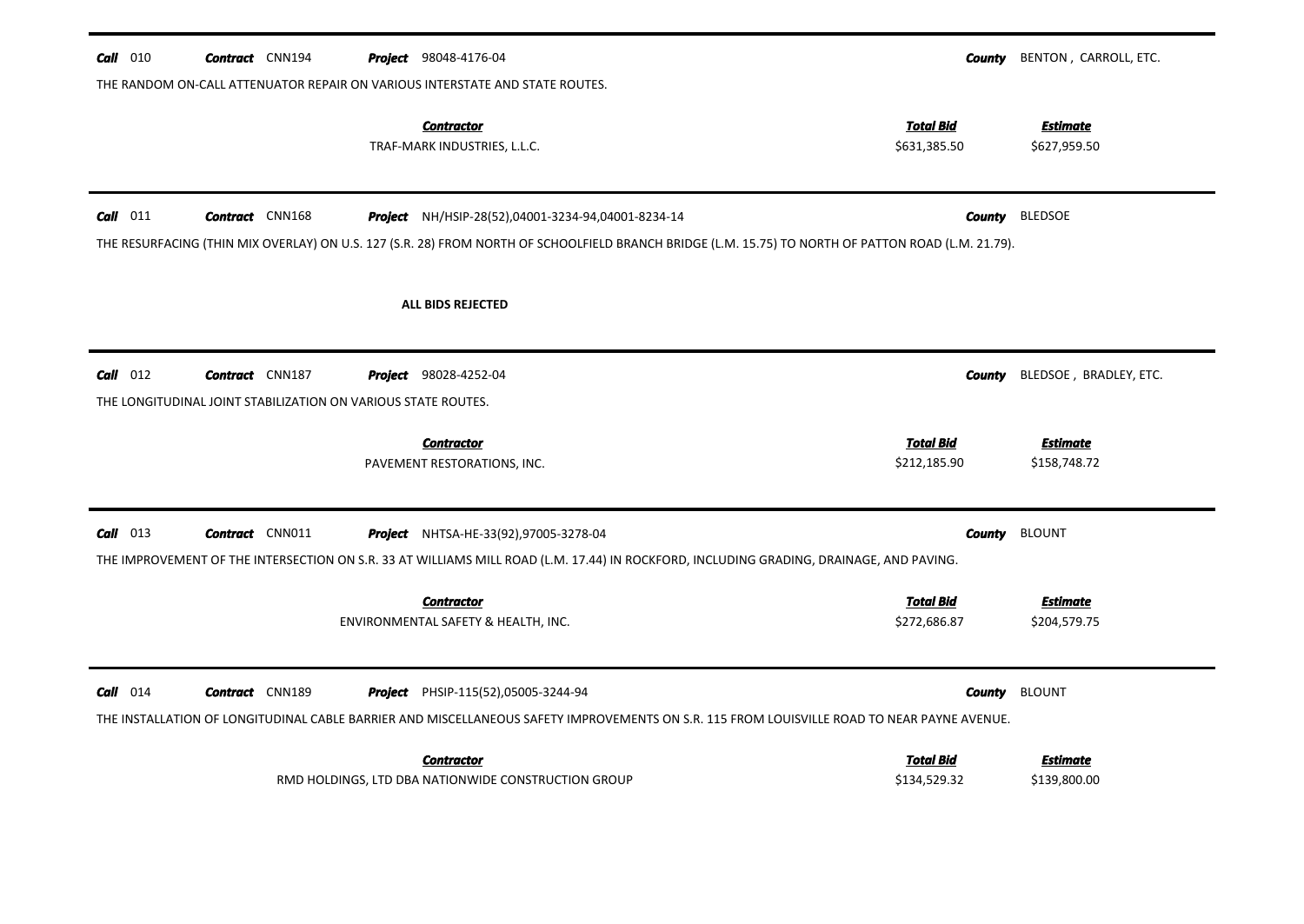**Call** 010 **Contract** CNN194 **Project** 98048-4176-04 **County** BENTON , CARROLL, ETC.

THE RANDOM ON-CALL ATTENUATOR REPAIR ON VARIOUS INTERSTATE AND STATE ROUTES.

| Contractor | Total Bid | Estimate |
|---|---|---|
| TRAF-MARK INDUSTRIES, L.L.C. | $631,385.50 | $627,959.50 |

---

**Call** 011 **Contract** CNN168 **Project** NH/HSIP-28(52),04001-3234-94,04001-8234-14 **County** BLEDSOE

THE RESURFACING (THIN MIX OVERLAY) ON U.S. 127 (S.R. 28) FROM NORTH OF SCHOOLFIELD BRANCH BRIDGE (L.M. 15.75) TO NORTH OF PATTON ROAD (L.M. 21.79).

**ALL BIDS REJECTED**

---

**Call** 012 **Contract** CNN187 **Project** 98028-4252-04 **County** BLEDSOE , BRADLEY, ETC.

THE LONGITUDINAL JOINT STABILIZATION ON VARIOUS STATE ROUTES.

| Contractor | Total Bid | Estimate |
|---|---|---|
| PAVEMENT RESTORATIONS, INC. | $212,185.90 | $158,748.72 |

---

**Call** 013 **Contract** CNN011 **Project** NHTSA-HE-33(92),97005-3278-04 **County** BLOUNT

THE IMPROVEMENT OF THE INTERSECTION ON S.R. 33 AT WILLIAMS MILL ROAD (L.M. 17.44) IN ROCKFORD, INCLUDING GRADING, DRAINAGE, AND PAVING.

| Contractor | Total Bid | Estimate |
|---|---|---|
| ENVIRONMENTAL SAFETY & HEALTH, INC. | $272,686.87 | $204,579.75 |

---

**Call** 014 **Contract** CNN189 **Project** PHSIP-115(52),05005-3244-94 **County** BLOUNT

THE INSTALLATION OF LONGITUDINAL CABLE BARRIER AND MISCELLANEOUS SAFETY IMPROVEMENTS ON S.R. 115 FROM LOUISVILLE ROAD TO NEAR PAYNE AVENUE.

| Contractor | Total Bid | Estimate |
|---|---|---|
| RMD HOLDINGS, LTD DBA NATIONWIDE CONSTRUCTION GROUP | $134,529.32 | $139,800.00 |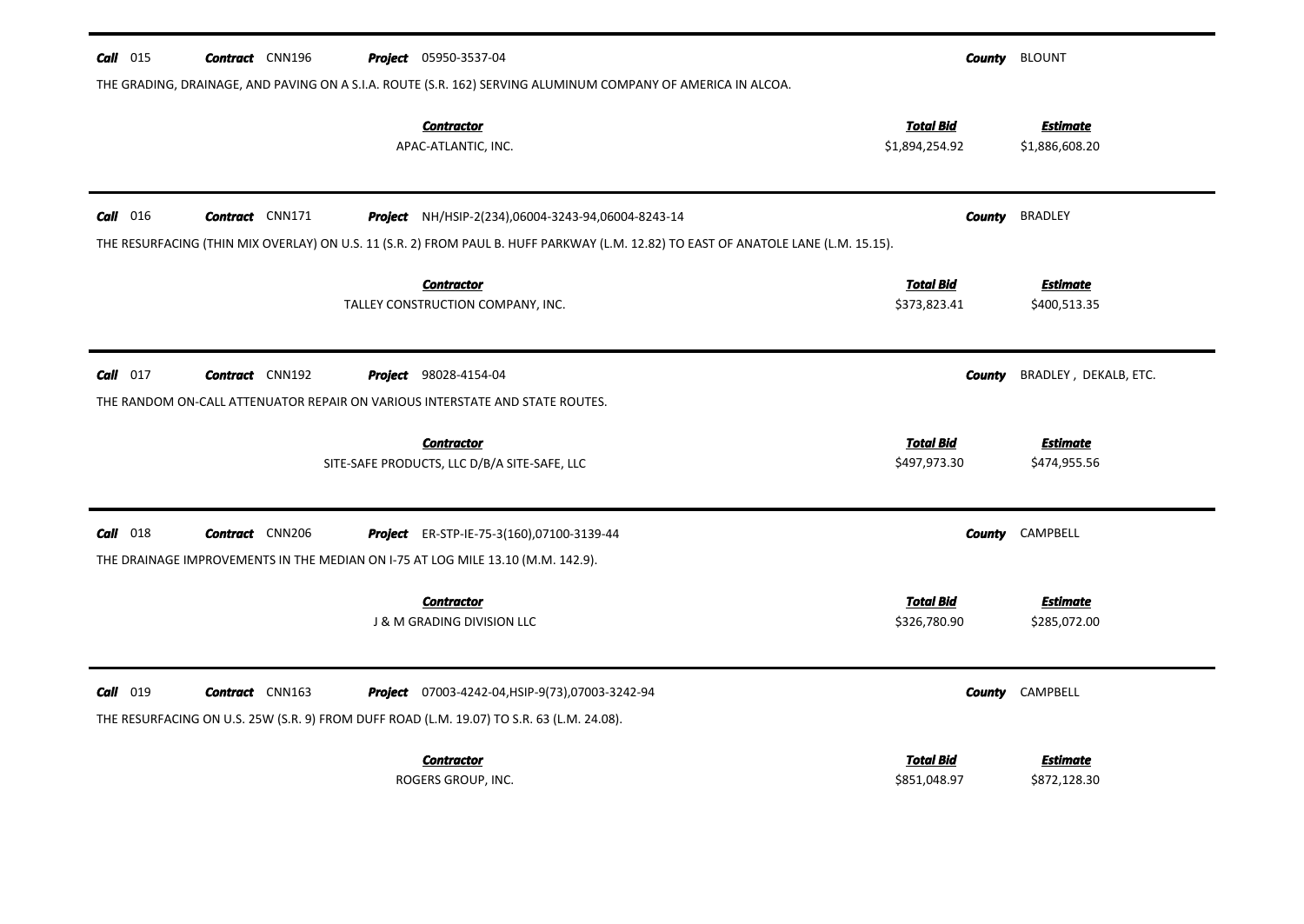**Call** 015 **Contract** CNN196 **Project** 05950-3537-04 **County** BLOUNT

THE GRADING, DRAINAGE, AND PAVING ON A S.I.A. ROUTE (S.R. 162) SERVING ALUMINUM COMPANY OF AMERICA IN ALCOA.

| Contractor | Total Bid | Estimate |
|---|---|---|
| APAC-ATLANTIC, INC. | $1,894,254.92 | $1,886,608.20 |

---

**Call** 016 **Contract** CNN171 **Project** NH/HSIP-2(234),06004-3243-94,06004-8243-14 **County** BRADLEY

THE RESURFACING (THIN MIX OVERLAY) ON U.S. 11 (S.R. 2) FROM PAUL B. HUFF PARKWAY (L.M. 12.82) TO EAST OF ANATOLE LANE (L.M. 15.15).

| Contractor | Total Bid | Estimate |
|---|---|---|
| TALLEY CONSTRUCTION COMPANY, INC. | $373,823.41 | $400,513.35 |

---

**Call** 017 **Contract** CNN192 **Project** 98028-4154-04 **County** BRADLEY , DEKALB, ETC.

THE RANDOM ON-CALL ATTENUATOR REPAIR ON VARIOUS INTERSTATE AND STATE ROUTES.

| Contractor | Total Bid | Estimate |
|---|---|---|
| SITE-SAFE PRODUCTS, LLC D/B/A SITE-SAFE, LLC | $497,973.30 | $474,955.56 |

---

**Call** 018 **Contract** CNN206 **Project** ER-STP-IE-75-3(160),07100-3139-44 **County** CAMPBELL

THE DRAINAGE IMPROVEMENTS IN THE MEDIAN ON I-75 AT LOG MILE 13.10 (M.M. 142.9).

| Contractor | Total Bid | Estimate |
|---|---|---|
| J & M GRADING DIVISION LLC | $326,780.90 | $285,072.00 |

---

**Call** 019 **Contract** CNN163 **Project** 07003-4242-04,HSIP-9(73),07003-3242-94 **County** CAMPBELL

THE RESURFACING ON U.S. 25W (S.R. 9) FROM DUFF ROAD (L.M. 19.07) TO S.R. 63 (L.M. 24.08).

| Contractor | Total Bid | Estimate |
|---|---|---|
| ROGERS GROUP, INC. | $851,048.97 | $872,128.30 |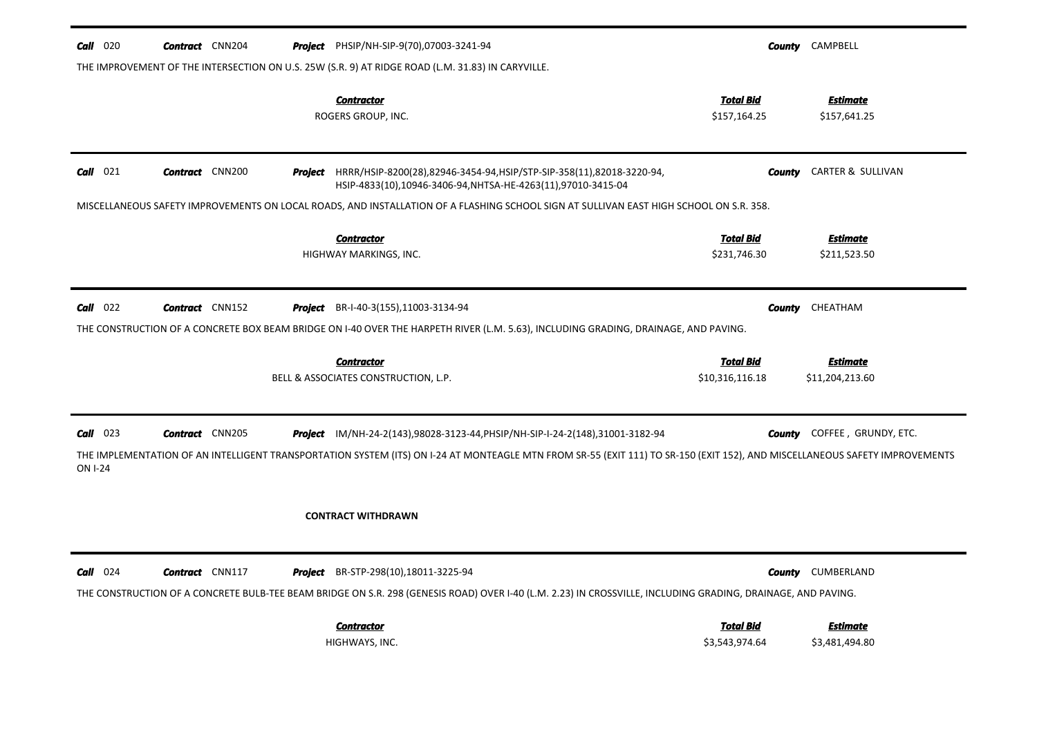**Call** 020 **Contract** CNN204 **Project** PHSIP/NH-SIP-9(70),07003-3241-94 **County** CAMPBELL

THE IMPROVEMENT OF THE INTERSECTION ON U.S. 25W (S.R. 9) AT RIDGE ROAD (L.M. 31.83) IN CARYVILLE.

| Contractor | Total Bid | Estimate |
| --- | --- | --- |
| ROGERS GROUP, INC. | $157,164.25 | $157,641.25 |

---

**Call** 021 **Contract** CNN200 **Project** HRRR/HSIP-8200(28),82946-3454-94,HSIP/STP-SIP-358(11),82018-3220-94, HSIP-4833(10),10946-3406-94,NHTSA-HE-4263(11),97010-3415-04 **County** CARTER & SULLIVAN

MISCELLANEOUS SAFETY IMPROVEMENTS ON LOCAL ROADS, AND INSTALLATION OF A FLASHING SCHOOL SIGN AT SULLIVAN EAST HIGH SCHOOL ON S.R. 358.

| Contractor | Total Bid | Estimate |
| --- | --- | --- |
| HIGHWAY MARKINGS, INC. | $231,746.30 | $211,523.50 |

---

**Call** 022 **Contract** CNN152 **Project** BR-I-40-3(155),11003-3134-94 **County** CHEATHAM

THE CONSTRUCTION OF A CONCRETE BOX BEAM BRIDGE ON I-40 OVER THE HARPETH RIVER (L.M. 5.63), INCLUDING GRADING, DRAINAGE, AND PAVING.

| Contractor | Total Bid | Estimate |
| --- | --- | --- |
| BELL & ASSOCIATES CONSTRUCTION, L.P. | $10,316,116.18 | $11,204,213.60 |

---

**Call** 023 **Contract** CNN205 **Project** IM/NH-24-2(143),98028-3123-44,PHSIP/NH-SIP-I-24-2(148),31001-3182-94 **County** COFFEE , GRUNDY, ETC.

THE IMPLEMENTATION OF AN INTELLIGENT TRANSPORTATION SYSTEM (ITS) ON I-24 AT MONTEAGLE MTN FROM SR-55 (EXIT 111) TO SR-150 (EXIT 152), AND MISCELLANEOUS SAFETY IMPROVEMENTS ON I-24

**CONTRACT WITHDRAWN**

---

**Call** 024 **Contract** CNN117 **Project** BR-STP-298(10),18011-3225-94 **County** CUMBERLAND

THE CONSTRUCTION OF A CONCRETE BULB-TEE BEAM BRIDGE ON S.R. 298 (GENESIS ROAD) OVER I-40 (L.M. 2.23) IN CROSSVILLE, INCLUDING GRADING, DRAINAGE, AND PAVING.

| Contractor | Total Bid | Estimate |
| --- | --- | --- |
| HIGHWAYS, INC. | $3,543,974.64 | $3,481,494.80 |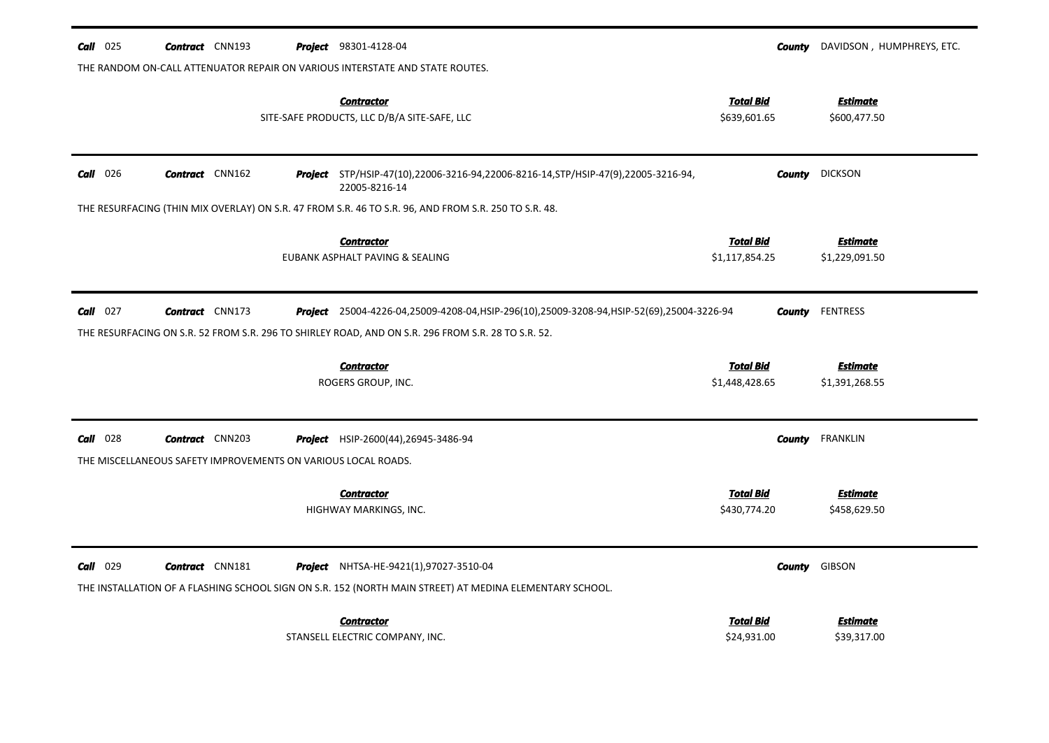**Call** 025 **Contract** CNN193 **Project** 98301-4128-04 **County** DAVIDSON , HUMPHREYS, ETC.

THE RANDOM ON-CALL ATTENUATOR REPAIR ON VARIOUS INTERSTATE AND STATE ROUTES.

| Contractor | Total Bid | Estimate |
|---|---|---|
| SITE-SAFE PRODUCTS, LLC D/B/A SITE-SAFE, LLC | $639,601.65 | $600,477.50 |

---

**Call** 026 **Contract** CNN162 **Project** STP/HSIP-47(10),22006-3216-94,22006-8216-14,STP/HSIP-47(9),22005-3216-94, 22005-8216-14 **County** DICKSON

THE RESURFACING (THIN MIX OVERLAY) ON S.R. 47 FROM S.R. 46 TO S.R. 96, AND FROM S.R. 250 TO S.R. 48.

| Contractor | Total Bid | Estimate |
|---|---|---|
| EUBANK ASPHALT PAVING & SEALING | $1,117,854.25 | $1,229,091.50 |

---

**Call** 027 **Contract** CNN173 **Project** 25004-4226-04,25009-4208-04,HSIP-296(10),25009-3208-94,HSIP-52(69),25004-3226-94 **County** FENTRESS

THE RESURFACING ON S.R. 52 FROM S.R. 296 TO SHIRLEY ROAD, AND ON S.R. 296 FROM S.R. 28 TO S.R. 52.

| Contractor | Total Bid | Estimate |
|---|---|---|
| ROGERS GROUP, INC. | $1,448,428.65 | $1,391,268.55 |

---

**Call** 028 **Contract** CNN203 **Project** HSIP-2600(44),26945-3486-94 **County** FRANKLIN

THE MISCELLANEOUS SAFETY IMPROVEMENTS ON VARIOUS LOCAL ROADS.

| Contractor | Total Bid | Estimate |
|---|---|---|
| HIGHWAY MARKINGS, INC. | $430,774.20 | $458,629.50 |

---

**Call** 029 **Contract** CNN181 **Project** NHTSA-HE-9421(1),97027-3510-04 **County** GIBSON

THE INSTALLATION OF A FLASHING SCHOOL SIGN ON S.R. 152 (NORTH MAIN STREET) AT MEDINA ELEMENTARY SCHOOL.

| Contractor | Total Bid | Estimate |
|---|---|---|
| STANSELL ELECTRIC COMPANY, INC. | $24,931.00 | $39,317.00 |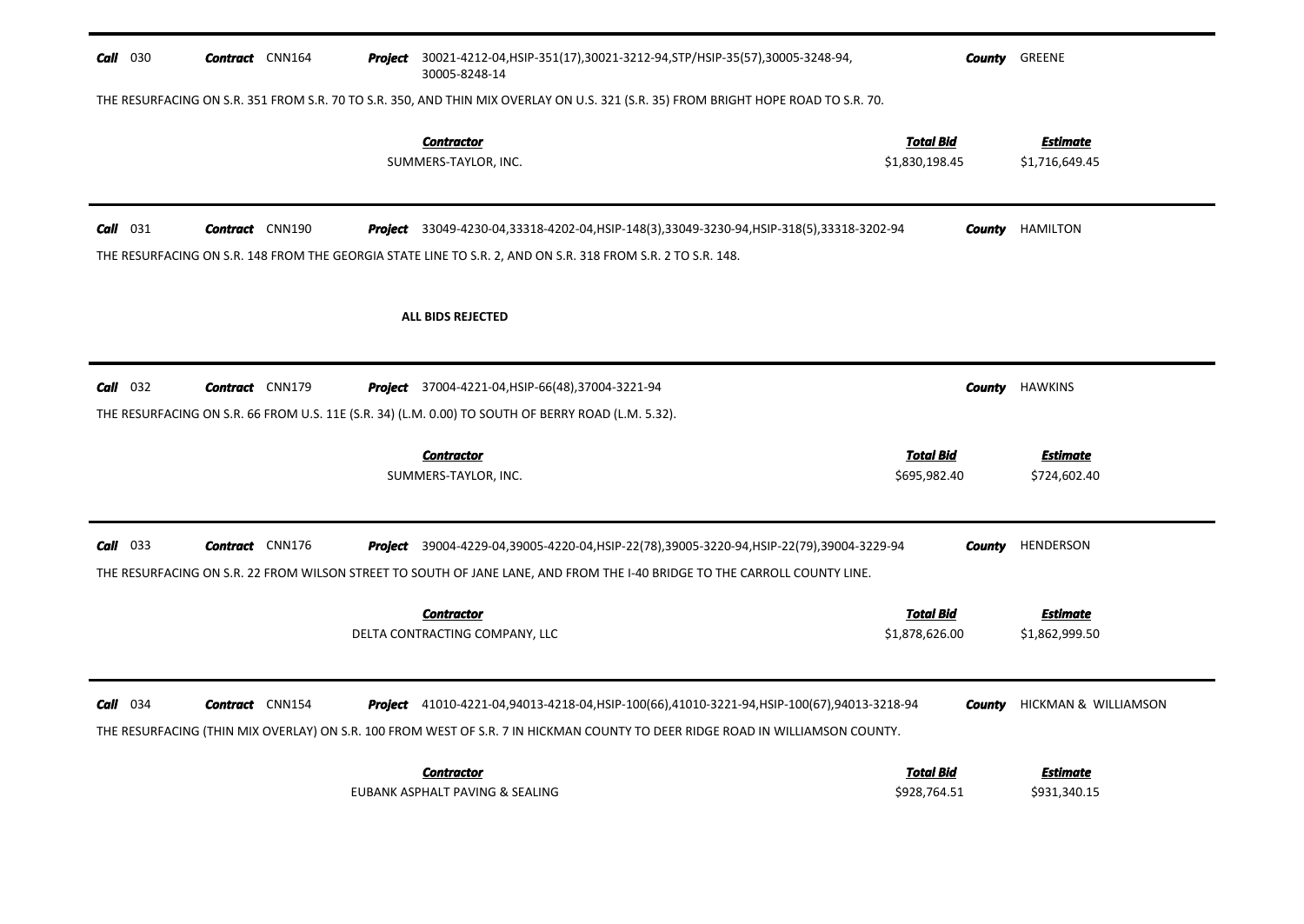**Call** 030 **Contract** CNN164 **Project** 30021-4212-04,HSIP-351(17),30021-3212-94,STP/HSIP-35(57),30005-3248-94, 30005-8248-14 **County** GREENE

THE RESURFACING ON S.R. 351 FROM S.R. 70 TO S.R. 350, AND THIN MIX OVERLAY ON U.S. 321 (S.R. 35) FROM BRIGHT HOPE ROAD TO S.R. 70.

| Contractor | Total Bid | Estimate |
|---|---|---|
| SUMMERS-TAYLOR, INC. | $1,830,198.45 | $1,716,649.45 |

---

**Call** 031 **Contract** CNN190 **Project** 33049-4230-04,33318-4202-04,HSIP-148(3),33049-3230-94,HSIP-318(5),33318-3202-94 **County** HAMILTON

THE RESURFACING ON S.R. 148 FROM THE GEORGIA STATE LINE TO S.R. 2, AND ON S.R. 318 FROM S.R. 2 TO S.R. 148.

**ALL BIDS REJECTED**

---

**Call** 032 **Contract** CNN179 **Project** 37004-4221-04,HSIP-66(48),37004-3221-94 **County** HAWKINS

THE RESURFACING ON S.R. 66 FROM U.S. 11E (S.R. 34) (L.M. 0.00) TO SOUTH OF BERRY ROAD (L.M. 5.32).

| Contractor | Total Bid | Estimate |
|---|---|---|
| SUMMERS-TAYLOR, INC. | $695,982.40 | $724,602.40 |

---

**Call** 033 **Contract** CNN176 **Project** 39004-4229-04,39005-4220-04,HSIP-22(78),39005-3220-94,HSIP-22(79),39004-3229-94 **County** HENDERSON

THE RESURFACING ON S.R. 22 FROM WILSON STREET TO SOUTH OF JANE LANE, AND FROM THE I-40 BRIDGE TO THE CARROLL COUNTY LINE.

| Contractor | Total Bid | Estimate |
|---|---|---|
| DELTA CONTRACTING COMPANY, LLC | $1,878,626.00 | $1,862,999.50 |

---

**Call** 034 **Contract** CNN154 **Project** 41010-4221-04,94013-4218-04,HSIP-100(66),41010-3221-94,HSIP-100(67),94013-3218-94 **County** HICKMAN & WILLIAMSON

THE RESURFACING (THIN MIX OVERLAY) ON S.R. 100 FROM WEST OF S.R. 7 IN HICKMAN COUNTY TO DEER RIDGE ROAD IN WILLIAMSON COUNTY.

| Contractor | Total Bid | Estimate |
|---|---|---|
| EUBANK ASPHALT PAVING & SEALING | $928,764.51 | $931,340.15 |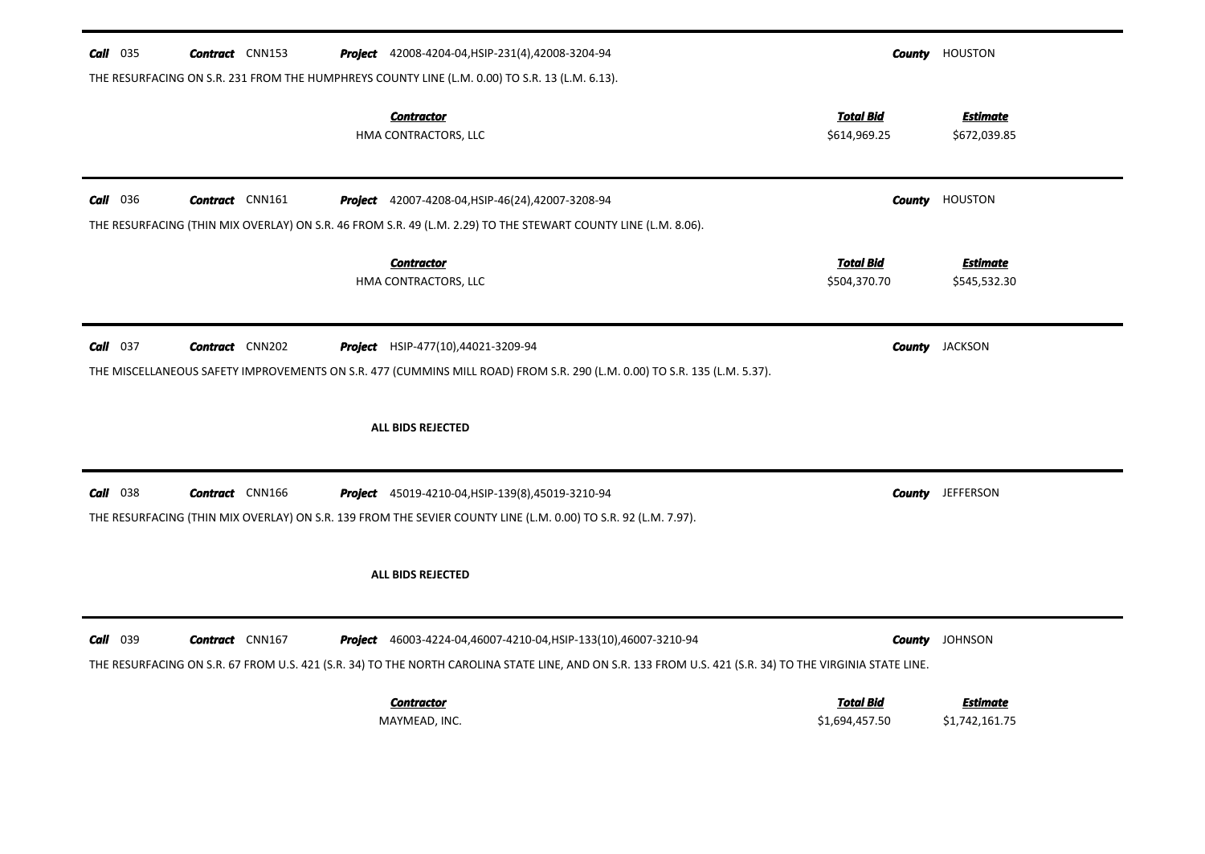**Call** 035 **Contract** CNN153 **Project** 42008-4204-04,HSIP-231(4),42008-3204-94 **County** HOUSTON

THE RESURFACING ON S.R. 231 FROM THE HUMPHREYS COUNTY LINE (L.M. 0.00) TO S.R. 13 (L.M. 6.13).

| Contractor | Total Bid | Estimate |
|---|---|---|
| HMA CONTRACTORS, LLC | $614,969.25 | $672,039.85 |

---

**Call** 036 **Contract** CNN161 **Project** 42007-4208-04,HSIP-46(24),42007-3208-94 **County** HOUSTON

THE RESURFACING (THIN MIX OVERLAY) ON S.R. 46 FROM S.R. 49 (L.M. 2.29) TO THE STEWART COUNTY LINE (L.M. 8.06).

| Contractor | Total Bid | Estimate |
|---|---|---|
| HMA CONTRACTORS, LLC | $504,370.70 | $545,532.30 |

---

**Call** 037 **Contract** CNN202 **Project** HSIP-477(10),44021-3209-94 **County** JACKSON

THE MISCELLANEOUS SAFETY IMPROVEMENTS ON S.R. 477 (CUMMINS MILL ROAD) FROM S.R. 290 (L.M. 0.00) TO S.R. 135 (L.M. 5.37).

**ALL BIDS REJECTED**

---

**Call** 038 **Contract** CNN166 **Project** 45019-4210-04,HSIP-139(8),45019-3210-94 **County** JEFFERSON

THE RESURFACING (THIN MIX OVERLAY) ON S.R. 139 FROM THE SEVIER COUNTY LINE (L.M. 0.00) TO S.R. 92 (L.M. 7.97).

**ALL BIDS REJECTED**

---

**Call** 039 **Contract** CNN167 **Project** 46003-4224-04,46007-4210-04,HSIP-133(10),46007-3210-94 **County** JOHNSON

THE RESURFACING ON S.R. 67 FROM U.S. 421 (S.R. 34) TO THE NORTH CAROLINA STATE LINE, AND ON S.R. 133 FROM U.S. 421 (S.R. 34) TO THE VIRGINIA STATE LINE.

| Contractor | Total Bid | Estimate |
|---|---|---|
| MAYMEAD, INC. | $1,694,457.50 | $1,742,161.75 |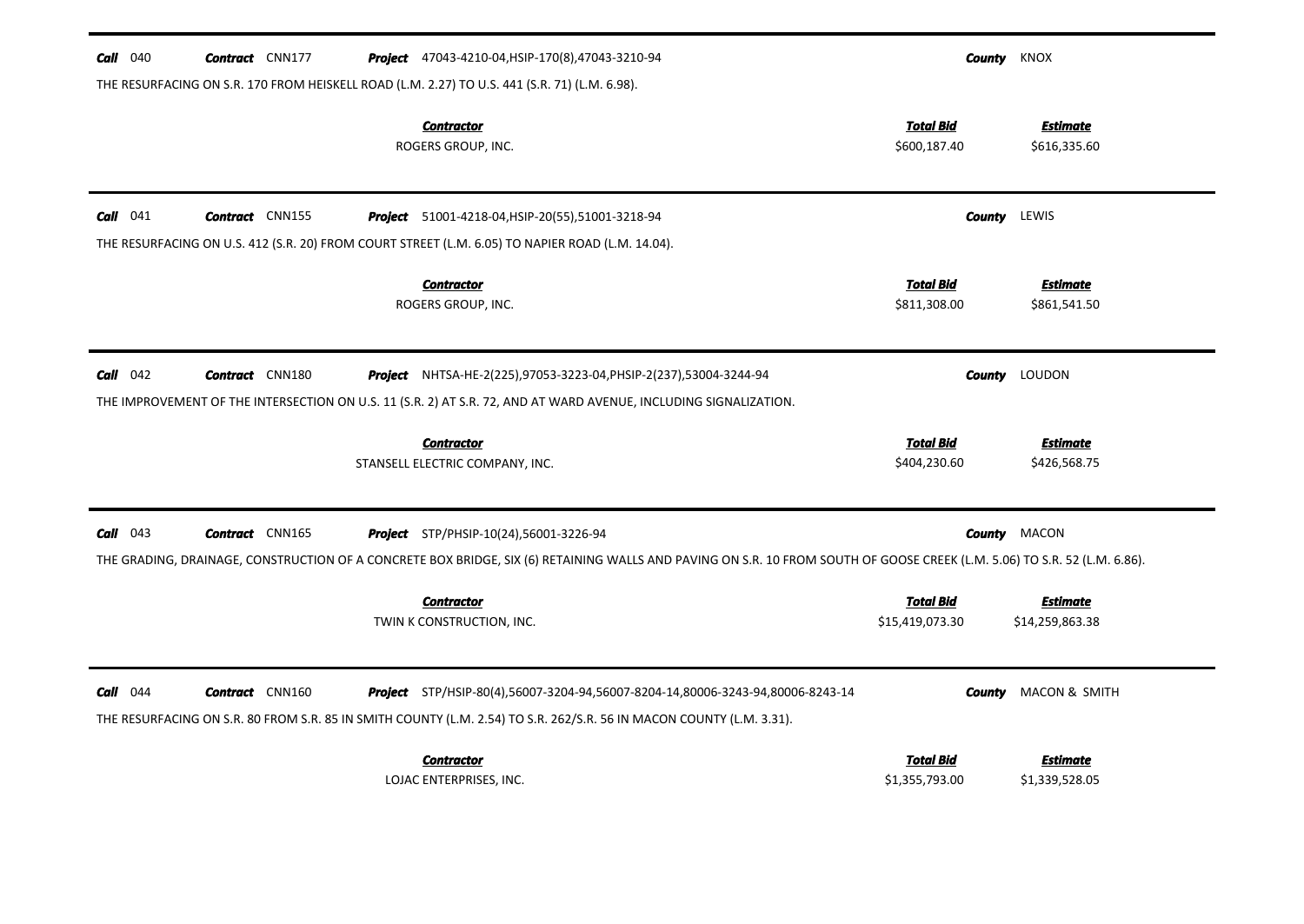**Call** 040 **Contract** CNN177 **Project** 47043-4210-04,HSIP-170(8),47043-3210-94 **County** KNOX

THE RESURFACING ON S.R. 170 FROM HEISKELL ROAD (L.M. 2.27) TO U.S. 441 (S.R. 71) (L.M. 6.98).

| *Contractor* | *Total Bid* | *Estimate* |
|---|---|---|
| ROGERS GROUP, INC. | $600,187.40 | $616,335.60 |

---

**Call** 041 **Contract** CNN155 **Project** 51001-4218-04,HSIP-20(55),51001-3218-94 **County** LEWIS

THE RESURFACING ON U.S. 412 (S.R. 20) FROM COURT STREET (L.M. 6.05) TO NAPIER ROAD (L.M. 14.04).

| *Contractor* | *Total Bid* | *Estimate* |
|---|---|---|
| ROGERS GROUP, INC. | $811,308.00 | $861,541.50 |

---

**Call** 042 **Contract** CNN180 **Project** NHTSA-HE-2(225),97053-3223-04,PHSIP-2(237),53004-3244-94 **County** LOUDON

THE IMPROVEMENT OF THE INTERSECTION ON U.S. 11 (S.R. 2) AT S.R. 72, AND AT WARD AVENUE, INCLUDING SIGNALIZATION.

| *Contractor* | *Total Bid* | *Estimate* |
|---|---|---|
| STANSELL ELECTRIC COMPANY, INC. | $404,230.60 | $426,568.75 |

---

**Call** 043 **Contract** CNN165 **Project** STP/PHSIP-10(24),56001-3226-94 **County** MACON

THE GRADING, DRAINAGE, CONSTRUCTION OF A CONCRETE BOX BRIDGE, SIX (6) RETAINING WALLS AND PAVING ON S.R. 10 FROM SOUTH OF GOOSE CREEK (L.M. 5.06) TO S.R. 52 (L.M. 6.86).

| *Contractor* | *Total Bid* | *Estimate* |
|---|---|---|
| TWIN K CONSTRUCTION, INC. | $15,419,073.30 | $14,259,863.38 |

---

**Call** 044 **Contract** CNN160 **Project** STP/HSIP-80(4),56007-3204-94,56007-8204-14,80006-3243-94,80006-8243-14 **County** MACON & SMITH

THE RESURFACING ON S.R. 80 FROM S.R. 85 IN SMITH COUNTY (L.M. 2.54) TO S.R. 262/S.R. 56 IN MACON COUNTY (L.M. 3.31).

| *Contractor* | *Total Bid* | *Estimate* |
|---|---|---|
| LOJAC ENTERPRISES, INC. | $1,355,793.00 | $1,339,528.05 |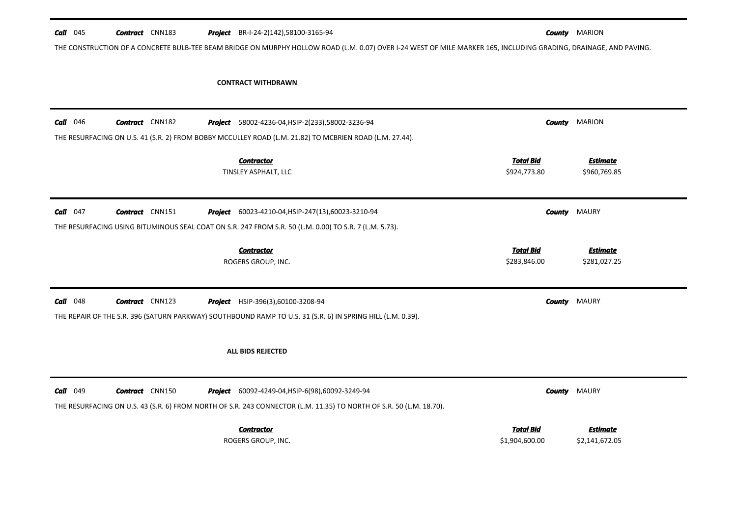**Call** 045 **Contract** CNN183 **Project** BR-I-24-2(142),58100-3165-94 **County** MARION

THE CONSTRUCTION OF A CONCRETE BULB-TEE BEAM BRIDGE ON MURPHY HOLLOW ROAD (L.M. 0.07) OVER I-24 WEST OF MILE MARKER 165, INCLUDING GRADING, DRAINAGE, AND PAVING.

**CONTRACT WITHDRAWN**

---

**Call** 046 **Contract** CNN182 **Project** 58002-4236-04,HSIP-2(233),58002-3236-94 **County** MARION

THE RESURFACING ON U.S. 41 (S.R. 2) FROM BOBBY MCCULLEY ROAD (L.M. 21.82) TO MCBRIEN ROAD (L.M. 27.44).

| Contractor | Total Bid | Estimate |
|---|---|---|
| TINSLEY ASPHALT, LLC | $924,773.80 | $960,769.85 |

---

**Call** 047 **Contract** CNN151 **Project** 60023-4210-04,HSIP-247(13),60023-3210-94 **County** MAURY

THE RESURFACING USING BITUMINOUS SEAL COAT ON S.R. 247 FROM S.R. 50 (L.M. 0.00) TO S.R. 7 (L.M. 5.73).

| Contractor | Total Bid | Estimate |
|---|---|---|
| ROGERS GROUP, INC. | $283,846.00 | $281,027.25 |

---

**Call** 048 **Contract** CNN123 **Project** HSIP-396(3),60100-3208-94 **County** MAURY

THE REPAIR OF THE S.R. 396 (SATURN PARKWAY) SOUTHBOUND RAMP TO U.S. 31 (S.R. 6) IN SPRING HILL (L.M. 0.39).

**ALL BIDS REJECTED**

---

**Call** 049 **Contract** CNN150 **Project** 60092-4249-04,HSIP-6(98),60092-3249-94 **County** MAURY

THE RESURFACING ON U.S. 43 (S.R. 6) FROM NORTH OF S.R. 243 CONNECTOR (L.M. 11.35) TO NORTH OF S.R. 50 (L.M. 18.70).

| Contractor | Total Bid | Estimate |
|---|---|---|
| ROGERS GROUP, INC. | $1,904,600.00 | $2,141,672.05 |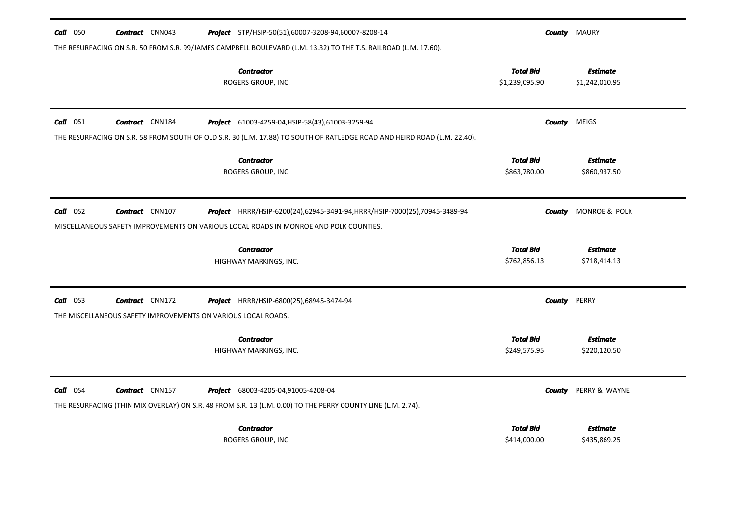**Call** 050 **Contract** CNN043 **Project** STP/HSIP-50(51),60007-3208-94,60007-8208-14 **County** MAURY

THE RESURFACING ON S.R. 50 FROM S.R. 99/JAMES CAMPBELL BOULEVARD (L.M. 13.32) TO THE T.S. RAILROAD (L.M. 17.60).

| Contractor | Total Bid | Estimate |
|---|---|---|
| ROGERS GROUP, INC. | $1,239,095.90 | $1,242,010.95 |

---

**Call** 051 **Contract** CNN184 **Project** 61003-4259-04,HSIP-58(43),61003-3259-94 **County** MEIGS

THE RESURFACING ON S.R. 58 FROM SOUTH OF OLD S.R. 30 (L.M. 17.88) TO SOUTH OF RATLEDGE ROAD AND HEIRD ROAD (L.M. 22.40).

| Contractor | Total Bid | Estimate |
|---|---|---|
| ROGERS GROUP, INC. | $863,780.00 | $860,937.50 |

---

**Call** 052 **Contract** CNN107 **Project** HRRR/HSIP-6200(24),62945-3491-94,HRRR/HSIP-7000(25),70945-3489-94 **County** MONROE & POLK

MISCELLANEOUS SAFETY IMPROVEMENTS ON VARIOUS LOCAL ROADS IN MONROE AND POLK COUNTIES.

| Contractor | Total Bid | Estimate |
|---|---|---|
| HIGHWAY MARKINGS, INC. | $762,856.13 | $718,414.13 |

---

**Call** 053 **Contract** CNN172 **Project** HRRR/HSIP-6800(25),68945-3474-94 **County** PERRY

THE MISCELLANEOUS SAFETY IMPROVEMENTS ON VARIOUS LOCAL ROADS.

| Contractor | Total Bid | Estimate |
|---|---|---|
| HIGHWAY MARKINGS, INC. | $249,575.95 | $220,120.50 |

---

**Call** 054 **Contract** CNN157 **Project** 68003-4205-04,91005-4208-04 **County** PERRY & WAYNE

THE RESURFACING (THIN MIX OVERLAY) ON S.R. 48 FROM S.R. 13 (L.M. 0.00) TO THE PERRY COUNTY LINE (L.M. 2.74).

| Contractor | Total Bid | Estimate |
|---|---|---|
| ROGERS GROUP, INC. | $414,000.00 | $435,869.25 |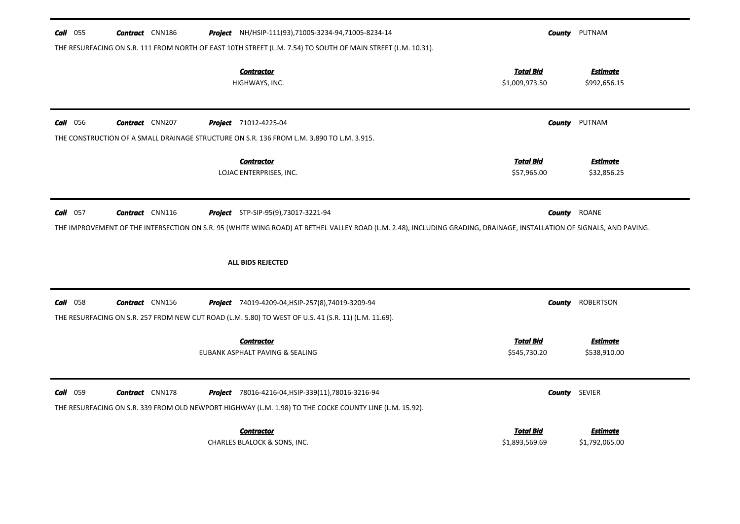**Call** 055 **Contract** CNN186 **Project** NH/HSIP-111(93),71005-3234-94,71005-8234-14 **County** PUTNAM

THE RESURFACING ON S.R. 111 FROM NORTH OF EAST 10TH STREET (L.M. 7.54) TO SOUTH OF MAIN STREET (L.M. 10.31).

| Contractor | Total Bid | Estimate |
|---|---|---|
| HIGHWAYS, INC. | $1,009,973.50 | $992,656.15 |

---

**Call** 056 **Contract** CNN207 **Project** 71012-4225-04 **County** PUTNAM

THE CONSTRUCTION OF A SMALL DRAINAGE STRUCTURE ON S.R. 136 FROM L.M. 3.890 TO L.M. 3.915.

| Contractor | Total Bid | Estimate |
|---|---|---|
| LOJAC ENTERPRISES, INC. | $57,965.00 | $32,856.25 |

---

**Call** 057 **Contract** CNN116 **Project** STP-SIP-95(9),73017-3221-94 **County** ROANE

THE IMPROVEMENT OF THE INTERSECTION ON S.R. 95 (WHITE WING ROAD) AT BETHEL VALLEY ROAD (L.M. 2.48), INCLUDING GRADING, DRAINAGE, INSTALLATION OF SIGNALS, AND PAVING.

**ALL BIDS REJECTED**

---

**Call** 058 **Contract** CNN156 **Project** 74019-4209-04,HSIP-257(8),74019-3209-94 **County** ROBERTSON

THE RESURFACING ON S.R. 257 FROM NEW CUT ROAD (L.M. 5.80) TO WEST OF U.S. 41 (S.R. 11) (L.M. 11.69).

| Contractor | Total Bid | Estimate |
|---|---|---|
| EUBANK ASPHALT PAVING & SEALING | $545,730.20 | $538,910.00 |

---

**Call** 059 **Contract** CNN178 **Project** 78016-4216-04,HSIP-339(11),78016-3216-94 **County** SEVIER

THE RESURFACING ON S.R. 339 FROM OLD NEWPORT HIGHWAY (L.M. 1.98) TO THE COCKE COUNTY LINE (L.M. 15.92).

| Contractor | Total Bid | Estimate |
|---|---|---|
| CHARLES BLALOCK & SONS, INC. | $1,893,569.69 | $1,792,065.00 |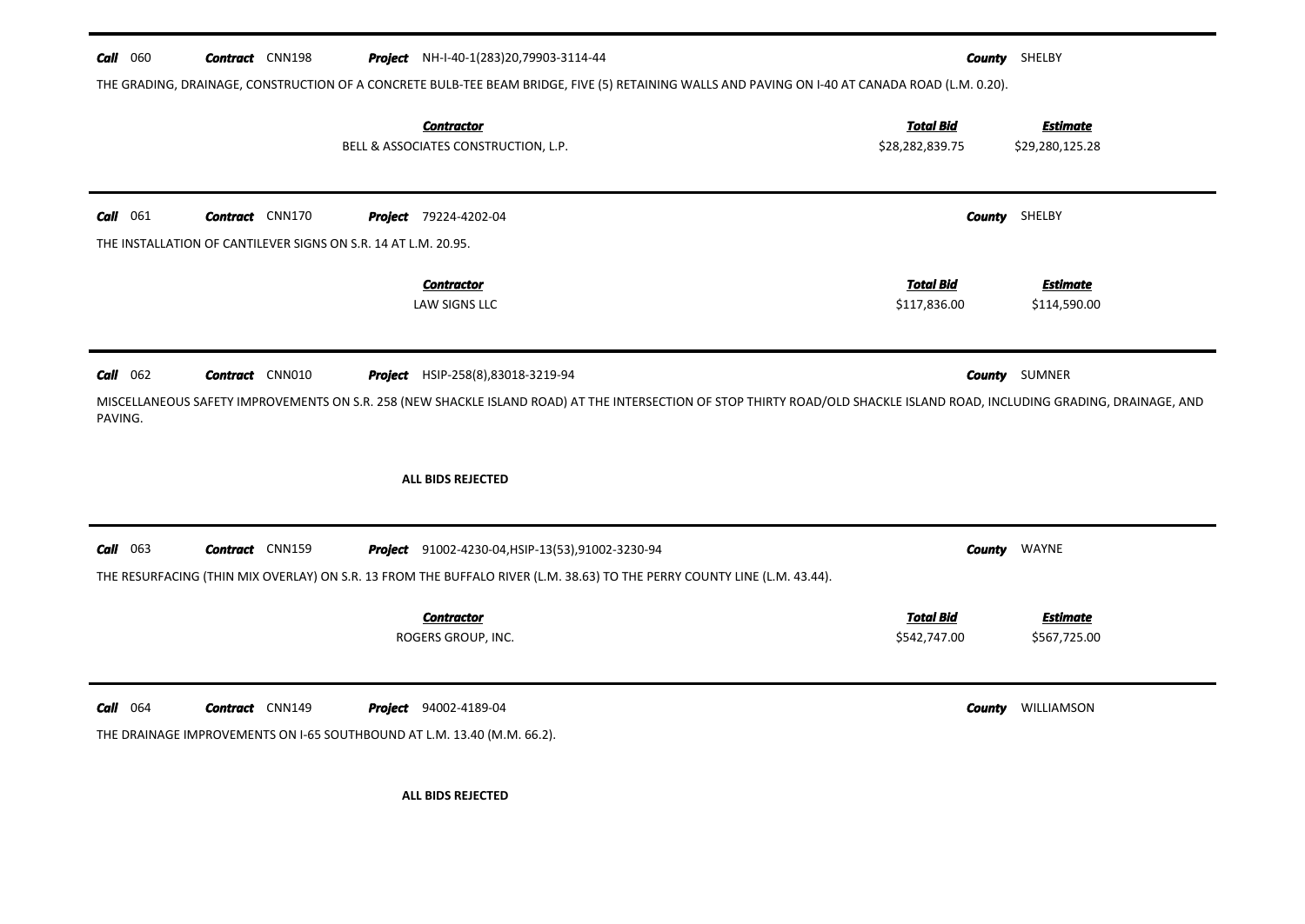**Call** 060 **Contract** CNN198 **Project** NH-I-40-1(283)20,79903-3114-44 **County** SHELBY

THE GRADING, DRAINAGE, CONSTRUCTION OF A CONCRETE BULB-TEE BEAM BRIDGE, FIVE (5) RETAINING WALLS AND PAVING ON I-40 AT CANADA ROAD (L.M. 0.20).

| Contractor | Total Bid | Estimate |
|---|---|---|
| BELL & ASSOCIATES CONSTRUCTION, L.P. | $28,282,839.75 | $29,280,125.28 |

---

**Call** 061 **Contract** CNN170 **Project** 79224-4202-04 **County** SHELBY

THE INSTALLATION OF CANTILEVER SIGNS ON S.R. 14 AT L.M. 20.95.

| Contractor | Total Bid | Estimate |
|---|---|---|
| LAW SIGNS LLC | $117,836.00 | $114,590.00 |

---

**Call** 062 **Contract** CNN010 **Project** HSIP-258(8),83018-3219-94 **County** SUMNER

MISCELLANEOUS SAFETY IMPROVEMENTS ON S.R. 258 (NEW SHACKLE ISLAND ROAD) AT THE INTERSECTION OF STOP THIRTY ROAD/OLD SHACKLE ISLAND ROAD, INCLUDING GRADING, DRAINAGE, AND PAVING.

**ALL BIDS REJECTED**

---

**Call** 063 **Contract** CNN159 **Project** 91002-4230-04,HSIP-13(53),91002-3230-94 **County** WAYNE

THE RESURFACING (THIN MIX OVERLAY) ON S.R. 13 FROM THE BUFFALO RIVER (L.M. 38.63) TO THE PERRY COUNTY LINE (L.M. 43.44).

| Contractor | Total Bid | Estimate |
|---|---|---|
| ROGERS GROUP, INC. | $542,747.00 | $567,725.00 |

---

**Call** 064 **Contract** CNN149 **Project** 94002-4189-04 **County** WILLIAMSON

THE DRAINAGE IMPROVEMENTS ON I-65 SOUTHBOUND AT L.M. 13.40 (M.M. 66.2).

**ALL BIDS REJECTED**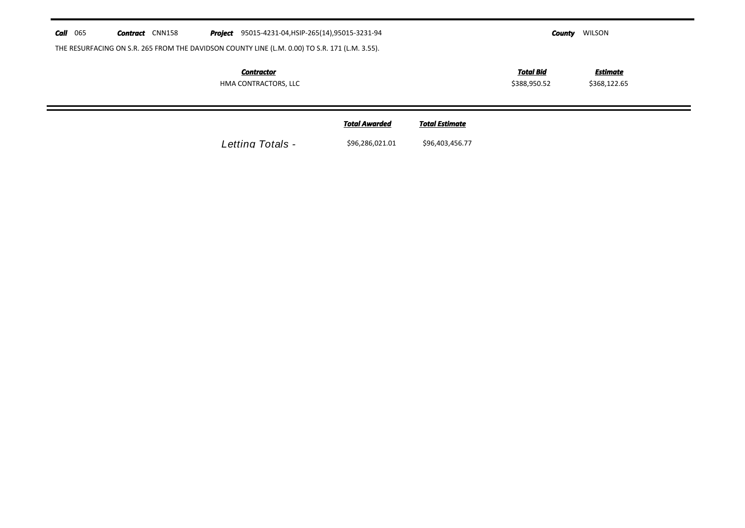**Call** 065 **Contract** CNN158 **Project** 95015-4231-04,HSIP-265(14),95015-3231-94 **County** WILSON

THE RESURFACING ON S.R. 265 FROM THE DAVIDSON COUNTY LINE (L.M. 0.00) TO S.R. 171 (L.M. 3.55).

| Contractor | Total Bid | Estimate |
| --- | --- | --- |
| HMA CONTRACTORS, LLC | $388,950.52 | $368,122.65 |

| | Total Awarded | Total Estimate |
| --- | --- | --- |
| *Letting Totals -* | $96,286,021.01 | $96,403,456.77 |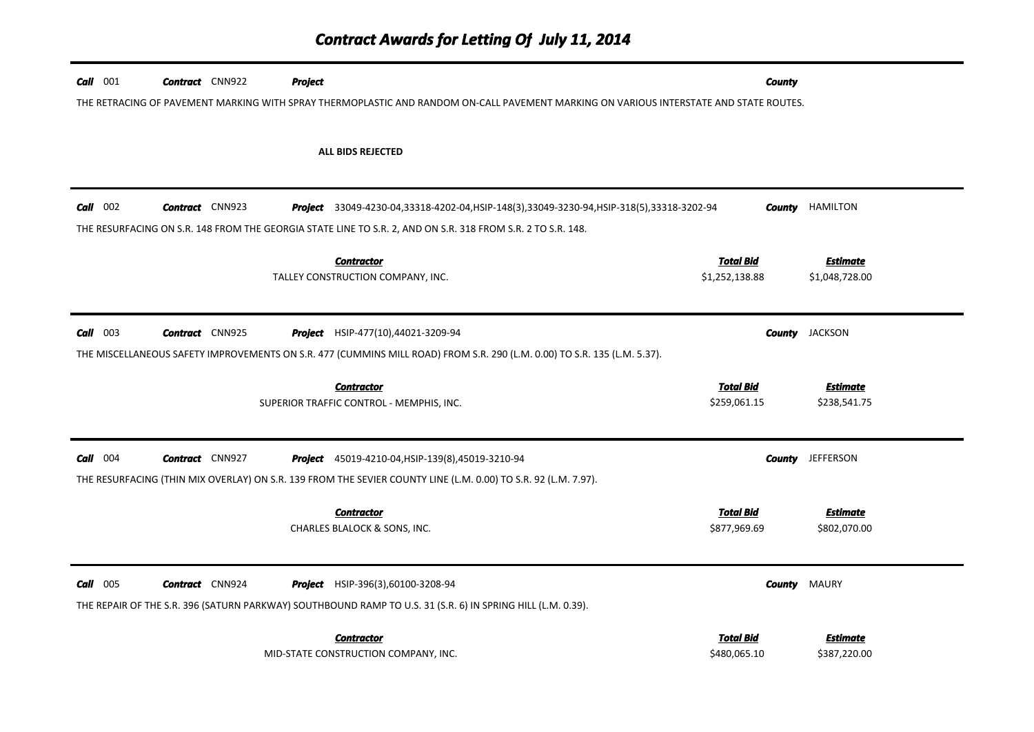# Contract Awards for Letting Of July 11, 2014

**Call** 001 **Contract** CNN922 **Project** **County**

THE RETRACING OF PAVEMENT MARKING WITH SPRAY THERMOPLASTIC AND RANDOM ON-CALL PAVEMENT MARKING ON VARIOUS INTERSTATE AND STATE ROUTES.

**ALL BIDS REJECTED**

---

**Call** 002 **Contract** CNN923 **Project** 33049-4230-04,33318-4202-04,HSIP-148(3),33049-3230-94,HSIP-318(5),33318-3202-94 **County** HAMILTON

THE RESURFACING ON S.R. 148 FROM THE GEORGIA STATE LINE TO S.R. 2, AND ON S.R. 318 FROM S.R. 2 TO S.R. 148.

| Contractor | Total Bid | Estimate |
| --- | --- | --- |
| TALLEY CONSTRUCTION COMPANY, INC. | $1,252,138.88 | $1,048,728.00 |

---

**Call** 003 **Contract** CNN925 **Project** HSIP-477(10),44021-3209-94 **County** JACKSON

THE MISCELLANEOUS SAFETY IMPROVEMENTS ON S.R. 477 (CUMMINS MILL ROAD) FROM S.R. 290 (L.M. 0.00) TO S.R. 135 (L.M. 5.37).

| Contractor | Total Bid | Estimate |
| --- | --- | --- |
| SUPERIOR TRAFFIC CONTROL - MEMPHIS, INC. | $259,061.15 | $238,541.75 |

---

**Call** 004 **Contract** CNN927 **Project** 45019-4210-04,HSIP-139(8),45019-3210-94 **County** JEFFERSON

THE RESURFACING (THIN MIX OVERLAY) ON S.R. 139 FROM THE SEVIER COUNTY LINE (L.M. 0.00) TO S.R. 92 (L.M. 7.97).

| Contractor | Total Bid | Estimate |
| --- | --- | --- |
| CHARLES BLALOCK & SONS, INC. | $877,969.69 | $802,070.00 |

---

**Call** 005 **Contract** CNN924 **Project** HSIP-396(3),60100-3208-94 **County** MAURY

THE REPAIR OF THE S.R. 396 (SATURN PARKWAY) SOUTHBOUND RAMP TO U.S. 31 (S.R. 6) IN SPRING HILL (L.M. 0.39).

| Contractor | Total Bid | Estimate |
| --- | --- | --- |
| MID-STATE CONSTRUCTION COMPANY, INC. | $480,065.10 | $387,220.00 |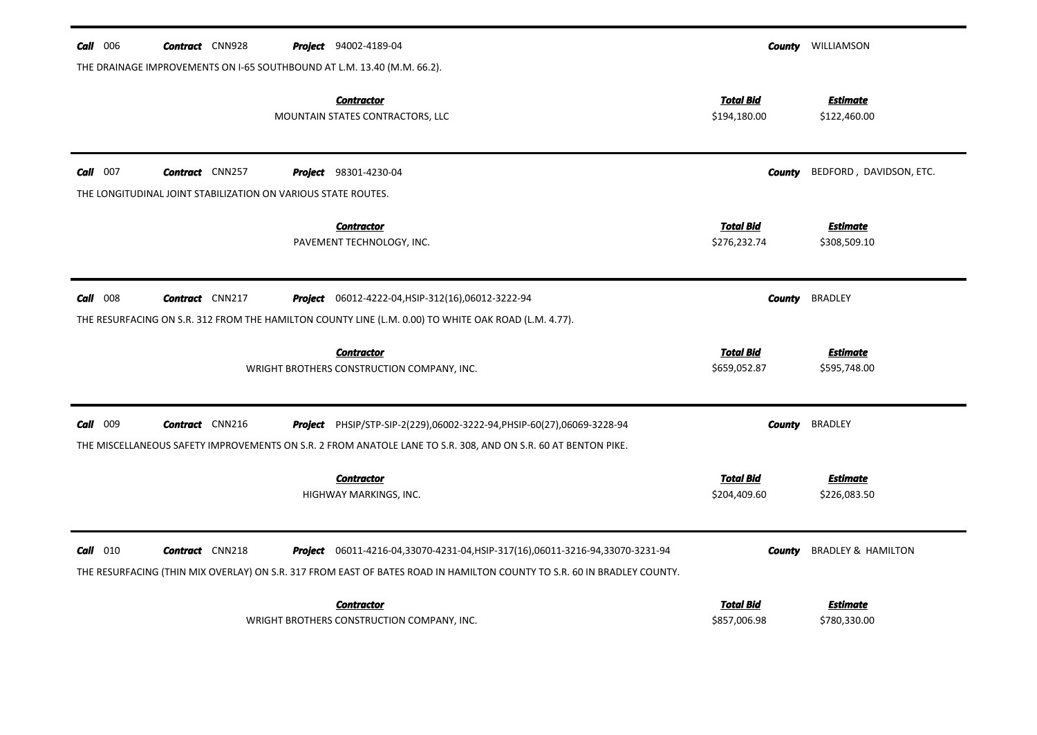**Call** 006 **Contract** CNN928 **Project** 94002-4189-04 **County** WILLIAMSON

THE DRAINAGE IMPROVEMENTS ON I-65 SOUTHBOUND AT L.M. 13.40 (M.M. 66.2).

| Contractor | Total Bid | Estimate |
|---|---|---|
| MOUNTAIN STATES CONTRACTORS, LLC | $194,180.00 | $122,460.00 |

---

**Call** 007 **Contract** CNN257 **Project** 98301-4230-04 **County** BEDFORD , DAVIDSON, ETC.

THE LONGITUDINAL JOINT STABILIZATION ON VARIOUS STATE ROUTES.

| Contractor | Total Bid | Estimate |
|---|---|---|
| PAVEMENT TECHNOLOGY, INC. | $276,232.74 | $308,509.10 |

---

**Call** 008 **Contract** CNN217 **Project** 06012-4222-04,HSIP-312(16),06012-3222-94 **County** BRADLEY

THE RESURFACING ON S.R. 312 FROM THE HAMILTON COUNTY LINE (L.M. 0.00) TO WHITE OAK ROAD (L.M. 4.77).

| Contractor | Total Bid | Estimate |
|---|---|---|
| WRIGHT BROTHERS CONSTRUCTION COMPANY, INC. | $659,052.87 | $595,748.00 |

---

**Call** 009 **Contract** CNN216 **Project** PHSIP/STP-SIP-2(229),06002-3222-94,PHSIP-60(27),06069-3228-94 **County** BRADLEY

THE MISCELLANEOUS SAFETY IMPROVEMENTS ON S.R. 2 FROM ANATOLE LANE TO S.R. 308, AND ON S.R. 60 AT BENTON PIKE.

| Contractor | Total Bid | Estimate |
|---|---|---|
| HIGHWAY MARKINGS, INC. | $204,409.60 | $226,083.50 |

---

**Call** 010 **Contract** CNN218 **Project** 06011-4216-04,33070-4231-04,HSIP-317(16),06011-3216-94,33070-3231-94 **County** BRADLEY & HAMILTON

THE RESURFACING (THIN MIX OVERLAY) ON S.R. 317 FROM EAST OF BATES ROAD IN HAMILTON COUNTY TO S.R. 60 IN BRADLEY COUNTY.

| Contractor | Total Bid | Estimate |
|---|---|---|
| WRIGHT BROTHERS CONSTRUCTION COMPANY, INC. | $857,006.98 | $780,330.00 |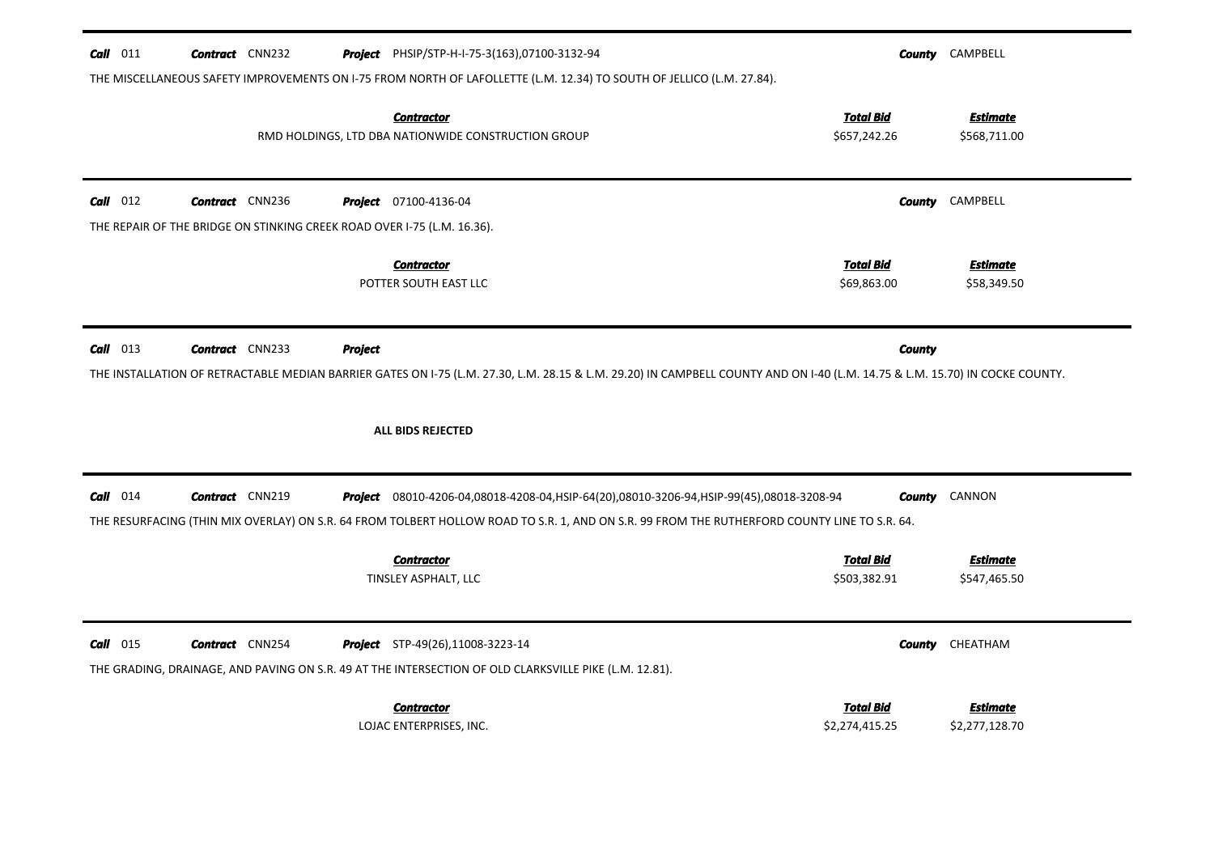**Call** 011 **Contract** CNN232 **Project** PHSIP/STP-H-I-75-3(163),07100-3132-94 **County** CAMPBELL

THE MISCELLANEOUS SAFETY IMPROVEMENTS ON I-75 FROM NORTH OF LAFOLLETTE (L.M. 12.34) TO SOUTH OF JELLICO (L.M. 27.84).

| Contractor | Total Bid | Estimate |
|---|---|---|
| RMD HOLDINGS, LTD DBA NATIONWIDE CONSTRUCTION GROUP | \$657,242.26 | \$568,711.00 |

---

**Call** 012 **Contract** CNN236 **Project** 07100-4136-04 **County** CAMPBELL

THE REPAIR OF THE BRIDGE ON STINKING CREEK ROAD OVER I-75 (L.M. 16.36).

| Contractor | Total Bid | Estimate |
|---|---|---|
| POTTER SOUTH EAST LLC | \$69,863.00 | \$58,349.50 |

---

**Call** 013 **Contract** CNN233 **Project** **County**

THE INSTALLATION OF RETRACTABLE MEDIAN BARRIER GATES ON I-75 (L.M. 27.30, L.M. 28.15 & L.M. 29.20) IN CAMPBELL COUNTY AND ON I-40 (L.M. 14.75 & L.M. 15.70) IN COCKE COUNTY.

**ALL BIDS REJECTED**

---

**Call** 014 **Contract** CNN219 **Project** 08010-4206-04,08018-4208-04,HSIP-64(20),08010-3206-94,HSIP-99(45),08018-3208-94 **County** CANNON

THE RESURFACING (THIN MIX OVERLAY) ON S.R. 64 FROM TOLBERT HOLLOW ROAD TO S.R. 1, AND ON S.R. 99 FROM THE RUTHERFORD COUNTY LINE TO S.R. 64.

| Contractor | Total Bid | Estimate |
|---|---|---|
| TINSLEY ASPHALT, LLC | \$503,382.91 | \$547,465.50 |

---

**Call** 015 **Contract** CNN254 **Project** STP-49(26),11008-3223-14 **County** CHEATHAM

THE GRADING, DRAINAGE, AND PAVING ON S.R. 49 AT THE INTERSECTION OF OLD CLARKSVILLE PIKE (L.M. 12.81).

| Contractor | Total Bid | Estimate |
|---|---|---|
| LOJAC ENTERPRISES, INC. | \$2,274,415.25 | \$2,277,128.70 |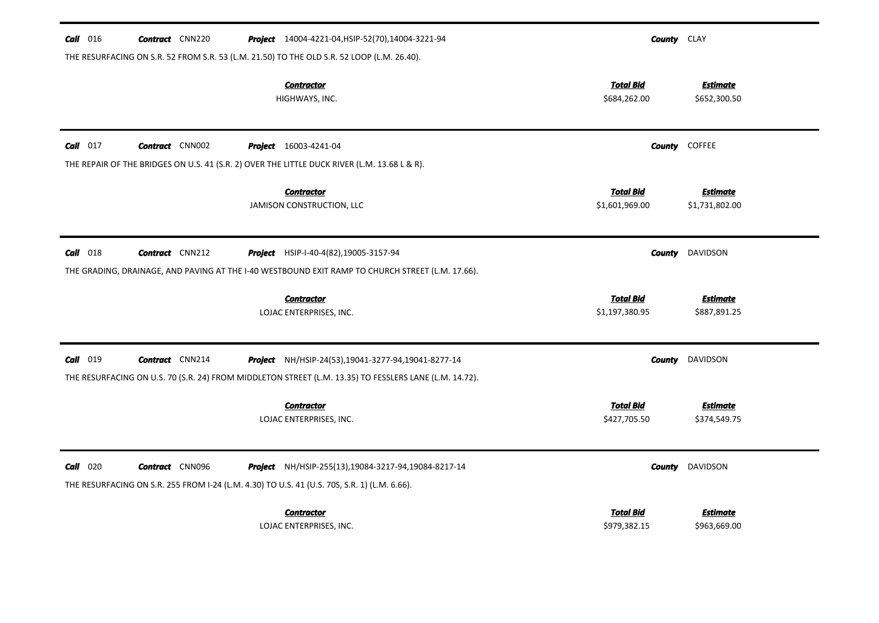**Call** 016 **Contract** CNN220 **Project** 14004-4221-04,HSIP-52(70),14004-3221-94 **County** CLAY

THE RESURFACING ON S.R. 52 FROM S.R. 53 (L.M. 21.50) TO THE OLD S.R. 52 LOOP (L.M. 26.40).

| Contractor | Total Bid | Estimate |
|---|---|---|
| HIGHWAYS, INC. | $684,262.00 | $652,300.50 |

---

**Call** 017 **Contract** CNN002 **Project** 16003-4241-04 **County** COFFEE

THE REPAIR OF THE BRIDGES ON U.S. 41 (S.R. 2) OVER THE LITTLE DUCK RIVER (L.M. 13.68 L & R).

| Contractor | Total Bid | Estimate |
|---|---|---|
| JAMISON CONSTRUCTION, LLC | $1,601,969.00 | $1,731,802.00 |

---

**Call** 018 **Contract** CNN212 **Project** HSIP-I-40-4(82),19005-3157-94 **County** DAVIDSON

THE GRADING, DRAINAGE, AND PAVING AT THE I-40 WESTBOUND EXIT RAMP TO CHURCH STREET (L.M. 17.66).

| Contractor | Total Bid | Estimate |
|---|---|---|
| LOJAC ENTERPRISES, INC. | $1,197,380.95 | $887,891.25 |

---

**Call** 019 **Contract** CNN214 **Project** NH/HSIP-24(53),19041-3277-94,19041-8277-14 **County** DAVIDSON

THE RESURFACING ON U.S. 70 (S.R. 24) FROM MIDDLETON STREET (L.M. 13.35) TO FESSLERS LANE (L.M. 14.72).

| Contractor | Total Bid | Estimate |
|---|---|---|
| LOJAC ENTERPRISES, INC. | $427,705.50 | $374,549.75 |

---

**Call** 020 **Contract** CNN096 **Project** NH/HSIP-255(13),19084-3217-94,19084-8217-14 **County** DAVIDSON

THE RESURFACING ON S.R. 255 FROM I-24 (L.M. 4.30) TO U.S. 41 (U.S. 70S, S.R. 1) (L.M. 6.66).

| Contractor | Total Bid | Estimate |
|---|---|---|
| LOJAC ENTERPRISES, INC. | $979,382.15 | $963,669.00 |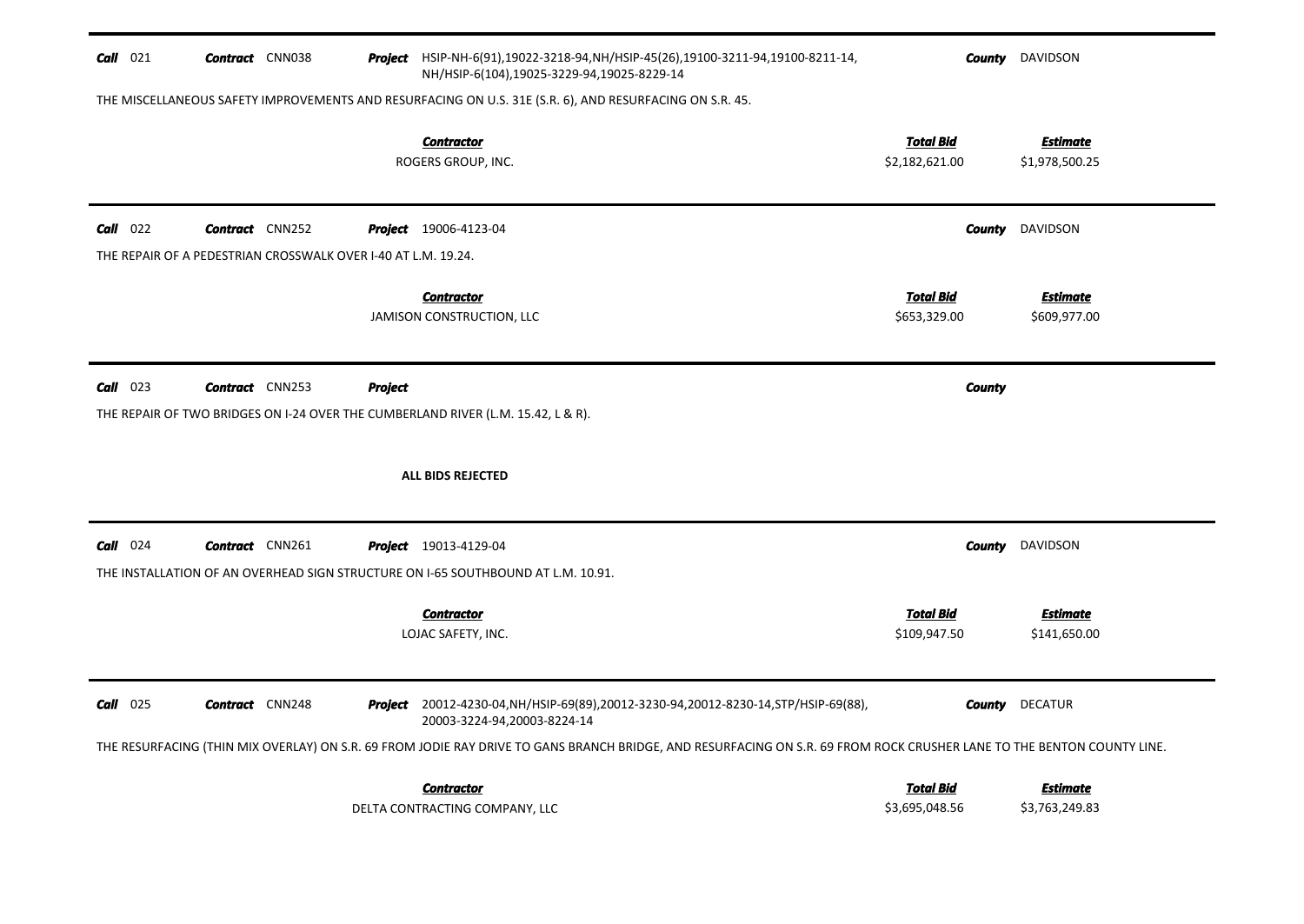**Call** 021 **Contract** CNN038 **Project** HSIP-NH-6(91),19022-3218-94,NH/HSIP-45(26),19100-3211-94,19100-8211-14, NH/HSIP-6(104),19025-3229-94,19025-8229-14 **County** DAVIDSON

THE MISCELLANEOUS SAFETY IMPROVEMENTS AND RESURFACING ON U.S. 31E (S.R. 6), AND RESURFACING ON S.R. 45.

| Contractor | Total Bid | Estimate |
|---|---|---|
| ROGERS GROUP, INC. | $2,182,621.00 | $1,978,500.25 |

---

**Call** 022 **Contract** CNN252 **Project** 19006-4123-04 **County** DAVIDSON

THE REPAIR OF A PEDESTRIAN CROSSWALK OVER I-40 AT L.M. 19.24.

| Contractor | Total Bid | Estimate |
|---|---|---|
| JAMISON CONSTRUCTION, LLC | $653,329.00 | $609,977.00 |

---

**Call** 023 **Contract** CNN253 **Project** **County**

THE REPAIR OF TWO BRIDGES ON I-24 OVER THE CUMBERLAND RIVER (L.M. 15.42, L & R).

**ALL BIDS REJECTED**

---

**Call** 024 **Contract** CNN261 **Project** 19013-4129-04 **County** DAVIDSON

THE INSTALLATION OF AN OVERHEAD SIGN STRUCTURE ON I-65 SOUTHBOUND AT L.M. 10.91.

| Contractor | Total Bid | Estimate |
|---|---|---|
| LOJAC SAFETY, INC. | $109,947.50 | $141,650.00 |

---

**Call** 025 **Contract** CNN248 **Project** 20012-4230-04,NH/HSIP-69(89),20012-3230-94,20012-8230-14,STP/HSIP-69(88), 20003-3224-94,20003-8224-14 **County** DECATUR

THE RESURFACING (THIN MIX OVERLAY) ON S.R. 69 FROM JODIE RAY DRIVE TO GANS BRANCH BRIDGE, AND RESURFACING ON S.R. 69 FROM ROCK CRUSHER LANE TO THE BENTON COUNTY LINE.

| Contractor | Total Bid | Estimate |
|---|---|---|
| DELTA CONTRACTING COMPANY, LLC | $3,695,048.56 | $3,763,249.83 |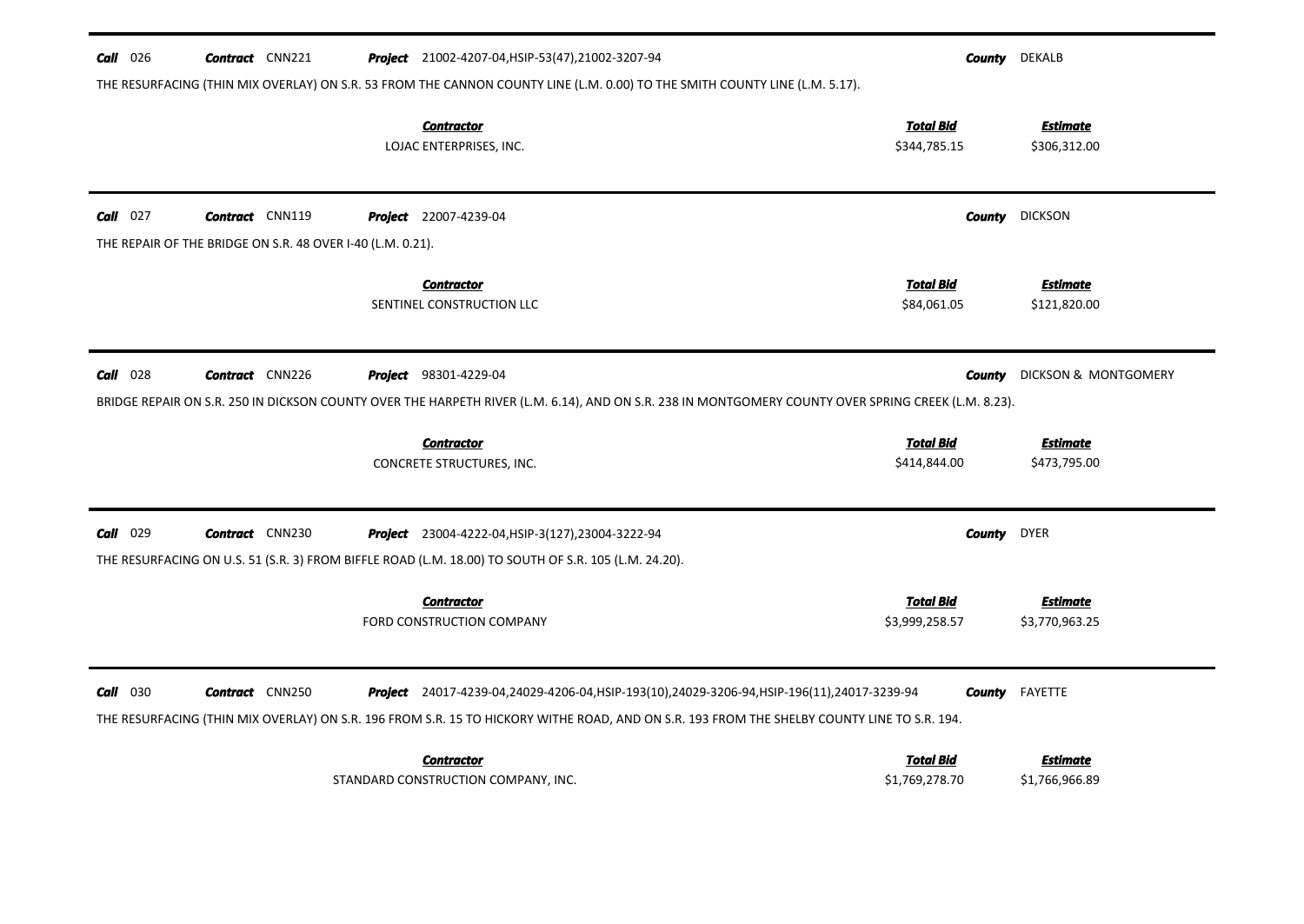**Call** 026 **Contract** CNN221 **Project** 21002-4207-04,HSIP-53(47),21002-3207-94 **County** DEKALB

THE RESURFACING (THIN MIX OVERLAY) ON S.R. 53 FROM THE CANNON COUNTY LINE (L.M. 0.00) TO THE SMITH COUNTY LINE (L.M. 5.17).

| Contractor | Total Bid | Estimate |
|---|---|---|
| LOJAC ENTERPRISES, INC. | $344,785.15 | $306,312.00 |

---

**Call** 027 **Contract** CNN119 **Project** 22007-4239-04 **County** DICKSON

THE REPAIR OF THE BRIDGE ON S.R. 48 OVER I-40 (L.M. 0.21).

| Contractor | Total Bid | Estimate |
|---|---|---|
| SENTINEL CONSTRUCTION LLC | $84,061.05 | $121,820.00 |

---

**Call** 028 **Contract** CNN226 **Project** 98301-4229-04 **County** DICKSON & MONTGOMERY

BRIDGE REPAIR ON S.R. 250 IN DICKSON COUNTY OVER THE HARPETH RIVER (L.M. 6.14), AND ON S.R. 238 IN MONTGOMERY COUNTY OVER SPRING CREEK (L.M. 8.23).

| Contractor | Total Bid | Estimate |
|---|---|---|
| CONCRETE STRUCTURES, INC. | $414,844.00 | $473,795.00 |

---

**Call** 029 **Contract** CNN230 **Project** 23004-4222-04,HSIP-3(127),23004-3222-94 **County** DYER

THE RESURFACING ON U.S. 51 (S.R. 3) FROM BIFFLE ROAD (L.M. 18.00) TO SOUTH OF S.R. 105 (L.M. 24.20).

| Contractor | Total Bid | Estimate |
|---|---|---|
| FORD CONSTRUCTION COMPANY | $3,999,258.57 | $3,770,963.25 |

---

**Call** 030 **Contract** CNN250 **Project** 24017-4239-04,24029-4206-04,HSIP-193(10),24029-3206-94,HSIP-196(11),24017-3239-94 **County** FAYETTE

THE RESURFACING (THIN MIX OVERLAY) ON S.R. 196 FROM S.R. 15 TO HICKORY WITHE ROAD, AND ON S.R. 193 FROM THE SHELBY COUNTY LINE TO S.R. 194.

| Contractor | Total Bid | Estimate |
|---|---|---|
| STANDARD CONSTRUCTION COMPANY, INC. | $1,769,278.70 | $1,766,966.89 |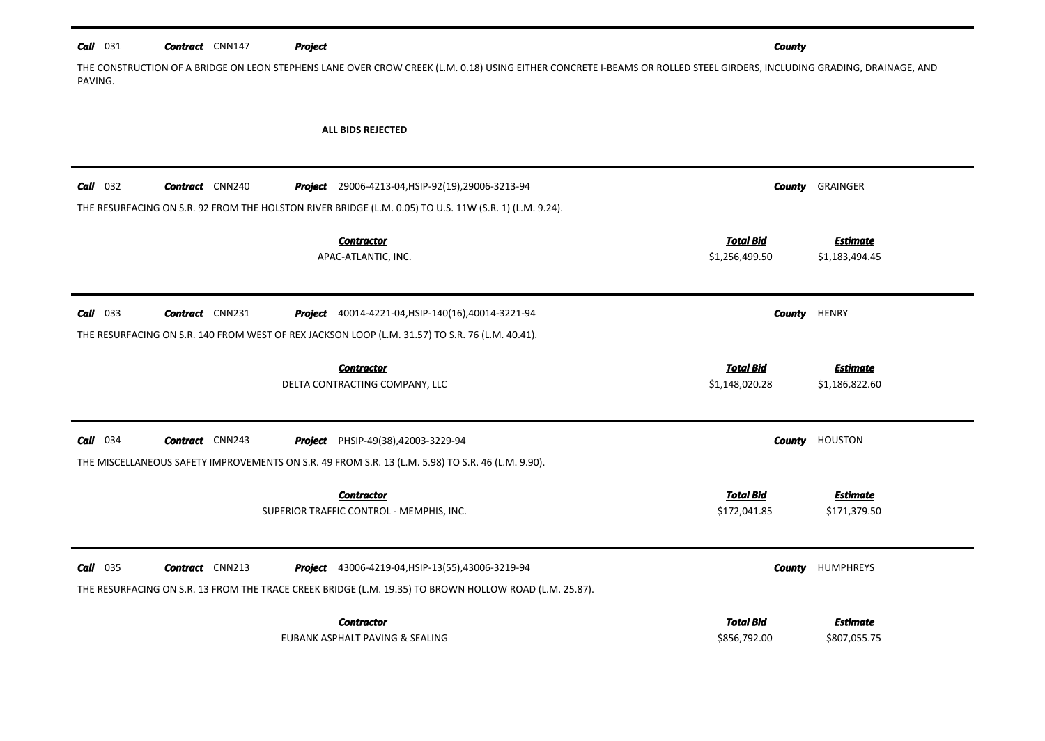**Call** 031 **Contract** CNN147 **Project** **County**

THE CONSTRUCTION OF A BRIDGE ON LEON STEPHENS LANE OVER CROW CREEK (L.M. 0.18) USING EITHER CONCRETE I-BEAMS OR ROLLED STEEL GIRDERS, INCLUDING GRADING, DRAINAGE, AND PAVING.

**ALL BIDS REJECTED**

---

**Call** 032 **Contract** CNN240 **Project** 29006-4213-04,HSIP-92(19),29006-3213-94 **County** GRAINGER

THE RESURFACING ON S.R. 92 FROM THE HOLSTON RIVER BRIDGE (L.M. 0.05) TO U.S. 11W (S.R. 1) (L.M. 9.24).

| Contractor | Total Bid | Estimate |
|---|---|---|
| APAC-ATLANTIC, INC. | $1,256,499.50 | $1,183,494.45 |

---

**Call** 033 **Contract** CNN231 **Project** 40014-4221-04,HSIP-140(16),40014-3221-94 **County** HENRY

THE RESURFACING ON S.R. 140 FROM WEST OF REX JACKSON LOOP (L.M. 31.57) TO S.R. 76 (L.M. 40.41).

| Contractor | Total Bid | Estimate |
|---|---|---|
| DELTA CONTRACTING COMPANY, LLC | $1,148,020.28 | $1,186,822.60 |

---

**Call** 034 **Contract** CNN243 **Project** PHSIP-49(38),42003-3229-94 **County** HOUSTON

THE MISCELLANEOUS SAFETY IMPROVEMENTS ON S.R. 49 FROM S.R. 13 (L.M. 5.98) TO S.R. 46 (L.M. 9.90).

| Contractor | Total Bid | Estimate |
|---|---|---|
| SUPERIOR TRAFFIC CONTROL - MEMPHIS, INC. | $172,041.85 | $171,379.50 |

---

**Call** 035 **Contract** CNN213 **Project** 43006-4219-04,HSIP-13(55),43006-3219-94 **County** HUMPHREYS

THE RESURFACING ON S.R. 13 FROM THE TRACE CREEK BRIDGE (L.M. 19.35) TO BROWN HOLLOW ROAD (L.M. 25.87).

| Contractor | Total Bid | Estimate |
|---|---|---|
| EUBANK ASPHALT PAVING & SEALING | $856,792.00 | $807,055.75 |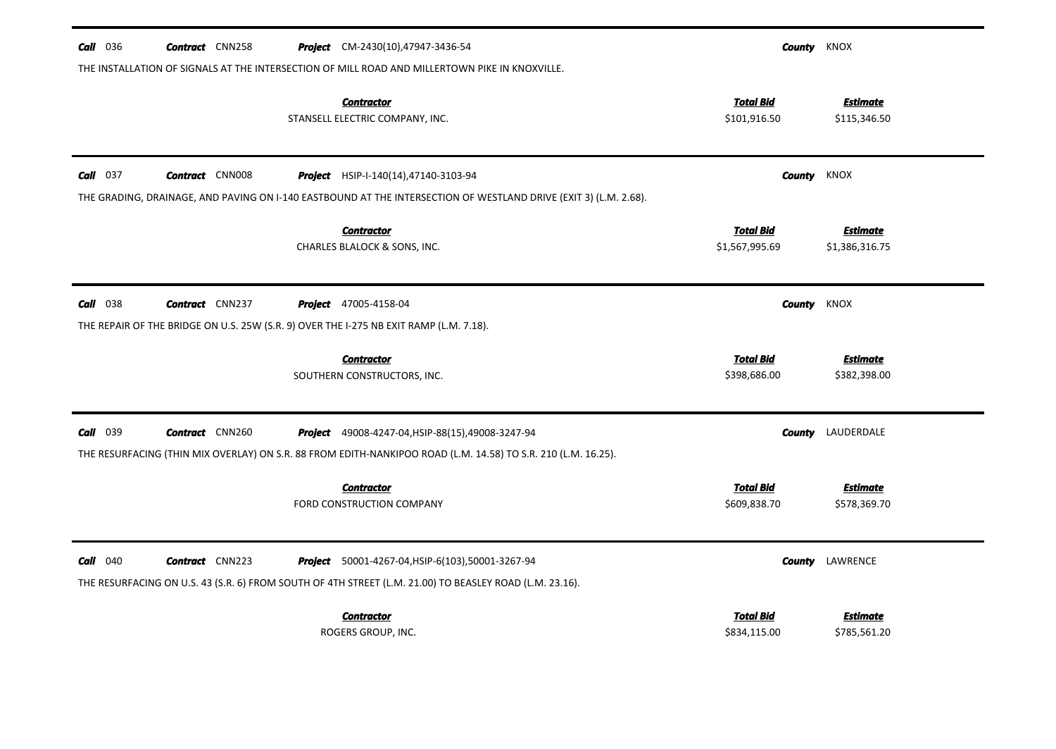**Call** 036 **Contract** CNN258 **Project** CM-2430(10),47947-3436-54 **County** KNOX

THE INSTALLATION OF SIGNALS AT THE INTERSECTION OF MILL ROAD AND MILLERTOWN PIKE IN KNOXVILLE.

| Contractor | Total Bid | Estimate |
|---|---|---|
| STANSELL ELECTRIC COMPANY, INC. | $101,916.50 | $115,346.50 |

---

**Call** 037 **Contract** CNN008 **Project** HSIP-I-140(14),47140-3103-94 **County** KNOX

THE GRADING, DRAINAGE, AND PAVING ON I-140 EASTBOUND AT THE INTERSECTION OF WESTLAND DRIVE (EXIT 3) (L.M. 2.68).

| Contractor | Total Bid | Estimate |
|---|---|---|
| CHARLES BLALOCK & SONS, INC. | $1,567,995.69 | $1,386,316.75 |

---

**Call** 038 **Contract** CNN237 **Project** 47005-4158-04 **County** KNOX

THE REPAIR OF THE BRIDGE ON U.S. 25W (S.R. 9) OVER THE I-275 NB EXIT RAMP (L.M. 7.18).

| Contractor | Total Bid | Estimate |
|---|---|---|
| SOUTHERN CONSTRUCTORS, INC. | $398,686.00 | $382,398.00 |

---

**Call** 039 **Contract** CNN260 **Project** 49008-4247-04,HSIP-88(15),49008-3247-94 **County** LAUDERDALE

THE RESURFACING (THIN MIX OVERLAY) ON S.R. 88 FROM EDITH-NANKIPOO ROAD (L.M. 14.58) TO S.R. 210 (L.M. 16.25).

| Contractor | Total Bid | Estimate |
|---|---|---|
| FORD CONSTRUCTION COMPANY | $609,838.70 | $578,369.70 |

---

**Call** 040 **Contract** CNN223 **Project** 50001-4267-04,HSIP-6(103),50001-3267-94 **County** LAWRENCE

THE RESURFACING ON U.S. 43 (S.R. 6) FROM SOUTH OF 4TH STREET (L.M. 21.00) TO BEASLEY ROAD (L.M. 23.16).

| Contractor | Total Bid | Estimate |
|---|---|---|
| ROGERS GROUP, INC. | $834,115.00 | $785,561.20 |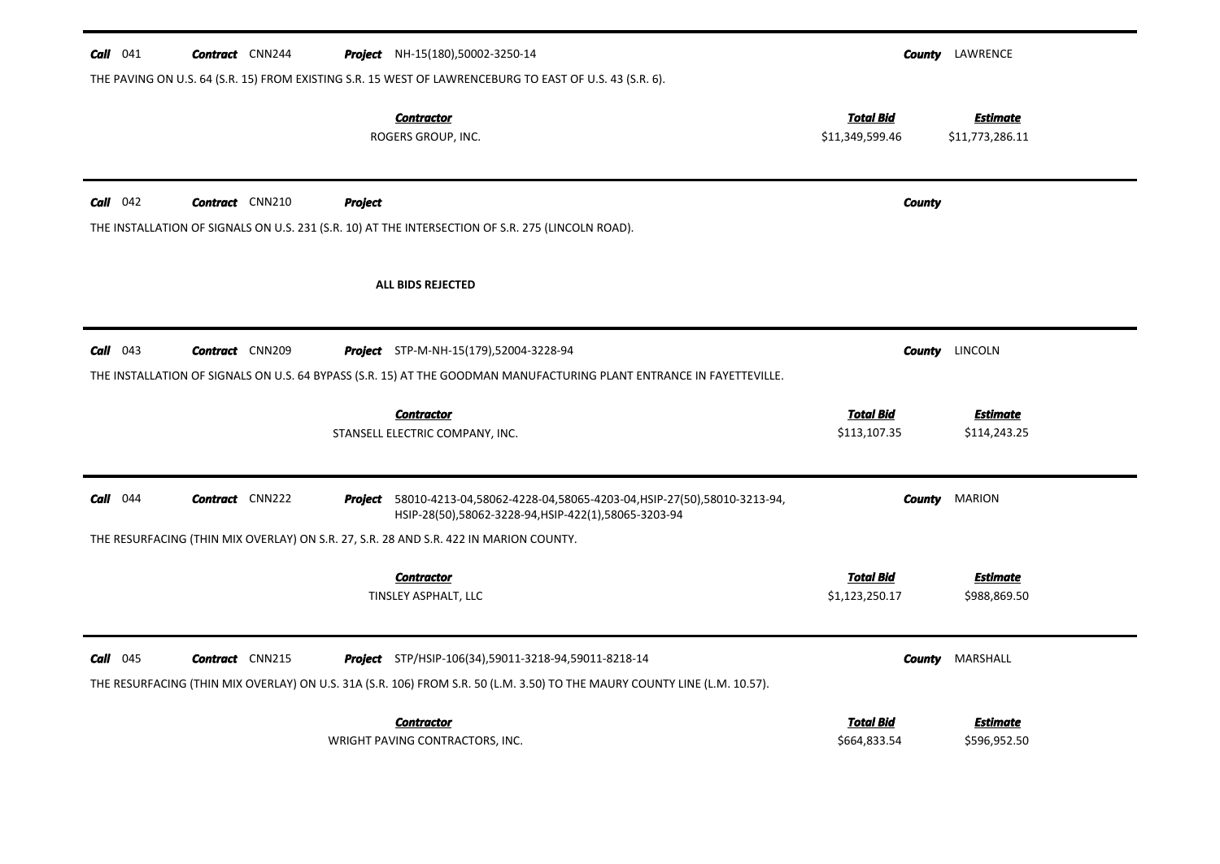**Call** 041 **Contract** CNN244 **Project** NH-15(180),50002-3250-14 **County** LAWRENCE

THE PAVING ON U.S. 64 (S.R. 15) FROM EXISTING S.R. 15 WEST OF LAWRENCEBURG TO EAST OF U.S. 43 (S.R. 6).

| Contractor | Total Bid | Estimate |
|---|---|---|
| ROGERS GROUP, INC. | $11,349,599.46 | $11,773,286.11 |

---

**Call** 042 **Contract** CNN210 **Project** **County**

THE INSTALLATION OF SIGNALS ON U.S. 231 (S.R. 10) AT THE INTERSECTION OF S.R. 275 (LINCOLN ROAD).

**ALL BIDS REJECTED**

---

**Call** 043 **Contract** CNN209 **Project** STP-M-NH-15(179),52004-3228-94 **County** LINCOLN

THE INSTALLATION OF SIGNALS ON U.S. 64 BYPASS (S.R. 15) AT THE GOODMAN MANUFACTURING PLANT ENTRANCE IN FAYETTEVILLE.

| Contractor | Total Bid | Estimate |
|---|---|---|
| STANSELL ELECTRIC COMPANY, INC. | $113,107.35 | $114,243.25 |

---

**Call** 044 **Contract** CNN222 **Project** 58010-4213-04,58062-4228-04,58065-4203-04,HSIP-27(50),58010-3213-94, HSIP-28(50),58062-3228-94,HSIP-422(1),58065-3203-94 **County** MARION

THE RESURFACING (THIN MIX OVERLAY) ON S.R. 27, S.R. 28 AND S.R. 422 IN MARION COUNTY.

| Contractor | Total Bid | Estimate |
|---|---|---|
| TINSLEY ASPHALT, LLC | $1,123,250.17 | $988,869.50 |

---

**Call** 045 **Contract** CNN215 **Project** STP/HSIP-106(34),59011-3218-94,59011-8218-14 **County** MARSHALL

THE RESURFACING (THIN MIX OVERLAY) ON U.S. 31A (S.R. 106) FROM S.R. 50 (L.M. 3.50) TO THE MAURY COUNTY LINE (L.M. 10.57).

| Contractor | Total Bid | Estimate |
|---|---|---|
| WRIGHT PAVING CONTRACTORS, INC. | $664,833.54 | $596,952.50 |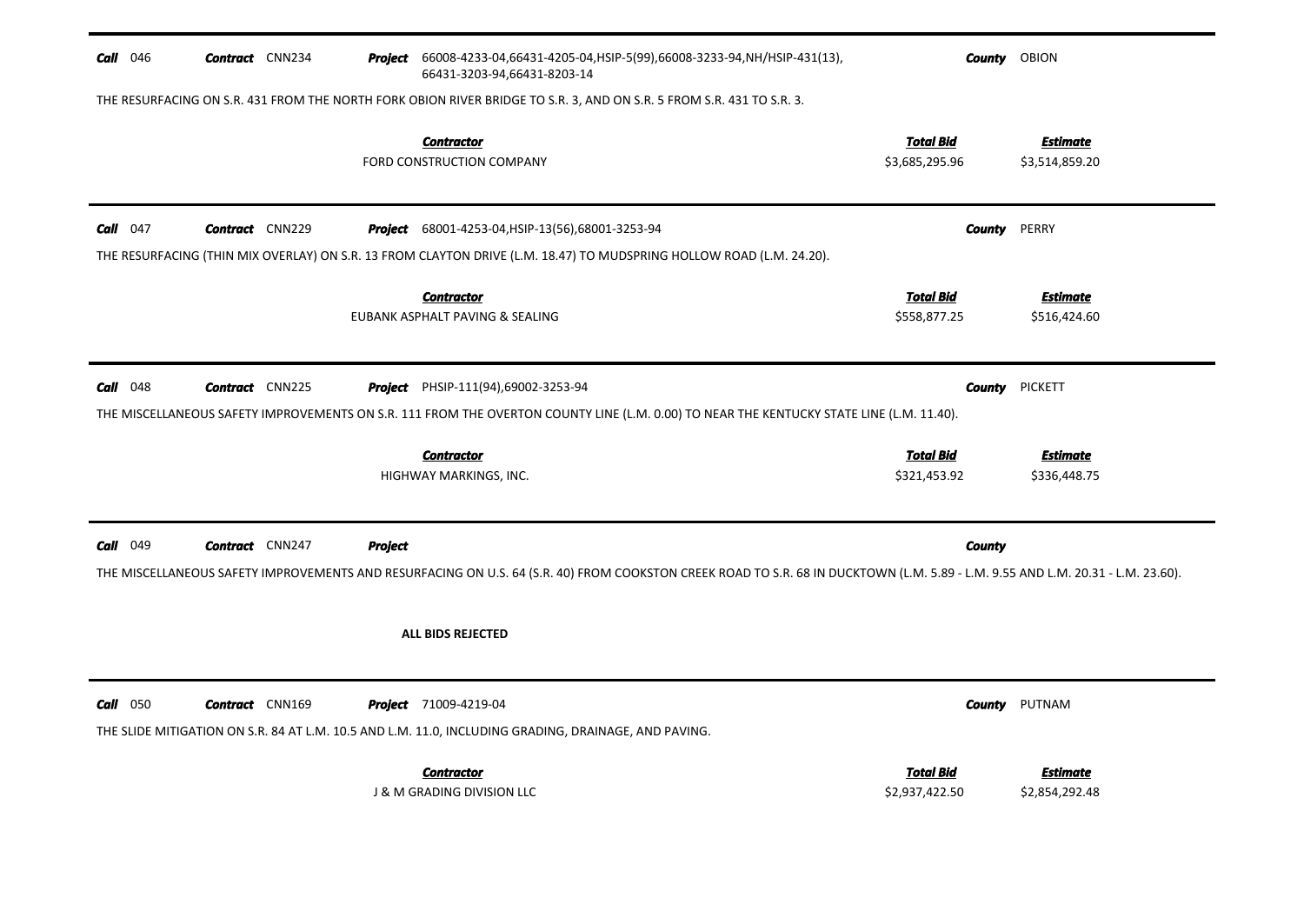**Call** 046 **Contract** CNN234 **Project** 66008-4233-04,66431-4205-04,HSIP-5(99),66008-3233-94,NH/HSIP-431(13), 66431-3203-94,66431-8203-14 **County** OBION

THE RESURFACING ON S.R. 431 FROM THE NORTH FORK OBION RIVER BRIDGE TO S.R. 3, AND ON S.R. 5 FROM S.R. 431 TO S.R. 3.

| Contractor | Total Bid | Estimate |
|---|---|---|
| FORD CONSTRUCTION COMPANY | $3,685,295.96 | $3,514,859.20 |

---

**Call** 047 **Contract** CNN229 **Project** 68001-4253-04,HSIP-13(56),68001-3253-94 **County** PERRY

THE RESURFACING (THIN MIX OVERLAY) ON S.R. 13 FROM CLAYTON DRIVE (L.M. 18.47) TO MUDSPRING HOLLOW ROAD (L.M. 24.20).

| Contractor | Total Bid | Estimate |
|---|---|---|
| EUBANK ASPHALT PAVING & SEALING | $558,877.25 | $516,424.60 |

---

**Call** 048 **Contract** CNN225 **Project** PHSIP-111(94),69002-3253-94 **County** PICKETT

THE MISCELLANEOUS SAFETY IMPROVEMENTS ON S.R. 111 FROM THE OVERTON COUNTY LINE (L.M. 0.00) TO NEAR THE KENTUCKY STATE LINE (L.M. 11.40).

| Contractor | Total Bid | Estimate |
|---|---|---|
| HIGHWAY MARKINGS, INC. | $321,453.92 | $336,448.75 |

---

**Call** 049 **Contract** CNN247 **Project** **County**

THE MISCELLANEOUS SAFETY IMPROVEMENTS AND RESURFACING ON U.S. 64 (S.R. 40) FROM COOKSTON CREEK ROAD TO S.R. 68 IN DUCKTOWN (L.M. 5.89 - L.M. 9.55 AND L.M. 20.31 - L.M. 23.60).

**ALL BIDS REJECTED**

---

**Call** 050 **Contract** CNN169 **Project** 71009-4219-04 **County** PUTNAM

THE SLIDE MITIGATION ON S.R. 84 AT L.M. 10.5 AND L.M. 11.0, INCLUDING GRADING, DRAINAGE, AND PAVING.

| Contractor | Total Bid | Estimate |
|---|---|---|
| J & M GRADING DIVISION LLC | $2,937,422.50 | $2,854,292.48 |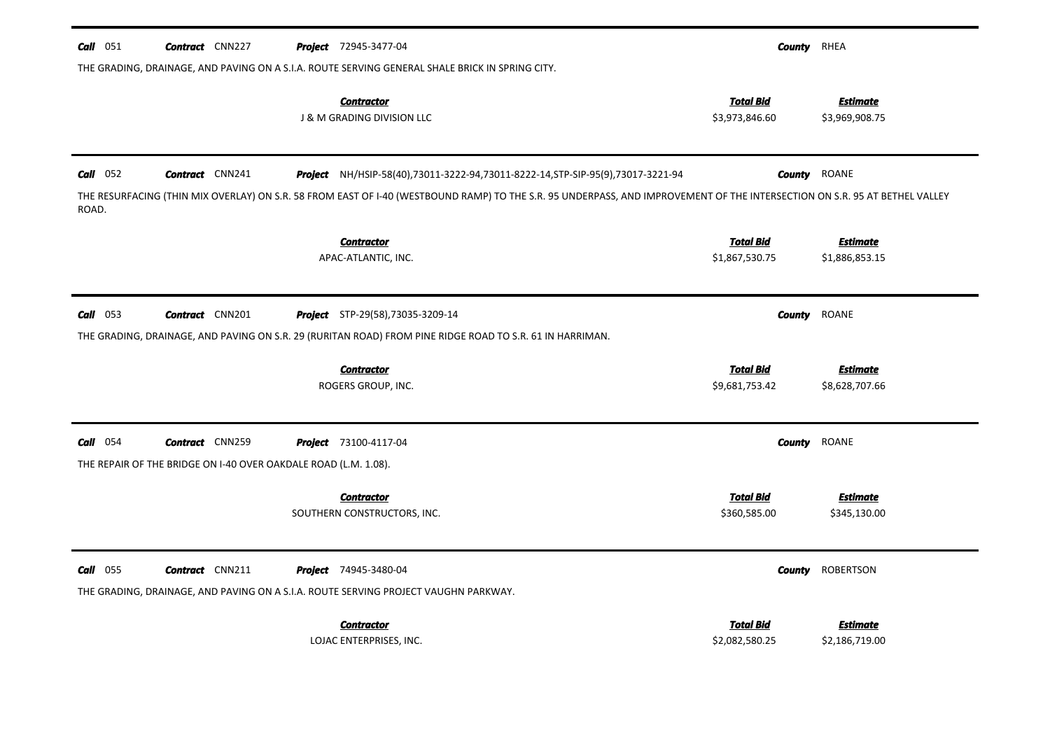**Call** 051 **Contract** CNN227 **Project** 72945-3477-04 **County** RHEA

THE GRADING, DRAINAGE, AND PAVING ON A S.I.A. ROUTE SERVING GENERAL SHALE BRICK IN SPRING CITY.

| Contractor | Total Bid | Estimate |
| --- | --- | --- |
| J & M GRADING DIVISION LLC | $3,973,846.60 | $3,969,908.75 |

---

**Call** 052 **Contract** CNN241 **Project** NH/HSIP-58(40),73011-3222-94,73011-8222-14,STP-SIP-95(9),73017-3221-94 **County** ROANE

THE RESURFACING (THIN MIX OVERLAY) ON S.R. 58 FROM EAST OF I-40 (WESTBOUND RAMP) TO THE S.R. 95 UNDERPASS, AND IMPROVEMENT OF THE INTERSECTION ON S.R. 95 AT BETHEL VALLEY ROAD.

| Contractor | Total Bid | Estimate |
| --- | --- | --- |
| APAC-ATLANTIC, INC. | $1,867,530.75 | $1,886,853.15 |

---

**Call** 053 **Contract** CNN201 **Project** STP-29(58),73035-3209-14 **County** ROANE

THE GRADING, DRAINAGE, AND PAVING ON S.R. 29 (RURITAN ROAD) FROM PINE RIDGE ROAD TO S.R. 61 IN HARRIMAN.

| Contractor | Total Bid | Estimate |
| --- | --- | --- |
| ROGERS GROUP, INC. | $9,681,753.42 | $8,628,707.66 |

---

**Call** 054 **Contract** CNN259 **Project** 73100-4117-04 **County** ROANE

THE REPAIR OF THE BRIDGE ON I-40 OVER OAKDALE ROAD (L.M. 1.08).

| Contractor | Total Bid | Estimate |
| --- | --- | --- |
| SOUTHERN CONSTRUCTORS, INC. | $360,585.00 | $345,130.00 |

---

**Call** 055 **Contract** CNN211 **Project** 74945-3480-04 **County** ROBERTSON

THE GRADING, DRAINAGE, AND PAVING ON A S.I.A. ROUTE SERVING PROJECT VAUGHN PARKWAY.

| Contractor | Total Bid | Estimate |
| --- | --- | --- |
| LOJAC ENTERPRISES, INC. | $2,082,580.25 | $2,186,719.00 |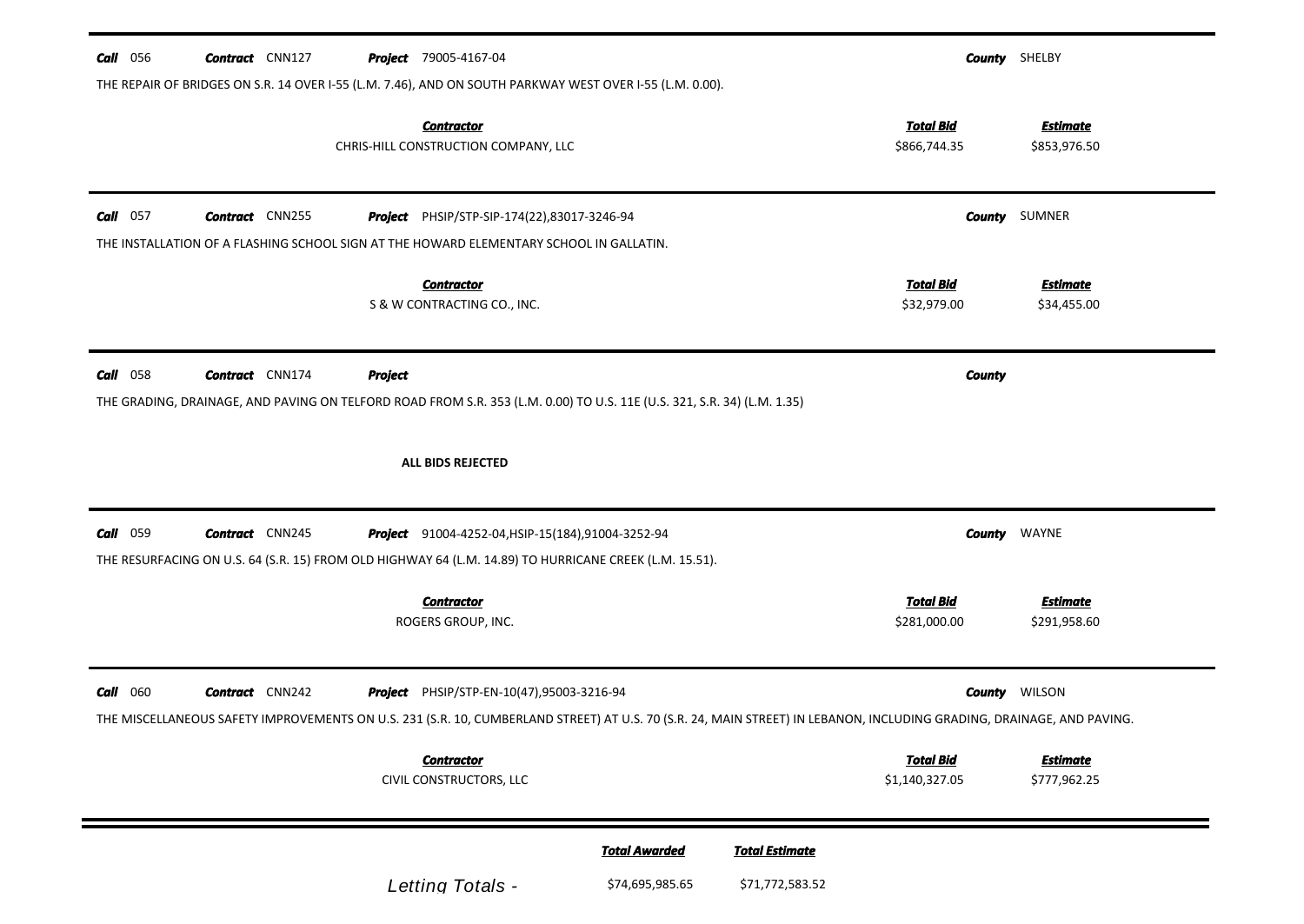**Call** 056 **Contract** CNN127 **Project** 79005-4167-04 **County** SHELBY

THE REPAIR OF BRIDGES ON S.R. 14 OVER I-55 (L.M. 7.46), AND ON SOUTH PARKWAY WEST OVER I-55 (L.M. 0.00).

| Contractor | Total Bid | Estimate |
|---|---|---|
| CHRIS-HILL CONSTRUCTION COMPANY, LLC | $866,744.35 | $853,976.50 |

---

**Call** 057 **Contract** CNN255 **Project** PHSIP/STP-SIP-174(22),83017-3246-94 **County** SUMNER

THE INSTALLATION OF A FLASHING SCHOOL SIGN AT THE HOWARD ELEMENTARY SCHOOL IN GALLATIN.

| Contractor | Total Bid | Estimate |
|---|---|---|
| S & W CONTRACTING CO., INC. | $32,979.00 | $34,455.00 |

---

**Call** 058 **Contract** CNN174 **Project** **County**

THE GRADING, DRAINAGE, AND PAVING ON TELFORD ROAD FROM S.R. 353 (L.M. 0.00) TO U.S. 11E (U.S. 321, S.R. 34) (L.M. 1.35)

**ALL BIDS REJECTED**

---

**Call** 059 **Contract** CNN245 **Project** 91004-4252-04,HSIP-15(184),91004-3252-94 **County** WAYNE

THE RESURFACING ON U.S. 64 (S.R. 15) FROM OLD HIGHWAY 64 (L.M. 14.89) TO HURRICANE CREEK (L.M. 15.51).

| Contractor | Total Bid | Estimate |
|---|---|---|
| ROGERS GROUP, INC. | $281,000.00 | $291,958.60 |

---

**Call** 060 **Contract** CNN242 **Project** PHSIP/STP-EN-10(47),95003-3216-94 **County** WILSON

THE MISCELLANEOUS SAFETY IMPROVEMENTS ON U.S. 231 (S.R. 10, CUMBERLAND STREET) AT U.S. 70 (S.R. 24, MAIN STREET) IN LEBANON, INCLUDING GRADING, DRAINAGE, AND PAVING.

| Contractor | Total Bid | Estimate |
|---|---|---|
| CIVIL CONSTRUCTORS, LLC | $1,140,327.05 | $777,962.25 |

---

| | Total Awarded | Total Estimate |
|---|---|---|
| Letting Totals - | $74,695,985.65 | $71,772,583.52 |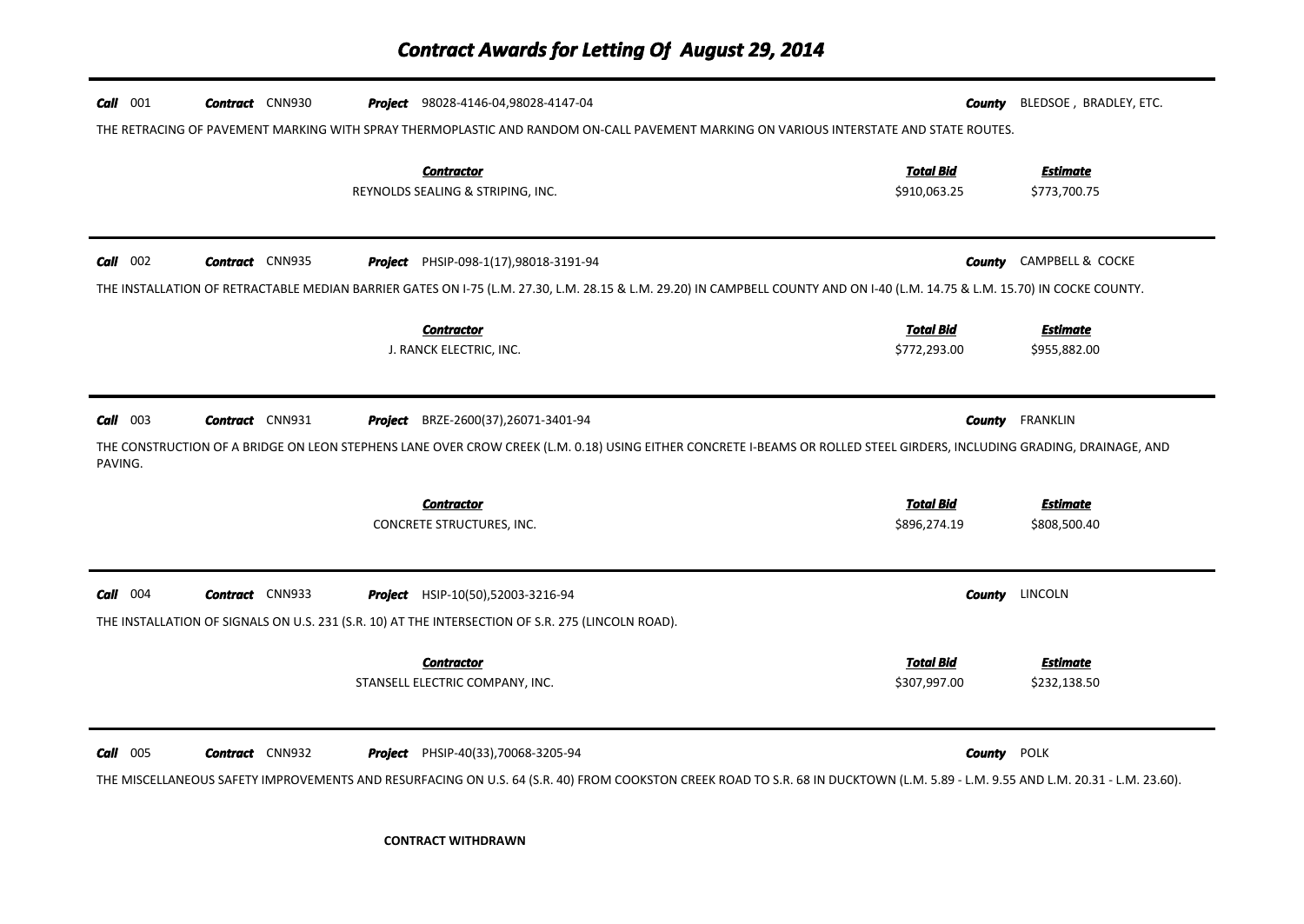# Contract Awards for Letting Of August 29, 2014

**Call** 001 **Contract** CNN930 **Project** 98028-4146-04,98028-4147-04 **County** BLEDSOE , BRADLEY, ETC.

THE RETRACING OF PAVEMENT MARKING WITH SPRAY THERMOPLASTIC AND RANDOM ON-CALL PAVEMENT MARKING ON VARIOUS INTERSTATE AND STATE ROUTES.

| Contractor | Total Bid | Estimate |
|---|---|---|
| REYNOLDS SEALING & STRIPING, INC. | $910,063.25 | $773,700.75 |

---

**Call** 002 **Contract** CNN935 **Project** PHSIP-098-1(17),98018-3191-94 **County** CAMPBELL & COCKE

THE INSTALLATION OF RETRACTABLE MEDIAN BARRIER GATES ON I-75 (L.M. 27.30, L.M. 28.15 & L.M. 29.20) IN CAMPBELL COUNTY AND ON I-40 (L.M. 14.75 & L.M. 15.70) IN COCKE COUNTY.

| Contractor | Total Bid | Estimate |
|---|---|---|
| J. RANCK ELECTRIC, INC. | $772,293.00 | $955,882.00 |

---

**Call** 003 **Contract** CNN931 **Project** BRZE-2600(37),26071-3401-94 **County** FRANKLIN

THE CONSTRUCTION OF A BRIDGE ON LEON STEPHENS LANE OVER CROW CREEK (L.M. 0.18) USING EITHER CONCRETE I-BEAMS OR ROLLED STEEL GIRDERS, INCLUDING GRADING, DRAINAGE, AND PAVING.

| Contractor | Total Bid | Estimate |
|---|---|---|
| CONCRETE STRUCTURES, INC. | $896,274.19 | $808,500.40 |

---

**Call** 004 **Contract** CNN933 **Project** HSIP-10(50),52003-3216-94 **County** LINCOLN

THE INSTALLATION OF SIGNALS ON U.S. 231 (S.R. 10) AT THE INTERSECTION OF S.R. 275 (LINCOLN ROAD).

| Contractor | Total Bid | Estimate |
|---|---|---|
| STANSELL ELECTRIC COMPANY, INC. | $307,997.00 | $232,138.50 |

---

**Call** 005 **Contract** CNN932 **Project** PHSIP-40(33),70068-3205-94 **County** POLK

THE MISCELLANEOUS SAFETY IMPROVEMENTS AND RESURFACING ON U.S. 64 (S.R. 40) FROM COOKSTON CREEK ROAD TO S.R. 68 IN DUCKTOWN (L.M. 5.89 - L.M. 9.55 AND L.M. 20.31 - L.M. 23.60).

**CONTRACT WITHDRAWN**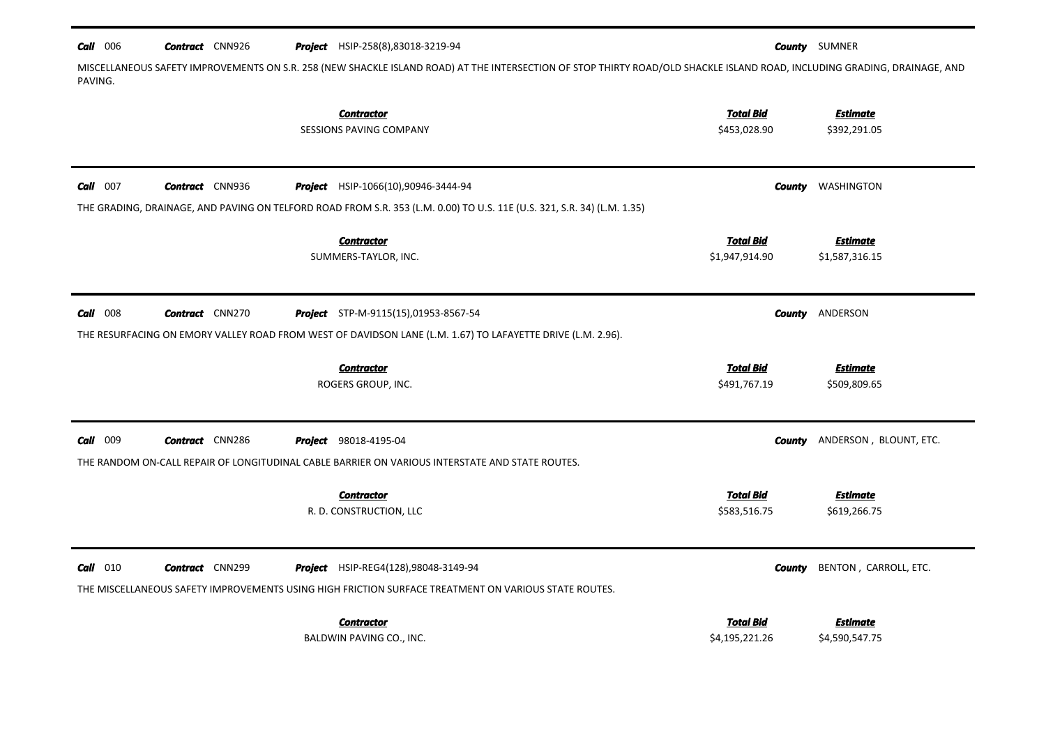**Call** 006 **Contract** CNN926 **Project** HSIP-258(8),83018-3219-94 **County** SUMNER

MISCELLANEOUS SAFETY IMPROVEMENTS ON S.R. 258 (NEW SHACKLE ISLAND ROAD) AT THE INTERSECTION OF STOP THIRTY ROAD/OLD SHACKLE ISLAND ROAD, INCLUDING GRADING, DRAINAGE, AND PAVING.

| Contractor | Total Bid | Estimate |
|---|---|---|
| SESSIONS PAVING COMPANY | $453,028.90 | $392,291.05 |

---

**Call** 007 **Contract** CNN936 **Project** HSIP-1066(10),90946-3444-94 **County** WASHINGTON

THE GRADING, DRAINAGE, AND PAVING ON TELFORD ROAD FROM S.R. 353 (L.M. 0.00) TO U.S. 11E (U.S. 321, S.R. 34) (L.M. 1.35)

| Contractor | Total Bid | Estimate |
|---|---|---|
| SUMMERS-TAYLOR, INC. | $1,947,914.90 | $1,587,316.15 |

---

**Call** 008 **Contract** CNN270 **Project** STP-M-9115(15),01953-8567-54 **County** ANDERSON

THE RESURFACING ON EMORY VALLEY ROAD FROM WEST OF DAVIDSON LANE (L.M. 1.67) TO LAFAYETTE DRIVE (L.M. 2.96).

| Contractor | Total Bid | Estimate |
|---|---|---|
| ROGERS GROUP, INC. | $491,767.19 | $509,809.65 |

---

**Call** 009 **Contract** CNN286 **Project** 98018-4195-04 **County** ANDERSON , BLOUNT, ETC.

THE RANDOM ON-CALL REPAIR OF LONGITUDINAL CABLE BARRIER ON VARIOUS INTERSTATE AND STATE ROUTES.

| Contractor | Total Bid | Estimate |
|---|---|---|
| R. D. CONSTRUCTION, LLC | $583,516.75 | $619,266.75 |

---

**Call** 010 **Contract** CNN299 **Project** HSIP-REG4(128),98048-3149-94 **County** BENTON , CARROLL, ETC.

THE MISCELLANEOUS SAFETY IMPROVEMENTS USING HIGH FRICTION SURFACE TREATMENT ON VARIOUS STATE ROUTES.

| Contractor | Total Bid | Estimate |
|---|---|---|
| BALDWIN PAVING CO., INC. | $4,195,221.26 | $4,590,547.75 |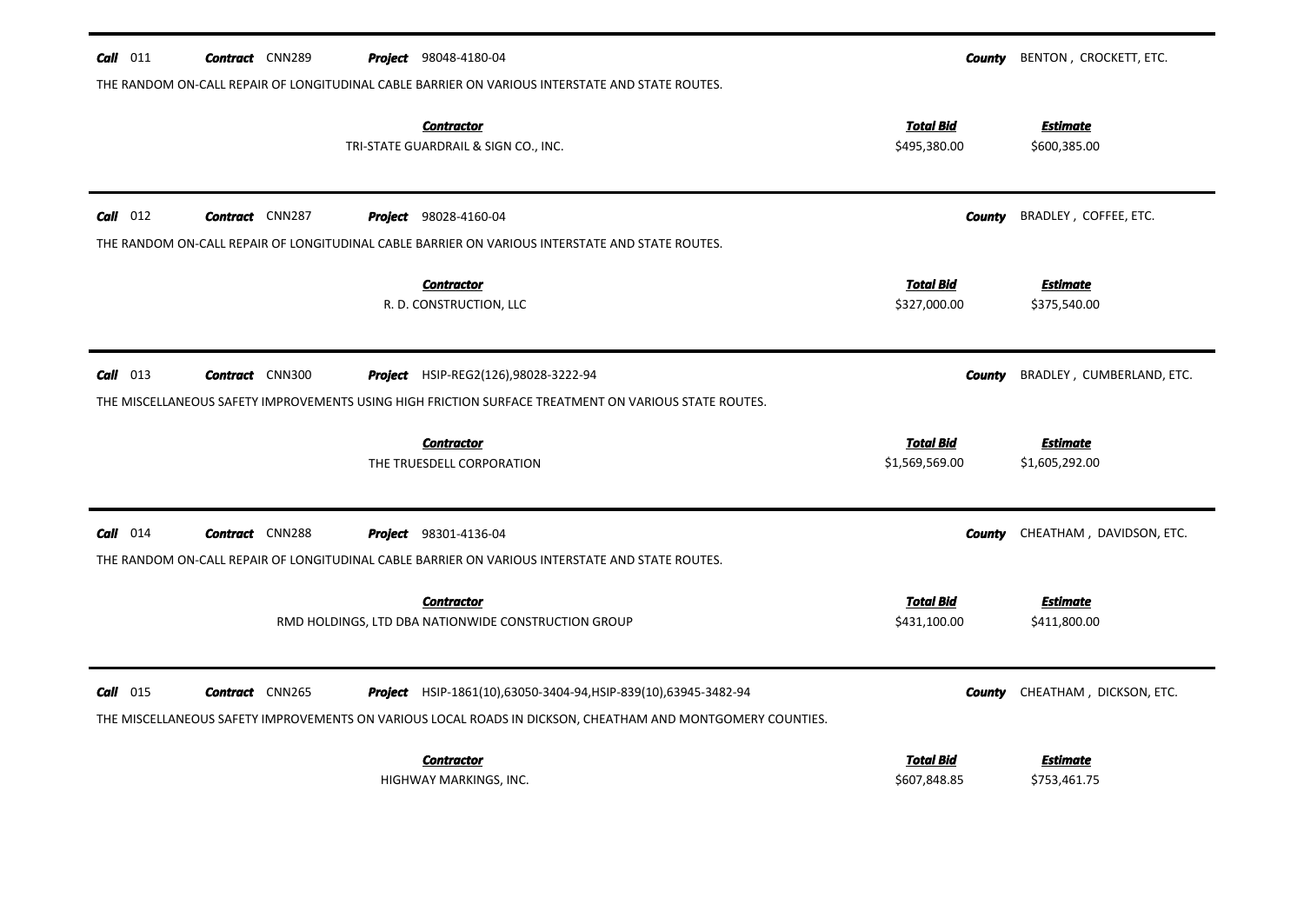**Call** 011 **Contract** CNN289 **Project** 98048-4180-04 **County** BENTON , CROCKETT, ETC.

THE RANDOM ON-CALL REPAIR OF LONGITUDINAL CABLE BARRIER ON VARIOUS INTERSTATE AND STATE ROUTES.

| Contractor | Total Bid | Estimate |
|---|---|---|
| TRI-STATE GUARDRAIL & SIGN CO., INC. | $495,380.00 | $600,385.00 |

---

**Call** 012 **Contract** CNN287 **Project** 98028-4160-04 **County** BRADLEY , COFFEE, ETC.

THE RANDOM ON-CALL REPAIR OF LONGITUDINAL CABLE BARRIER ON VARIOUS INTERSTATE AND STATE ROUTES.

| Contractor | Total Bid | Estimate |
|---|---|---|
| R. D. CONSTRUCTION, LLC | $327,000.00 | $375,540.00 |

---

**Call** 013 **Contract** CNN300 **Project** HSIP-REG2(126),98028-3222-94 **County** BRADLEY , CUMBERLAND, ETC.

THE MISCELLANEOUS SAFETY IMPROVEMENTS USING HIGH FRICTION SURFACE TREATMENT ON VARIOUS STATE ROUTES.

| Contractor | Total Bid | Estimate |
|---|---|---|
| THE TRUESDELL CORPORATION | $1,569,569.00 | $1,605,292.00 |

---

**Call** 014 **Contract** CNN288 **Project** 98301-4136-04 **County** CHEATHAM , DAVIDSON, ETC.

THE RANDOM ON-CALL REPAIR OF LONGITUDINAL CABLE BARRIER ON VARIOUS INTERSTATE AND STATE ROUTES.

| Contractor | Total Bid | Estimate |
|---|---|---|
| RMD HOLDINGS, LTD DBA NATIONWIDE CONSTRUCTION GROUP | $431,100.00 | $411,800.00 |

---

**Call** 015 **Contract** CNN265 **Project** HSIP-1861(10),63050-3404-94,HSIP-839(10),63945-3482-94 **County** CHEATHAM , DICKSON, ETC.

THE MISCELLANEOUS SAFETY IMPROVEMENTS ON VARIOUS LOCAL ROADS IN DICKSON, CHEATHAM AND MONTGOMERY COUNTIES.

| Contractor | Total Bid | Estimate |
|---|---|---|
| HIGHWAY MARKINGS, INC. | $607,848.85 | $753,461.75 |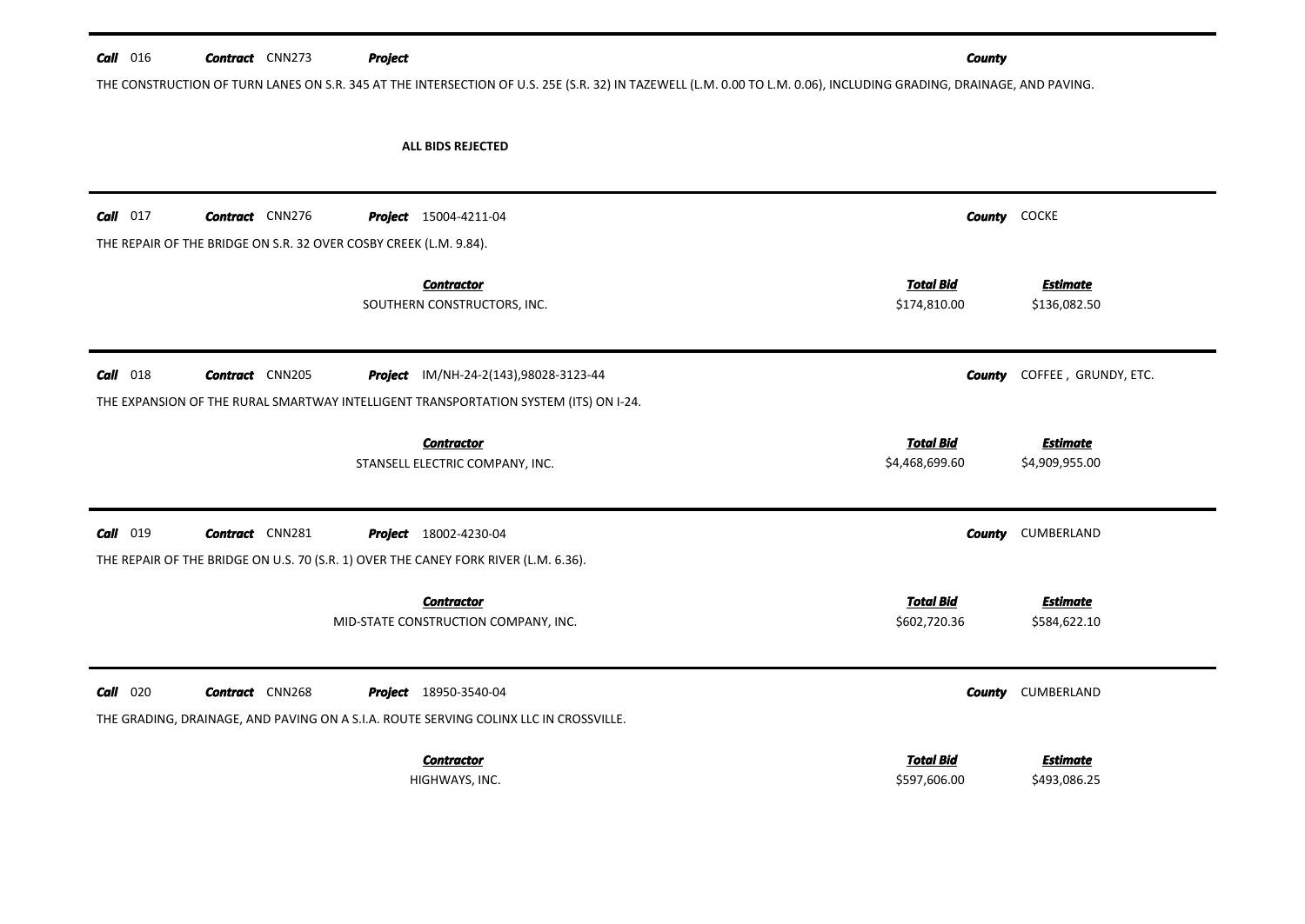**Call** 016 **Contract** CNN273 **Project** **County**

THE CONSTRUCTION OF TURN LANES ON S.R. 345 AT THE INTERSECTION OF U.S. 25E (S.R. 32) IN TAZEWELL (L.M. 0.00 TO L.M. 0.06), INCLUDING GRADING, DRAINAGE, AND PAVING.

**ALL BIDS REJECTED**

---

**Call** 017 **Contract** CNN276 **Project** 15004-4211-04 **County** COCKE

THE REPAIR OF THE BRIDGE ON S.R. 32 OVER COSBY CREEK (L.M. 9.84).

| Contractor | Total Bid | Estimate |
|---|---|---|
| SOUTHERN CONSTRUCTORS, INC. | $174,810.00 | $136,082.50 |

---

**Call** 018 **Contract** CNN205 **Project** IM/NH-24-2(143),98028-3123-44 **County** COFFEE , GRUNDY, ETC.

THE EXPANSION OF THE RURAL SMARTWAY INTELLIGENT TRANSPORTATION SYSTEM (ITS) ON I-24.

| Contractor | Total Bid | Estimate |
|---|---|---|
| STANSELL ELECTRIC COMPANY, INC. | $4,468,699.60 | $4,909,955.00 |

---

**Call** 019 **Contract** CNN281 **Project** 18002-4230-04 **County** CUMBERLAND

THE REPAIR OF THE BRIDGE ON U.S. 70 (S.R. 1) OVER THE CANEY FORK RIVER (L.M. 6.36).

| Contractor | Total Bid | Estimate |
|---|---|---|
| MID-STATE CONSTRUCTION COMPANY, INC. | $602,720.36 | $584,622.10 |

---

**Call** 020 **Contract** CNN268 **Project** 18950-3540-04 **County** CUMBERLAND

THE GRADING, DRAINAGE, AND PAVING ON A S.I.A. ROUTE SERVING COLINX LLC IN CROSSVILLE.

| Contractor | Total Bid | Estimate |
|---|---|---|
| HIGHWAYS, INC. | $597,606.00 | $493,086.25 |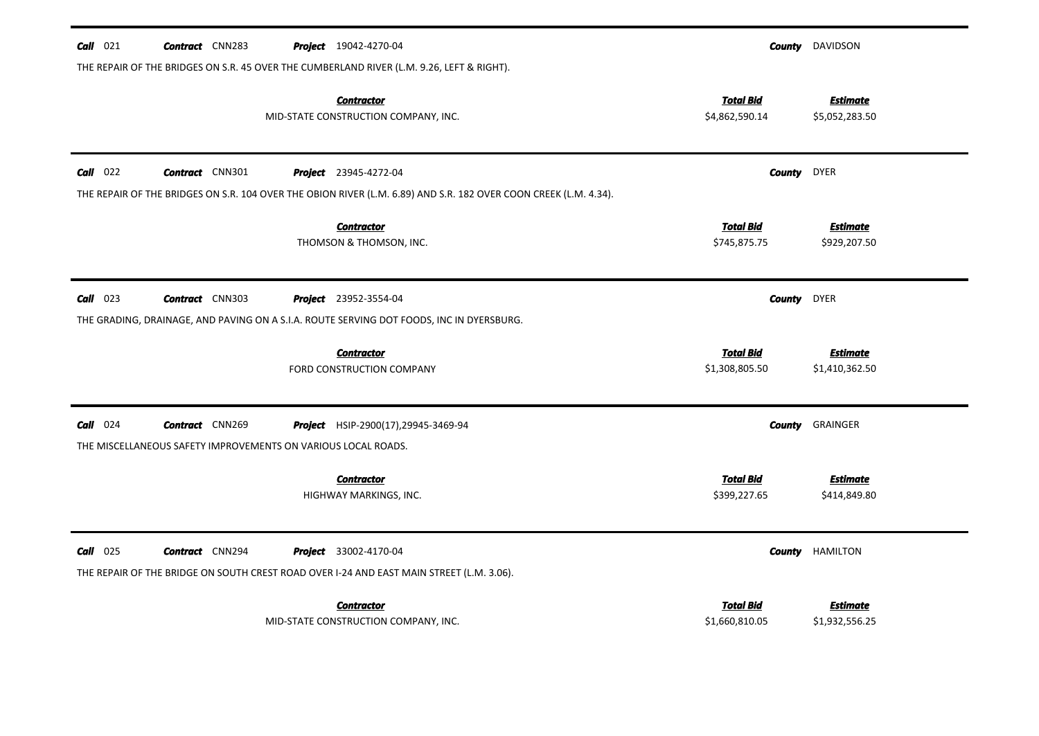**Call** 021 **Contract** CNN283 **Project** 19042-4270-04 **County** DAVIDSON

THE REPAIR OF THE BRIDGES ON S.R. 45 OVER THE CUMBERLAND RIVER (L.M. 9.26, LEFT & RIGHT).

| Contractor | Total Bid | Estimate |
| --- | --- | --- |
| MID-STATE CONSTRUCTION COMPANY, INC. | $4,862,590.14 | $5,052,283.50 |

---

**Call** 022 **Contract** CNN301 **Project** 23945-4272-04 **County** DYER

THE REPAIR OF THE BRIDGES ON S.R. 104 OVER THE OBION RIVER (L.M. 6.89) AND S.R. 182 OVER COON CREEK (L.M. 4.34).

| Contractor | Total Bid | Estimate |
| --- | --- | --- |
| THOMSON & THOMSON, INC. | $745,875.75 | $929,207.50 |

---

**Call** 023 **Contract** CNN303 **Project** 23952-3554-04 **County** DYER

THE GRADING, DRAINAGE, AND PAVING ON A S.I.A. ROUTE SERVING DOT FOODS, INC IN DYERSBURG.

| Contractor | Total Bid | Estimate |
| --- | --- | --- |
| FORD CONSTRUCTION COMPANY | $1,308,805.50 | $1,410,362.50 |

---

**Call** 024 **Contract** CNN269 **Project** HSIP-2900(17),29945-3469-94 **County** GRAINGER

THE MISCELLANEOUS SAFETY IMPROVEMENTS ON VARIOUS LOCAL ROADS.

| Contractor | Total Bid | Estimate |
| --- | --- | --- |
| HIGHWAY MARKINGS, INC. | $399,227.65 | $414,849.80 |

---

**Call** 025 **Contract** CNN294 **Project** 33002-4170-04 **County** HAMILTON

THE REPAIR OF THE BRIDGE ON SOUTH CREST ROAD OVER I-24 AND EAST MAIN STREET (L.M. 3.06).

| Contractor | Total Bid | Estimate |
| --- | --- | --- |
| MID-STATE CONSTRUCTION COMPANY, INC. | $1,660,810.05 | $1,932,556.25 |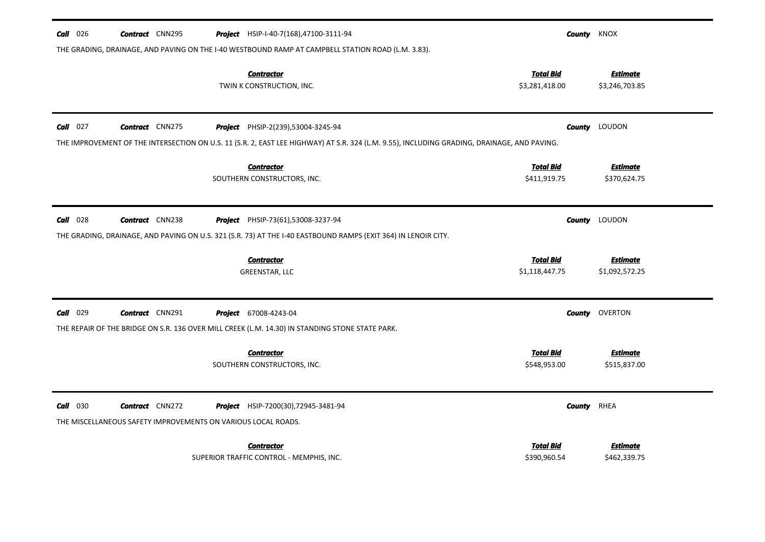**Call** 026 **Contract** CNN295 **Project** HSIP-I-40-7(168),47100-3111-94 **County** KNOX

THE GRADING, DRAINAGE, AND PAVING ON THE I-40 WESTBOUND RAMP AT CAMPBELL STATION ROAD (L.M. 3.83).

| Contractor | Total Bid | Estimate |
|---|---|---|
| TWIN K CONSTRUCTION, INC. | $3,281,418.00 | $3,246,703.85 |

---

**Call** 027 **Contract** CNN275 **Project** PHSIP-2(239),53004-3245-94 **County** LOUDON

THE IMPROVEMENT OF THE INTERSECTION ON U.S. 11 (S.R. 2, EAST LEE HIGHWAY) AT S.R. 324 (L.M. 9.55), INCLUDING GRADING, DRAINAGE, AND PAVING.

| Contractor | Total Bid | Estimate |
|---|---|---|
| SOUTHERN CONSTRUCTORS, INC. | $411,919.75 | $370,624.75 |

---

**Call** 028 **Contract** CNN238 **Project** PHSIP-73(61),53008-3237-94 **County** LOUDON

THE GRADING, DRAINAGE, AND PAVING ON U.S. 321 (S.R. 73) AT THE I-40 EASTBOUND RAMPS (EXIT 364) IN LENOIR CITY.

| Contractor | Total Bid | Estimate |
|---|---|---|
| GREENSTAR, LLC | $1,118,447.75 | $1,092,572.25 |

---

**Call** 029 **Contract** CNN291 **Project** 67008-4243-04 **County** OVERTON

THE REPAIR OF THE BRIDGE ON S.R. 136 OVER MILL CREEK (L.M. 14.30) IN STANDING STONE STATE PARK.

| Contractor | Total Bid | Estimate |
|---|---|---|
| SOUTHERN CONSTRUCTORS, INC. | $548,953.00 | $515,837.00 |

---

**Call** 030 **Contract** CNN272 **Project** HSIP-7200(30),72945-3481-94 **County** RHEA

THE MISCELLANEOUS SAFETY IMPROVEMENTS ON VARIOUS LOCAL ROADS.

| Contractor | Total Bid | Estimate |
|---|---|---|
| SUPERIOR TRAFFIC CONTROL - MEMPHIS, INC. | $390,960.54 | $462,339.75 |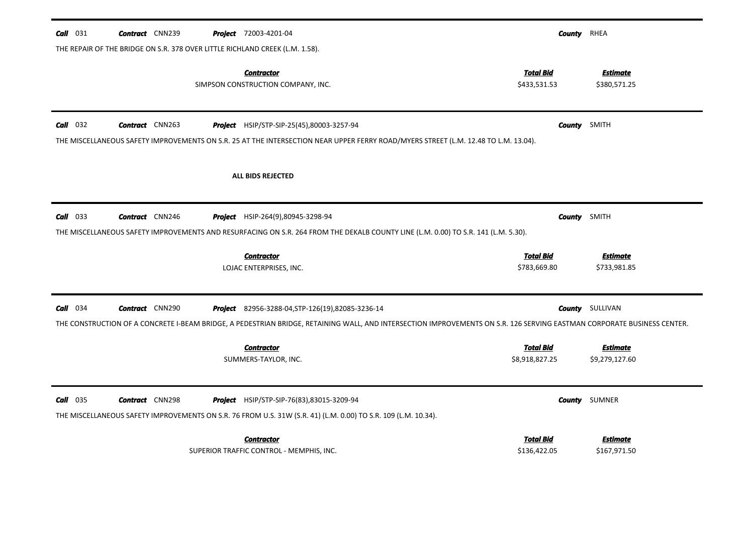**Call** 031 **Contract** CNN239 **Project** 72003-4201-04 **County** RHEA

THE REPAIR OF THE BRIDGE ON S.R. 378 OVER LITTLE RICHLAND CREEK (L.M. 1.58).

| Contractor | Total Bid | Estimate |
|---|---|---|
| SIMPSON CONSTRUCTION COMPANY, INC. | $433,531.53 | $380,571.25 |

---

**Call** 032 **Contract** CNN263 **Project** HSIP/STP-SIP-25(45),80003-3257-94 **County** SMITH

THE MISCELLANEOUS SAFETY IMPROVEMENTS ON S.R. 25 AT THE INTERSECTION NEAR UPPER FERRY ROAD/MYERS STREET (L.M. 12.48 TO L.M. 13.04).

**ALL BIDS REJECTED**

---

**Call** 033 **Contract** CNN246 **Project** HSIP-264(9),80945-3298-94 **County** SMITH

THE MISCELLANEOUS SAFETY IMPROVEMENTS AND RESURFACING ON S.R. 264 FROM THE DEKALB COUNTY LINE (L.M. 0.00) TO S.R. 141 (L.M. 5.30).

| Contractor | Total Bid | Estimate |
|---|---|---|
| LOJAC ENTERPRISES, INC. | $783,669.80 | $733,981.85 |

---

**Call** 034 **Contract** CNN290 **Project** 82956-3288-04,STP-126(19),82085-3236-14 **County** SULLIVAN

THE CONSTRUCTION OF A CONCRETE I-BEAM BRIDGE, A PEDESTRIAN BRIDGE, RETAINING WALL, AND INTERSECTION IMPROVEMENTS ON S.R. 126 SERVING EASTMAN CORPORATE BUSINESS CENTER.

| Contractor | Total Bid | Estimate |
|---|---|---|
| SUMMERS-TAYLOR, INC. | $8,918,827.25 | $9,279,127.60 |

---

**Call** 035 **Contract** CNN298 **Project** HSIP/STP-SIP-76(83),83015-3209-94 **County** SUMNER

THE MISCELLANEOUS SAFETY IMPROVEMENTS ON S.R. 76 FROM U.S. 31W (S.R. 41) (L.M. 0.00) TO S.R. 109 (L.M. 10.34).

| Contractor | Total Bid | Estimate |
|---|---|---|
| SUPERIOR TRAFFIC CONTROL - MEMPHIS, INC. | $136,422.05 | $167,971.50 |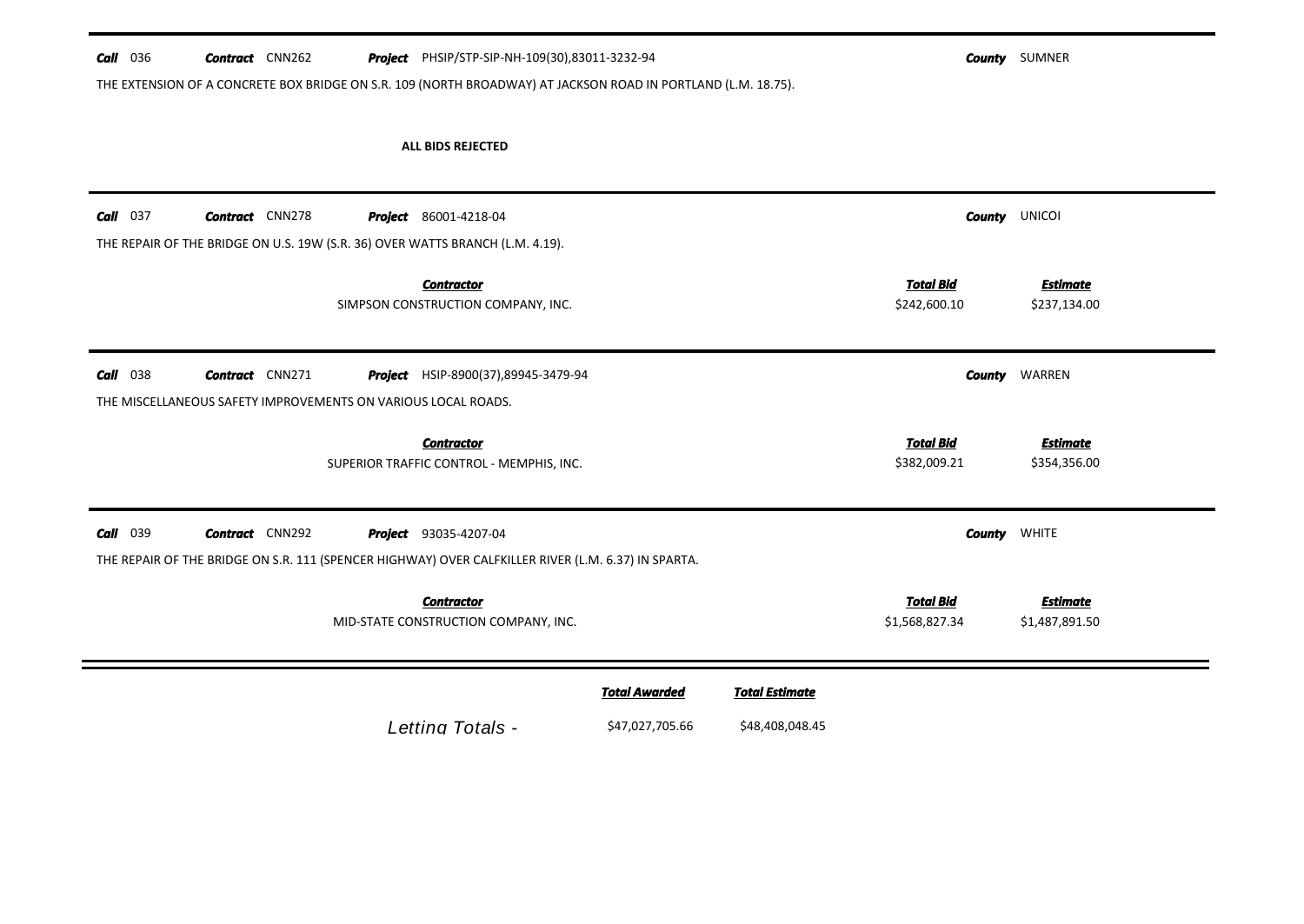**Call** 036 **Contract** CNN262 **Project** PHSIP/STP-SIP-NH-109(30),83011-3232-94 **County** SUMNER

THE EXTENSION OF A CONCRETE BOX BRIDGE ON S.R. 109 (NORTH BROADWAY) AT JACKSON ROAD IN PORTLAND (L.M. 18.75).

**ALL BIDS REJECTED**

---

**Call** 037 **Contract** CNN278 **Project** 86001-4218-04 **County** UNICOI

THE REPAIR OF THE BRIDGE ON U.S. 19W (S.R. 36) OVER WATTS BRANCH (L.M. 4.19).

| Contractor | Total Bid | Estimate |
|---|---|---|
| SIMPSON CONSTRUCTION COMPANY, INC. | $242,600.10 | $237,134.00 |

---

**Call** 038 **Contract** CNN271 **Project** HSIP-8900(37),89945-3479-94 **County** WARREN

THE MISCELLANEOUS SAFETY IMPROVEMENTS ON VARIOUS LOCAL ROADS.

| Contractor | Total Bid | Estimate |
|---|---|---|
| SUPERIOR TRAFFIC CONTROL - MEMPHIS, INC. | $382,009.21 | $354,356.00 |

---

**Call** 039 **Contract** CNN292 **Project** 93035-4207-04 **County** WHITE

THE REPAIR OF THE BRIDGE ON S.R. 111 (SPENCER HIGHWAY) OVER CALFKILLER RIVER (L.M. 6.37) IN SPARTA.

| Contractor | Total Bid | Estimate |
|---|---|---|
| MID-STATE CONSTRUCTION COMPANY, INC. | $1,568,827.34 | $1,487,891.50 |

---

| | Total Awarded | Total Estimate |
|---|---|---|
| *Letting Totals -* | $47,027,705.66 | $48,408,048.45 |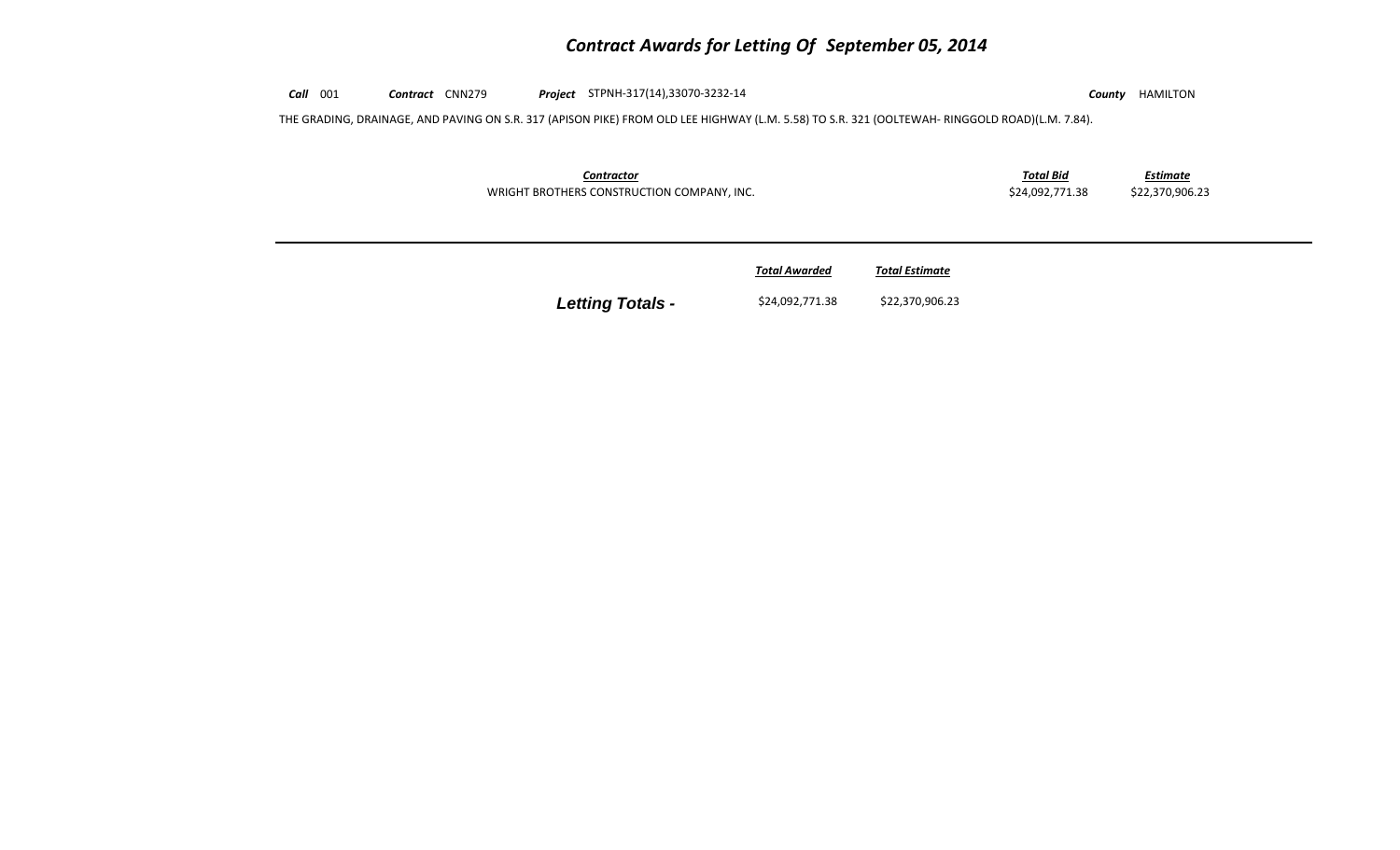# *Contract Awards for Letting Of September 05, 2014*

***Call*** 001 ***Contract*** CNN279 ***Project*** STPNH-317(14),33070-3232-14 ***County*** HAMILTON

THE GRADING, DRAINAGE, AND PAVING ON S.R. 317 (APISON PIKE) FROM OLD LEE HIGHWAY (L.M. 5.58) TO S.R. 321 (OOLTEWAH- RINGGOLD ROAD)(L.M. 7.84).

| *Contractor* | *Total Bid* | *Estimate* |
|---|---|---|
| WRIGHT BROTHERS CONSTRUCTION COMPANY, INC. | $24,092,771.38 | $22,370,906.23 |

---

| | *Total Awarded* | *Total Estimate* |
|---|---|---|
| ***Letting Totals -*** | $24,092,771.38 | $22,370,906.23 |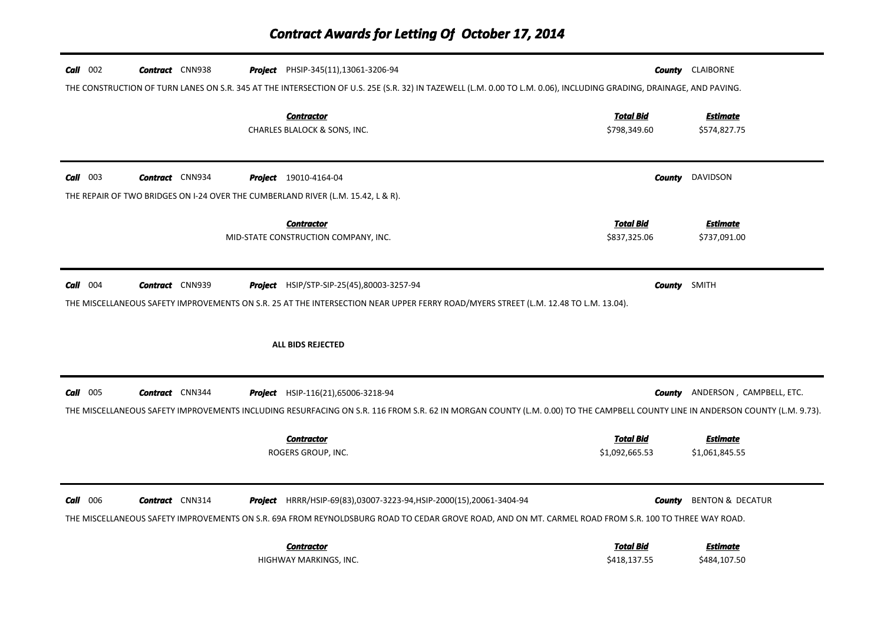# Contract Awards for Letting Of October 17, 2014

**Call** 002 **Contract** CNN938 **Project** PHSIP-345(11),13061-3206-94 **County** CLAIBORNE

THE CONSTRUCTION OF TURN LANES ON S.R. 345 AT THE INTERSECTION OF U.S. 25E (S.R. 32) IN TAZEWELL (L.M. 0.00 TO L.M. 0.06), INCLUDING GRADING, DRAINAGE, AND PAVING.

| Contractor | Total Bid | Estimate |
|---|---|---|
| CHARLES BLALOCK & SONS, INC. | $798,349.60 | $574,827.75 |

**Call** 003 **Contract** CNN934 **Project** 19010-4164-04 **County** DAVIDSON

THE REPAIR OF TWO BRIDGES ON I-24 OVER THE CUMBERLAND RIVER (L.M. 15.42, L & R).

| Contractor | Total Bid | Estimate |
|---|---|---|
| MID-STATE CONSTRUCTION COMPANY, INC. | $837,325.06 | $737,091.00 |

**Call** 004 **Contract** CNN939 **Project** HSIP/STP-SIP-25(45),80003-3257-94 **County** SMITH

THE MISCELLANEOUS SAFETY IMPROVEMENTS ON S.R. 25 AT THE INTERSECTION NEAR UPPER FERRY ROAD/MYERS STREET (L.M. 12.48 TO L.M. 13.04).

**ALL BIDS REJECTED**

**Call** 005 **Contract** CNN344 **Project** HSIP-116(21),65006-3218-94 **County** ANDERSON , CAMPBELL, ETC.

THE MISCELLANEOUS SAFETY IMPROVEMENTS INCLUDING RESURFACING ON S.R. 116 FROM S.R. 62 IN MORGAN COUNTY (L.M. 0.00) TO THE CAMPBELL COUNTY LINE IN ANDERSON COUNTY (L.M. 9.73).

| Contractor | Total Bid | Estimate |
|---|---|---|
| ROGERS GROUP, INC. | $1,092,665.53 | $1,061,845.55 |

**Call** 006 **Contract** CNN314 **Project** HRRR/HSIP-69(83),03007-3223-94,HSIP-2000(15),20061-3404-94 **County** BENTON & DECATUR

THE MISCELLANEOUS SAFETY IMPROVEMENTS ON S.R. 69A FROM REYNOLDSBURG ROAD TO CEDAR GROVE ROAD, AND ON MT. CARMEL ROAD FROM S.R. 100 TO THREE WAY ROAD.

| Contractor | Total Bid | Estimate |
|---|---|---|
| HIGHWAY MARKINGS, INC. | $418,137.55 | $484,107.50 |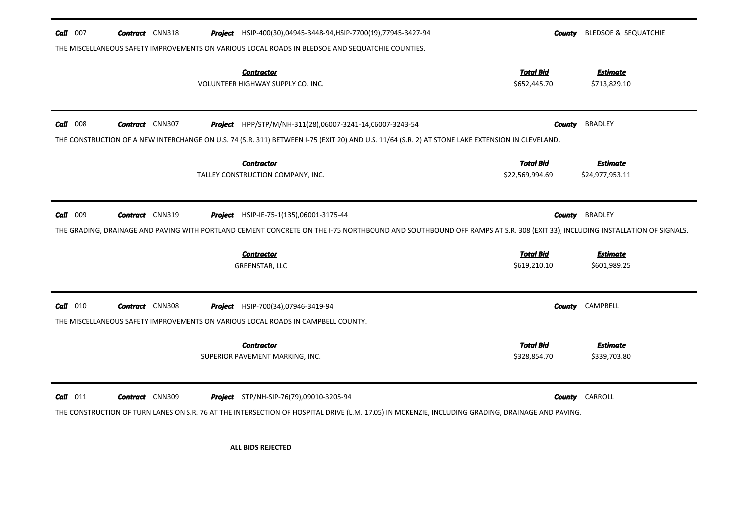**Call** 007 **Contract** CNN318 **Project** HSIP-400(30),04945-3448-94,HSIP-7700(19),77945-3427-94 **County** BLEDSOE & SEQUATCHIE

THE MISCELLANEOUS SAFETY IMPROVEMENTS ON VARIOUS LOCAL ROADS IN BLEDSOE AND SEQUATCHIE COUNTIES.

| *Contractor* | *Total Bid* | *Estimate* |
|---|---|---|
| VOLUNTEER HIGHWAY SUPPLY CO. INC. | $652,445.70 | $713,829.10 |

---

**Call** 008 **Contract** CNN307 **Project** HPP/STP/M/NH-311(28),06007-3241-14,06007-3243-54 **County** BRADLEY

THE CONSTRUCTION OF A NEW INTERCHANGE ON U.S. 74 (S.R. 311) BETWEEN I-75 (EXIT 20) AND U.S. 11/64 (S.R. 2) AT STONE LAKE EXTENSION IN CLEVELAND.

| *Contractor* | *Total Bid* | *Estimate* |
|---|---|---|
| TALLEY CONSTRUCTION COMPANY, INC. | $22,569,994.69 | $24,977,953.11 |

---

**Call** 009 **Contract** CNN319 **Project** HSIP-IE-75-1(135),06001-3175-44 **County** BRADLEY

THE GRADING, DRAINAGE AND PAVING WITH PORTLAND CEMENT CONCRETE ON THE I-75 NORTHBOUND AND SOUTHBOUND OFF RAMPS AT S.R. 308 (EXIT 33), INCLUDING INSTALLATION OF SIGNALS.

| *Contractor* | *Total Bid* | *Estimate* |
|---|---|---|
| GREENSTAR, LLC | $619,210.10 | $601,989.25 |

---

**Call** 010 **Contract** CNN308 **Project** HSIP-700(34),07946-3419-94 **County** CAMPBELL

THE MISCELLANEOUS SAFETY IMPROVEMENTS ON VARIOUS LOCAL ROADS IN CAMPBELL COUNTY.

| *Contractor* | *Total Bid* | *Estimate* |
|---|---|---|
| SUPERIOR PAVEMENT MARKING, INC. | $328,854.70 | $339,703.80 |

---

**Call** 011 **Contract** CNN309 **Project** STP/NH-SIP-76(79),09010-3205-94 **County** CARROLL

THE CONSTRUCTION OF TURN LANES ON S.R. 76 AT THE INTERSECTION OF HOSPITAL DRIVE (L.M. 17.05) IN MCKENZIE, INCLUDING GRADING, DRAINAGE AND PAVING.

**ALL BIDS REJECTED**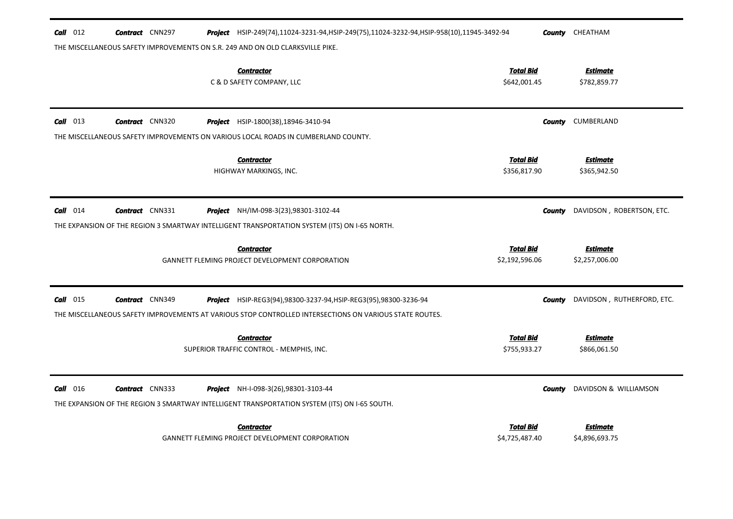**Call** 012 **Contract** CNN297 **Project** HSIP-249(74),11024-3231-94,HSIP-249(75),11024-3232-94,HSIP-958(10),11945-3492-94 **County** CHEATHAM

THE MISCELLANEOUS SAFETY IMPROVEMENTS ON S.R. 249 AND ON OLD CLARKSVILLE PIKE.

| ***Contractor*** | ***Total Bid*** | ***Estimate*** |
|---|---|---|
| C & D SAFETY COMPANY, LLC | $642,001.45 | $782,859.77 |

---

**Call** 013 **Contract** CNN320 **Project** HSIP-1800(38),18946-3410-94 **County** CUMBERLAND

THE MISCELLANEOUS SAFETY IMPROVEMENTS ON VARIOUS LOCAL ROADS IN CUMBERLAND COUNTY.

| ***Contractor*** | ***Total Bid*** | ***Estimate*** |
|---|---|---|
| HIGHWAY MARKINGS, INC. | $356,817.90 | $365,942.50 |

---

**Call** 014 **Contract** CNN331 **Project** NH/IM-098-3(23),98301-3102-44 **County** DAVIDSON , ROBERTSON, ETC.

THE EXPANSION OF THE REGION 3 SMARTWAY INTELLIGENT TRANSPORTATION SYSTEM (ITS) ON I-65 NORTH.

| ***Contractor*** | ***Total Bid*** | ***Estimate*** |
|---|---|---|
| GANNETT FLEMING PROJECT DEVELOPMENT CORPORATION | $2,192,596.06 | $2,257,006.00 |

---

**Call** 015 **Contract** CNN349 **Project** HSIP-REG3(94),98300-3237-94,HSIP-REG3(95),98300-3236-94 **County** DAVIDSON , RUTHERFORD, ETC.

THE MISCELLANEOUS SAFETY IMPROVEMENTS AT VARIOUS STOP CONTROLLED INTERSECTIONS ON VARIOUS STATE ROUTES.

| ***Contractor*** | ***Total Bid*** | ***Estimate*** |
|---|---|---|
| SUPERIOR TRAFFIC CONTROL - MEMPHIS, INC. | $755,933.27 | $866,061.50 |

---

**Call** 016 **Contract** CNN333 **Project** NH-I-098-3(26),98301-3103-44 **County** DAVIDSON & WILLIAMSON

THE EXPANSION OF THE REGION 3 SMARTWAY INTELLIGENT TRANSPORTATION SYSTEM (ITS) ON I-65 SOUTH.

| ***Contractor*** | ***Total Bid*** | ***Estimate*** |
|---|---|---|
| GANNETT FLEMING PROJECT DEVELOPMENT CORPORATION | $4,725,487.40 | $4,896,693.75 |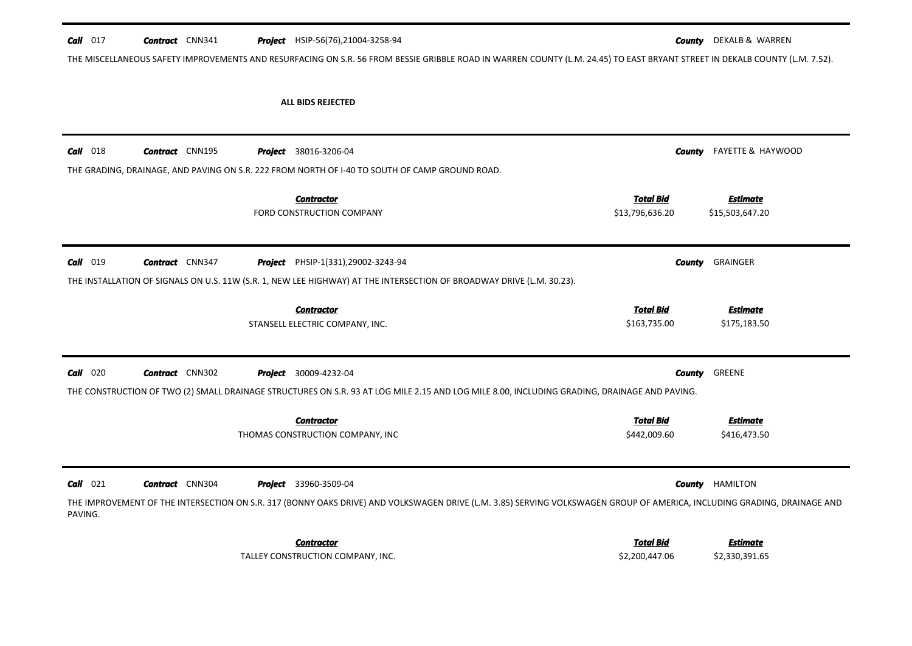**Call** 017 **Contract** CNN341 **Project** HSIP-56(76),21004-3258-94 **County** DEKALB & WARREN

THE MISCELLANEOUS SAFETY IMPROVEMENTS AND RESURFACING ON S.R. 56 FROM BESSIE GRIBBLE ROAD IN WARREN COUNTY (L.M. 24.45) TO EAST BRYANT STREET IN DEKALB COUNTY (L.M. 7.52).

**ALL BIDS REJECTED**

---

**Call** 018 **Contract** CNN195 **Project** 38016-3206-04 **County** FAYETTE & HAYWOOD

THE GRADING, DRAINAGE, AND PAVING ON S.R. 222 FROM NORTH OF I-40 TO SOUTH OF CAMP GROUND ROAD.

| Contractor | Total Bid | Estimate |
|---|---|---|
| FORD CONSTRUCTION COMPANY | $13,796,636.20 | $15,503,647.20 |

---

**Call** 019 **Contract** CNN347 **Project** PHSIP-1(331),29002-3243-94 **County** GRAINGER

THE INSTALLATION OF SIGNALS ON U.S. 11W (S.R. 1, NEW LEE HIGHWAY) AT THE INTERSECTION OF BROADWAY DRIVE (L.M. 30.23).

| Contractor | Total Bid | Estimate |
|---|---|---|
| STANSELL ELECTRIC COMPANY, INC. | $163,735.00 | $175,183.50 |

---

**Call** 020 **Contract** CNN302 **Project** 30009-4232-04 **County** GREENE

THE CONSTRUCTION OF TWO (2) SMALL DRAINAGE STRUCTURES ON S.R. 93 AT LOG MILE 2.15 AND LOG MILE 8.00, INCLUDING GRADING, DRAINAGE AND PAVING.

| Contractor | Total Bid | Estimate |
|---|---|---|
| THOMAS CONSTRUCTION COMPANY, INC | $442,009.60 | $416,473.50 |

---

**Call** 021 **Contract** CNN304 **Project** 33960-3509-04 **County** HAMILTON

THE IMPROVEMENT OF THE INTERSECTION ON S.R. 317 (BONNY OAKS DRIVE) AND VOLKSWAGEN DRIVE (L.M. 3.85) SERVING VOLKSWAGEN GROUP OF AMERICA, INCLUDING GRADING, DRAINAGE AND PAVING.

| Contractor | Total Bid | Estimate |
|---|---|---|
| TALLEY CONSTRUCTION COMPANY, INC. | $2,200,447.06 | $2,330,391.65 |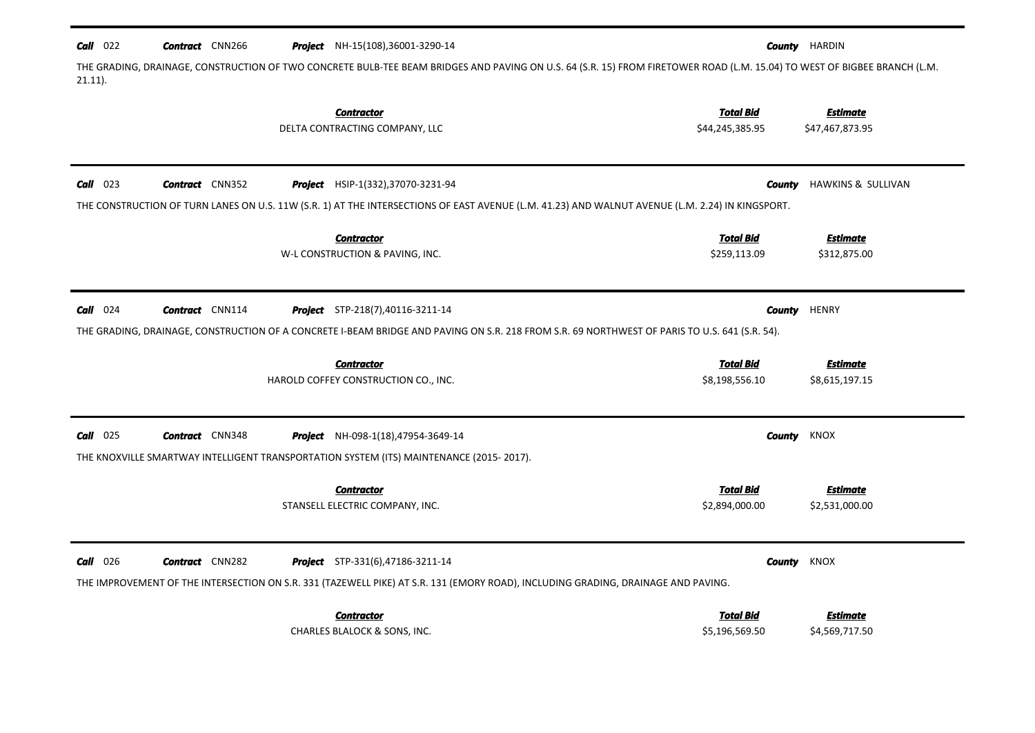**Call** 022 **Contract** CNN266 **Project** NH-15(108),36001-3290-14 **County** HARDIN

THE GRADING, DRAINAGE, CONSTRUCTION OF TWO CONCRETE BULB-TEE BEAM BRIDGES AND PAVING ON U.S. 64 (S.R. 15) FROM FIRETOWER ROAD (L.M. 15.04) TO WEST OF BIGBEE BRANCH (L.M. 21.11).

| Contractor | Total Bid | Estimate |
|---|---|---|
| DELTA CONTRACTING COMPANY, LLC | $44,245,385.95 | $47,467,873.95 |

---

**Call** 023 **Contract** CNN352 **Project** HSIP-1(332),37070-3231-94 **County** HAWKINS & SULLIVAN

THE CONSTRUCTION OF TURN LANES ON U.S. 11W (S.R. 1) AT THE INTERSECTIONS OF EAST AVENUE (L.M. 41.23) AND WALNUT AVENUE (L.M. 2.24) IN KINGSPORT.

| Contractor | Total Bid | Estimate |
|---|---|---|
| W-L CONSTRUCTION & PAVING, INC. | $259,113.09 | $312,875.00 |

---

**Call** 024 **Contract** CNN114 **Project** STP-218(7),40116-3211-14 **County** HENRY

THE GRADING, DRAINAGE, CONSTRUCTION OF A CONCRETE I-BEAM BRIDGE AND PAVING ON S.R. 218 FROM S.R. 69 NORTHWEST OF PARIS TO U.S. 641 (S.R. 54).

| Contractor | Total Bid | Estimate |
|---|---|---|
| HAROLD COFFEY CONSTRUCTION CO., INC. | $8,198,556.10 | $8,615,197.15 |

---

**Call** 025 **Contract** CNN348 **Project** NH-098-1(18),47954-3649-14 **County** KNOX

THE KNOXVILLE SMARTWAY INTELLIGENT TRANSPORTATION SYSTEM (ITS) MAINTENANCE (2015- 2017).

| Contractor | Total Bid | Estimate |
|---|---|---|
| STANSELL ELECTRIC COMPANY, INC. | $2,894,000.00 | $2,531,000.00 |

---

**Call** 026 **Contract** CNN282 **Project** STP-331(6),47186-3211-14 **County** KNOX

THE IMPROVEMENT OF THE INTERSECTION ON S.R. 331 (TAZEWELL PIKE) AT S.R. 131 (EMORY ROAD), INCLUDING GRADING, DRAINAGE AND PAVING.

| Contractor | Total Bid | Estimate |
|---|---|---|
| CHARLES BLALOCK & SONS, INC. | $5,196,569.50 | $4,569,717.50 |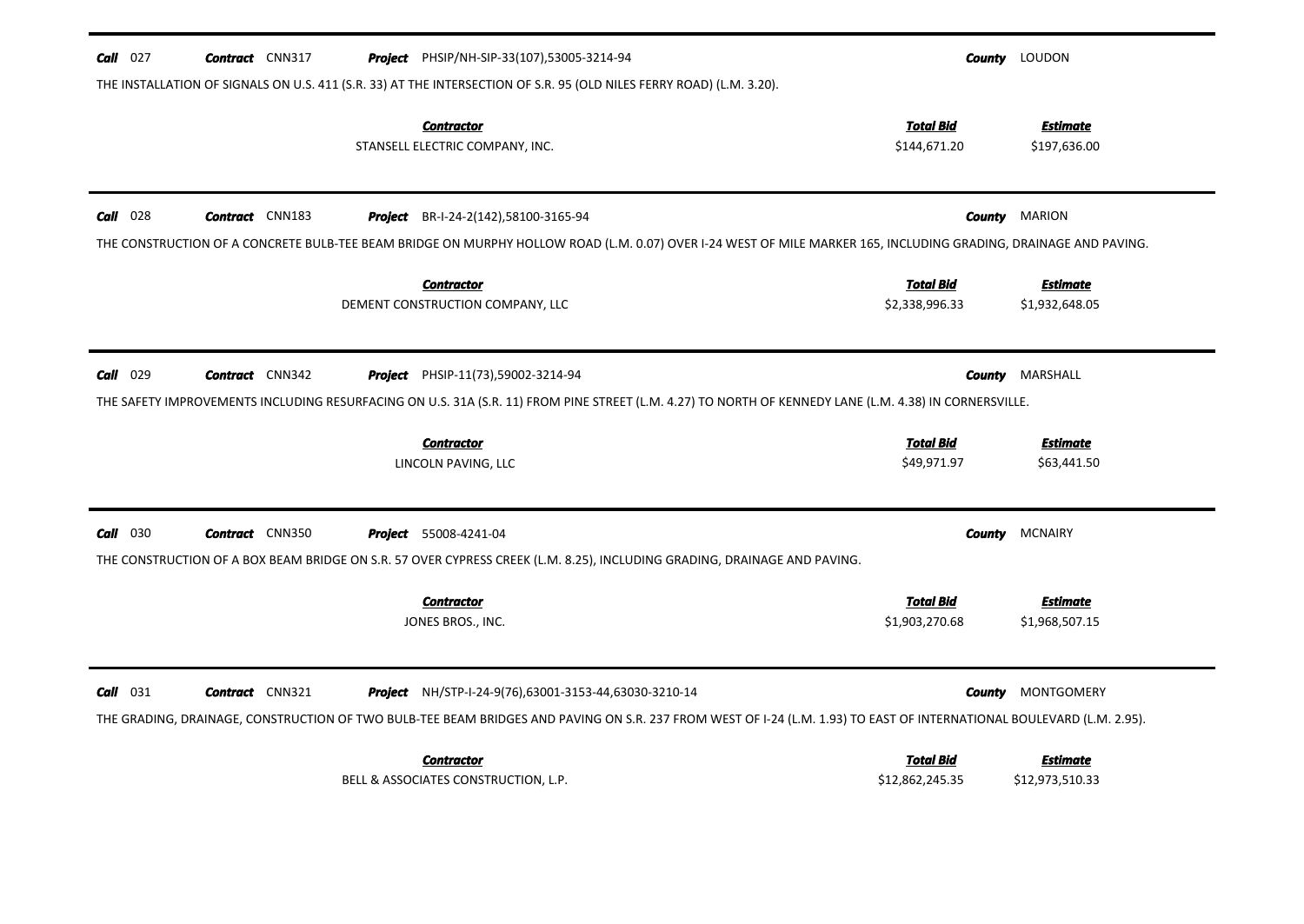**Call** 027 **Contract** CNN317 **Project** PHSIP/NH-SIP-33(107),53005-3214-94 **County** LOUDON

THE INSTALLATION OF SIGNALS ON U.S. 411 (S.R. 33) AT THE INTERSECTION OF S.R. 95 (OLD NILES FERRY ROAD) (L.M. 3.20).

| Contractor | Total Bid | Estimate |
|---|---|---|
| STANSELL ELECTRIC COMPANY, INC. | $144,671.20 | $197,636.00 |

---

**Call** 028 **Contract** CNN183 **Project** BR-I-24-2(142),58100-3165-94 **County** MARION

THE CONSTRUCTION OF A CONCRETE BULB-TEE BEAM BRIDGE ON MURPHY HOLLOW ROAD (L.M. 0.07) OVER I-24 WEST OF MILE MARKER 165, INCLUDING GRADING, DRAINAGE AND PAVING.

| Contractor | Total Bid | Estimate |
|---|---|---|
| DEMENT CONSTRUCTION COMPANY, LLC | $2,338,996.33 | $1,932,648.05 |

---

**Call** 029 **Contract** CNN342 **Project** PHSIP-11(73),59002-3214-94 **County** MARSHALL

THE SAFETY IMPROVEMENTS INCLUDING RESURFACING ON U.S. 31A (S.R. 11) FROM PINE STREET (L.M. 4.27) TO NORTH OF KENNEDY LANE (L.M. 4.38) IN CORNERSVILLE.

| Contractor | Total Bid | Estimate |
|---|---|---|
| LINCOLN PAVING, LLC | $49,971.97 | $63,441.50 |

---

**Call** 030 **Contract** CNN350 **Project** 55008-4241-04 **County** MCNAIRY

THE CONSTRUCTION OF A BOX BEAM BRIDGE ON S.R. 57 OVER CYPRESS CREEK (L.M. 8.25), INCLUDING GRADING, DRAINAGE AND PAVING.

| Contractor | Total Bid | Estimate |
|---|---|---|
| JONES BROS., INC. | $1,903,270.68 | $1,968,507.15 |

---

**Call** 031 **Contract** CNN321 **Project** NH/STP-I-24-9(76),63001-3153-44,63030-3210-14 **County** MONTGOMERY

THE GRADING, DRAINAGE, CONSTRUCTION OF TWO BULB-TEE BEAM BRIDGES AND PAVING ON S.R. 237 FROM WEST OF I-24 (L.M. 1.93) TO EAST OF INTERNATIONAL BOULEVARD (L.M. 2.95).

| Contractor | Total Bid | Estimate |
|---|---|---|
| BELL & ASSOCIATES CONSTRUCTION, L.P. | $12,862,245.35 | $12,973,510.33 |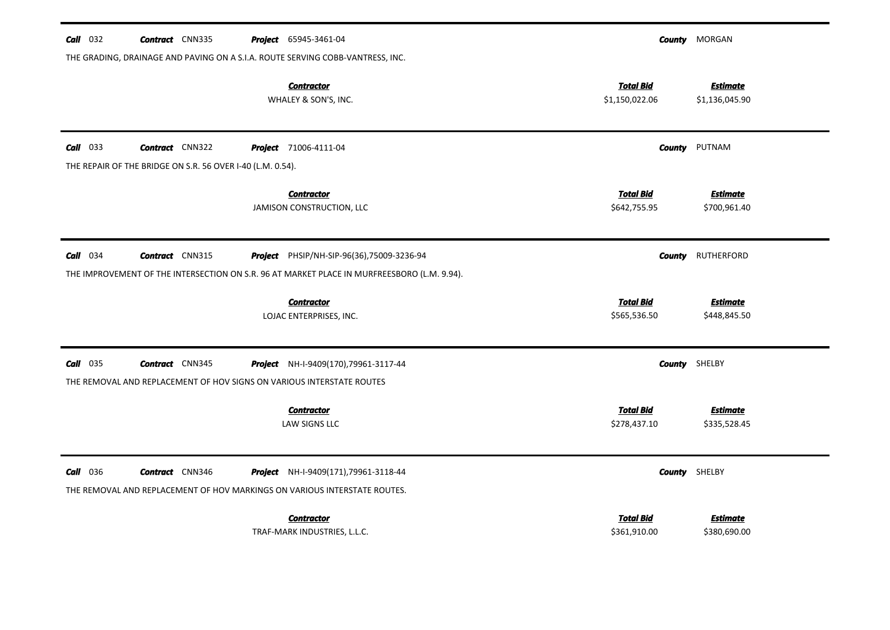**Call** 032 **Contract** CNN335 **Project** 65945-3461-04 **County** MORGAN

THE GRADING, DRAINAGE AND PAVING ON A S.I.A. ROUTE SERVING COBB-VANTRESS, INC.

| Contractor | Total Bid | Estimate |
|---|---|---|
| WHALEY & SON'S, INC. | $1,150,022.06 | $1,136,045.90 |

---

**Call** 033 **Contract** CNN322 **Project** 71006-4111-04 **County** PUTNAM

THE REPAIR OF THE BRIDGE ON S.R. 56 OVER I-40 (L.M. 0.54).

| Contractor | Total Bid | Estimate |
|---|---|---|
| JAMISON CONSTRUCTION, LLC | $642,755.95 | $700,961.40 |

---

**Call** 034 **Contract** CNN315 **Project** PHSIP/NH-SIP-96(36),75009-3236-94 **County** RUTHERFORD

THE IMPROVEMENT OF THE INTERSECTION ON S.R. 96 AT MARKET PLACE IN MURFREESBORO (L.M. 9.94).

| Contractor | Total Bid | Estimate |
|---|---|---|
| LOJAC ENTERPRISES, INC. | $565,536.50 | $448,845.50 |

---

**Call** 035 **Contract** CNN345 **Project** NH-I-9409(170),79961-3117-44 **County** SHELBY

THE REMOVAL AND REPLACEMENT OF HOV SIGNS ON VARIOUS INTERSTATE ROUTES

| Contractor | Total Bid | Estimate |
|---|---|---|
| LAW SIGNS LLC | $278,437.10 | $335,528.45 |

---

**Call** 036 **Contract** CNN346 **Project** NH-I-9409(171),79961-3118-44 **County** SHELBY

THE REMOVAL AND REPLACEMENT OF HOV MARKINGS ON VARIOUS INTERSTATE ROUTES.

| Contractor | Total Bid | Estimate |
|---|---|---|
| TRAF-MARK INDUSTRIES, L.L.C. | $361,910.00 | $380,690.00 |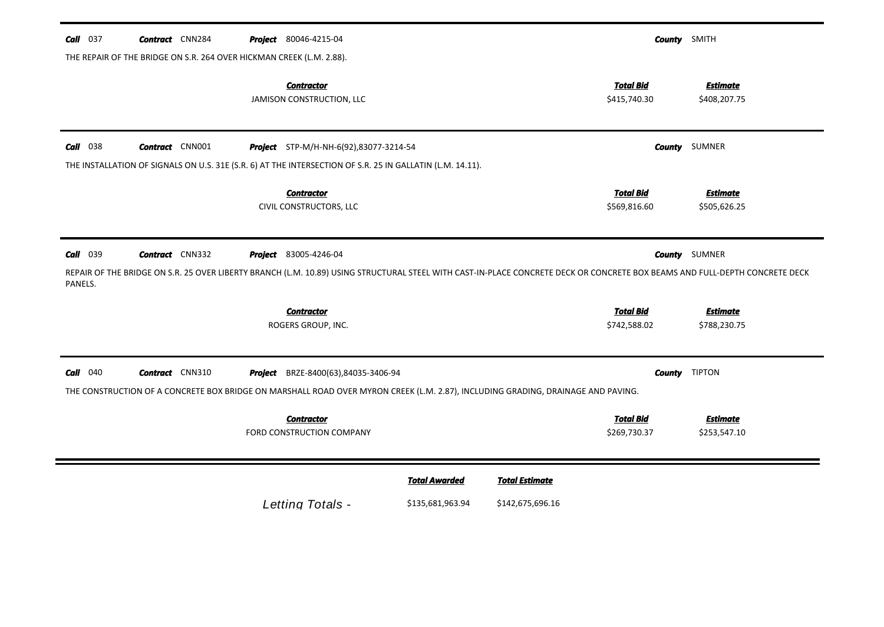**Call** 037 **Contract** CNN284 **Project** 80046-4215-04 **County** SMITH

THE REPAIR OF THE BRIDGE ON S.R. 264 OVER HICKMAN CREEK (L.M. 2.88).

| Contractor | Total Bid | Estimate |
|---|---|---|
| JAMISON CONSTRUCTION, LLC | $415,740.30 | $408,207.75 |

**Call** 038 **Contract** CNN001 **Project** STP-M/H-NH-6(92),83077-3214-54 **County** SUMNER

THE INSTALLATION OF SIGNALS ON U.S. 31E (S.R. 6) AT THE INTERSECTION OF S.R. 25 IN GALLATIN (L.M. 14.11).

| Contractor | Total Bid | Estimate |
|---|---|---|
| CIVIL CONSTRUCTORS, LLC | $569,816.60 | $505,626.25 |

**Call** 039 **Contract** CNN332 **Project** 83005-4246-04 **County** SUMNER

REPAIR OF THE BRIDGE ON S.R. 25 OVER LIBERTY BRANCH (L.M. 10.89) USING STRUCTURAL STEEL WITH CAST-IN-PLACE CONCRETE DECK OR CONCRETE BOX BEAMS AND FULL-DEPTH CONCRETE DECK PANELS.

| Contractor | Total Bid | Estimate |
|---|---|---|
| ROGERS GROUP, INC. | $742,588.02 | $788,230.75 |

**Call** 040 **Contract** CNN310 **Project** BRZE-8400(63),84035-3406-94 **County** TIPTON

THE CONSTRUCTION OF A CONCRETE BOX BRIDGE ON MARSHALL ROAD OVER MYRON CREEK (L.M. 2.87), INCLUDING GRADING, DRAINAGE AND PAVING.

| Contractor | Total Bid | Estimate |
|---|---|---|
| FORD CONSTRUCTION COMPANY | $269,730.37 | $253,547.10 |

| | Total Awarded | Total Estimate |
|---|---|---|
| Letting Totals - | $135,681,963.94 | $142,675,696.16 |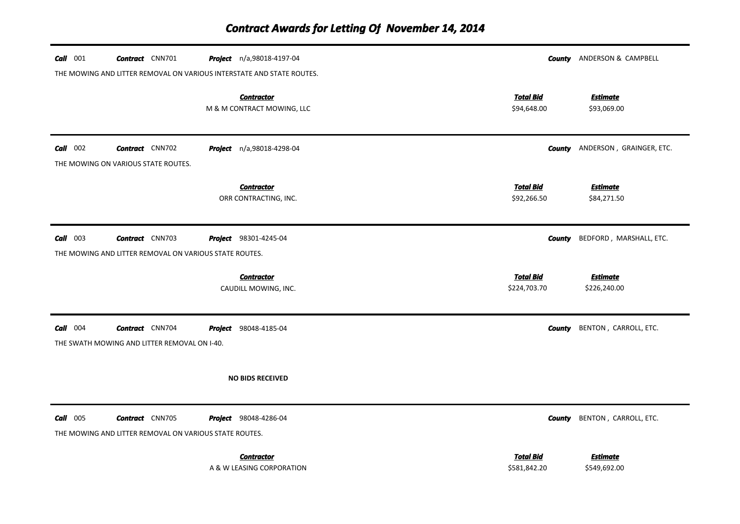# Contract Awards for Letting Of November 14, 2014

---

**Call** 001 **Contract** CNN701 **Project** n/a,98018-4197-04 **County** ANDERSON & CAMPBELL

THE MOWING AND LITTER REMOVAL ON VARIOUS INTERSTATE AND STATE ROUTES.

| Contractor | Total Bid | Estimate |
|---|---|---|
| M & M CONTRACT MOWING, LLC | $94,648.00 | $93,069.00 |

---

**Call** 002 **Contract** CNN702 **Project** n/a,98018-4298-04 **County** ANDERSON , GRAINGER, ETC.

THE MOWING ON VARIOUS STATE ROUTES.

| Contractor | Total Bid | Estimate |
|---|---|---|
| ORR CONTRACTING, INC. | $92,266.50 | $84,271.50 |

---

**Call** 003 **Contract** CNN703 **Project** 98301-4245-04 **County** BEDFORD , MARSHALL, ETC.

THE MOWING AND LITTER REMOVAL ON VARIOUS STATE ROUTES.

| Contractor | Total Bid | Estimate |
|---|---|---|
| CAUDILL MOWING, INC. | $224,703.70 | $226,240.00 |

---

**Call** 004 **Contract** CNN704 **Project** 98048-4185-04 **County** BENTON , CARROLL, ETC.

THE SWATH MOWING AND LITTER REMOVAL ON I-40.

**NO BIDS RECEIVED**

---

**Call** 005 **Contract** CNN705 **Project** 98048-4286-04 **County** BENTON , CARROLL, ETC.

THE MOWING AND LITTER REMOVAL ON VARIOUS STATE ROUTES.

| Contractor | Total Bid | Estimate |
|---|---|---|
| A & W LEASING CORPORATION | $581,842.20 | $549,692.00 |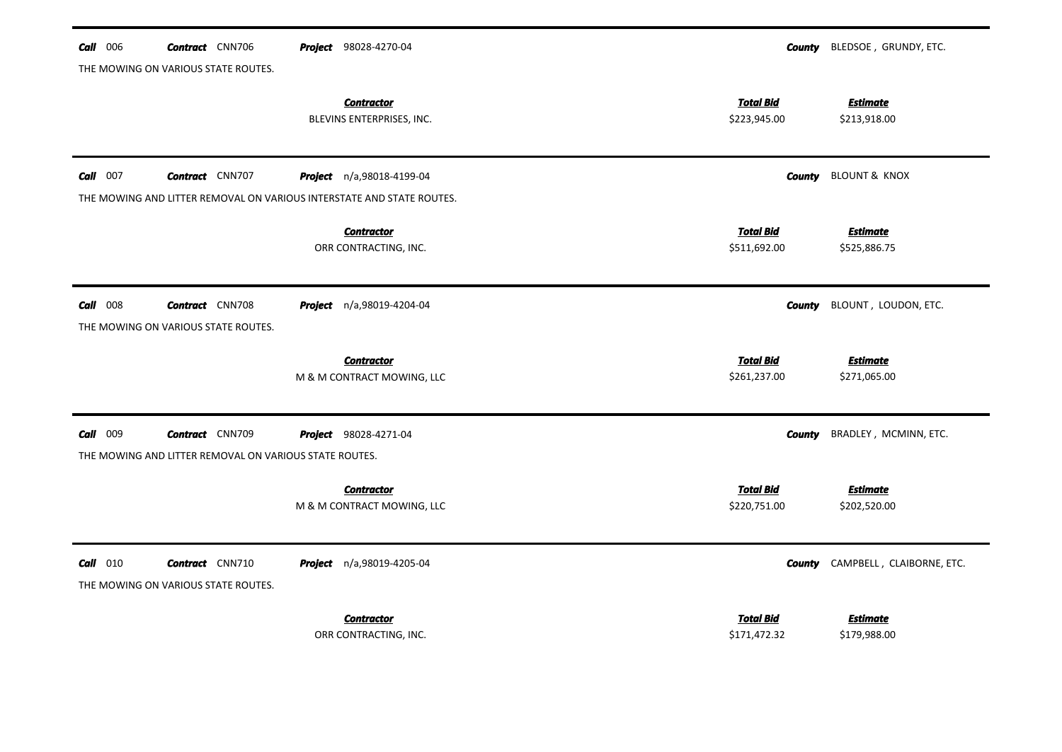**Call** 006 **Contract** CNN706 **Project** 98028-4270-04 **County** BLEDSOE , GRUNDY, ETC.

THE MOWING ON VARIOUS STATE ROUTES.

| Contractor | Total Bid | Estimate |
|---|---|---|
| BLEVINS ENTERPRISES, INC. | $223,945.00 | $213,918.00 |

**Call** 007 **Contract** CNN707 **Project** n/a,98018-4199-04 **County** BLOUNT & KNOX

THE MOWING AND LITTER REMOVAL ON VARIOUS INTERSTATE AND STATE ROUTES.

| Contractor | Total Bid | Estimate |
|---|---|---|
| ORR CONTRACTING, INC. | $511,692.00 | $525,886.75 |

**Call** 008 **Contract** CNN708 **Project** n/a,98019-4204-04 **County** BLOUNT , LOUDON, ETC.

THE MOWING ON VARIOUS STATE ROUTES.

| Contractor | Total Bid | Estimate |
|---|---|---|
| M & M CONTRACT MOWING, LLC | $261,237.00 | $271,065.00 |

**Call** 009 **Contract** CNN709 **Project** 98028-4271-04 **County** BRADLEY , MCMINN, ETC.

THE MOWING AND LITTER REMOVAL ON VARIOUS STATE ROUTES.

| Contractor | Total Bid | Estimate |
|---|---|---|
| M & M CONTRACT MOWING, LLC | $220,751.00 | $202,520.00 |

**Call** 010 **Contract** CNN710 **Project** n/a,98019-4205-04 **County** CAMPBELL , CLAIBORNE, ETC.

THE MOWING ON VARIOUS STATE ROUTES.

| Contractor | Total Bid | Estimate |
|---|---|---|
| ORR CONTRACTING, INC. | $171,472.32 | $179,988.00 |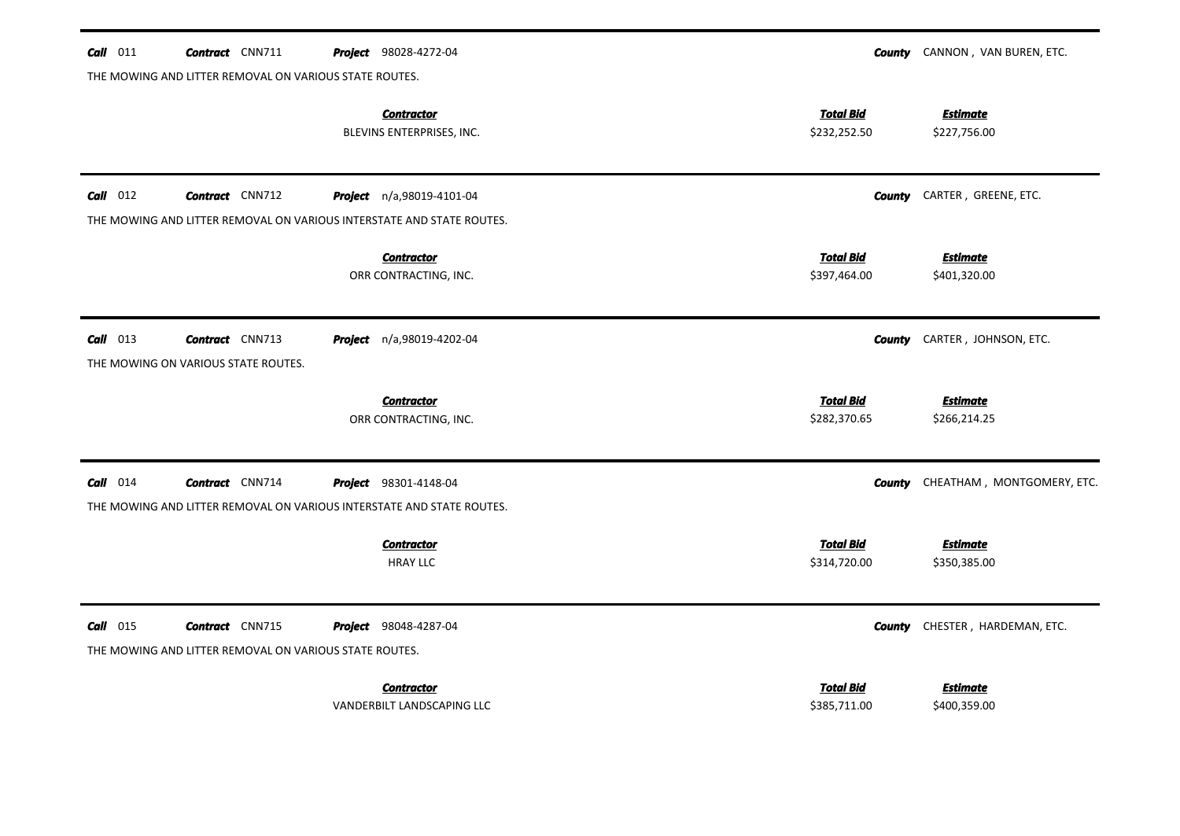**Call** 011 **Contract** CNN711 **Project** 98028-4272-04 **County** CANNON , VAN BUREN, ETC.

THE MOWING AND LITTER REMOVAL ON VARIOUS STATE ROUTES.

| ***Contractor*** | ***Total Bid*** | ***Estimate*** |
|---|---|---|
| BLEVINS ENTERPRISES, INC. | $232,252.50 | $227,756.00 |

**Call** 012 **Contract** CNN712 **Project** n/a,98019-4101-04 **County** CARTER , GREENE, ETC.

THE MOWING AND LITTER REMOVAL ON VARIOUS INTERSTATE AND STATE ROUTES.

| ***Contractor*** | ***Total Bid*** | ***Estimate*** |
|---|---|---|
| ORR CONTRACTING, INC. | $397,464.00 | $401,320.00 |

**Call** 013 **Contract** CNN713 **Project** n/a,98019-4202-04 **County** CARTER , JOHNSON, ETC.

THE MOWING ON VARIOUS STATE ROUTES.

| ***Contractor*** | ***Total Bid*** | ***Estimate*** |
|---|---|---|
| ORR CONTRACTING, INC. | $282,370.65 | $266,214.25 |

**Call** 014 **Contract** CNN714 **Project** 98301-4148-04 **County** CHEATHAM , MONTGOMERY, ETC.

THE MOWING AND LITTER REMOVAL ON VARIOUS INTERSTATE AND STATE ROUTES.

| ***Contractor*** | ***Total Bid*** | ***Estimate*** |
|---|---|---|
| HRAY LLC | $314,720.00 | $350,385.00 |

**Call** 015 **Contract** CNN715 **Project** 98048-4287-04 **County** CHESTER , HARDEMAN, ETC.

THE MOWING AND LITTER REMOVAL ON VARIOUS STATE ROUTES.

| ***Contractor*** | ***Total Bid*** | ***Estimate*** |
|---|---|---|
| VANDERBILT LANDSCAPING LLC | $385,711.00 | $400,359.00 |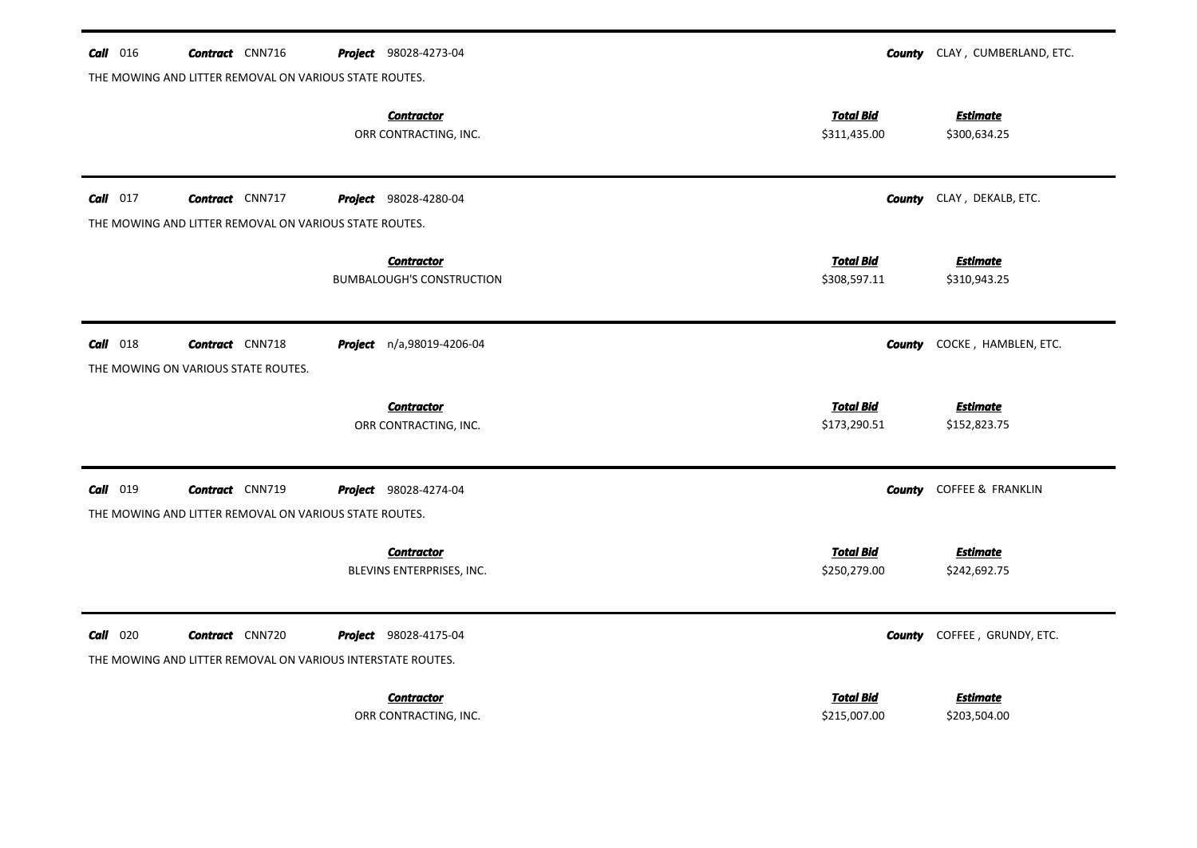**Call** 016 **Contract** CNN716 **Project** 98028-4273-04 **County** CLAY , CUMBERLAND, ETC.

THE MOWING AND LITTER REMOVAL ON VARIOUS STATE ROUTES.

| Contractor | Total Bid | Estimate |
|---|---|---|
| ORR CONTRACTING, INC. | $311,435.00 | $300,634.25 |

---

**Call** 017 **Contract** CNN717 **Project** 98028-4280-04 **County** CLAY , DEKALB, ETC.

THE MOWING AND LITTER REMOVAL ON VARIOUS STATE ROUTES.

| Contractor | Total Bid | Estimate |
|---|---|---|
| BUMBALOUGH'S CONSTRUCTION | $308,597.11 | $310,943.25 |

---

**Call** 018 **Contract** CNN718 **Project** n/a,98019-4206-04 **County** COCKE , HAMBLEN, ETC.

THE MOWING ON VARIOUS STATE ROUTES.

| Contractor | Total Bid | Estimate |
|---|---|---|
| ORR CONTRACTING, INC. | $173,290.51 | $152,823.75 |

---

**Call** 019 **Contract** CNN719 **Project** 98028-4274-04 **County** COFFEE & FRANKLIN

THE MOWING AND LITTER REMOVAL ON VARIOUS STATE ROUTES.

| Contractor | Total Bid | Estimate |
|---|---|---|
| BLEVINS ENTERPRISES, INC. | $250,279.00 | $242,692.75 |

---

**Call** 020 **Contract** CNN720 **Project** 98028-4175-04 **County** COFFEE , GRUNDY, ETC.

THE MOWING AND LITTER REMOVAL ON VARIOUS INTERSTATE ROUTES.

| Contractor | Total Bid | Estimate |
|---|---|---|
| ORR CONTRACTING, INC. | $215,007.00 | $203,504.00 |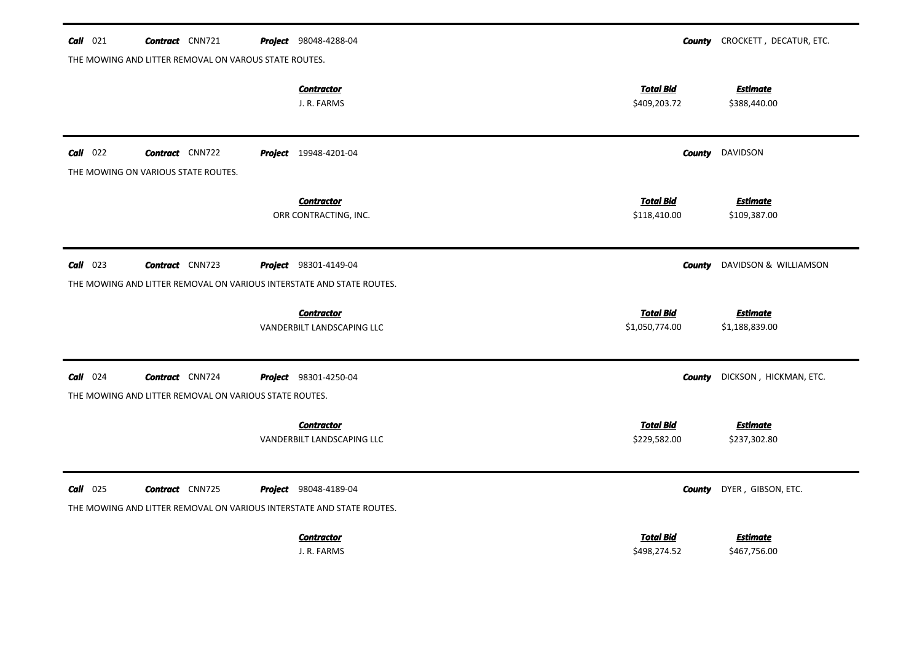**Call** 021 **Contract** CNN721 **Project** 98048-4288-04 **County** CROCKETT , DECATUR, ETC.

THE MOWING AND LITTER REMOVAL ON VAROUS STATE ROUTES.

| Contractor | Total Bid | Estimate |
|---|---|---|
| J. R. FARMS | $409,203.72 | $388,440.00 |

---

**Call** 022 **Contract** CNN722 **Project** 19948-4201-04 **County** DAVIDSON

THE MOWING ON VARIOUS STATE ROUTES.

| Contractor | Total Bid | Estimate |
|---|---|---|
| ORR CONTRACTING, INC. | $118,410.00 | $109,387.00 |

---

**Call** 023 **Contract** CNN723 **Project** 98301-4149-04 **County** DAVIDSON & WILLIAMSON

THE MOWING AND LITTER REMOVAL ON VARIOUS INTERSTATE AND STATE ROUTES.

| Contractor | Total Bid | Estimate |
|---|---|---|
| VANDERBILT LANDSCAPING LLC | $1,050,774.00 | $1,188,839.00 |

---

**Call** 024 **Contract** CNN724 **Project** 98301-4250-04 **County** DICKSON , HICKMAN, ETC.

THE MOWING AND LITTER REMOVAL ON VARIOUS STATE ROUTES.

| Contractor | Total Bid | Estimate |
|---|---|---|
| VANDERBILT LANDSCAPING LLC | $229,582.00 | $237,302.80 |

---

**Call** 025 **Contract** CNN725 **Project** 98048-4189-04 **County** DYER , GIBSON, ETC.

THE MOWING AND LITTER REMOVAL ON VARIOUS INTERSTATE AND STATE ROUTES.

| Contractor | Total Bid | Estimate |
|---|---|---|
| J. R. FARMS | $498,274.52 | $467,756.00 |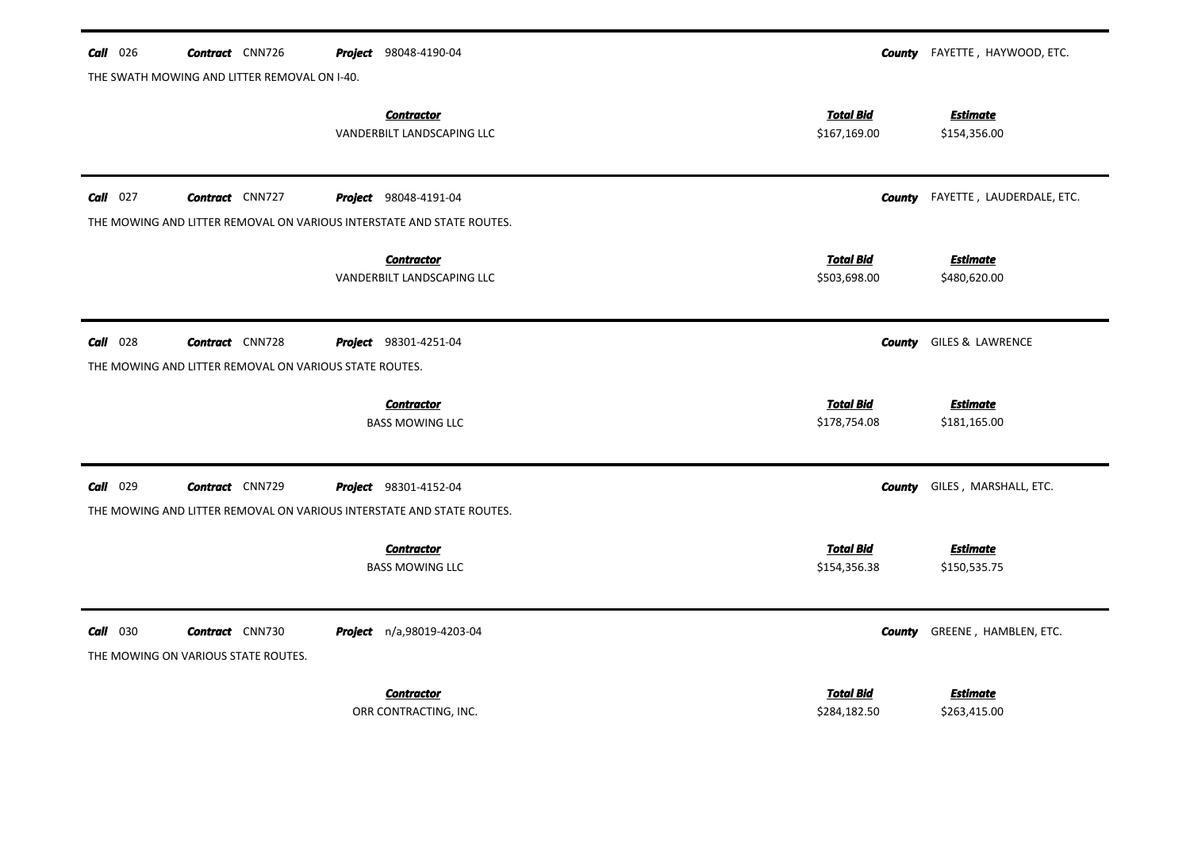**Call** 026 **Contract** CNN726 **Project** 98048-4190-04 **County** FAYETTE , HAYWOOD, ETC.

THE SWATH MOWING AND LITTER REMOVAL ON I-40.

| Contractor | Total Bid | Estimate |
|---|---|---|
| VANDERBILT LANDSCAPING LLC | $167,169.00 | $154,356.00 |

---

**Call** 027 **Contract** CNN727 **Project** 98048-4191-04 **County** FAYETTE , LAUDERDALE, ETC.

THE MOWING AND LITTER REMOVAL ON VARIOUS INTERSTATE AND STATE ROUTES.

| Contractor | Total Bid | Estimate |
|---|---|---|
| VANDERBILT LANDSCAPING LLC | $503,698.00 | $480,620.00 |

---

**Call** 028 **Contract** CNN728 **Project** 98301-4251-04 **County** GILES & LAWRENCE

THE MOWING AND LITTER REMOVAL ON VARIOUS STATE ROUTES.

| Contractor | Total Bid | Estimate |
|---|---|---|
| BASS MOWING LLC | $178,754.08 | $181,165.00 |

---

**Call** 029 **Contract** CNN729 **Project** 98301-4152-04 **County** GILES , MARSHALL, ETC.

THE MOWING AND LITTER REMOVAL ON VARIOUS INTERSTATE AND STATE ROUTES.

| Contractor | Total Bid | Estimate |
|---|---|---|
| BASS MOWING LLC | $154,356.38 | $150,535.75 |

---

**Call** 030 **Contract** CNN730 **Project** n/a,98019-4203-04 **County** GREENE , HAMBLEN, ETC.

THE MOWING ON VARIOUS STATE ROUTES.

| Contractor | Total Bid | Estimate |
|---|---|---|
| ORR CONTRACTING, INC. | $284,182.50 | $263,415.00 |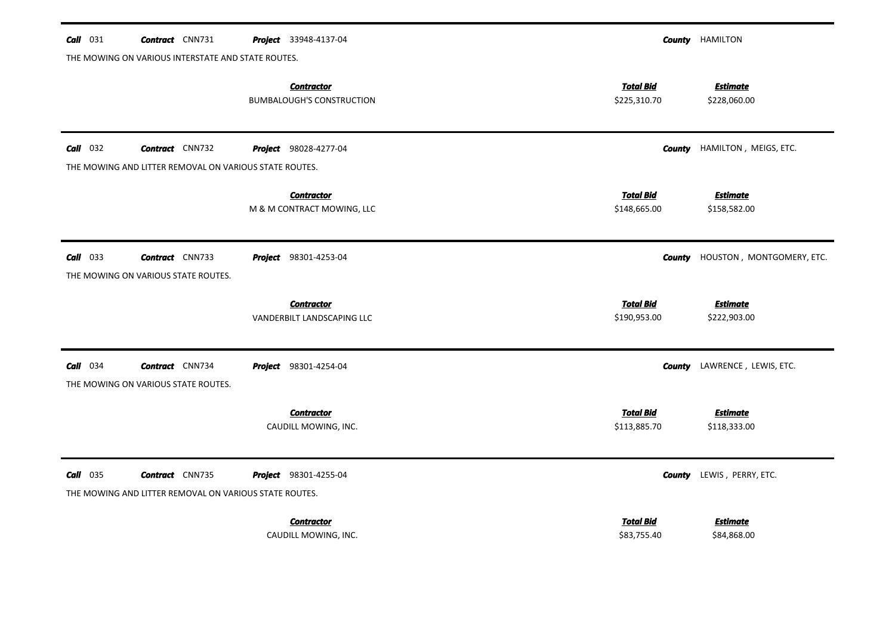**Call** 031 **Contract** CNN731 **Project** 33948-4137-04 **County** HAMILTON

THE MOWING ON VARIOUS INTERSTATE AND STATE ROUTES.

| Contractor | Total Bid | Estimate |
|---|---|---|
| BUMBALOUGH'S CONSTRUCTION | $225,310.70 | $228,060.00 |

---

**Call** 032 **Contract** CNN732 **Project** 98028-4277-04 **County** HAMILTON , MEIGS, ETC.

THE MOWING AND LITTER REMOVAL ON VARIOUS STATE ROUTES.

| Contractor | Total Bid | Estimate |
|---|---|---|
| M & M CONTRACT MOWING, LLC | $148,665.00 | $158,582.00 |

---

**Call** 033 **Contract** CNN733 **Project** 98301-4253-04 **County** HOUSTON , MONTGOMERY, ETC.

THE MOWING ON VARIOUS STATE ROUTES.

| Contractor | Total Bid | Estimate |
|---|---|---|
| VANDERBILT LANDSCAPING LLC | $190,953.00 | $222,903.00 |

---

**Call** 034 **Contract** CNN734 **Project** 98301-4254-04 **County** LAWRENCE , LEWIS, ETC.

THE MOWING ON VARIOUS STATE ROUTES.

| Contractor | Total Bid | Estimate |
|---|---|---|
| CAUDILL MOWING, INC. | $113,885.70 | $118,333.00 |

---

**Call** 035 **Contract** CNN735 **Project** 98301-4255-04 **County** LEWIS , PERRY, ETC.

THE MOWING AND LITTER REMOVAL ON VARIOUS STATE ROUTES.

| Contractor | Total Bid | Estimate |
|---|---|---|
| CAUDILL MOWING, INC. | $83,755.40 | $84,868.00 |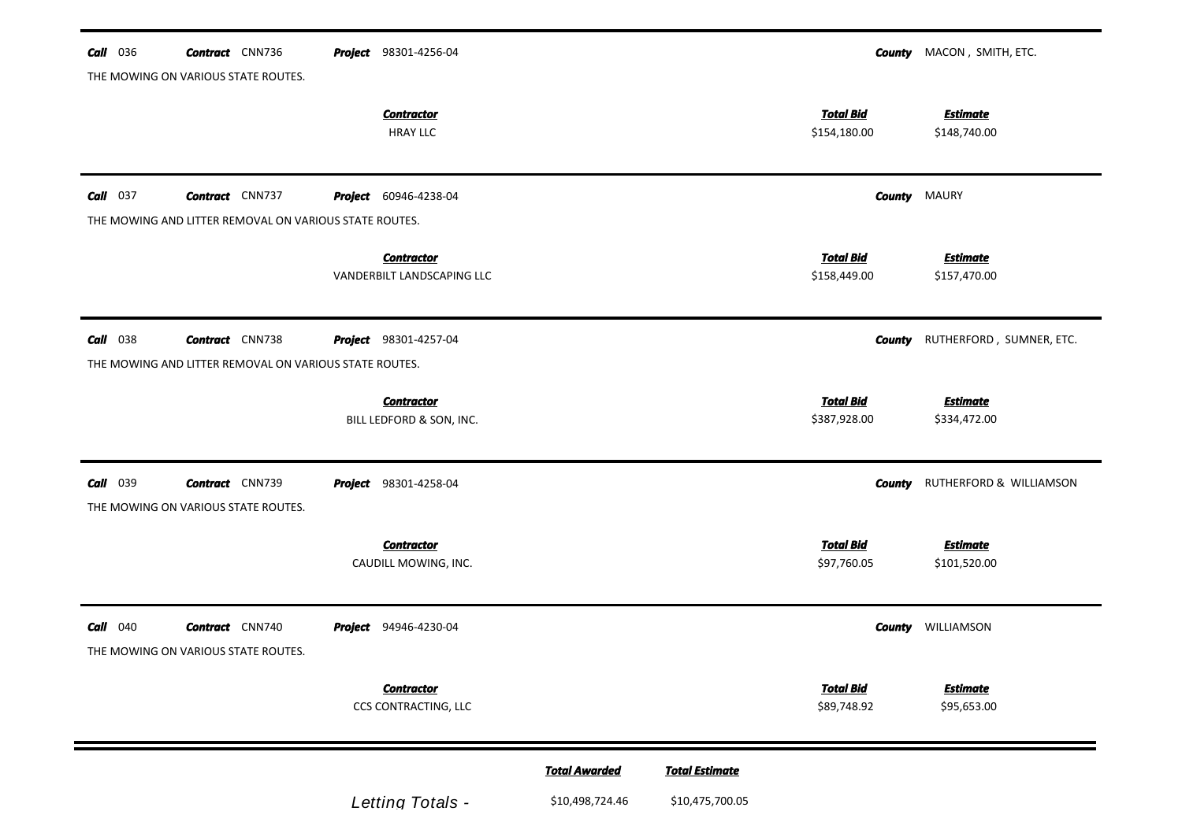---

**Call** 036 **Contract** CNN736 **Project** 98301-4256-04 **County** MACON , SMITH, ETC.

THE MOWING ON VARIOUS STATE ROUTES.

| Contractor | Total Bid | Estimate |
|---|---|---|
| HRAY LLC | $154,180.00 | $148,740.00 |

---

**Call** 037 **Contract** CNN737 **Project** 60946-4238-04 **County** MAURY

THE MOWING AND LITTER REMOVAL ON VARIOUS STATE ROUTES.

| Contractor | Total Bid | Estimate |
|---|---|---|
| VANDERBILT LANDSCAPING LLC | $158,449.00 | $157,470.00 |

---

**Call** 038 **Contract** CNN738 **Project** 98301-4257-04 **County** RUTHERFORD , SUMNER, ETC.

THE MOWING AND LITTER REMOVAL ON VARIOUS STATE ROUTES.

| Contractor | Total Bid | Estimate |
|---|---|---|
| BILL LEDFORD & SON, INC. | $387,928.00 | $334,472.00 |

---

**Call** 039 **Contract** CNN739 **Project** 98301-4258-04 **County** RUTHERFORD & WILLIAMSON

THE MOWING ON VARIOUS STATE ROUTES.

| Contractor | Total Bid | Estimate |
|---|---|---|
| CAUDILL MOWING, INC. | $97,760.05 | $101,520.00 |

---

**Call** 040 **Contract** CNN740 **Project** 94946-4230-04 **County** WILLIAMSON

THE MOWING ON VARIOUS STATE ROUTES.

| Contractor | Total Bid | Estimate |
|---|---|---|
| CCS CONTRACTING, LLC | $89,748.92 | $95,653.00 |

---

| | Total Awarded | Total Estimate |
|---|---|---|
| Letting Totals - | $10,498,724.46 | $10,475,700.05 |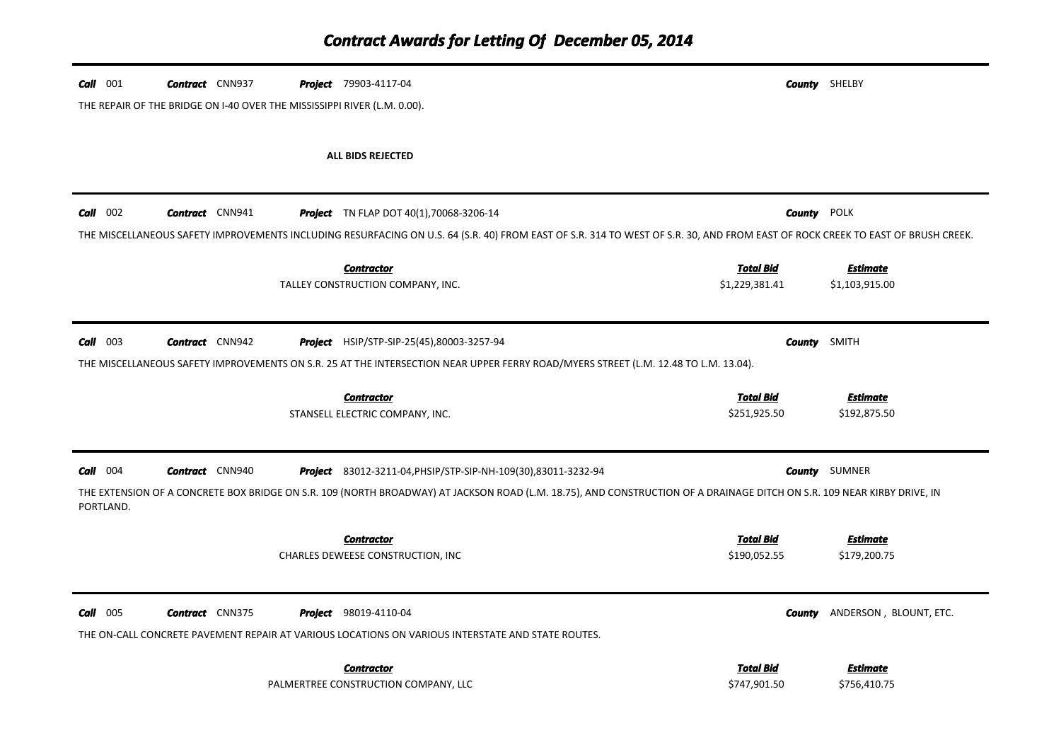# Contract Awards for Letting Of December 05, 2014

**Call** 001 **Contract** CNN937 **Project** 79903-4117-04 **County** SHELBY

THE REPAIR OF THE BRIDGE ON I-40 OVER THE MISSISSIPPI RIVER (L.M. 0.00).

**ALL BIDS REJECTED**

---

**Call** 002 **Contract** CNN941 **Project** TN FLAP DOT 40(1),70068-3206-14 **County** POLK

THE MISCELLANEOUS SAFETY IMPROVEMENTS INCLUDING RESURFACING ON U.S. 64 (S.R. 40) FROM EAST OF S.R. 314 TO WEST OF S.R. 30, AND FROM EAST OF ROCK CREEK TO EAST OF BRUSH CREEK.

| Contractor | Total Bid | Estimate |
|---|---|---|
| TALLEY CONSTRUCTION COMPANY, INC. | $1,229,381.41 | $1,103,915.00 |

---

**Call** 003 **Contract** CNN942 **Project** HSIP/STP-SIP-25(45),80003-3257-94 **County** SMITH

THE MISCELLANEOUS SAFETY IMPROVEMENTS ON S.R. 25 AT THE INTERSECTION NEAR UPPER FERRY ROAD/MYERS STREET (L.M. 12.48 TO L.M. 13.04).

| Contractor | Total Bid | Estimate |
|---|---|---|
| STANSELL ELECTRIC COMPANY, INC. | $251,925.50 | $192,875.50 |

---

**Call** 004 **Contract** CNN940 **Project** 83012-3211-04,PHSIP/STP-SIP-NH-109(30),83011-3232-94 **County** SUMNER

THE EXTENSION OF A CONCRETE BOX BRIDGE ON S.R. 109 (NORTH BROADWAY) AT JACKSON ROAD (L.M. 18.75), AND CONSTRUCTION OF A DRAINAGE DITCH ON S.R. 109 NEAR KIRBY DRIVE, IN PORTLAND.

| Contractor | Total Bid | Estimate |
|---|---|---|
| CHARLES DEWEESE CONSTRUCTION, INC | $190,052.55 | $179,200.75 |

---

**Call** 005 **Contract** CNN375 **Project** 98019-4110-04 **County** ANDERSON , BLOUNT, ETC.

THE ON-CALL CONCRETE PAVEMENT REPAIR AT VARIOUS LOCATIONS ON VARIOUS INTERSTATE AND STATE ROUTES.

| Contractor | Total Bid | Estimate |
|---|---|---|
| PALMERTREE CONSTRUCTION COMPANY, LLC | $747,901.50 | $756,410.75 |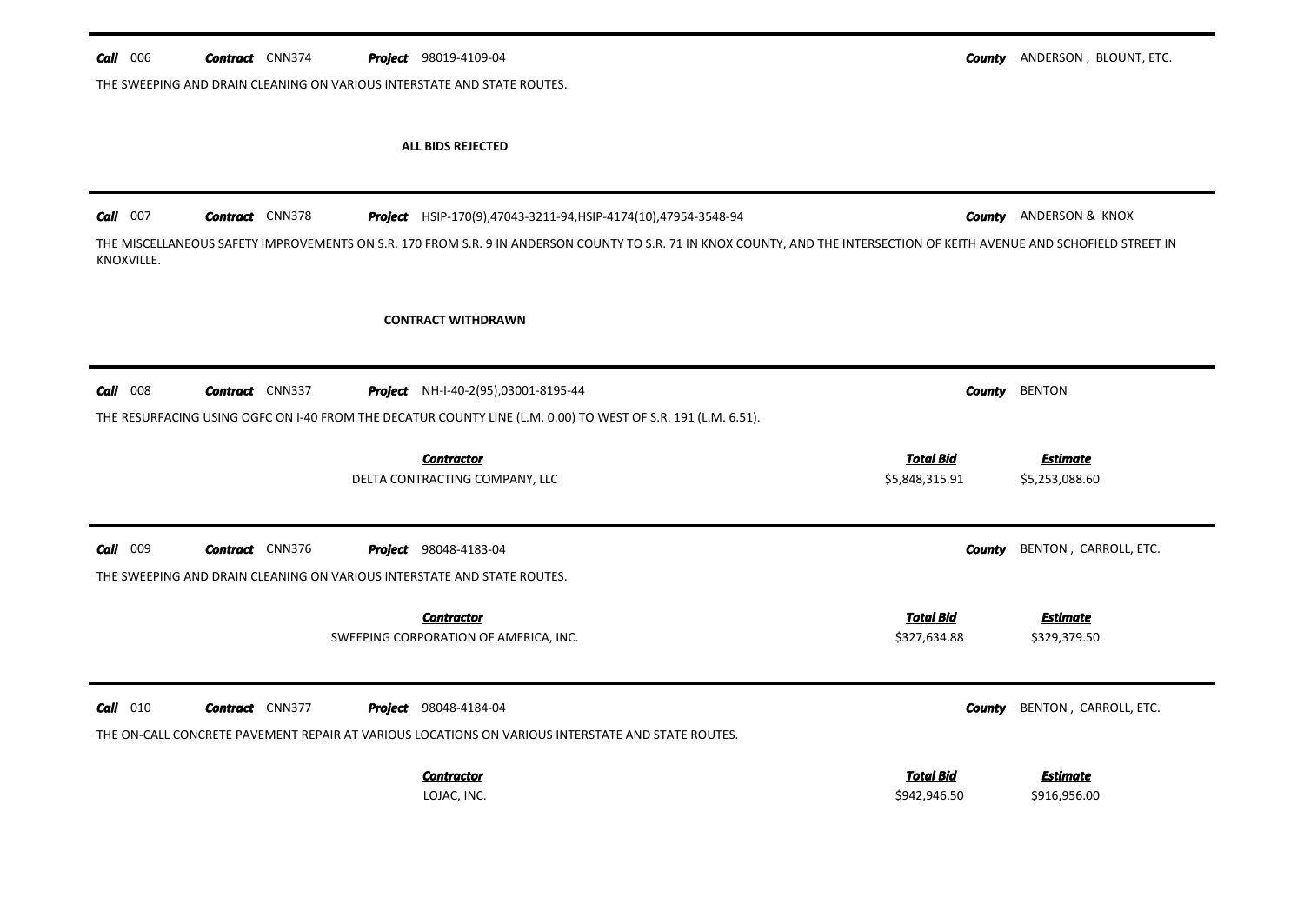---

**Call** 006 **Contract** CNN374 **Project** 98019-4109-04 **County** ANDERSON , BLOUNT, ETC.

THE SWEEPING AND DRAIN CLEANING ON VARIOUS INTERSTATE AND STATE ROUTES.

**ALL BIDS REJECTED**

---

**Call** 007 **Contract** CNN378 **Project** HSIP-170(9),47043-3211-94,HSIP-4174(10),47954-3548-94 **County** ANDERSON & KNOX

THE MISCELLANEOUS SAFETY IMPROVEMENTS ON S.R. 170 FROM S.R. 9 IN ANDERSON COUNTY TO S.R. 71 IN KNOX COUNTY, AND THE INTERSECTION OF KEITH AVENUE AND SCHOFIELD STREET IN KNOXVILLE.

**CONTRACT WITHDRAWN**

---

**Call** 008 **Contract** CNN337 **Project** NH-I-40-2(95),03001-8195-44 **County** BENTON

THE RESURFACING USING OGFC ON I-40 FROM THE DECATUR COUNTY LINE (L.M. 0.00) TO WEST OF S.R. 191 (L.M. 6.51).

| Contractor | Total Bid | Estimate |
|---|---|---|
| DELTA CONTRACTING COMPANY, LLC | $5,848,315.91 | $5,253,088.60 |

---

**Call** 009 **Contract** CNN376 **Project** 98048-4183-04 **County** BENTON , CARROLL, ETC.

THE SWEEPING AND DRAIN CLEANING ON VARIOUS INTERSTATE AND STATE ROUTES.

| Contractor | Total Bid | Estimate |
|---|---|---|
| SWEEPING CORPORATION OF AMERICA, INC. | $327,634.88 | $329,379.50 |

---

**Call** 010 **Contract** CNN377 **Project** 98048-4184-04 **County** BENTON , CARROLL, ETC.

THE ON-CALL CONCRETE PAVEMENT REPAIR AT VARIOUS LOCATIONS ON VARIOUS INTERSTATE AND STATE ROUTES.

| Contractor | Total Bid | Estimate |
|---|---|---|
| LOJAC, INC. | $942,946.50 | $916,956.00 |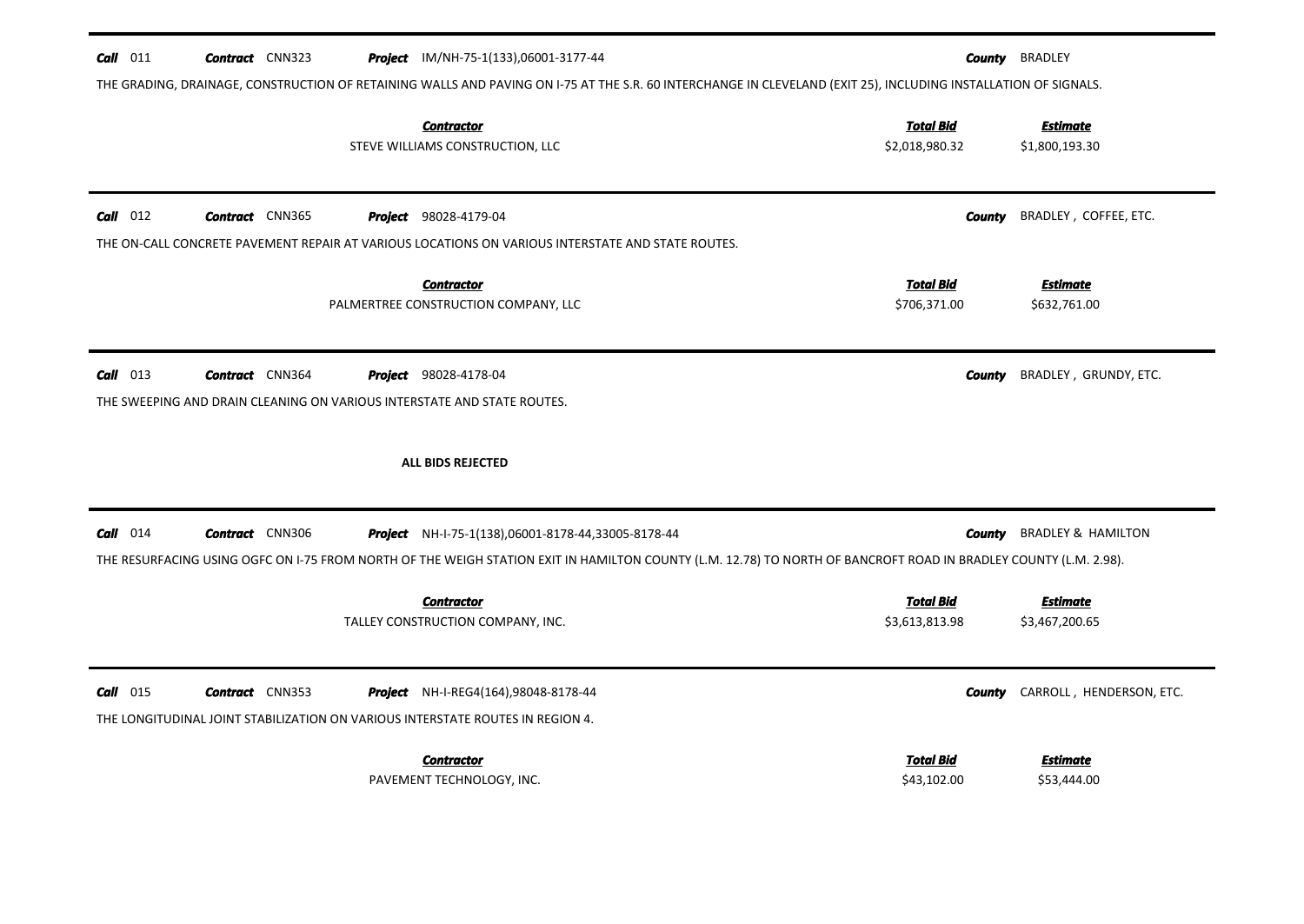**Call** 011 **Contract** CNN323 **Project** IM/NH-75-1(133),06001-3177-44 **County** BRADLEY

THE GRADING, DRAINAGE, CONSTRUCTION OF RETAINING WALLS AND PAVING ON I-75 AT THE S.R. 60 INTERCHANGE IN CLEVELAND (EXIT 25), INCLUDING INSTALLATION OF SIGNALS.

| Contractor | Total Bid | Estimate |
|---|---|---|
| STEVE WILLIAMS CONSTRUCTION, LLC | $2,018,980.32 | $1,800,193.30 |

---

**Call** 012 **Contract** CNN365 **Project** 98028-4179-04 **County** BRADLEY , COFFEE, ETC.

THE ON-CALL CONCRETE PAVEMENT REPAIR AT VARIOUS LOCATIONS ON VARIOUS INTERSTATE AND STATE ROUTES.

| Contractor | Total Bid | Estimate |
|---|---|---|
| PALMERTREE CONSTRUCTION COMPANY, LLC | $706,371.00 | $632,761.00 |

---

**Call** 013 **Contract** CNN364 **Project** 98028-4178-04 **County** BRADLEY , GRUNDY, ETC.

THE SWEEPING AND DRAIN CLEANING ON VARIOUS INTERSTATE AND STATE ROUTES.

**ALL BIDS REJECTED**

---

**Call** 014 **Contract** CNN306 **Project** NH-I-75-1(138),06001-8178-44,33005-8178-44 **County** BRADLEY & HAMILTON

THE RESURFACING USING OGFC ON I-75 FROM NORTH OF THE WEIGH STATION EXIT IN HAMILTON COUNTY (L.M. 12.78) TO NORTH OF BANCROFT ROAD IN BRADLEY COUNTY (L.M. 2.98).

| Contractor | Total Bid | Estimate |
|---|---|---|
| TALLEY CONSTRUCTION COMPANY, INC. | $3,613,813.98 | $3,467,200.65 |

---

**Call** 015 **Contract** CNN353 **Project** NH-I-REG4(164),98048-8178-44 **County** CARROLL , HENDERSON, ETC.

THE LONGITUDINAL JOINT STABILIZATION ON VARIOUS INTERSTATE ROUTES IN REGION 4.

| Contractor | Total Bid | Estimate |
|---|---|---|
| PAVEMENT TECHNOLOGY, INC. | $43,102.00 | $53,444.00 |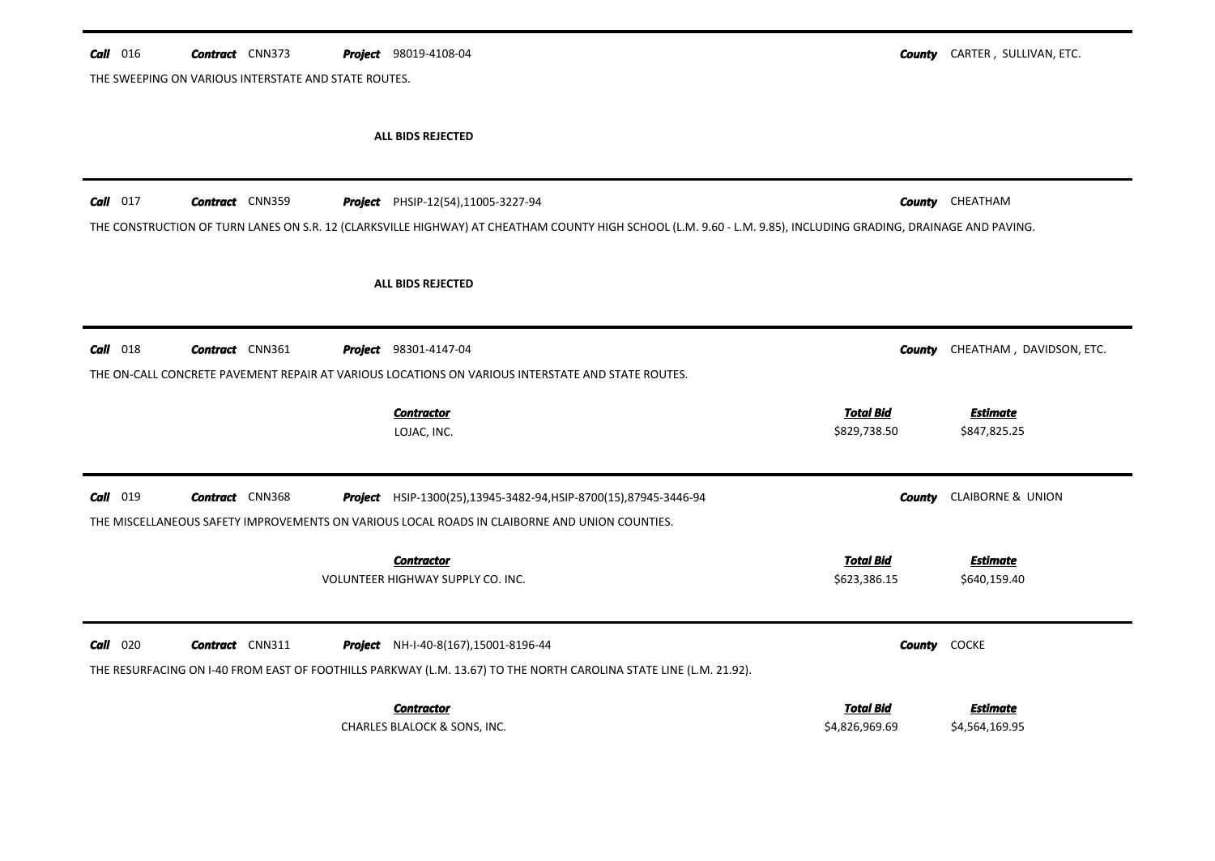**Call** 016 **Contract** CNN373 **Project** 98019-4108-04 **County** CARTER , SULLIVAN, ETC.

THE SWEEPING ON VARIOUS INTERSTATE AND STATE ROUTES.

**ALL BIDS REJECTED**

---

**Call** 017 **Contract** CNN359 **Project** PHSIP-12(54),11005-3227-94 **County** CHEATHAM

THE CONSTRUCTION OF TURN LANES ON S.R. 12 (CLARKSVILLE HIGHWAY) AT CHEATHAM COUNTY HIGH SCHOOL (L.M. 9.60 - L.M. 9.85), INCLUDING GRADING, DRAINAGE AND PAVING.

**ALL BIDS REJECTED**

---

**Call** 018 **Contract** CNN361 **Project** 98301-4147-04 **County** CHEATHAM , DAVIDSON, ETC.

THE ON-CALL CONCRETE PAVEMENT REPAIR AT VARIOUS LOCATIONS ON VARIOUS INTERSTATE AND STATE ROUTES.

| Contractor | Total Bid | Estimate |
|---|---|---|
| LOJAC, INC. | $829,738.50 | $847,825.25 |

---

**Call** 019 **Contract** CNN368 **Project** HSIP-1300(25),13945-3482-94,HSIP-8700(15),87945-3446-94 **County** CLAIBORNE & UNION

THE MISCELLANEOUS SAFETY IMPROVEMENTS ON VARIOUS LOCAL ROADS IN CLAIBORNE AND UNION COUNTIES.

| Contractor | Total Bid | Estimate |
|---|---|---|
| VOLUNTEER HIGHWAY SUPPLY CO. INC. | $623,386.15 | $640,159.40 |

---

**Call** 020 **Contract** CNN311 **Project** NH-I-40-8(167),15001-8196-44 **County** COCKE

THE RESURFACING ON I-40 FROM EAST OF FOOTHILLS PARKWAY (L.M. 13.67) TO THE NORTH CAROLINA STATE LINE (L.M. 21.92).

| Contractor | Total Bid | Estimate |
|---|---|---|
| CHARLES BLALOCK & SONS, INC. | $4,826,969.69 | $4,564,169.95 |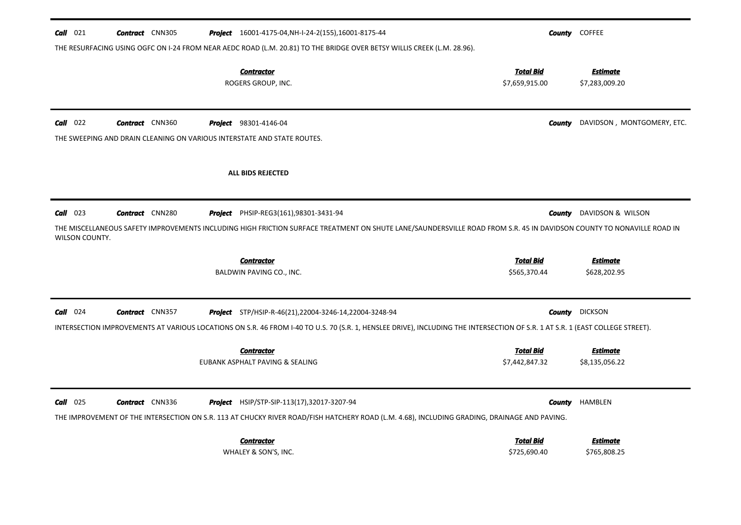**Call** 021 **Contract** CNN305 **Project** 16001-4175-04,NH-I-24-2(155),16001-8175-44 **County** COFFEE

THE RESURFACING USING OGFC ON I-24 FROM NEAR AEDC ROAD (L.M. 20.81) TO THE BRIDGE OVER BETSY WILLIS CREEK (L.M. 28.96).

| Contractor | Total Bid | Estimate |
|---|---|---|
| ROGERS GROUP, INC. | $7,659,915.00 | $7,283,009.20 |

---

**Call** 022 **Contract** CNN360 **Project** 98301-4146-04 **County** DAVIDSON , MONTGOMERY, ETC.

THE SWEEPING AND DRAIN CLEANING ON VARIOUS INTERSTATE AND STATE ROUTES.

**ALL BIDS REJECTED**

---

**Call** 023 **Contract** CNN280 **Project** PHSIP-REG3(161),98301-3431-94 **County** DAVIDSON & WILSON

THE MISCELLANEOUS SAFETY IMPROVEMENTS INCLUDING HIGH FRICTION SURFACE TREATMENT ON SHUTE LANE/SAUNDERSVILLE ROAD FROM S.R. 45 IN DAVIDSON COUNTY TO NONAVILLE ROAD IN WILSON COUNTY.

| Contractor | Total Bid | Estimate |
|---|---|---|
| BALDWIN PAVING CO., INC. | $565,370.44 | $628,202.95 |

---

**Call** 024 **Contract** CNN357 **Project** STP/HSIP-R-46(21),22004-3246-14,22004-3248-94 **County** DICKSON

INTERSECTION IMPROVEMENTS AT VARIOUS LOCATIONS ON S.R. 46 FROM I-40 TO U.S. 70 (S.R. 1, HENSLEE DRIVE), INCLUDING THE INTERSECTION OF S.R. 1 AT S.R. 1 (EAST COLLEGE STREET).

| Contractor | Total Bid | Estimate |
|---|---|---|
| EUBANK ASPHALT PAVING & SEALING | $7,442,847.32 | $8,135,056.22 |

---

**Call** 025 **Contract** CNN336 **Project** HSIP/STP-SIP-113(17),32017-3207-94 **County** HAMBLEN

THE IMPROVEMENT OF THE INTERSECTION ON S.R. 113 AT CHUCKY RIVER ROAD/FISH HATCHERY ROAD (L.M. 4.68), INCLUDING GRADING, DRAINAGE AND PAVING.

| Contractor | Total Bid | Estimate |
|---|---|---|
| WHALEY & SON'S, INC. | $725,690.40 | $765,808.25 |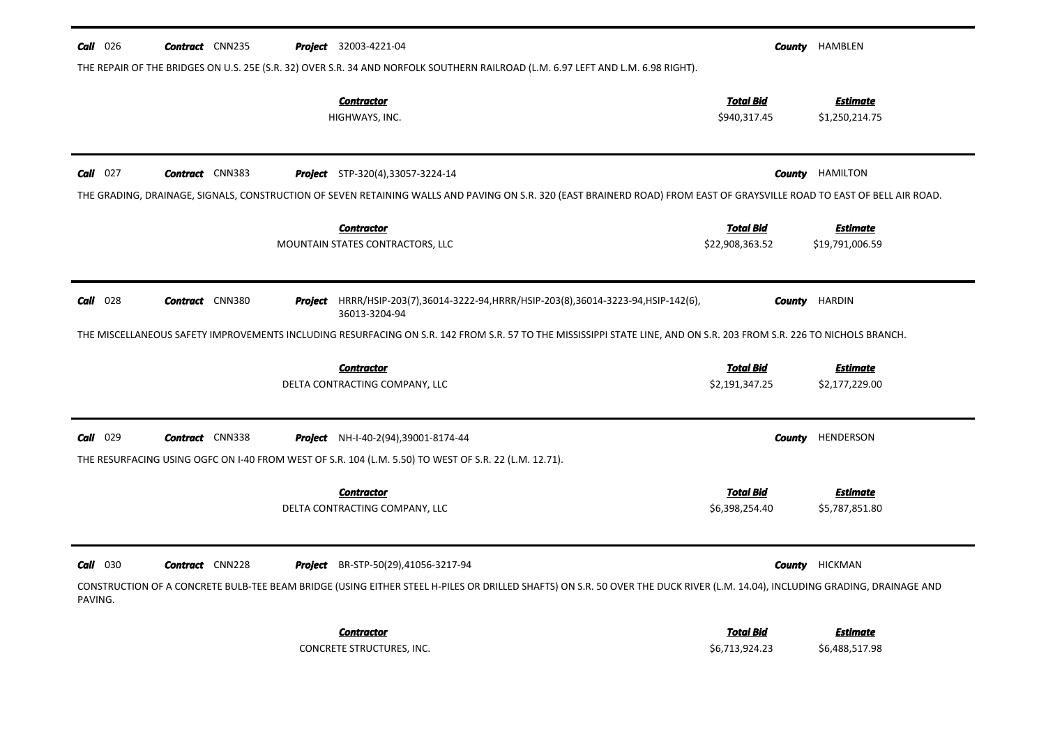**Call** 026 **Contract** CNN235 **Project** 32003-4221-04 **County** HAMBLEN

THE REPAIR OF THE BRIDGES ON U.S. 25E (S.R. 32) OVER S.R. 34 AND NORFOLK SOUTHERN RAILROAD (L.M. 6.97 LEFT AND L.M. 6.98 RIGHT).

| Contractor | Total Bid | Estimate |
|---|---|---|
| HIGHWAYS, INC. | $940,317.45 | $1,250,214.75 |

---

**Call** 027 **Contract** CNN383 **Project** STP-320(4),33057-3224-14 **County** HAMILTON

THE GRADING, DRAINAGE, SIGNALS, CONSTRUCTION OF SEVEN RETAINING WALLS AND PAVING ON S.R. 320 (EAST BRAINERD ROAD) FROM EAST OF GRAYSVILLE ROAD TO EAST OF BELL AIR ROAD.

| Contractor | Total Bid | Estimate |
|---|---|---|
| MOUNTAIN STATES CONTRACTORS, LLC | $22,908,363.52 | $19,791,006.59 |

---

**Call** 028 **Contract** CNN380 **Project** HRRR/HSIP-203(7),36014-3222-94,HRRR/HSIP-203(8),36014-3223-94,HSIP-142(6), 36013-3204-94 **County** HARDIN

THE MISCELLANEOUS SAFETY IMPROVEMENTS INCLUDING RESURFACING ON S.R. 142 FROM S.R. 57 TO THE MISSISSIPPI STATE LINE, AND ON S.R. 203 FROM S.R. 226 TO NICHOLS BRANCH.

| Contractor | Total Bid | Estimate |
|---|---|---|
| DELTA CONTRACTING COMPANY, LLC | $2,191,347.25 | $2,177,229.00 |

---

**Call** 029 **Contract** CNN338 **Project** NH-I-40-2(94),39001-8174-44 **County** HENDERSON

THE RESURFACING USING OGFC ON I-40 FROM WEST OF S.R. 104 (L.M. 5.50) TO WEST OF S.R. 22 (L.M. 12.71).

| Contractor | Total Bid | Estimate |
|---|---|---|
| DELTA CONTRACTING COMPANY, LLC | $6,398,254.40 | $5,787,851.80 |

---

**Call** 030 **Contract** CNN228 **Project** BR-STP-50(29),41056-3217-94 **County** HICKMAN

CONSTRUCTION OF A CONCRETE BULB-TEE BEAM BRIDGE (USING EITHER STEEL H-PILES OR DRILLED SHAFTS) ON S.R. 50 OVER THE DUCK RIVER (L.M. 14.04), INCLUDING GRADING, DRAINAGE AND PAVING.

| Contractor | Total Bid | Estimate |
|---|---|---|
| CONCRETE STRUCTURES, INC. | $6,713,924.23 | $6,488,517.98 |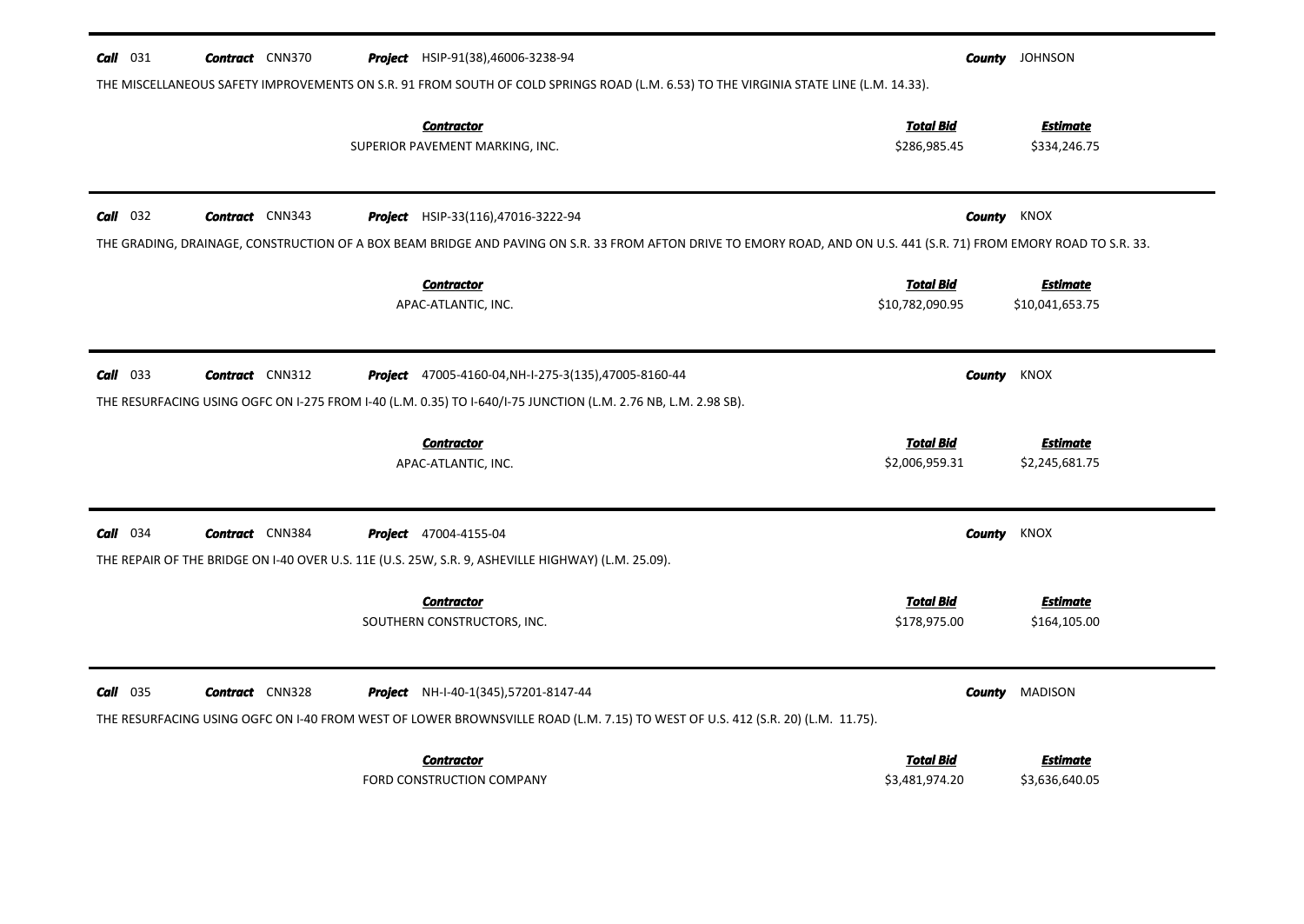**Call** 031 **Contract** CNN370 **Project** HSIP-91(38),46006-3238-94 **County** JOHNSON

THE MISCELLANEOUS SAFETY IMPROVEMENTS ON S.R. 91 FROM SOUTH OF COLD SPRINGS ROAD (L.M. 6.53) TO THE VIRGINIA STATE LINE (L.M. 14.33).

| Contractor | Total Bid | Estimate |
| --- | --- | --- |
| SUPERIOR PAVEMENT MARKING, INC. | $286,985.45 | $334,246.75 |

---

**Call** 032 **Contract** CNN343 **Project** HSIP-33(116),47016-3222-94 **County** KNOX

THE GRADING, DRAINAGE, CONSTRUCTION OF A BOX BEAM BRIDGE AND PAVING ON S.R. 33 FROM AFTON DRIVE TO EMORY ROAD, AND ON U.S. 441 (S.R. 71) FROM EMORY ROAD TO S.R. 33.

| Contractor | Total Bid | Estimate |
| --- | --- | --- |
| APAC-ATLANTIC, INC. | $10,782,090.95 | $10,041,653.75 |

---

**Call** 033 **Contract** CNN312 **Project** 47005-4160-04,NH-I-275-3(135),47005-8160-44 **County** KNOX

THE RESURFACING USING OGFC ON I-275 FROM I-40 (L.M. 0.35) TO I-640/I-75 JUNCTION (L.M. 2.76 NB, L.M. 2.98 SB).

| Contractor | Total Bid | Estimate |
| --- | --- | --- |
| APAC-ATLANTIC, INC. | $2,006,959.31 | $2,245,681.75 |

---

**Call** 034 **Contract** CNN384 **Project** 47004-4155-04 **County** KNOX

THE REPAIR OF THE BRIDGE ON I-40 OVER U.S. 11E (U.S. 25W, S.R. 9, ASHEVILLE HIGHWAY) (L.M. 25.09).

| Contractor | Total Bid | Estimate |
| --- | --- | --- |
| SOUTHERN CONSTRUCTORS, INC. | $178,975.00 | $164,105.00 |

---

**Call** 035 **Contract** CNN328 **Project** NH-I-40-1(345),57201-8147-44 **County** MADISON

THE RESURFACING USING OGFC ON I-40 FROM WEST OF LOWER BROWNSVILLE ROAD (L.M. 7.15) TO WEST OF U.S. 412 (S.R. 20) (L.M. 11.75).

| Contractor | Total Bid | Estimate |
| --- | --- | --- |
| FORD CONSTRUCTION COMPANY | $3,481,974.20 | $3,636,640.05 |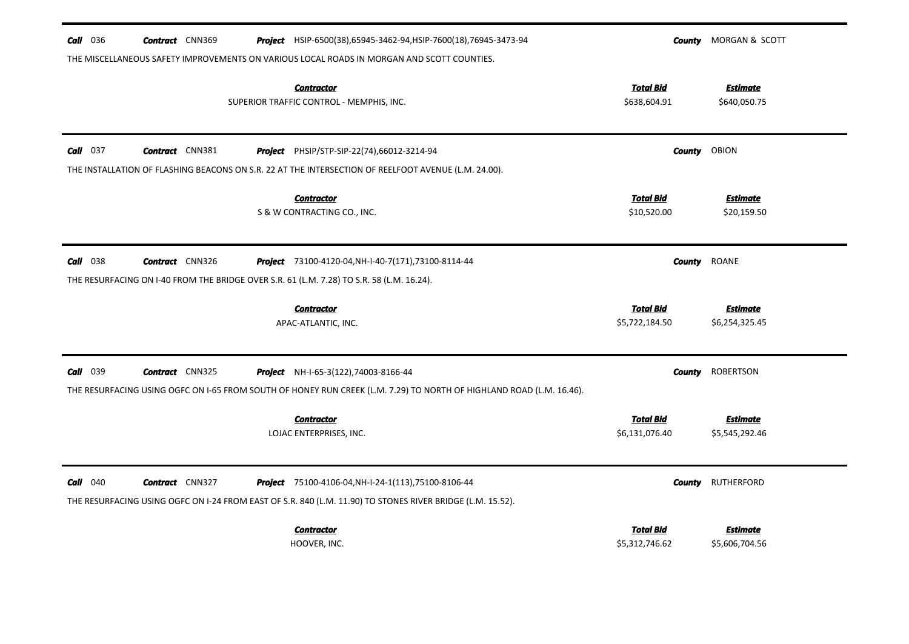**Call** 036 **Contract** CNN369 **Project** HSIP-6500(38),65945-3462-94,HSIP-7600(18),76945-3473-94 **County** MORGAN & SCOTT

THE MISCELLANEOUS SAFETY IMPROVEMENTS ON VARIOUS LOCAL ROADS IN MORGAN AND SCOTT COUNTIES.

| Contractor | Total Bid | Estimate |
|---|---|---|
| SUPERIOR TRAFFIC CONTROL - MEMPHIS, INC. | $638,604.91 | $640,050.75 |

---

**Call** 037 **Contract** CNN381 **Project** PHSIP/STP-SIP-22(74),66012-3214-94 **County** OBION

THE INSTALLATION OF FLASHING BEACONS ON S.R. 22 AT THE INTERSECTION OF REELFOOT AVENUE (L.M. 24.00).

| Contractor | Total Bid | Estimate |
|---|---|---|
| S & W CONTRACTING CO., INC. | $10,520.00 | $20,159.50 |

---

**Call** 038 **Contract** CNN326 **Project** 73100-4120-04,NH-I-40-7(171),73100-8114-44 **County** ROANE

THE RESURFACING ON I-40 FROM THE BRIDGE OVER S.R. 61 (L.M. 7.28) TO S.R. 58 (L.M. 16.24).

| Contractor | Total Bid | Estimate |
|---|---|---|
| APAC-ATLANTIC, INC. | $5,722,184.50 | $6,254,325.45 |

---

**Call** 039 **Contract** CNN325 **Project** NH-I-65-3(122),74003-8166-44 **County** ROBERTSON

THE RESURFACING USING OGFC ON I-65 FROM SOUTH OF HONEY RUN CREEK (L.M. 7.29) TO NORTH OF HIGHLAND ROAD (L.M. 16.46).

| Contractor | Total Bid | Estimate |
|---|---|---|
| LOJAC ENTERPRISES, INC. | $6,131,076.40 | $5,545,292.46 |

---

**Call** 040 **Contract** CNN327 **Project** 75100-4106-04,NH-I-24-1(113),75100-8106-44 **County** RUTHERFORD

THE RESURFACING USING OGFC ON I-24 FROM EAST OF S.R. 840 (L.M. 11.90) TO STONES RIVER BRIDGE (L.M. 15.52).

| Contractor | Total Bid | Estimate |
|---|---|---|
| HOOVER, INC. | $5,312,746.62 | $5,606,704.56 |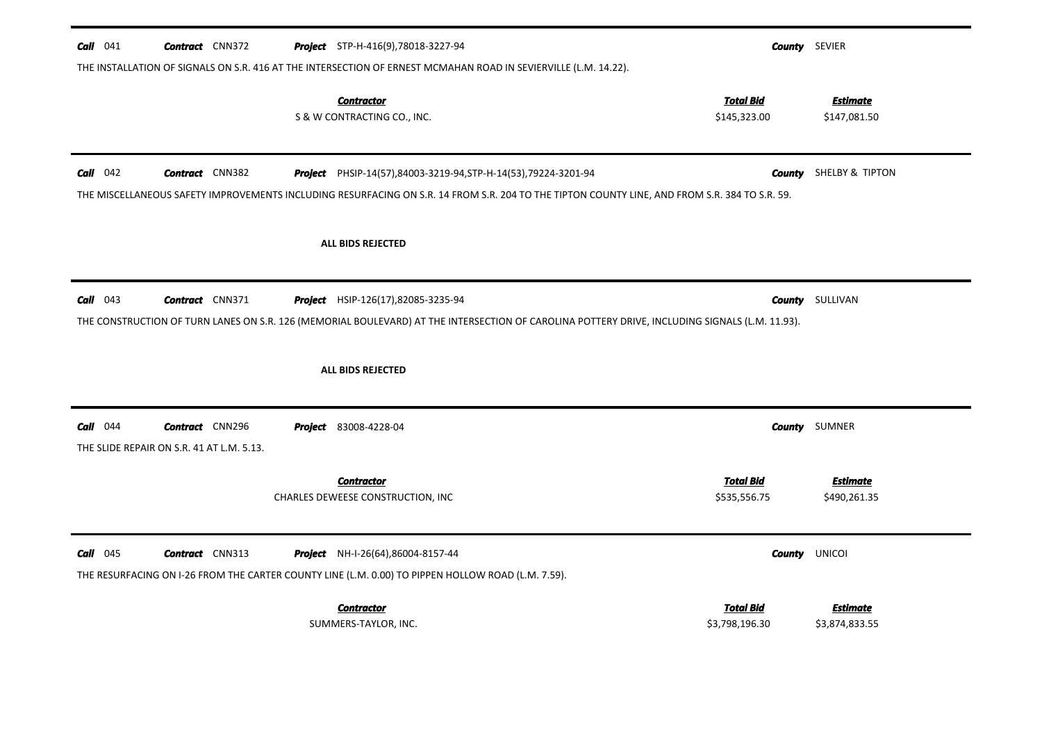**Call** 041 **Contract** CNN372 **Project** STP-H-416(9),78018-3227-94 **County** SEVIER

THE INSTALLATION OF SIGNALS ON S.R. 416 AT THE INTERSECTION OF ERNEST MCMAHAN ROAD IN SEVIERVILLE (L.M. 14.22).

| Contractor | Total Bid | Estimate |
|---|---|---|
| S & W CONTRACTING CO., INC. | $145,323.00 | $147,081.50 |

---

**Call** 042 **Contract** CNN382 **Project** PHSIP-14(57),84003-3219-94,STP-H-14(53),79224-3201-94 **County** SHELBY & TIPTON

THE MISCELLANEOUS SAFETY IMPROVEMENTS INCLUDING RESURFACING ON S.R. 14 FROM S.R. 204 TO THE TIPTON COUNTY LINE, AND FROM S.R. 384 TO S.R. 59.

**ALL BIDS REJECTED**

---

**Call** 043 **Contract** CNN371 **Project** HSIP-126(17),82085-3235-94 **County** SULLIVAN

THE CONSTRUCTION OF TURN LANES ON S.R. 126 (MEMORIAL BOULEVARD) AT THE INTERSECTION OF CAROLINA POTTERY DRIVE, INCLUDING SIGNALS (L.M. 11.93).

**ALL BIDS REJECTED**

---

**Call** 044 **Contract** CNN296 **Project** 83008-4228-04 **County** SUMNER

THE SLIDE REPAIR ON S.R. 41 AT L.M. 5.13.

| Contractor | Total Bid | Estimate |
|---|---|---|
| CHARLES DEWEESE CONSTRUCTION, INC | $535,556.75 | $490,261.35 |

---

**Call** 045 **Contract** CNN313 **Project** NH-I-26(64),86004-8157-44 **County** UNICOI

THE RESURFACING ON I-26 FROM THE CARTER COUNTY LINE (L.M. 0.00) TO PIPPEN HOLLOW ROAD (L.M. 7.59).

| Contractor | Total Bid | Estimate |
|---|---|---|
| SUMMERS-TAYLOR, INC. | $3,798,196.30 | $3,874,833.55 |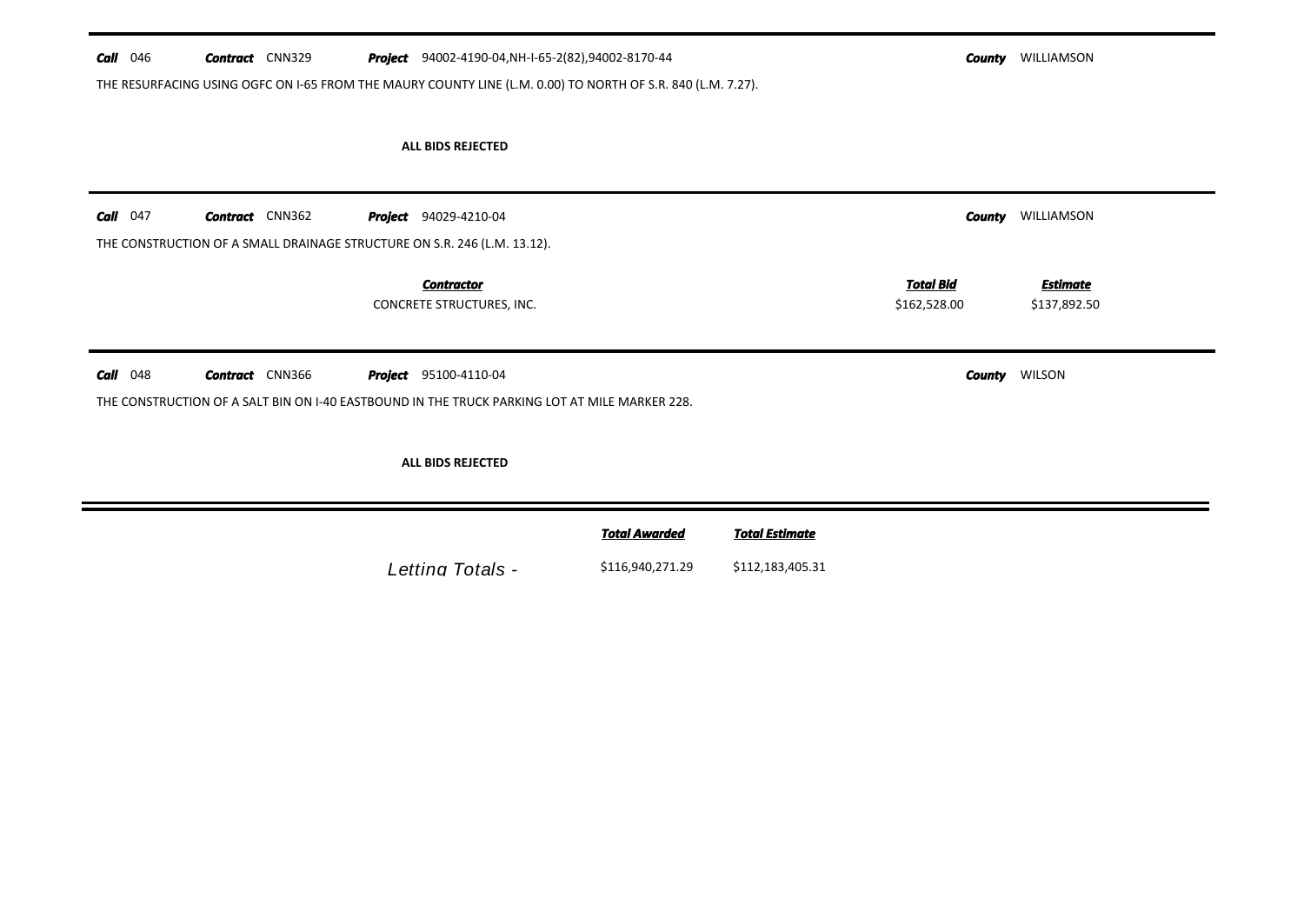**Call** 046 **Contract** CNN329 **Project** 94002-4190-04,NH-I-65-2(82),94002-8170-44 **County** WILLIAMSON

THE RESURFACING USING OGFC ON I-65 FROM THE MAURY COUNTY LINE (L.M. 0.00) TO NORTH OF S.R. 840 (L.M. 7.27).

**ALL BIDS REJECTED**

---

**Call** 047 **Contract** CNN362 **Project** 94029-4210-04 **County** WILLIAMSON

THE CONSTRUCTION OF A SMALL DRAINAGE STRUCTURE ON S.R. 246 (L.M. 13.12).

| *Contractor* | *Total Bid* | *Estimate* |
|---|---|---|
| CONCRETE STRUCTURES, INC. | $162,528.00 | $137,892.50 |

---

**Call** 048 **Contract** CNN366 **Project** 95100-4110-04 **County** WILSON

THE CONSTRUCTION OF A SALT BIN ON I-40 EASTBOUND IN THE TRUCK PARKING LOT AT MILE MARKER 228.

**ALL BIDS REJECTED**

---

| | *Total Awarded* | *Total Estimate* |
|---|---|---|
| *Letting Totals -* | $116,940,271.29 | $112,183,405.31 |